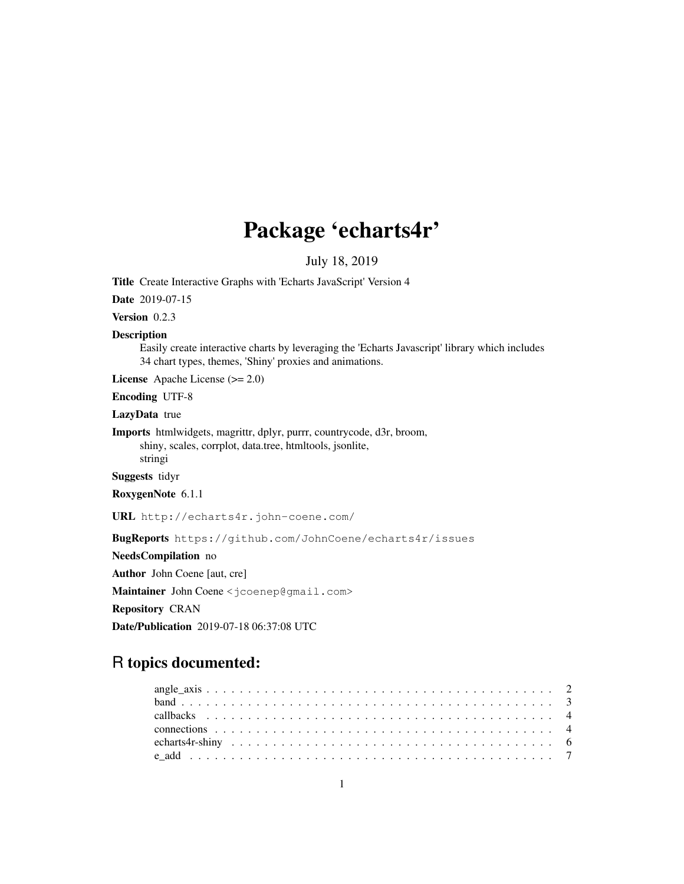# Package 'echarts4r'

July 18, 2019

**Title** Create Interactive Graphs with 'Echarts JavaScript' Version 4

**Date** 2019-07-15

**Version** 0.2.3

**Description**
Easily create interactive charts by leveraging the 'Echarts Javascript' library which includes 34 chart types, themes, 'Shiny' proxies and animations.

**License** Apache License (>= 2.0)

**Encoding** UTF-8

**LazyData** true

**Imports** htmlwidgets, magrittr, dplyr, purrr, countrycode, d3r, broom, shiny, scales, corrplot, data.tree, htmltools, jsonlite, stringi

**Suggests** tidyr

**RoxygenNote** 6.1.1

**URL** http://echarts4r.john-coene.com/

**BugReports** https://github.com/JohnCoene/echarts4r/issues

**NeedsCompilation** no

**Author** John Coene [aut, cre]

**Maintainer** John Coene <jcoenep@gmail.com>

**Repository** CRAN

**Date/Publication** 2019-07-18 06:37:08 UTC

## R topics documented:

angle_axis . . . . . . . . . . . . . . . . . . . . . . . . . . . . . . . . . . . . . . . . . . . 2
band . . . . . . . . . . . . . . . . . . . . . . . . . . . . . . . . . . . . . . . . . . . . . 3
callbacks . . . . . . . . . . . . . . . . . . . . . . . . . . . . . . . . . . . . . . . . . . . 4
connections . . . . . . . . . . . . . . . . . . . . . . . . . . . . . . . . . . . . . . . . . 4
echarts4r-shiny . . . . . . . . . . . . . . . . . . . . . . . . . . . . . . . . . . . . . . . 6
e_add . . . . . . . . . . . . . . . . . . . . . . . . . . . . . . . . . . . . . . . . . . . . 7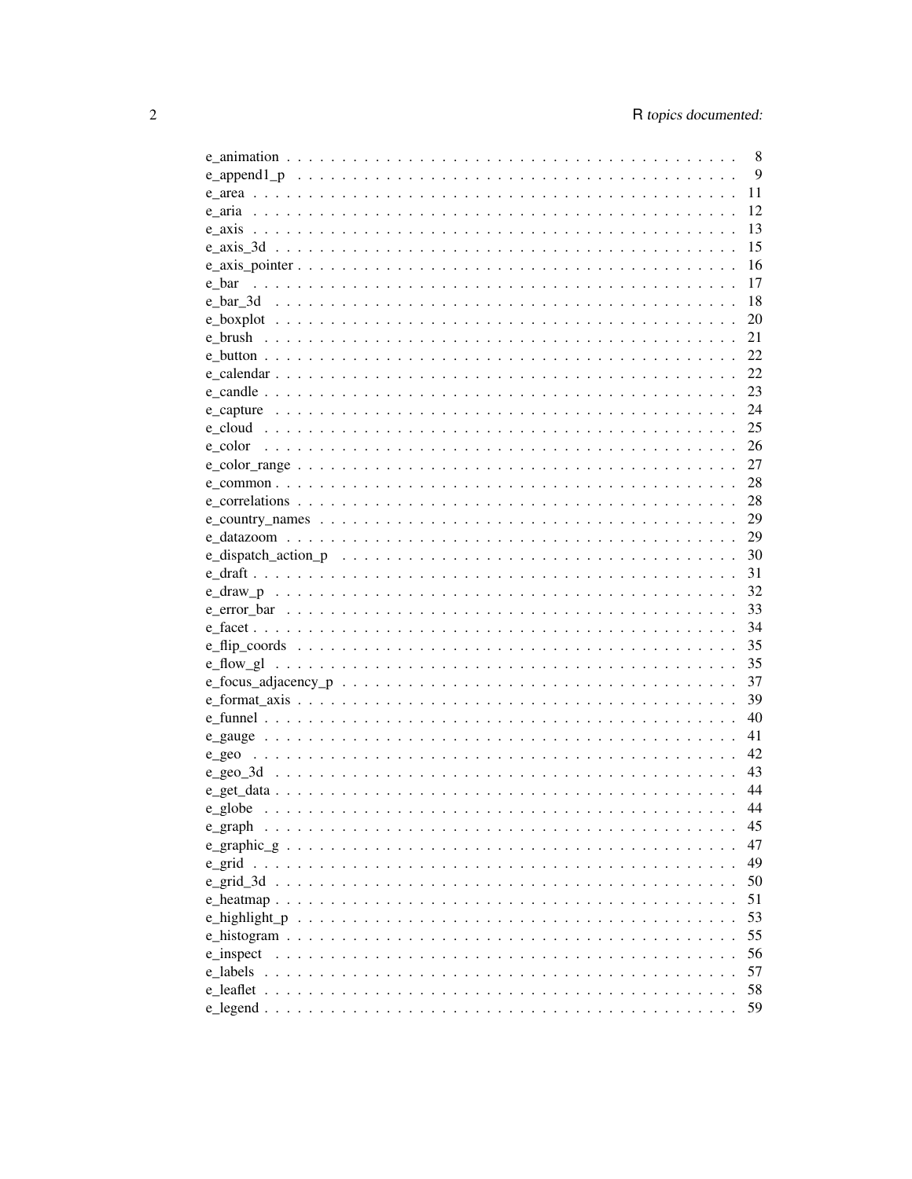e_animation . . . . . . . . . . . . . . . . . . . . . . . . . . . . . . . . . . . . . . 8
e_append1_p . . . . . . . . . . . . . . . . . . . . . . . . . . . . . . . . . . . . . . 9
e_area . . . . . . . . . . . . . . . . . . . . . . . . . . . . . . . . . . . . . . . . . 11
e_aria . . . . . . . . . . . . . . . . . . . . . . . . . . . . . . . . . . . . . . . . . 12
e_axis . . . . . . . . . . . . . . . . . . . . . . . . . . . . . . . . . . . . . . . . . 13
e_axis_3d . . . . . . . . . . . . . . . . . . . . . . . . . . . . . . . . . . . . . . . 15
e_axis_pointer . . . . . . . . . . . . . . . . . . . . . . . . . . . . . . . . . . . . 16
e_bar . . . . . . . . . . . . . . . . . . . . . . . . . . . . . . . . . . . . . . . . . 17
e_bar_3d . . . . . . . . . . . . . . . . . . . . . . . . . . . . . . . . . . . . . . . 18
e_boxplot . . . . . . . . . . . . . . . . . . . . . . . . . . . . . . . . . . . . . . . 20
e_brush . . . . . . . . . . . . . . . . . . . . . . . . . . . . . . . . . . . . . . . . 21
e_button . . . . . . . . . . . . . . . . . . . . . . . . . . . . . . . . . . . . . . . 22
e_calendar . . . . . . . . . . . . . . . . . . . . . . . . . . . . . . . . . . . . . . 22
e_candle . . . . . . . . . . . . . . . . . . . . . . . . . . . . . . . . . . . . . . . 23
e_capture . . . . . . . . . . . . . . . . . . . . . . . . . . . . . . . . . . . . . . . 24
e_cloud . . . . . . . . . . . . . . . . . . . . . . . . . . . . . . . . . . . . . . . . 25
e_color . . . . . . . . . . . . . . . . . . . . . . . . . . . . . . . . . . . . . . . . 26
e_color_range . . . . . . . . . . . . . . . . . . . . . . . . . . . . . . . . . . . . 27
e_common . . . . . . . . . . . . . . . . . . . . . . . . . . . . . . . . . . . . . . . 28
e_correlations . . . . . . . . . . . . . . . . . . . . . . . . . . . . . . . . . . . . 28
e_country_names . . . . . . . . . . . . . . . . . . . . . . . . . . . . . . . . . . . 29
e_datazoom . . . . . . . . . . . . . . . . . . . . . . . . . . . . . . . . . . . . . . 29
e_dispatch_action_p . . . . . . . . . . . . . . . . . . . . . . . . . . . . . . . . . 30
e_draft . . . . . . . . . . . . . . . . . . . . . . . . . . . . . . . . . . . . . . . . 31
e_draw_p . . . . . . . . . . . . . . . . . . . . . . . . . . . . . . . . . . . . . . . 32
e_error_bar . . . . . . . . . . . . . . . . . . . . . . . . . . . . . . . . . . . . . . 33
e_facet . . . . . . . . . . . . . . . . . . . . . . . . . . . . . . . . . . . . . . . . 34
e_flip_coords . . . . . . . . . . . . . . . . . . . . . . . . . . . . . . . . . . . . 35
e_flow_gl . . . . . . . . . . . . . . . . . . . . . . . . . . . . . . . . . . . . . . . 35
e_focus_adjacency_p . . . . . . . . . . . . . . . . . . . . . . . . . . . . . . . . . 37
e_format_axis . . . . . . . . . . . . . . . . . . . . . . . . . . . . . . . . . . . . 39
e_funnel . . . . . . . . . . . . . . . . . . . . . . . . . . . . . . . . . . . . . . . 40
e_gauge . . . . . . . . . . . . . . . . . . . . . . . . . . . . . . . . . . . . . . . . 41
e_geo . . . . . . . . . . . . . . . . . . . . . . . . . . . . . . . . . . . . . . . . . 42
e_geo_3d . . . . . . . . . . . . . . . . . . . . . . . . . . . . . . . . . . . . . . . 43
e_get_data . . . . . . . . . . . . . . . . . . . . . . . . . . . . . . . . . . . . . . 44
e_globe . . . . . . . . . . . . . . . . . . . . . . . . . . . . . . . . . . . . . . . . 44
e_graph . . . . . . . . . . . . . . . . . . . . . . . . . . . . . . . . . . . . . . . . 45
e_graphic_g . . . . . . . . . . . . . . . . . . . . . . . . . . . . . . . . . . . . . . 47
e_grid . . . . . . . . . . . . . . . . . . . . . . . . . . . . . . . . . . . . . . . . . 49
e_grid_3d . . . . . . . . . . . . . . . . . . . . . . . . . . . . . . . . . . . . . . . 50
e_heatmap . . . . . . . . . . . . . . . . . . . . . . . . . . . . . . . . . . . . . . . 51
e_highlight_p . . . . . . . . . . . . . . . . . . . . . . . . . . . . . . . . . . . . 53
e_histogram . . . . . . . . . . . . . . . . . . . . . . . . . . . . . . . . . . . . . . 55
e_inspect . . . . . . . . . . . . . . . . . . . . . . . . . . . . . . . . . . . . . . . 56
e_labels . . . . . . . . . . . . . . . . . . . . . . . . . . . . . . . . . . . . . . . . 57
e_leaflet . . . . . . . . . . . . . . . . . . . . . . . . . . . . . . . . . . . . . . . 58
e_legend . . . . . . . . . . . . . . . . . . . . . . . . . . . . . . . . . . . . . . . . 59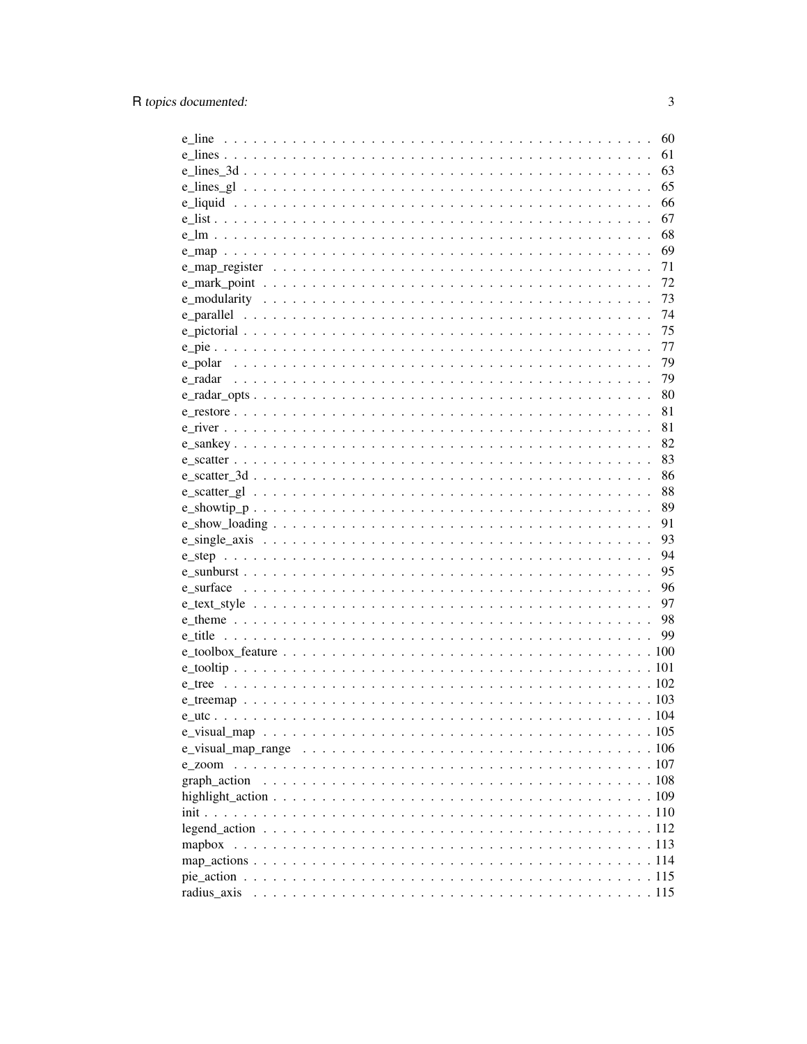| | |
|---|---|
| e_line | 60 |
| e_lines | 61 |
| e_lines_3d | 63 |
| e_lines_gl | 65 |
| e_liquid | 66 |
| e_list | 67 |
| e_lm | 68 |
| e_map | 69 |
| e_map_register | 71 |
| e_mark_point | 72 |
| e_modularity | 73 |
| e_parallel | 74 |
| e_pictorial | 75 |
| e_pie | 77 |
| e_polar | 79 |
| e_radar | 79 |
| e_radar_opts | 80 |
| e_restore | 81 |
| e_river | 81 |
| e_sankey | 82 |
| e_scatter | 83 |
| e_scatter_3d | 86 |
| e_scatter_gl | 88 |
| e_showtip_p | 89 |
| e_show_loading | 91 |
| e_single_axis | 93 |
| e_step | 94 |
| e_sunburst | 95 |
| e_surface | 96 |
| e_text_style | 97 |
| e_theme | 98 |
| e_title | 99 |
| e_toolbox_feature | 100 |
| e_tooltip | 101 |
| e_tree | 102 |
| e_treemap | 103 |
| e_utc | 104 |
| e_visual_map | 105 |
| e_visual_map_range | 106 |
| e_zoom | 107 |
| graph_action | 108 |
| highlight_action | 109 |
| init | 110 |
| legend_action | 112 |
| mapbox | 113 |
| map_actions | 114 |
| pie_action | 115 |
| radius_axis | 115 |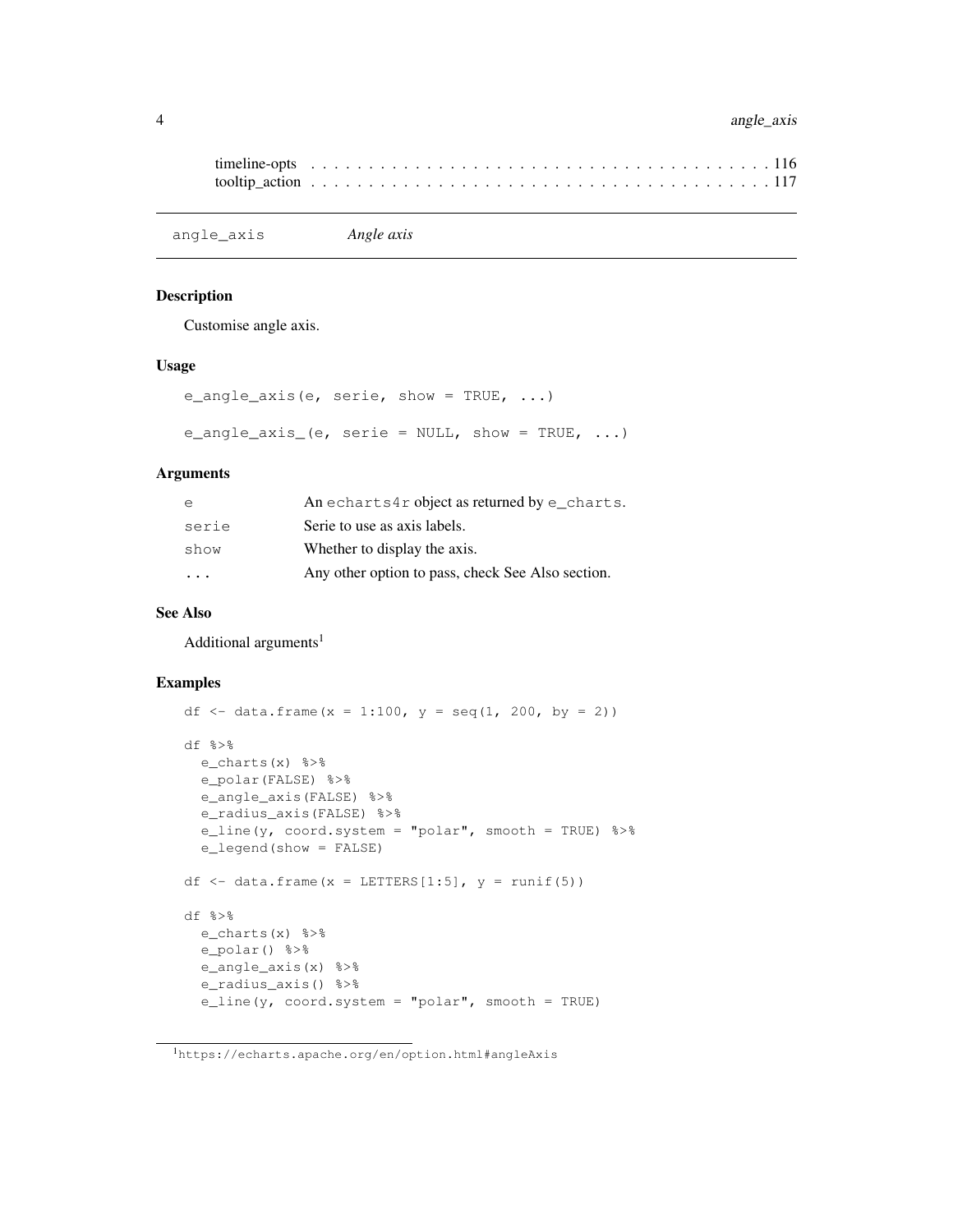timeline-opts . . . . . . . . . . . . . . . . . . . . . . . . . . . . . . . . . . . . . . . 116
tooltip_action . . . . . . . . . . . . . . . . . . . . . . . . . . . . . . . . . . . . . . . 117

## angle_axis — *Angle axis*

### Description

Customise angle axis.

### Usage

```
e_angle_axis(e, serie, show = TRUE, ...)

e_angle_axis_(e, serie = NULL, show = TRUE, ...)
```

### Arguments

| | |
|---|---|
| `e` | An `echarts4r` object as returned by `e_charts`. |
| `serie` | Serie to use as axis labels. |
| `show` | Whether to display the axis. |
| `...` | Any other option to pass, check See Also section. |

### See Also

Additional arguments[1]

### Examples

```
df <- data.frame(x = 1:100, y = seq(1, 200, by = 2))

df %>%
  e_charts(x) %>%
  e_polar(FALSE) %>%
  e_angle_axis(FALSE) %>%
  e_radius_axis(FALSE) %>%
  e_line(y, coord.system = "polar", smooth = TRUE) %>%
  e_legend(show = FALSE)

df <- data.frame(x = LETTERS[1:5], y = runif(5))

df %>%
  e_charts(x) %>%
  e_polar() %>%
  e_angle_axis(x) %>%
  e_radius_axis() %>%
  e_line(y, coord.system = "polar", smooth = TRUE)
```

[1] https://echarts.apache.org/en/option.html#angleAxis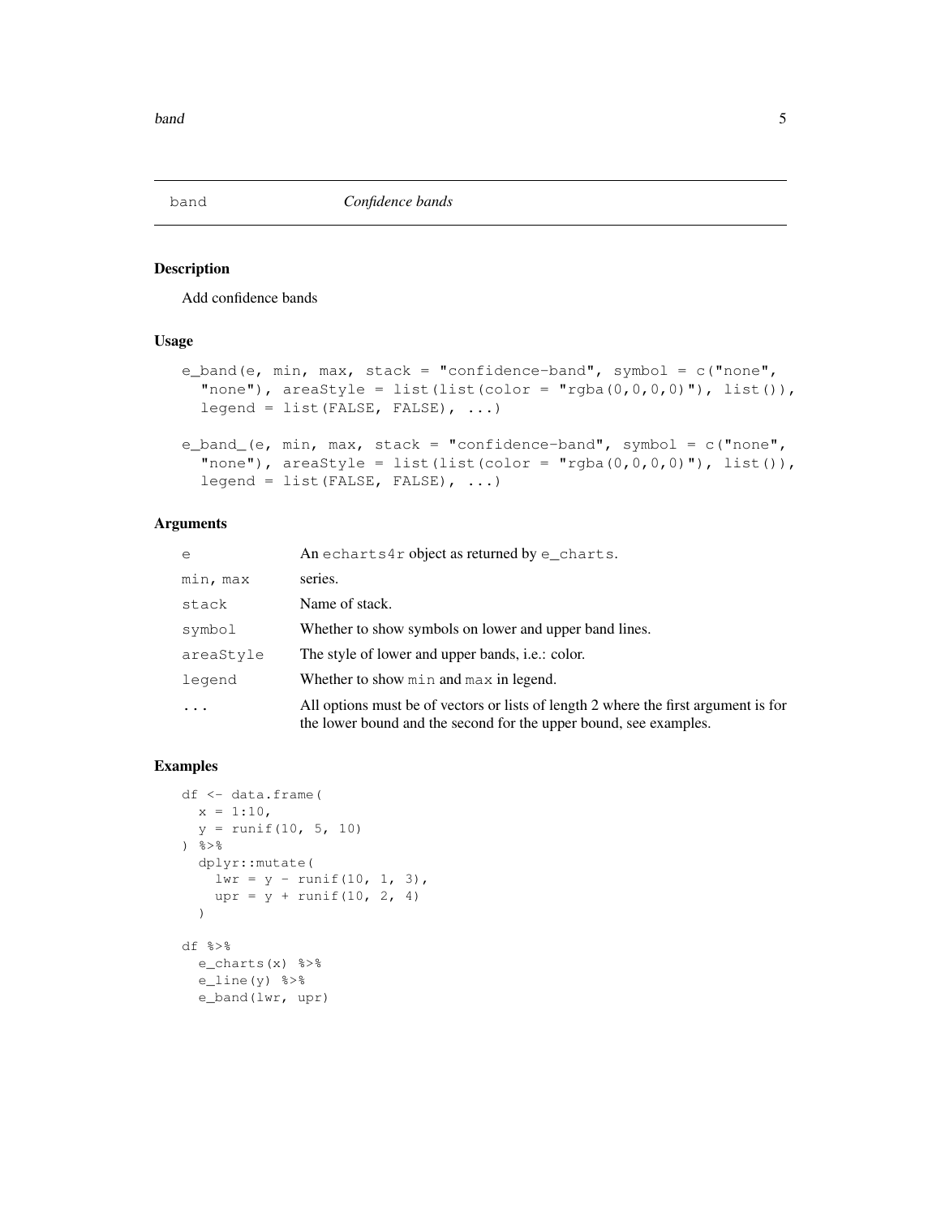# band — *Confidence bands*

## Description

Add confidence bands

## Usage

```
e_band(e, min, max, stack = "confidence-band", symbol = c("none",
  "none"), areaStyle = list(list(color = "rgba(0,0,0,0)"), list()),
  legend = list(FALSE, FALSE), ...)

e_band_(e, min, max, stack = "confidence-band", symbol = c("none",
  "none"), areaStyle = list(list(color = "rgba(0,0,0,0)"), list()),
  legend = list(FALSE, FALSE), ...)
```

## Arguments

| Argument | Description |
| --- | --- |
| `e` | An `echarts4r` object as returned by `e_charts`. |
| `min, max` | series. |
| `stack` | Name of stack. |
| `symbol` | Whether to show symbols on lower and upper band lines. |
| `areaStyle` | The style of lower and upper bands, i.e.: color. |
| `legend` | Whether to show `min` and `max` in legend. |
| `...` | All options must be of vectors or lists of length 2 where the first argument is for the lower bound and the second for the upper bound, see examples. |

## Examples

```
df <- data.frame(
  x = 1:10,
  y = runif(10, 5, 10)
) %>%
  dplyr::mutate(
    lwr = y - runif(10, 1, 3),
    upr = y + runif(10, 2, 4)
  )

df %>%
  e_charts(x) %>%
  e_line(y) %>%
  e_band(lwr, upr)
```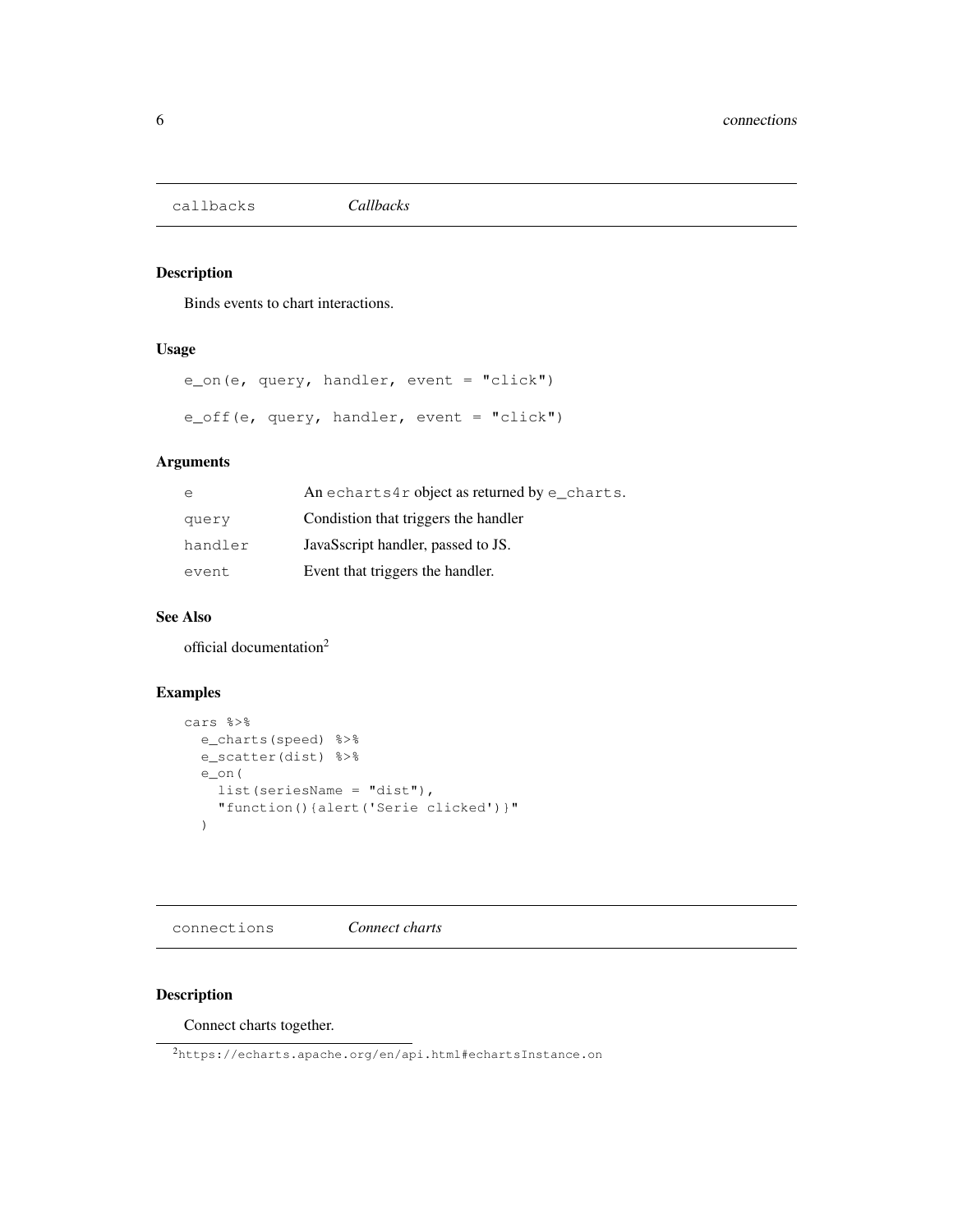## callbacks — *Callbacks*

### Description

Binds events to chart interactions.

### Usage

```
e_on(e, query, handler, event = "click")

e_off(e, query, handler, event = "click")
```

### Arguments

| | |
|---|---|
| `e` | An `echarts4r` object as returned by `e_charts`. |
| `query` | Condistion that triggers the handler |
| `handler` | JavaScript handler, passed to JS. |
| `event` | Event that triggers the handler. |

### See Also

official documentation[2]

### Examples

```
cars %>%
  e_charts(speed) %>%
  e_scatter(dist) %>%
  e_on(
    list(seriesName = "dist"),
    "function(){alert('Serie clicked')}"
  )
```

## connections — *Connect charts*

### Description

Connect charts together.

[2] https://echarts.apache.org/en/api.html#echartsInstance.on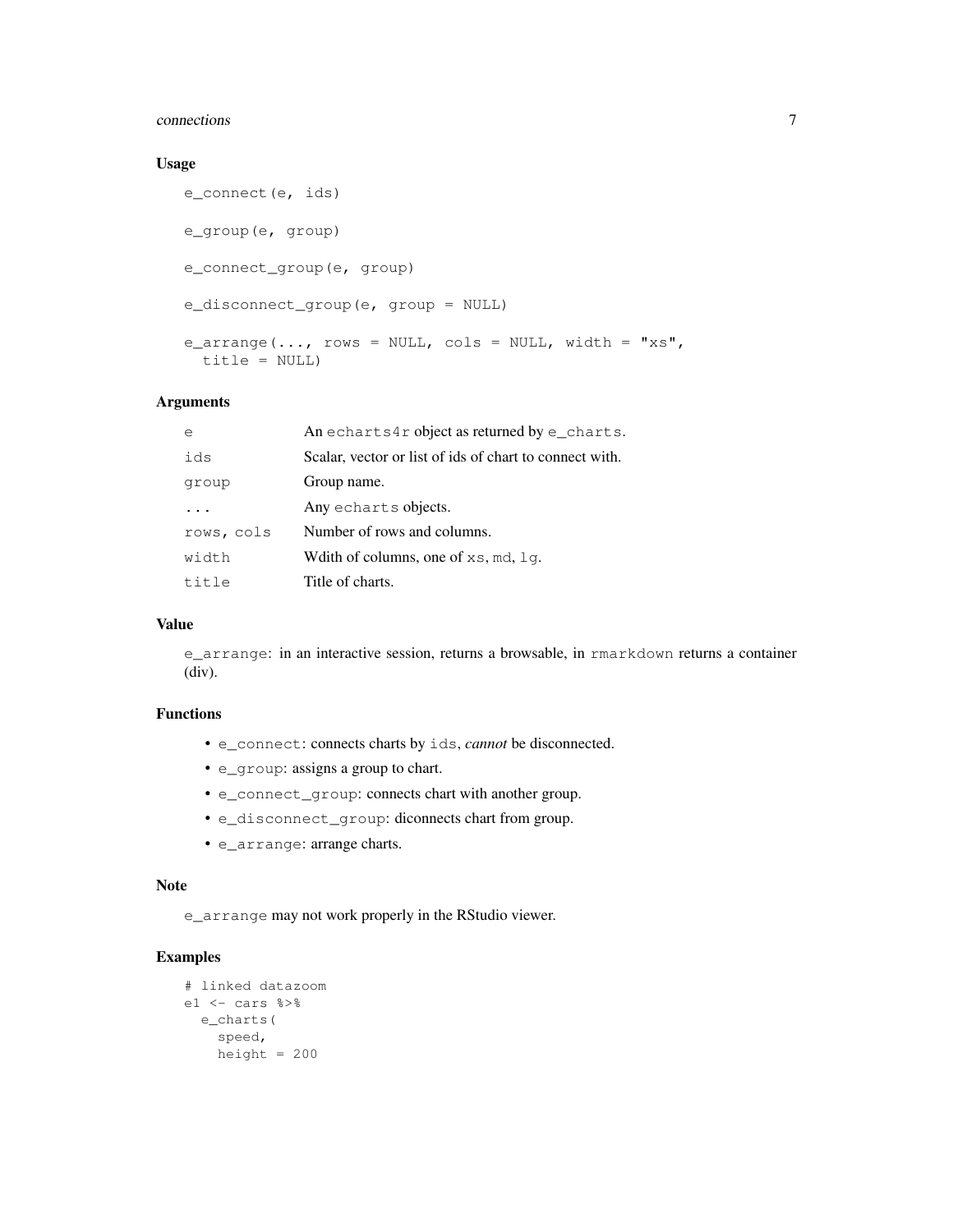### Usage

```
e_connect(e, ids)

e_group(e, group)

e_connect_group(e, group)

e_disconnect_group(e, group = NULL)

e_arrange(..., rows = NULL, cols = NULL, width = "xs",
  title = NULL)
```

### Arguments

| | |
|---|---|
| `e` | An `echarts4r` object as returned by `e_charts`. |
| `ids` | Scalar, vector or list of ids of chart to connect with. |
| `group` | Group name. |
| `...` | Any `echarts` objects. |
| `rows, cols` | Number of rows and columns. |
| `width` | Wdith of columns, one of `xs`, `md`, `lg`. |
| `title` | Title of charts. |

### Value

`e_arrange`: in an interactive session, returns a browsable, in `rmarkdown` returns a container (div).

### Functions

- `e_connect`: connects charts by `ids`, *cannot* be disconnected.
- `e_group`: assigns a group to chart.
- `e_connect_group`: connects chart with another group.
- `e_disconnect_group`: diconnects chart from group.
- `e_arrange`: arrange charts.

### Note

`e_arrange` may not work properly in the RStudio viewer.

### Examples

```
# linked datazoom
e1 <- cars %>%
  e_charts(
    speed,
    height = 200
```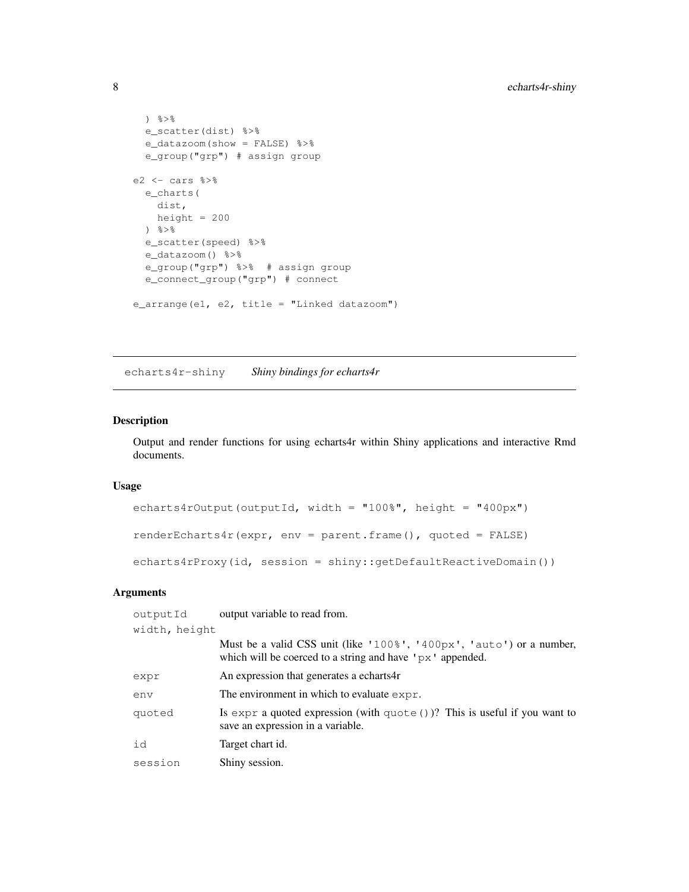```
  ) %>%
  e_scatter(dist) %>%
  e_datazoom(show = FALSE) %>%
  e_group("grp") # assign group

e2 <- cars %>%
  e_charts(
    dist,
    height = 200
  ) %>%
  e_scatter(speed) %>%
  e_datazoom() %>%
  e_group("grp") %>%  # assign group
  e_connect_group("grp") # connect

e_arrange(e1, e2, title = "Linked datazoom")
```

## echarts4r-shiny    *Shiny bindings for echarts4r*

### Description

Output and render functions for using echarts4r within Shiny applications and interactive Rmd documents.

### Usage

```
echarts4rOutput(outputId, width = "100%", height = "400px")

renderEcharts4r(expr, env = parent.frame(), quoted = FALSE)

echarts4rProxy(id, session = shiny::getDefaultReactiveDomain())
```

### Arguments

| | |
|---|---|
| `outputId` | output variable to read from. |
| `width, height` | Must be a valid CSS unit (like `'100%'`, `'400px'`, `'auto'`) or a number, which will be coerced to a string and have `'px'` appended. |
| `expr` | An expression that generates a echarts4r |
| `env` | The environment in which to evaluate `expr`. |
| `quoted` | Is `expr` a quoted expression (with `quote()`)? This is useful if you want to save an expression in a variable. |
| `id` | Target chart id. |
| `session` | Shiny session. |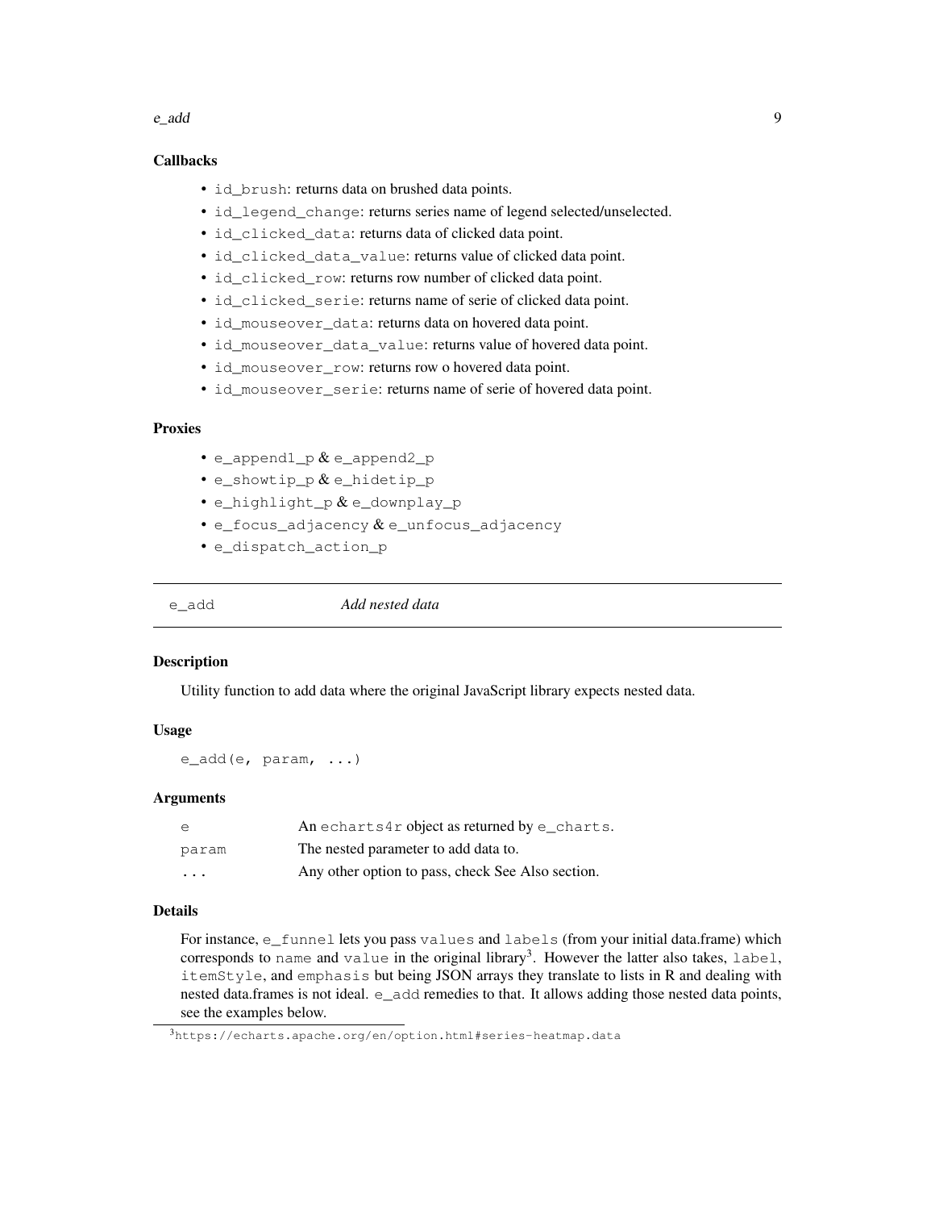### Callbacks

- `id_brush`: returns data on brushed data points.
- `id_legend_change`: returns series name of legend selected/unselected.
- `id_clicked_data`: returns data of clicked data point.
- `id_clicked_data_value`: returns value of clicked data point.
- `id_clicked_row`: returns row number of clicked data point.
- `id_clicked_serie`: returns name of serie of clicked data point.
- `id_mouseover_data`: returns data on hovered data point.
- `id_mouseover_data_value`: returns value of hovered data point.
- `id_mouseover_row`: returns row o hovered data point.
- `id_mouseover_serie`: returns name of serie of hovered data point.

### Proxies

- `e_append1_p` & `e_append2_p`
- `e_showtip_p` & `e_hidetip_p`
- `e_highlight_p` & `e_downplay_p`
- `e_focus_adjacency` & `e_unfocus_adjacency`
- `e_dispatch_action_p`

---

## e_add — *Add nested data*

### Description

Utility function to add data where the original JavaScript library expects nested data.

### Usage

```
e_add(e, param, ...)
```

### Arguments

| | |
|---|---|
| `e` | An `echarts4r` object as returned by `e_charts`. |
| `param` | The nested parameter to add data to. |
| `...` | Any other option to pass, check See Also section. |

### Details

For instance, `e_funnel` lets you pass `values` and `labels` (from your initial data.frame) which corresponds to `name` and `value` in the original library[3]. However the latter also takes, `label`, `itemStyle`, and `emphasis` but being JSON arrays they translate to lists in R and dealing with nested data.frames is not ideal. `e_add` remedies to that. It allows adding those nested data points, see the examples below.

[3] https://echarts.apache.org/en/option.html#series-heatmap.data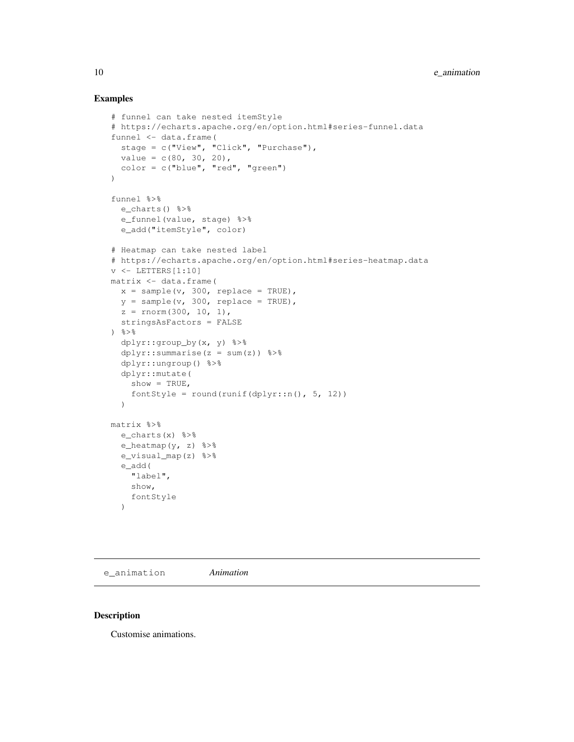## Examples

```
# funnel can take nested itemStyle
# https://echarts.apache.org/en/option.html#series-funnel.data
funnel <- data.frame(
  stage = c("View", "Click", "Purchase"),
  value = c(80, 30, 20),
  color = c("blue", "red", "green")
)

funnel %>%
  e_charts() %>%
  e_funnel(value, stage) %>%
  e_add("itemStyle", color)

# Heatmap can take nested label
# https://echarts.apache.org/en/option.html#series-heatmap.data
v <- LETTERS[1:10]
matrix <- data.frame(
  x = sample(v, 300, replace = TRUE),
  y = sample(v, 300, replace = TRUE),
  z = rnorm(300, 10, 1),
  stringsAsFactors = FALSE
) %>%
  dplyr::group_by(x, y) %>%
  dplyr::summarise(z = sum(z)) %>%
  dplyr::ungroup() %>%
  dplyr::mutate(
    show = TRUE,
    fontStyle = round(runif(dplyr::n(), 5, 12))
  )

matrix %>%
  e_charts(x) %>%
  e_heatmap(y, z) %>%
  e_visual_map(z) %>%
  e_add(
    "label",
    show,
    fontStyle
  )
```

---

# e_animation *Animation*

---

## Description

Customise animations.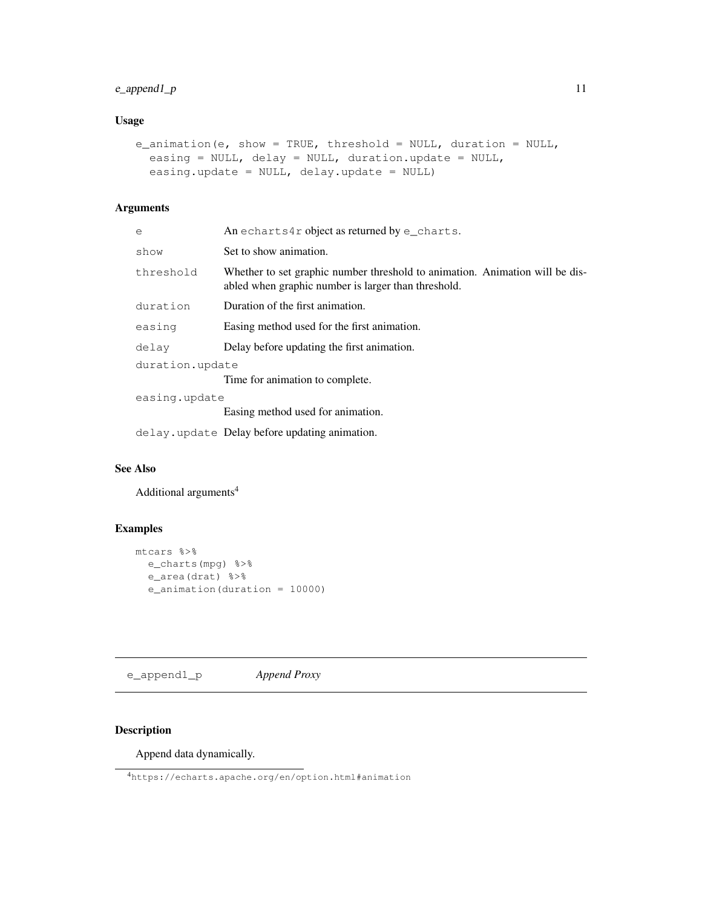## Usage

```
e_animation(e, show = TRUE, threshold = NULL, duration = NULL,
  easing = NULL, delay = NULL, duration.update = NULL,
  easing.update = NULL, delay.update = NULL)
```

## Arguments

| | |
|---|---|
| `e` | An `echarts4r` object as returned by `e_charts`. |
| `show` | Set to show animation. |
| `threshold` | Whether to set graphic number threshold to animation. Animation will be disabled when graphic number is larger than threshold. |
| `duration` | Duration of the first animation. |
| `easing` | Easing method used for the first animation. |
| `delay` | Delay before updating the first animation. |
| `duration.update` | Time for animation to complete. |
| `easing.update` | Easing method used for animation. |
| `delay.update` | Delay before updating animation. |

## See Also

Additional arguments[4]

## Examples

```
mtcars %>%
  e_charts(mpg) %>%
  e_area(drat) %>%
  e_animation(duration = 10000)
```

---

# e_append1_p &nbsp;&nbsp;&nbsp; *Append Proxy*

## Description

Append data dynamically.

[4] https://echarts.apache.org/en/option.html#animation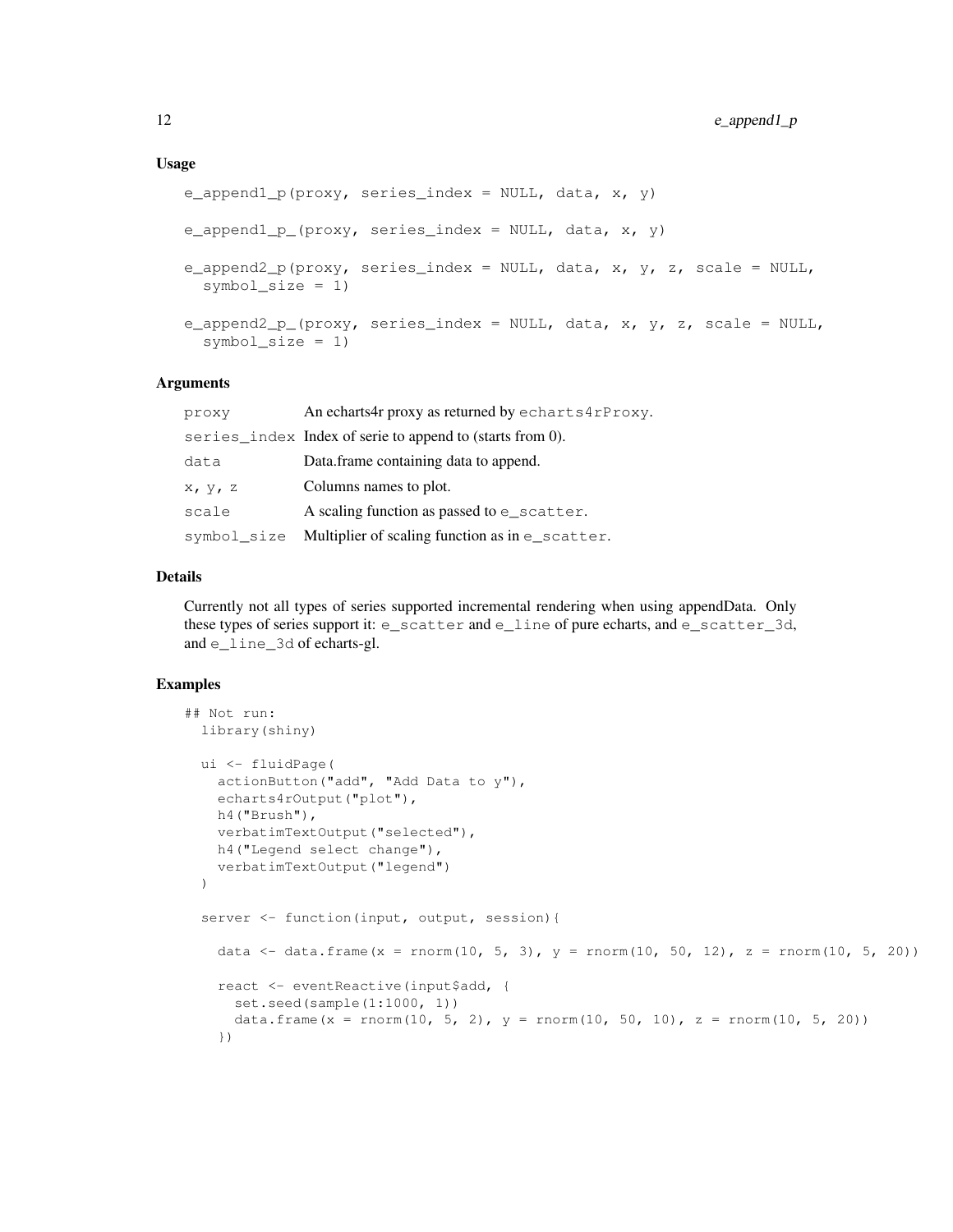### Usage

```
e_append1_p(proxy, series_index = NULL, data, x, y)

e_append1_p_(proxy, series_index = NULL, data, x, y)

e_append2_p(proxy, series_index = NULL, data, x, y, z, scale = NULL,
  symbol_size = 1)

e_append2_p_(proxy, series_index = NULL, data, x, y, z, scale = NULL,
  symbol_size = 1)
```

### Arguments

| | |
|---|---|
| proxy | An echarts4r proxy as returned by echarts4rProxy. |
| series_index | Index of serie to append to (starts from 0). |
| data | Data.frame containing data to append. |
| x, y, z | Columns names to plot. |
| scale | A scaling function as passed to e_scatter. |
| symbol_size | Multiplier of scaling function as in e_scatter. |

### Details

Currently not all types of series supported incremental rendering when using appendData. Only these types of series support it: e_scatter and e_line of pure echarts, and e_scatter_3d, and e_line_3d of echarts-gl.

### Examples

```
## Not run:
  library(shiny)

  ui <- fluidPage(
    actionButton("add", "Add Data to y"),
    echarts4rOutput("plot"),
    h4("Brush"),
    verbatimTextOutput("selected"),
    h4("Legend select change"),
    verbatimTextOutput("legend")
  )

  server <- function(input, output, session){

    data <- data.frame(x = rnorm(10, 5, 3), y = rnorm(10, 50, 12), z = rnorm(10, 5, 20))

    react <- eventReactive(input$add, {
      set.seed(sample(1:1000, 1))
      data.frame(x = rnorm(10, 5, 2), y = rnorm(10, 50, 10), z = rnorm(10, 5, 20))
    })
```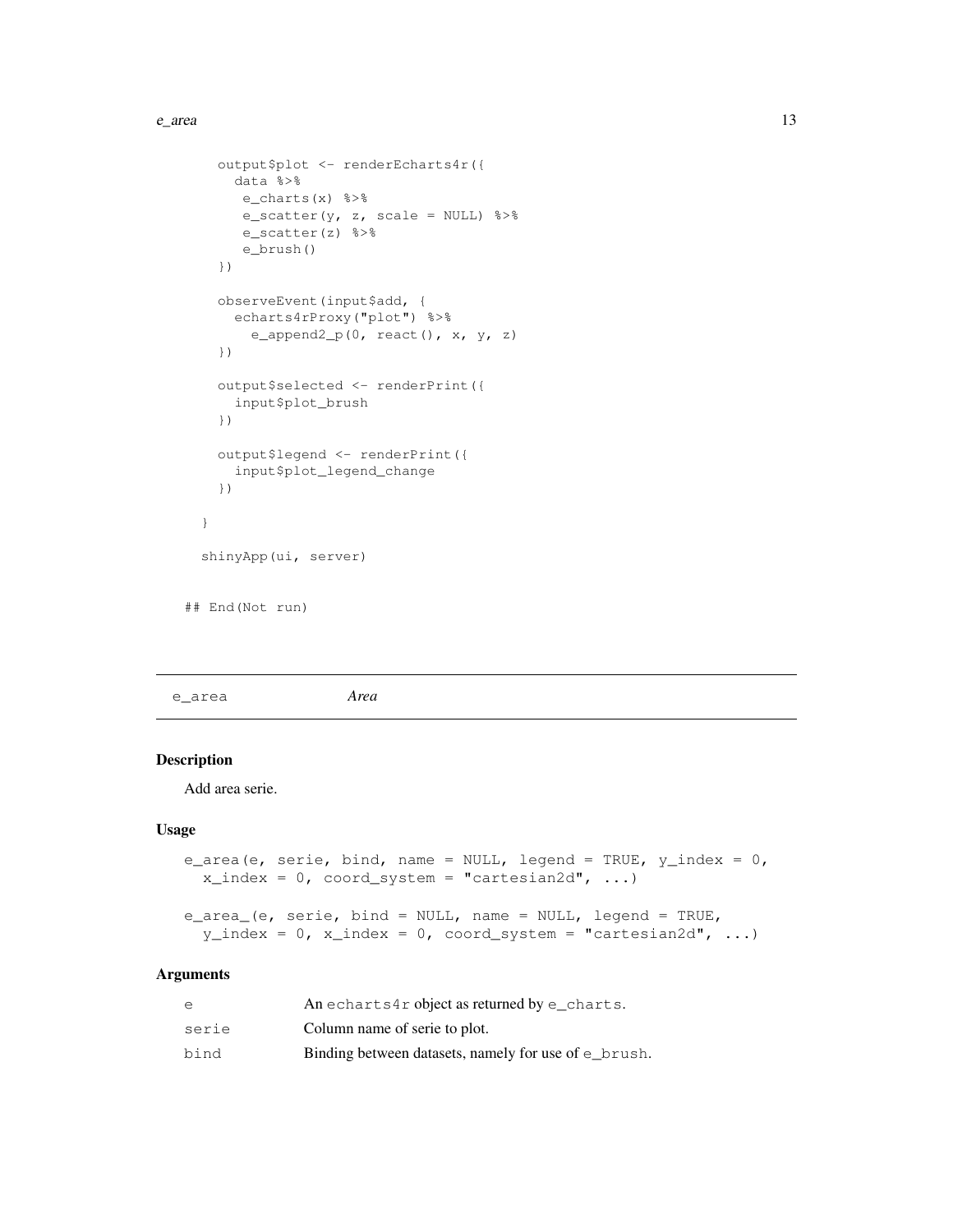```
    output$plot <- renderEcharts4r({
      data %>%
       e_charts(x) %>%
       e_scatter(y, z, scale = NULL) %>%
       e_scatter(z) %>%
       e_brush()
    })

    observeEvent(input$add, {
      echarts4rProxy("plot") %>%
        e_append2_p(0, react(), x, y, z)
    })

    output$selected <- renderPrint({
      input$plot_brush
    })

    output$legend <- renderPrint({
      input$plot_legend_change
    })

  }

  shinyApp(ui, server)


## End(Not run)
```

---

`e_area` *Area*

---

### Description

Add area serie.

### Usage

```
e_area(e, serie, bind, name = NULL, legend = TRUE, y_index = 0,
  x_index = 0, coord_system = "cartesian2d", ...)

e_area_(e, serie, bind = NULL, name = NULL, legend = TRUE,
  y_index = 0, x_index = 0, coord_system = "cartesian2d", ...)
```

### Arguments

| | |
|---|---|
| `e` | An `echarts4r` object as returned by `e_charts`. |
| `serie` | Column name of serie to plot. |
| `bind` | Binding between datasets, namely for use of `e_brush`. |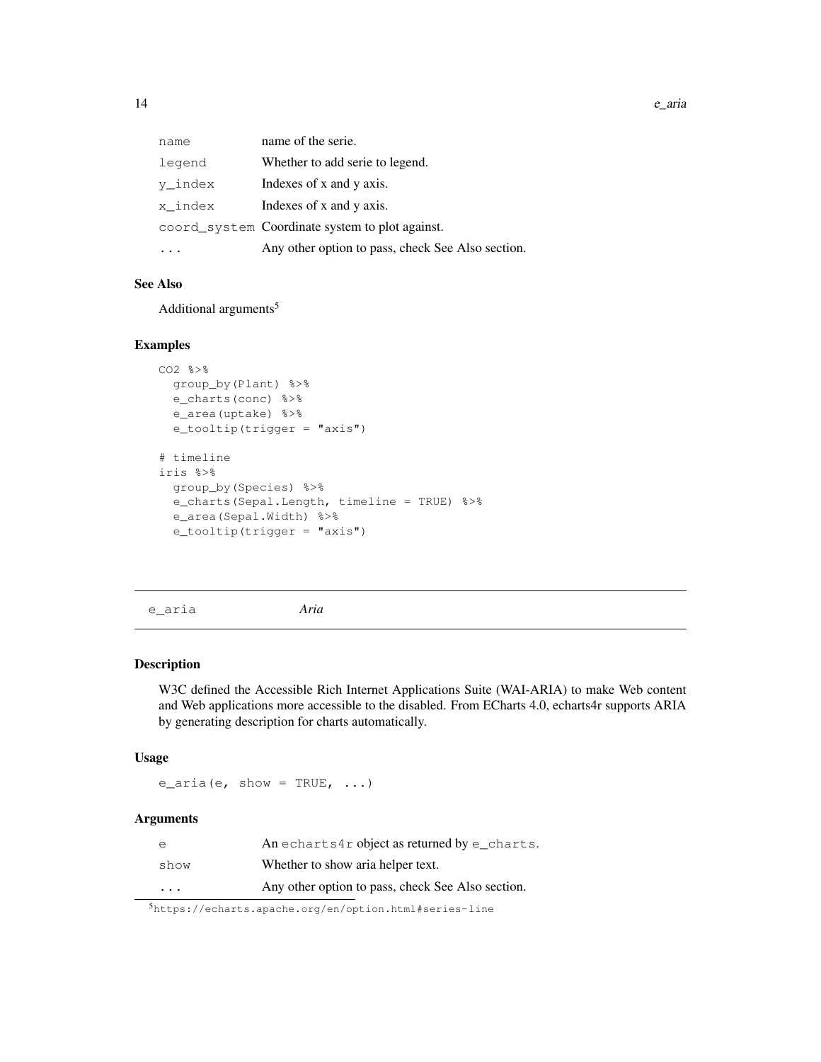| | |
|---|---|
| name | name of the serie. |
| legend | Whether to add serie to legend. |
| y_index | Indexes of x and y axis. |
| x_index | Indexes of x and y axis. |
| coord_system | Coordinate system to plot against. |
| ... | Any other option to pass, check See Also section. |

### See Also

Additional arguments[5]

### Examples

```
CO2 %>%
  group_by(Plant) %>%
  e_charts(conc) %>%
  e_area(uptake) %>%
  e_tooltip(trigger = "axis")

# timeline
iris %>%
  group_by(Species) %>%
  e_charts(Sepal.Length, timeline = TRUE) %>%
  e_area(Sepal.Width) %>%
  e_tooltip(trigger = "axis")
```

---

## e_aria *Aria*

---

### Description

W3C defined the Accessible Rich Internet Applications Suite (WAI-ARIA) to make Web content and Web applications more accessible to the disabled. From ECharts 4.0, echarts4r supports ARIA by generating description for charts automatically.

### Usage

```
e_aria(e, show = TRUE, ...)
```

### Arguments

| | |
|---|---|
| e | An echarts4r object as returned by e_charts. |
| show | Whether to show aria helper text. |
| ... | Any other option to pass, check See Also section. |

[5] https://echarts.apache.org/en/option.html#series-line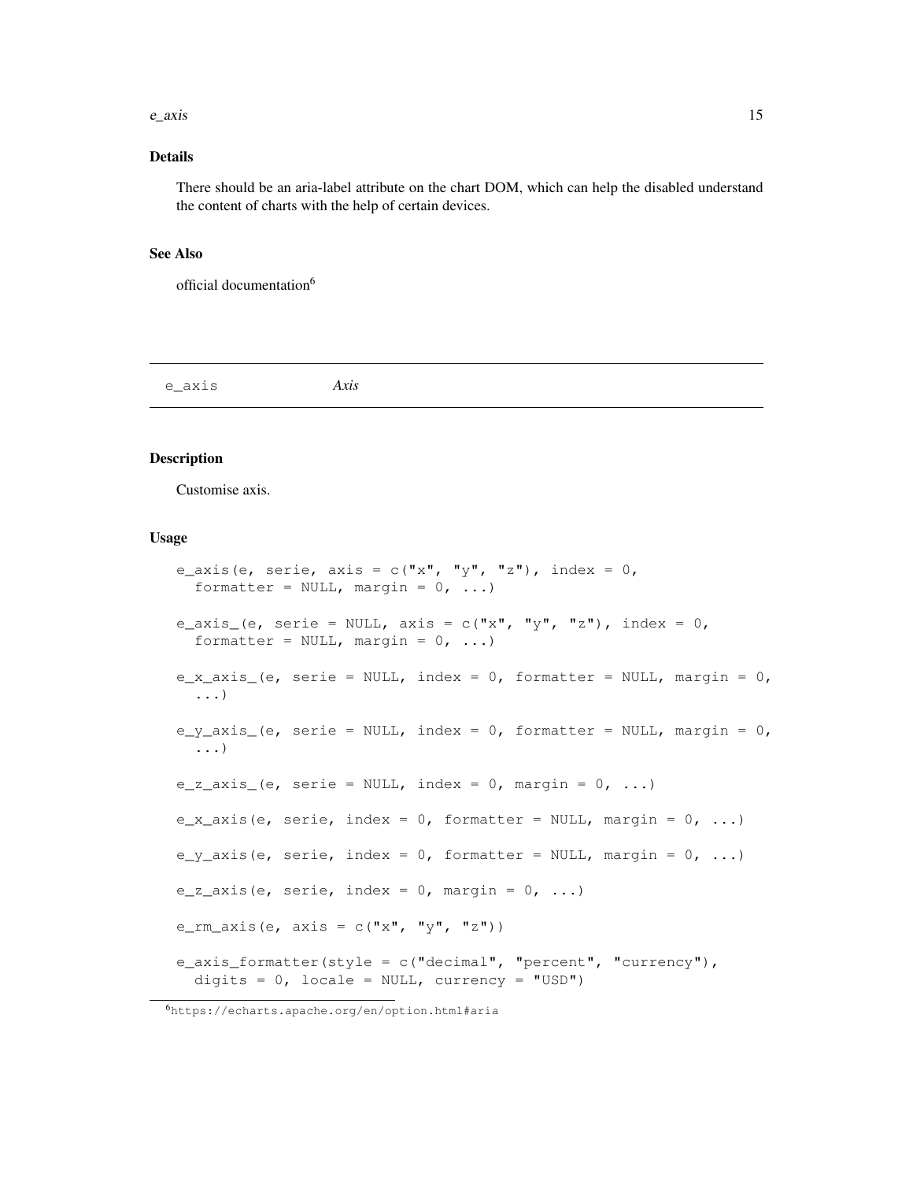### Details

There should be an aria-label attribute on the chart DOM, which can help the disabled understand the content of charts with the help of certain devices.

### See Also

official documentation[6]

---

## e_axis *Axis*

---

### Description

Customise axis.

### Usage

```
e_axis(e, serie, axis = c("x", "y", "z"), index = 0,
  formatter = NULL, margin = 0, ...)

e_axis_(e, serie = NULL, axis = c("x", "y", "z"), index = 0,
  formatter = NULL, margin = 0, ...)

e_x_axis_(e, serie = NULL, index = 0, formatter = NULL, margin = 0,
  ...)

e_y_axis_(e, serie = NULL, index = 0, formatter = NULL, margin = 0,
  ...)

e_z_axis_(e, serie = NULL, index = 0, margin = 0, ...)

e_x_axis(e, serie, index = 0, formatter = NULL, margin = 0, ...)

e_y_axis(e, serie, index = 0, formatter = NULL, margin = 0, ...)

e_z_axis(e, serie, index = 0, margin = 0, ...)

e_rm_axis(e, axis = c("x", "y", "z"))

e_axis_formatter(style = c("decimal", "percent", "currency"),
  digits = 0, locale = NULL, currency = "USD")
```

[6] https://echarts.apache.org/en/option.html#aria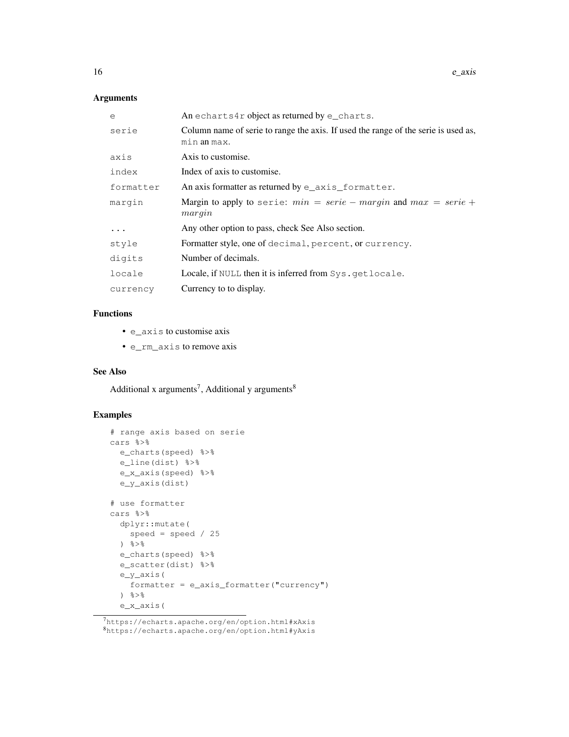## Arguments

| | |
|---|---|
| e | An echarts4r object as returned by e_charts. |
| serie | Column name of serie to range the axis. If used the range of the serie is used as, min an max. |
| axis | Axis to customise. |
| index | Index of axis to customise. |
| formatter | An axis formatter as returned by e_axis_formatter. |
| margin | Margin to apply to serie: $min = serie - margin$ and $max = serie + margin$ |
| ... | Any other option to pass, check See Also section. |
| style | Formatter style, one of decimal, percent, or currency. |
| digits | Number of decimals. |
| locale | Locale, if NULL then it is inferred from Sys.getlocale. |
| currency | Currency to to display. |

## Functions

- e_axis to customise axis
- e_rm_axis to remove axis

## See Also

Additional x arguments[7], Additional y arguments[8]

## Examples

```
# range axis based on serie
cars %>%
  e_charts(speed) %>%
  e_line(dist) %>%
  e_x_axis(speed) %>%
  e_y_axis(dist)

# use formatter
cars %>%
  dplyr::mutate(
    speed = speed / 25
  ) %>%
  e_charts(speed) %>%
  e_scatter(dist) %>%
  e_y_axis(
    formatter = e_axis_formatter("currency")
  ) %>%
  e_x_axis(
```

[7] https://echarts.apache.org/en/option.html#xAxis
[8] https://echarts.apache.org/en/option.html#yAxis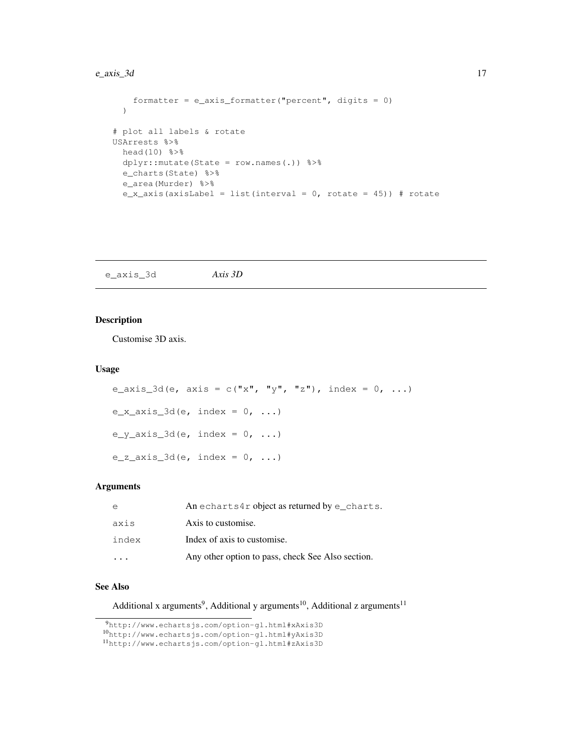```
    formatter = e_axis_formatter("percent", digits = 0)
  )

# plot all labels & rotate
USArrests %>%
  head(10) %>%
  dplyr::mutate(State = row.names(.)) %>%
  e_charts(State) %>%
  e_area(Murder) %>%
  e_x_axis(axisLabel = list(interval = 0, rotate = 45)) # rotate
```

## e_axis_3d *Axis 3D*

### Description

Customise 3D axis.

### Usage

```
e_axis_3d(e, axis = c("x", "y", "z"), index = 0, ...)

e_x_axis_3d(e, index = 0, ...)

e_y_axis_3d(e, index = 0, ...)

e_z_axis_3d(e, index = 0, ...)
```

### Arguments

| | |
|---|---|
| `e` | An `echarts4r` object as returned by `e_charts`. |
| `axis` | Axis to customise. |
| `index` | Index of axis to customise. |
| `...` | Any other option to pass, check See Also section. |

### See Also

Additional x arguments[9], Additional y arguments[10], Additional z arguments[11]

[9] http://www.echartsjs.com/option-gl.html#xAxis3D
[10] http://www.echartsjs.com/option-gl.html#yAxis3D
[11] http://www.echartsjs.com/option-gl.html#zAxis3D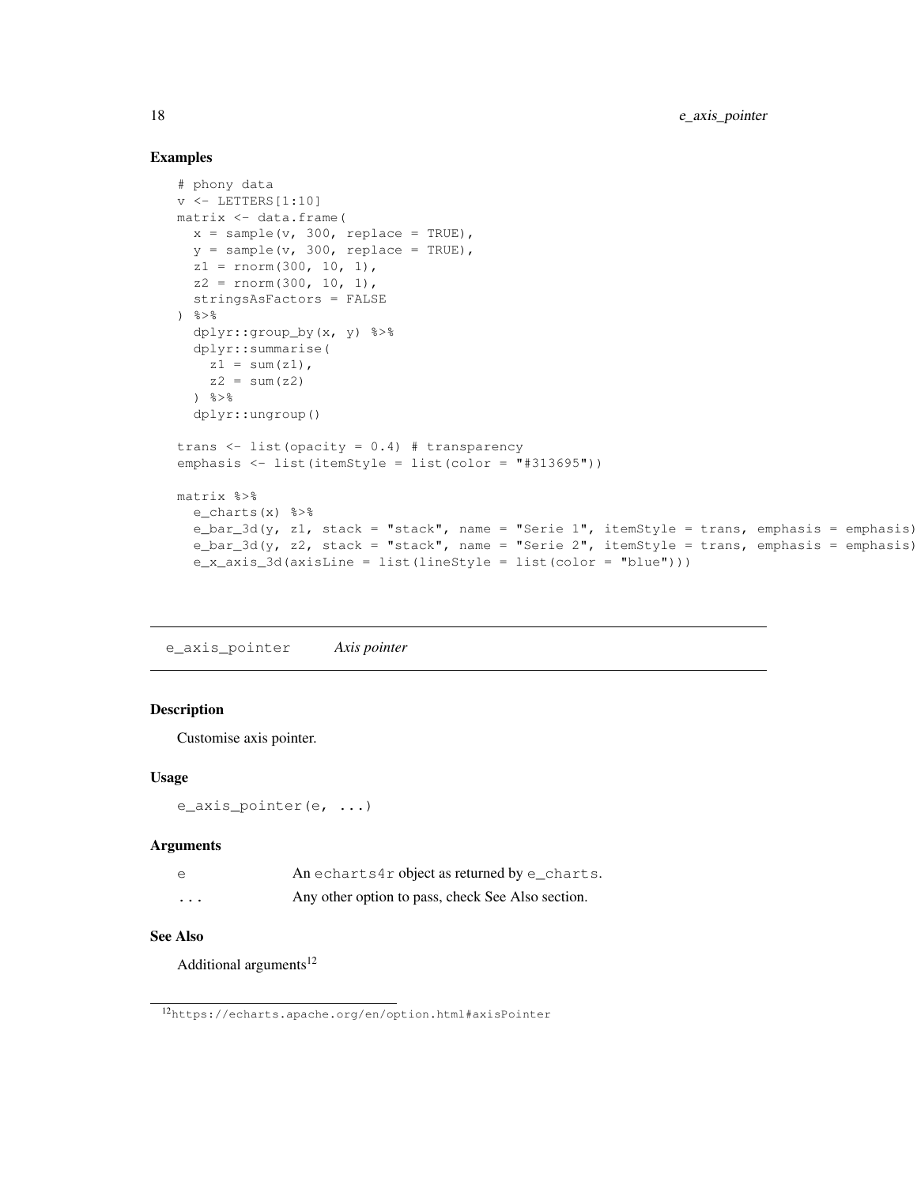## Examples

```
# phony data
v <- LETTERS[1:10]
matrix <- data.frame(
  x = sample(v, 300, replace = TRUE),
  y = sample(v, 300, replace = TRUE),
  z1 = rnorm(300, 10, 1),
  z2 = rnorm(300, 10, 1),
  stringsAsFactors = FALSE
) %>%
  dplyr::group_by(x, y) %>%
  dplyr::summarise(
    z1 = sum(z1),
    z2 = sum(z2)
  ) %>%
  dplyr::ungroup()

trans <- list(opacity = 0.4) # transparency
emphasis <- list(itemStyle = list(color = "#313695"))

matrix %>%
  e_charts(x) %>%
  e_bar_3d(y, z1, stack = "stack", name = "Serie 1", itemStyle = trans, emphasis = emphasis)
  e_bar_3d(y, z2, stack = "stack", name = "Serie 2", itemStyle = trans, emphasis = emphasis)
  e_x_axis_3d(axisLine = list(lineStyle = list(color = "blue")))
```

---

# e_axis_pointer *Axis pointer*

## Description

Customise axis pointer.

## Usage

```
e_axis_pointer(e, ...)
```

## Arguments

| | |
|---|---|
| e | An echarts4r object as returned by e_charts. |
| ... | Any other option to pass, check See Also section. |

## See Also

Additional arguments[12]

[12] https://echarts.apache.org/en/option.html#axisPointer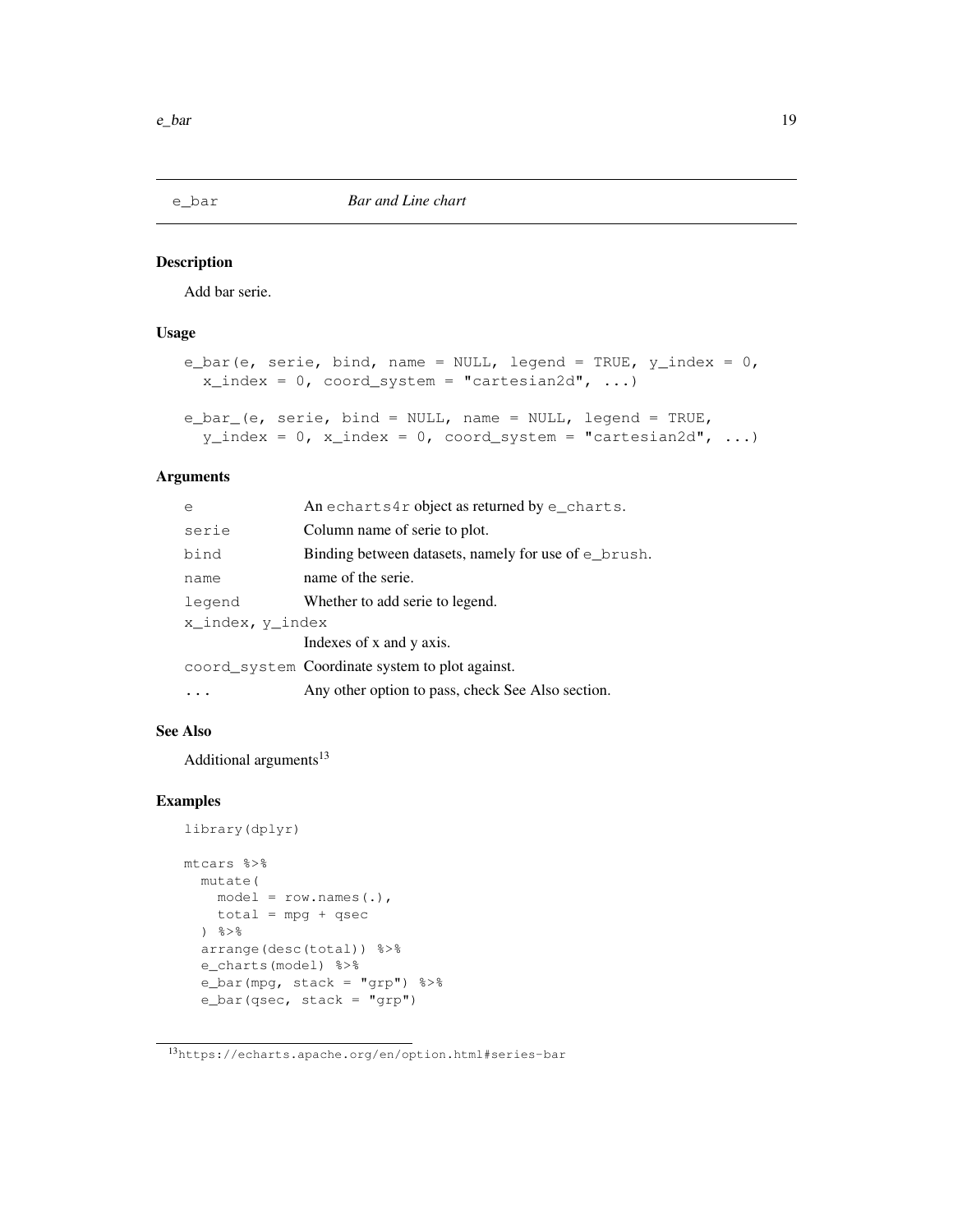## e_bar — *Bar and Line chart*

### Description

Add bar serie.

### Usage

```
e_bar(e, serie, bind, name = NULL, legend = TRUE, y_index = 0,
  x_index = 0, coord_system = "cartesian2d", ...)

e_bar_(e, serie, bind = NULL, name = NULL, legend = TRUE,
  y_index = 0, x_index = 0, coord_system = "cartesian2d", ...)
```

### Arguments

| Argument | Description |
|---|---|
| `e` | An `echarts4r` object as returned by `e_charts`. |
| `serie` | Column name of serie to plot. |
| `bind` | Binding between datasets, namely for use of `e_brush`. |
| `name` | name of the serie. |
| `legend` | Whether to add serie to legend. |
| `x_index, y_index` | Indexes of x and y axis. |
| `coord_system` | Coordinate system to plot against. |
| `...` | Any other option to pass, check See Also section. |

### See Also

Additional arguments[13]

### Examples

```
library(dplyr)

mtcars %>%
  mutate(
    model = row.names(.),
    total = mpg + qsec
  ) %>%
  arrange(desc(total)) %>%
  e_charts(model) %>%
  e_bar(mpg, stack = "grp") %>%
  e_bar(qsec, stack = "grp")
```

[13] https://echarts.apache.org/en/option.html#series-bar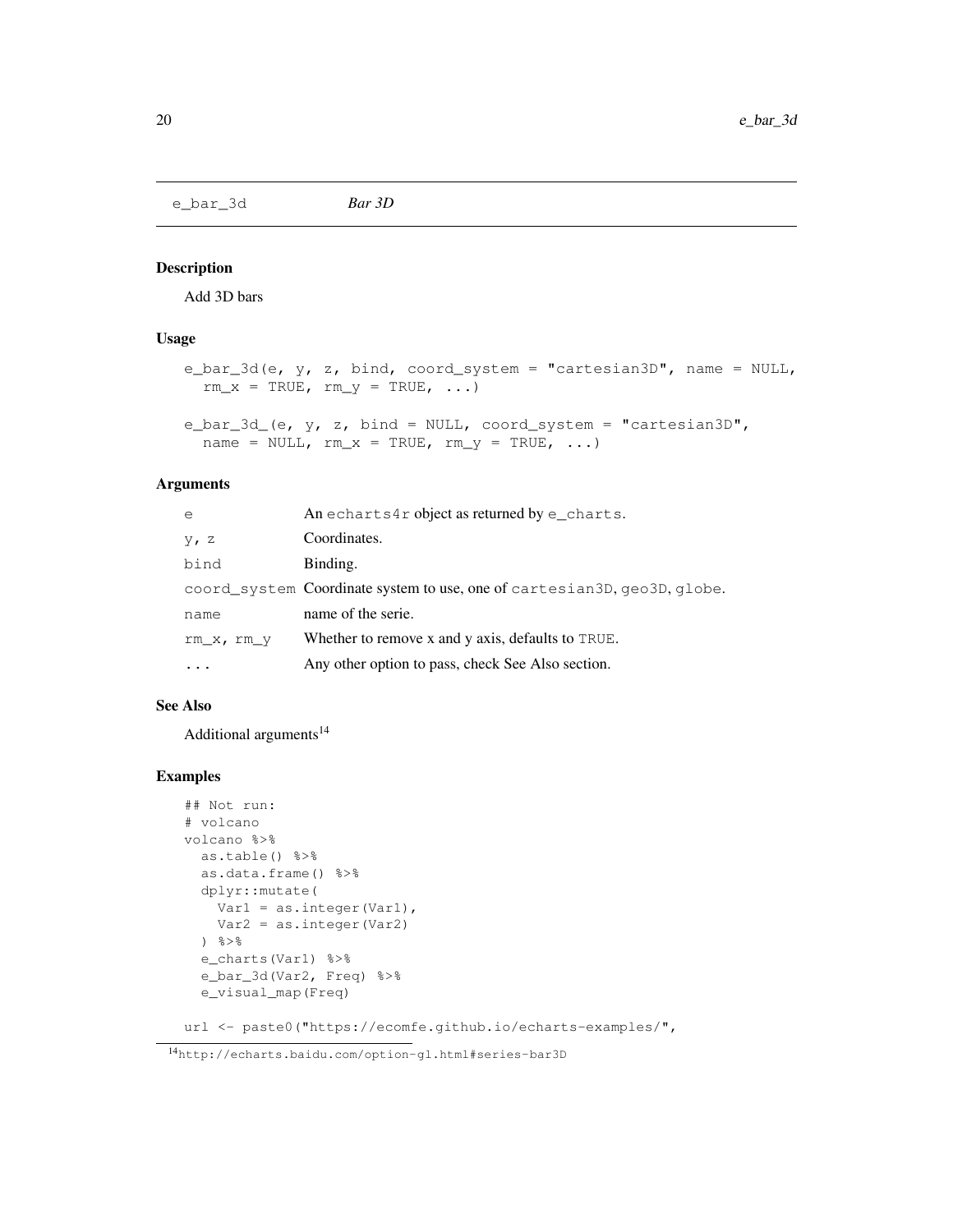`e_bar_3d` *Bar 3D*

### Description

Add 3D bars

### Usage

```
e_bar_3d(e, y, z, bind, coord_system = "cartesian3D", name = NULL,
  rm_x = TRUE, rm_y = TRUE, ...)

e_bar_3d_(e, y, z, bind = NULL, coord_system = "cartesian3D",
  name = NULL, rm_x = TRUE, rm_y = TRUE, ...)
```

### Arguments

| | |
|---|---|
| `e` | An `echarts4r` object as returned by `e_charts`. |
| `y, z` | Coordinates. |
| `bind` | Binding. |
| `coord_system` | Coordinate system to use, one of `cartesian3D`, `geo3D`, `globe`. |
| `name` | name of the serie. |
| `rm_x, rm_y` | Whether to remove x and y axis, defaults to `TRUE`. |
| `...` | Any other option to pass, check See Also section. |

### See Also

Additional arguments[14]

### Examples

```
## Not run:
# volcano
volcano %>%
  as.table() %>%
  as.data.frame() %>%
  dplyr::mutate(
    Var1 = as.integer(Var1),
    Var2 = as.integer(Var2)
  ) %>%
  e_charts(Var1) %>%
  e_bar_3d(Var2, Freq) %>%
  e_visual_map(Freq)

url <- paste0("https://ecomfe.github.io/echarts-examples/",
```

[14] http://echarts.baidu.com/option-gl.html#series-bar3D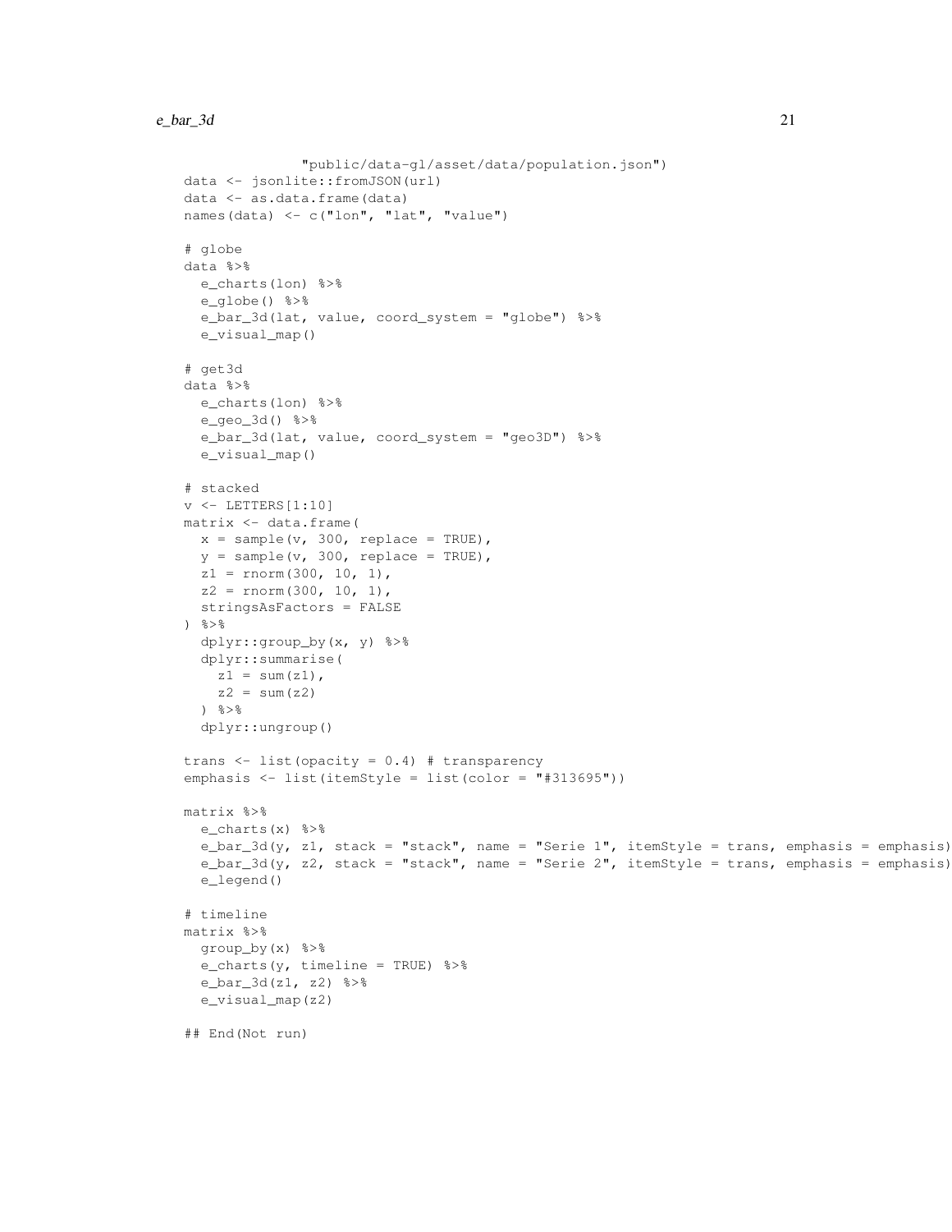```r
                 "public/data-gl/asset/data/population.json")
data <- jsonlite::fromJSON(url)
data <- as.data.frame(data)
names(data) <- c("lon", "lat", "value")

# globe
data %>%
  e_charts(lon) %>%
  e_globe() %>%
  e_bar_3d(lat, value, coord_system = "globe") %>%
  e_visual_map()

# get3d
data %>%
  e_charts(lon) %>%
  e_geo_3d() %>%
  e_bar_3d(lat, value, coord_system = "geo3D") %>%
  e_visual_map()

# stacked
v <- LETTERS[1:10]
matrix <- data.frame(
  x = sample(v, 300, replace = TRUE),
  y = sample(v, 300, replace = TRUE),
  z1 = rnorm(300, 10, 1),
  z2 = rnorm(300, 10, 1),
  stringsAsFactors = FALSE
) %>%
  dplyr::group_by(x, y) %>%
  dplyr::summarise(
    z1 = sum(z1),
    z2 = sum(z2)
  ) %>%
  dplyr::ungroup()

trans <- list(opacity = 0.4) # transparency
emphasis <- list(itemStyle = list(color = "#313695"))

matrix %>%
  e_charts(x) %>%
  e_bar_3d(y, z1, stack = "stack", name = "Serie 1", itemStyle = trans, emphasis = emphasis)
  e_bar_3d(y, z2, stack = "stack", name = "Serie 2", itemStyle = trans, emphasis = emphasis)
  e_legend()

# timeline
matrix %>%
  group_by(x) %>%
  e_charts(y, timeline = TRUE) %>%
  e_bar_3d(z1, z2) %>%
  e_visual_map(z2)

## End(Not run)
```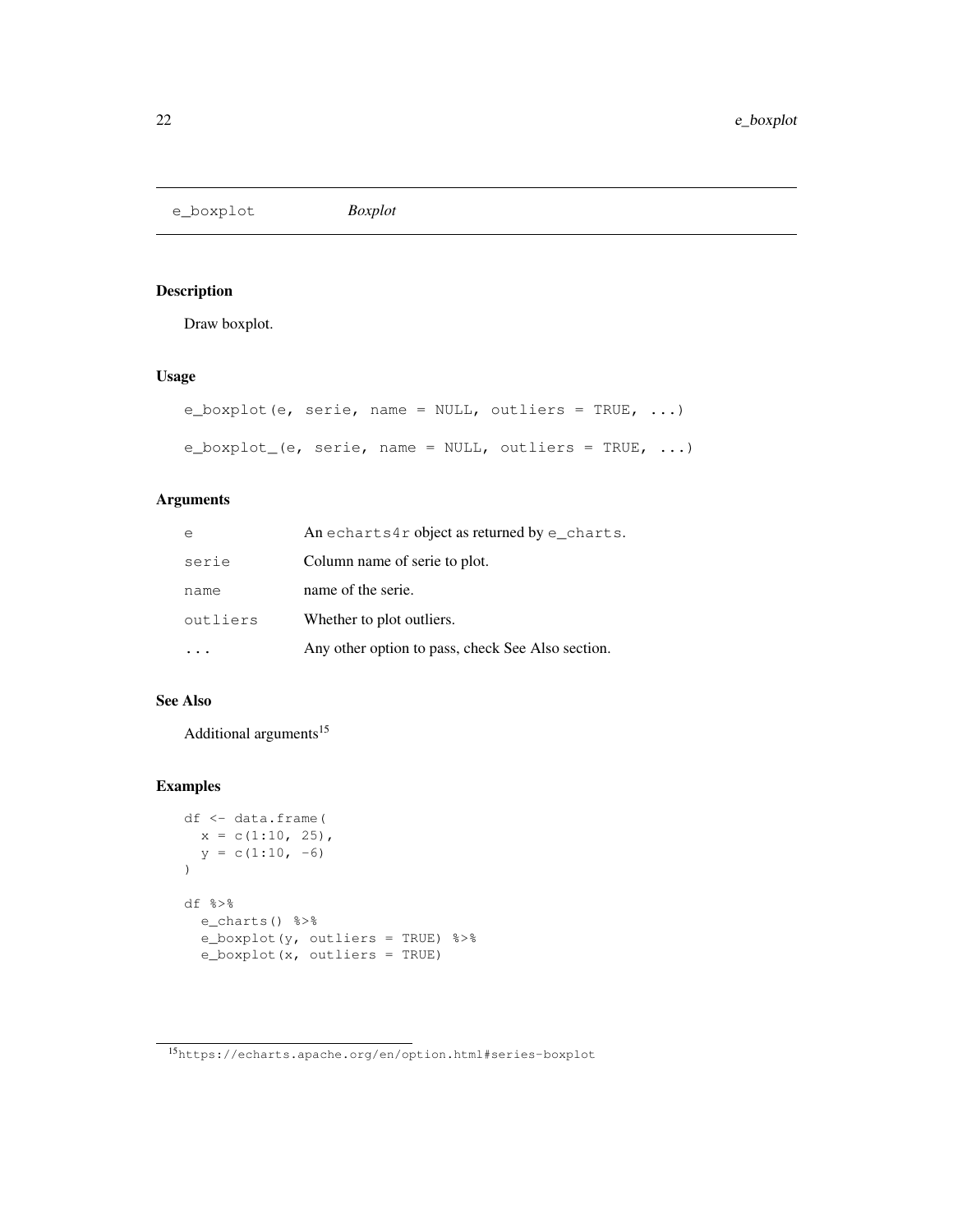## e_boxplot *Boxplot*

### Description

Draw boxplot.

### Usage

```
e_boxplot(e, serie, name = NULL, outliers = TRUE, ...)

e_boxplot_(e, serie, name = NULL, outliers = TRUE, ...)
```

### Arguments

| | |
|---|---|
| e | An echarts4r object as returned by e_charts. |
| serie | Column name of serie to plot. |
| name | name of the serie. |
| outliers | Whether to plot outliers. |
| ... | Any other option to pass, check See Also section. |

### See Also

Additional arguments[15]

### Examples

```
df <- data.frame(
  x = c(1:10, 25),
  y = c(1:10, -6)
)

df %>%
  e_charts() %>%
  e_boxplot(y, outliers = TRUE) %>%
  e_boxplot(x, outliers = TRUE)
```

[15] https://echarts.apache.org/en/option.html#series-boxplot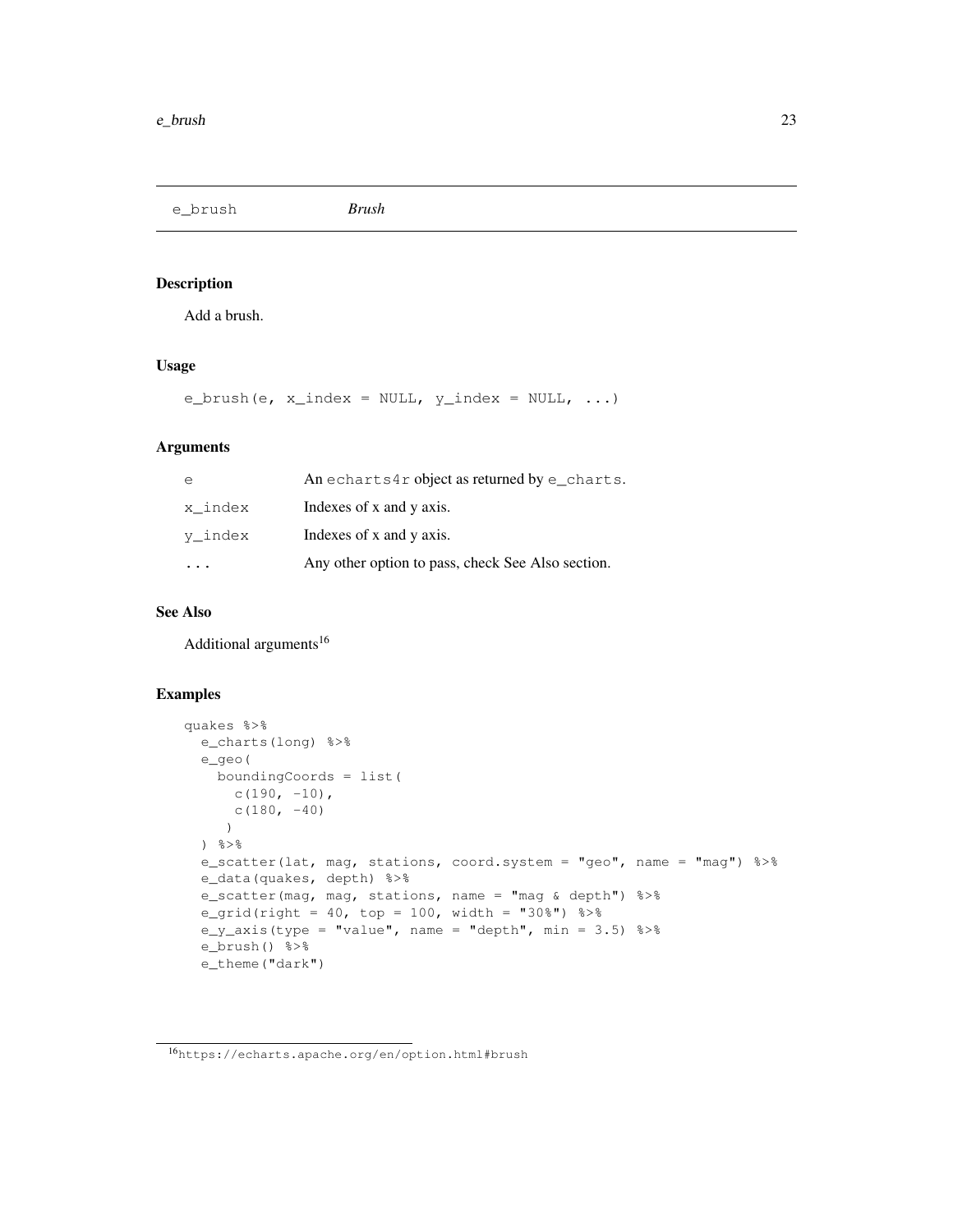## e_brush *Brush*

### Description

Add a brush.

### Usage

```
e_brush(e, x_index = NULL, y_index = NULL, ...)
```

### Arguments

| | |
|---|---|
| e | An echarts4r object as returned by e_charts. |
| x_index | Indexes of x and y axis. |
| y_index | Indexes of x and y axis. |
| ... | Any other option to pass, check See Also section. |

### See Also

Additional arguments[16]

### Examples

```
quakes %>%
  e_charts(long) %>%
  e_geo(
    boundingCoords = list(
      c(190, -10),
      c(180, -40)
     )
  ) %>%
  e_scatter(lat, mag, stations, coord.system = "geo", name = "mag") %>%
  e_data(quakes, depth) %>%
  e_scatter(mag, mag, stations, name = "mag & depth") %>%
  e_grid(right = 40, top = 100, width = "30%") %>%
  e_y_axis(type = "value", name = "depth", min = 3.5) %>%
  e_brush() %>%
  e_theme("dark")
```

[16] https://echarts.apache.org/en/option.html#brush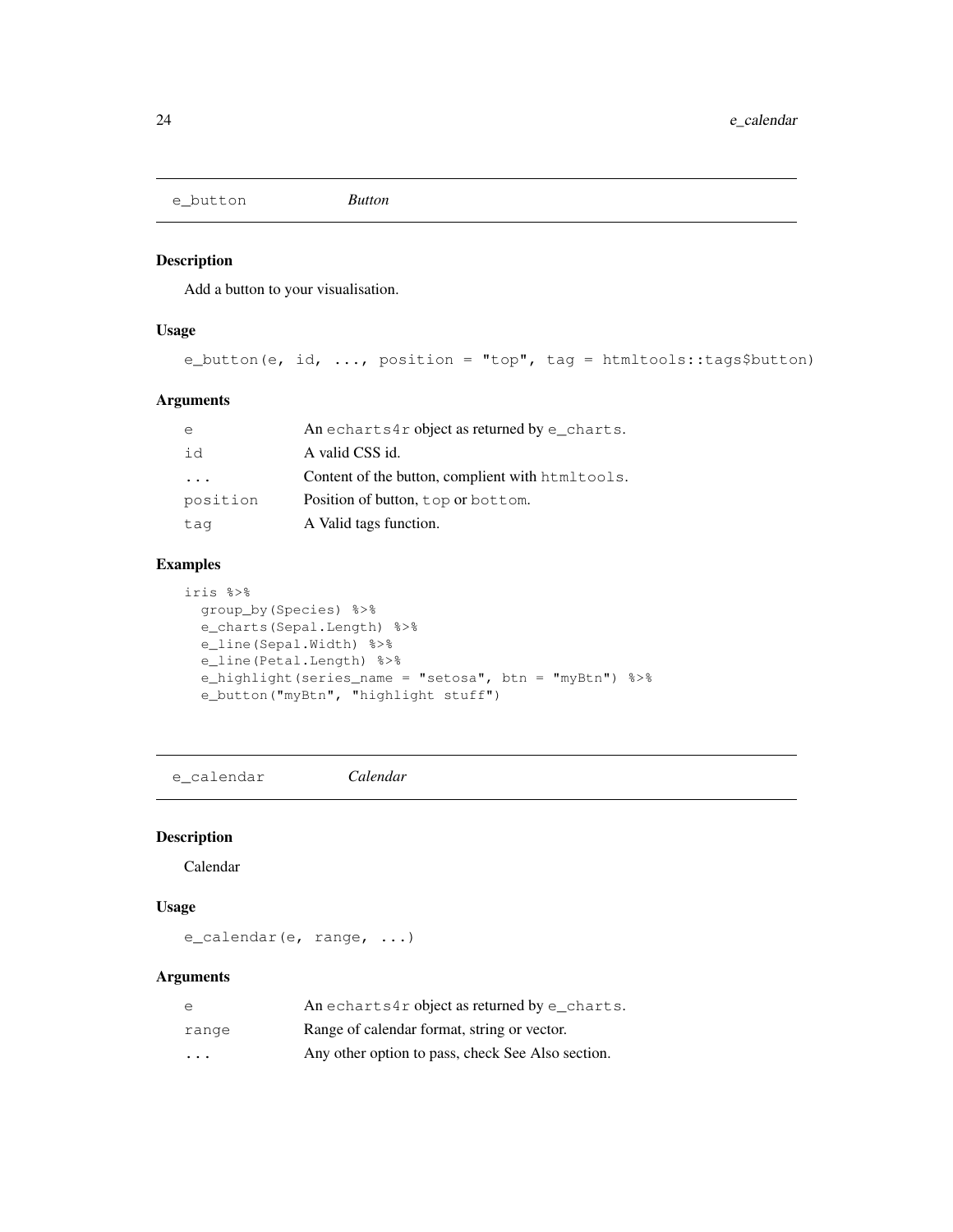## e_button *Button*

### Description

Add a button to your visualisation.

### Usage

```
e_button(e, id, ..., position = "top", tag = htmltools::tags$button)
```

### Arguments

| | |
|---|---|
| `e` | An `echarts4r` object as returned by `e_charts`. |
| `id` | A valid CSS id. |
| `...` | Content of the button, complient with `htmltools`. |
| `position` | Position of button, `top` or `bottom`. |
| `tag` | A Valid tags function. |

### Examples

```
iris %>%
  group_by(Species) %>%
  e_charts(Sepal.Length) %>%
  e_line(Sepal.Width) %>%
  e_line(Petal.Length) %>%
  e_highlight(series_name = "setosa", btn = "myBtn") %>%
  e_button("myBtn", "highlight stuff")
```

## e_calendar *Calendar*

### Description

Calendar

### Usage

```
e_calendar(e, range, ...)
```

### Arguments

| | |
|---|---|
| `e` | An `echarts4r` object as returned by `e_charts`. |
| `range` | Range of calendar format, string or vector. |
| `...` | Any other option to pass, check See Also section. |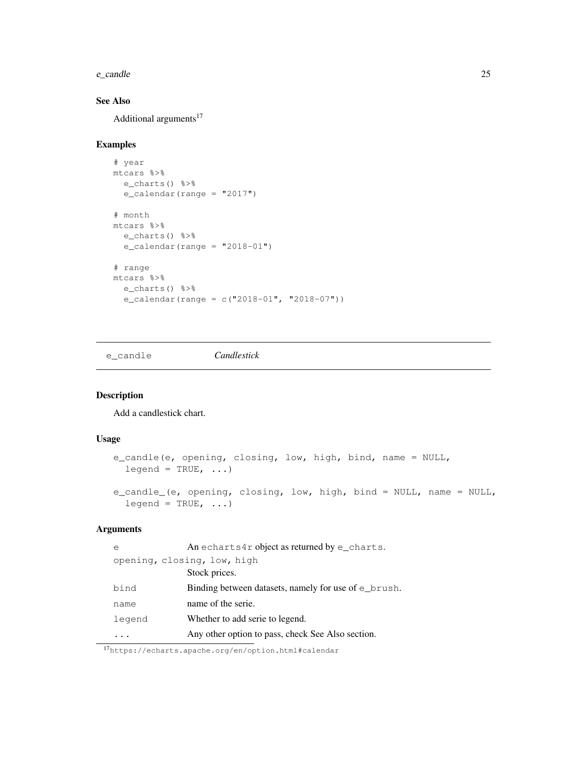### See Also

Additional arguments[17]

### Examples

```
# year
mtcars %>%
  e_charts() %>%
  e_calendar(range = "2017")

# month
mtcars %>%
  e_charts() %>%
  e_calendar(range = "2018-01")

# range
mtcars %>%
  e_charts() %>%
  e_calendar(range = c("2018-01", "2018-07"))
```

---

## e_candle *Candlestick*

---

### Description

Add a candlestick chart.

### Usage

```
e_candle(e, opening, closing, low, high, bind, name = NULL,
  legend = TRUE, ...)

e_candle_(e, opening, closing, low, high, bind = NULL, name = NULL,
  legend = TRUE, ...)
```

### Arguments

| | |
|---|---|
| `e` | An `echarts4r` object as returned by `e_charts`. |
| `opening, closing, low, high` | Stock prices. |
| `bind` | Binding between datasets, namely for use of `e_brush`. |
| `name` | name of the serie. |
| `legend` | Whether to add serie to legend. |
| `...` | Any other option to pass, check See Also section. |

[17] https://echarts.apache.org/en/option.html#calendar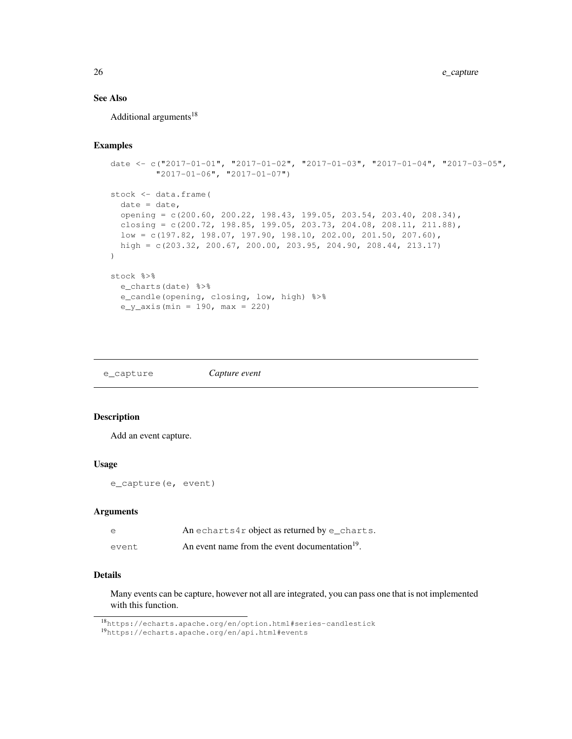### See Also

Additional arguments[18]

### Examples

```
date <- c("2017-01-01", "2017-01-02", "2017-01-03", "2017-01-04", "2017-03-05",
          "2017-01-06", "2017-01-07")

stock <- data.frame(
  date = date,
  opening = c(200.60, 200.22, 198.43, 199.05, 203.54, 203.40, 208.34),
  closing = c(200.72, 198.85, 199.05, 203.73, 204.08, 208.11, 211.88),
  low = c(197.82, 198.07, 197.90, 198.10, 202.00, 201.50, 207.60),
  high = c(203.32, 200.67, 200.00, 203.95, 204.90, 208.44, 213.17)
)

stock %>%
  e_charts(date) %>%
  e_candle(opening, closing, low, high) %>%
  e_y_axis(min = 190, max = 220)
```

---

## e_capture — *Capture event*

### Description

Add an event capture.

### Usage

```
e_capture(e, event)
```

### Arguments

| | |
|---|---|
| e | An echarts4r object as returned by e_charts. |
| event | An event name from the event documentation[19]. |

### Details

Many events can be capture, however not all are integrated, you can pass one that is not implemented with this function.

[18] https://echarts.apache.org/en/option.html#series-candlestick

[19] https://echarts.apache.org/en/api.html#events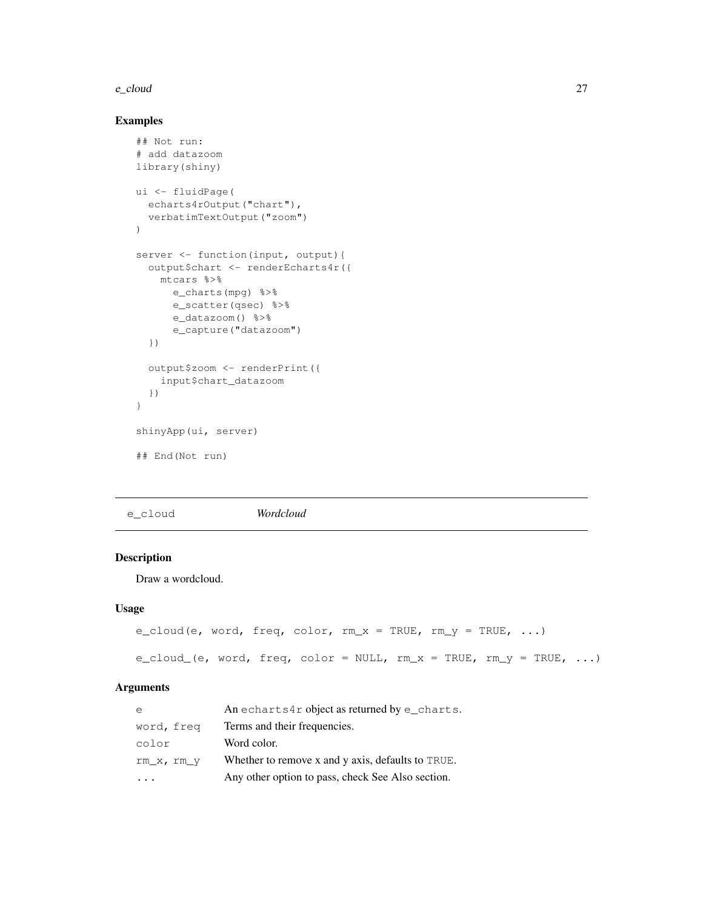## Examples

```
## Not run:
# add datazoom
library(shiny)

ui <- fluidPage(
  echarts4rOutput("chart"),
  verbatimTextOutput("zoom")
)

server <- function(input, output){
  output$chart <- renderEcharts4r({
    mtcars %>%
      e_charts(mpg) %>%
      e_scatter(qsec) %>%
      e_datazoom() %>%
      e_capture("datazoom")
  })

  output$zoom <- renderPrint({
    input$chart_datazoom
  })
}

shinyApp(ui, server)

## End(Not run)
```

---

# e_cloud *Wordcloud*

---

## Description

Draw a wordcloud.

## Usage

```
e_cloud(e, word, freq, color, rm_x = TRUE, rm_y = TRUE, ...)

e_cloud_(e, word, freq, color = NULL, rm_x = TRUE, rm_y = TRUE, ...)
```

## Arguments

| | |
|---|---|
| `e` | An `echarts4r` object as returned by `e_charts`. |
| `word, freq` | Terms and their frequencies. |
| `color` | Word color. |
| `rm_x, rm_y` | Whether to remove x and y axis, defaults to `TRUE`. |
| `...` | Any other option to pass, check See Also section. |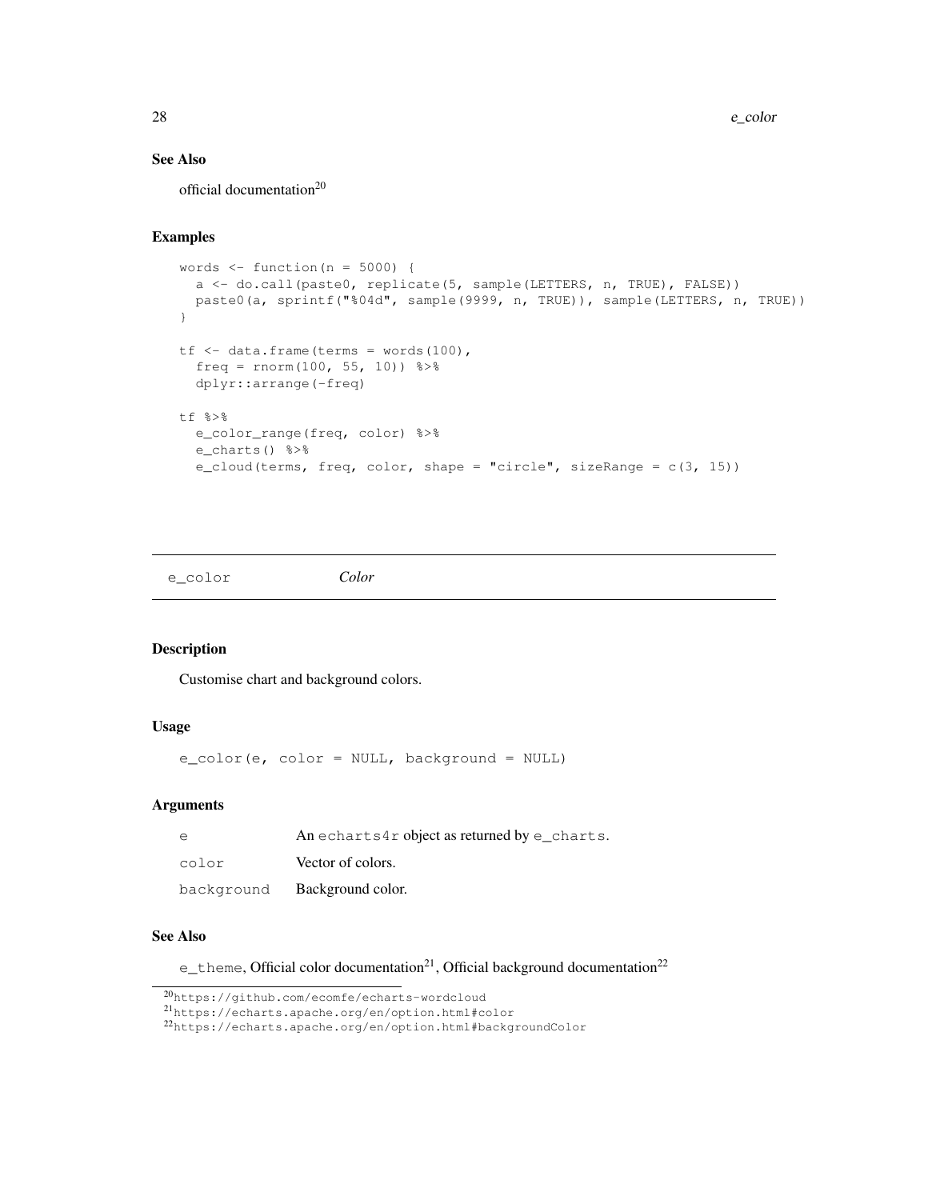### See Also

official documentation[20]

### Examples

```
words <- function(n = 5000) {
  a <- do.call(paste0, replicate(5, sample(LETTERS, n, TRUE), FALSE))
  paste0(a, sprintf("%04d", sample(9999, n, TRUE)), sample(LETTERS, n, TRUE))
}

tf <- data.frame(terms = words(100),
  freq = rnorm(100, 55, 10)) %>%
  dplyr::arrange(-freq)

tf %>%
  e_color_range(freq, color) %>%
  e_charts() %>%
  e_cloud(terms, freq, color, shape = "circle", sizeRange = c(3, 15))
```

---

## e_color *Color*

---

### Description

Customise chart and background colors.

### Usage

```
e_color(e, color = NULL, background = NULL)
```

### Arguments

| | |
|---|---|
| `e` | An `echarts4r` object as returned by `e_charts`. |
| `color` | Vector of colors. |
| `background` | Background color. |

### See Also

`e_theme`, Official color documentation[21], Official background documentation[22]

---

[20] https://github.com/ecomfe/echarts-wordcloud
[21] https://echarts.apache.org/en/option.html#color
[22] https://echarts.apache.org/en/option.html#backgroundColor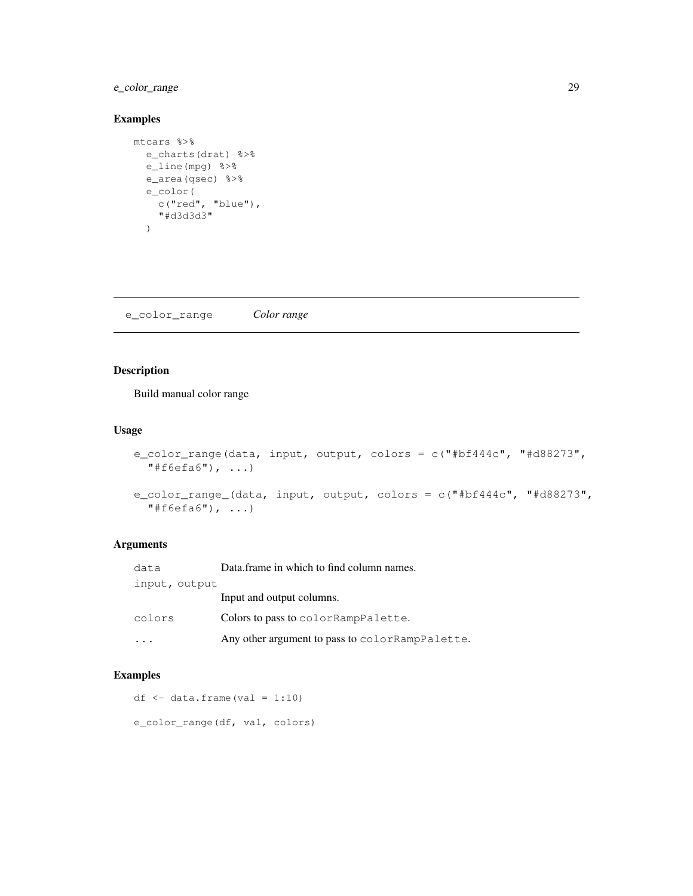### Examples

```
mtcars %>%
  e_charts(drat) %>%
  e_line(mpg) %>%
  e_area(qsec) %>%
  e_color(
    c("red", "blue"),
    "#d3d3d3"
  )
```

---

## e_color_range &emsp; *Color range*

---

### Description

Build manual color range

### Usage

```
e_color_range(data, input, output, colors = c("#bf444c", "#d88273",
  "#f6efa6"), ...)

e_color_range_(data, input, output, colors = c("#bf444c", "#d88273",
  "#f6efa6"), ...)
```

### Arguments

| | |
|---|---|
| `data` | Data.frame in which to find column names. |
| `input, output` | Input and output columns. |
| `colors` | Colors to pass to `colorRampPalette`. |
| `...` | Any other argument to pass to `colorRampPalette`. |

### Examples

```
df <- data.frame(val = 1:10)

e_color_range(df, val, colors)
```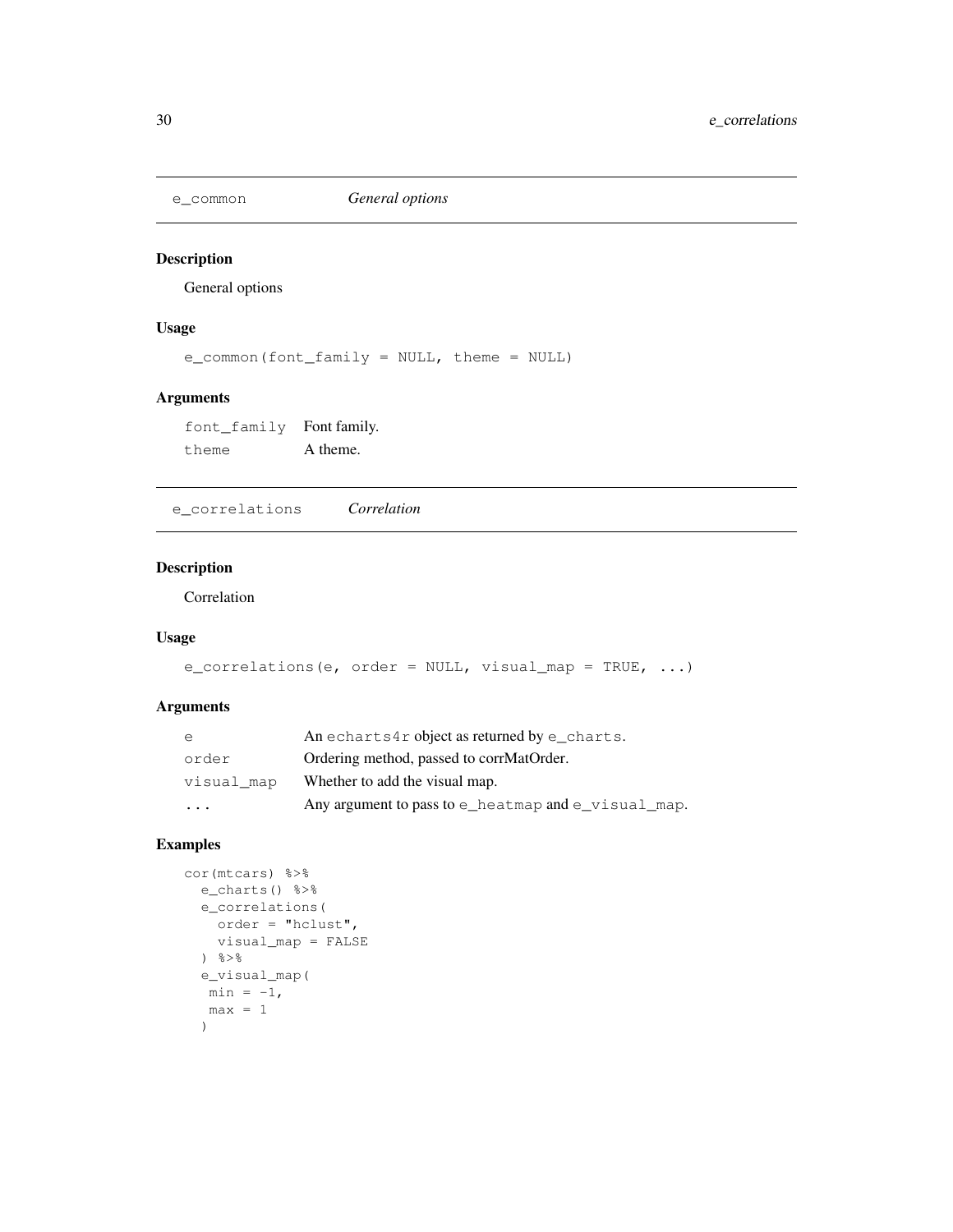## `e_common` *General options*

### Description

General options

### Usage

```
e_common(font_family = NULL, theme = NULL)
```

### Arguments

| | |
|---|---|
| `font_family` | Font family. |
| `theme` | A theme. |

## `e_correlations` *Correlation*

### Description

Correlation

### Usage

```
e_correlations(e, order = NULL, visual_map = TRUE, ...)
```

### Arguments

| | |
|---|---|
| `e` | An `echarts4r` object as returned by `e_charts`. |
| `order` | Ordering method, passed to corrMatOrder. |
| `visual_map` | Whether to add the visual map. |
| `...` | Any argument to pass to `e_heatmap` and `e_visual_map`. |

### Examples

```
cor(mtcars) %>%
  e_charts() %>%
  e_correlations(
    order = "hclust",
    visual_map = FALSE
  ) %>%
  e_visual_map(
   min = -1,
   max = 1
  )
```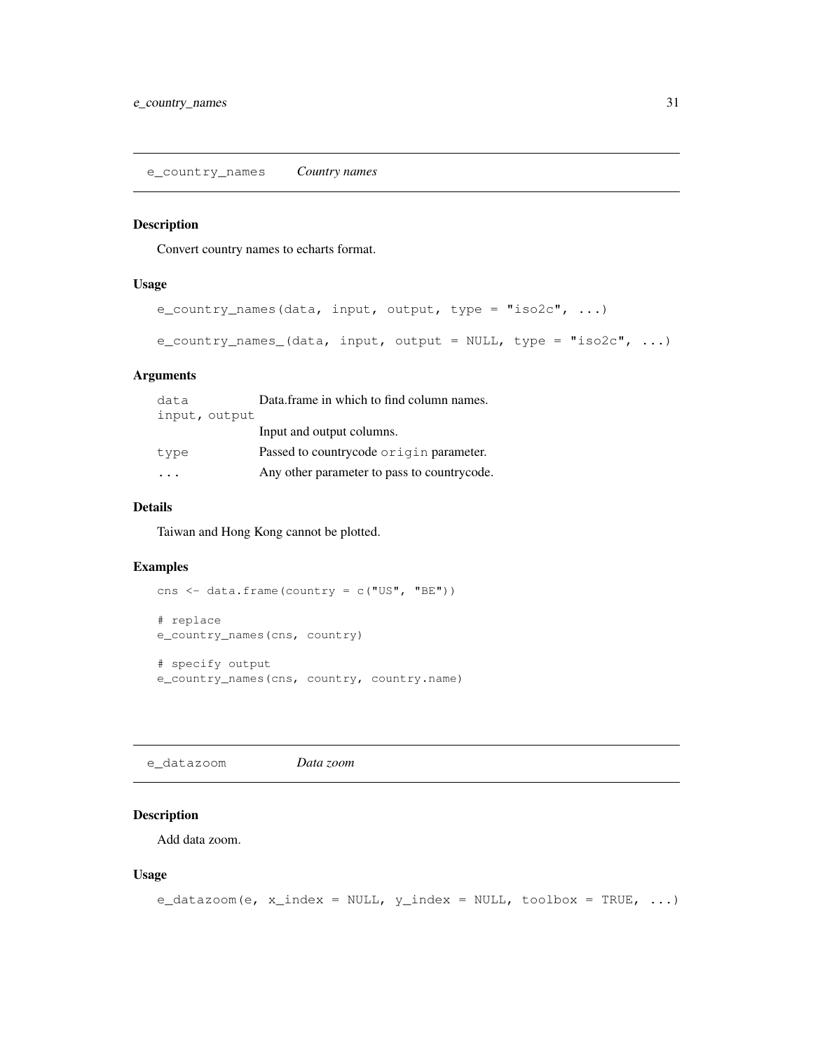## e_country_names — *Country names*

### Description

Convert country names to echarts format.

### Usage

```
e_country_names(data, input, output, type = "iso2c", ...)

e_country_names_(data, input, output = NULL, type = "iso2c", ...)
```

### Arguments

| | |
|---|---|
| `data` | Data.frame in which to find column names. |
| `input, output` | Input and output columns. |
| `type` | Passed to countrycode `origin` parameter. |
| `...` | Any other parameter to pass to countrycode. |

### Details

Taiwan and Hong Kong cannot be plotted.

### Examples

```
cns <- data.frame(country = c("US", "BE"))

# replace
e_country_names(cns, country)

# specify output
e_country_names(cns, country, country.name)
```

## e_datazoom — *Data zoom*

### Description

Add data zoom.

### Usage

```
e_datazoom(e, x_index = NULL, y_index = NULL, toolbox = TRUE, ...)
```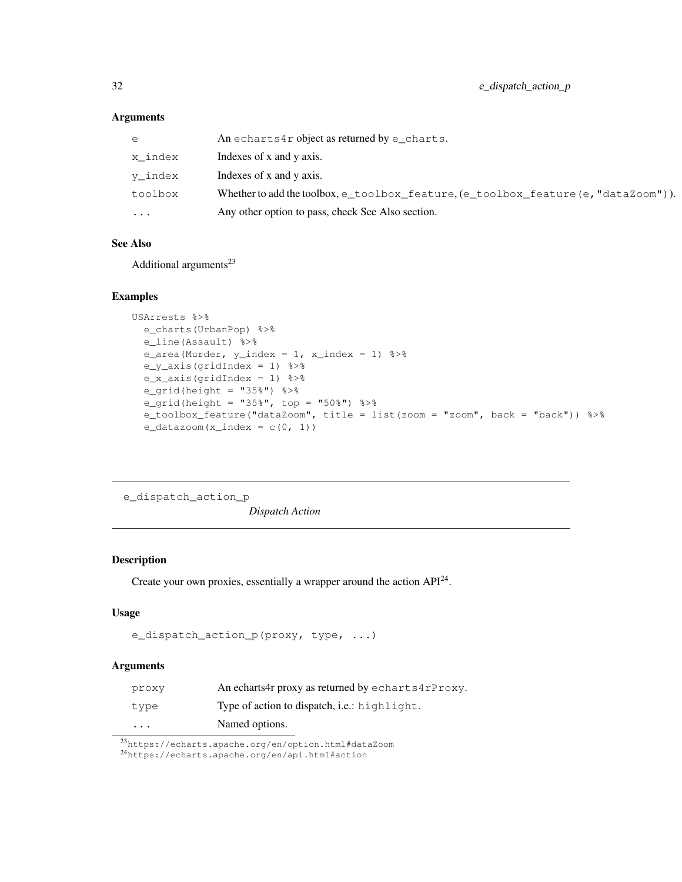### Arguments

| | |
|---|---|
| `e` | An `echarts4r` object as returned by `e_charts`. |
| `x_index` | Indexes of x and y axis. |
| `y_index` | Indexes of x and y axis. |
| `toolbox` | Whether to add the toolbox, `e_toolbox_feature`, (`e_toolbox_feature(e, "dataZoom")`). |
| `...` | Any other option to pass, check See Also section. |

### See Also

Additional arguments[23]

### Examples

```
USArrests %>%
  e_charts(UrbanPop) %>%
  e_line(Assault) %>%
  e_area(Murder, y_index = 1, x_index = 1) %>%
  e_y_axis(gridIndex = 1) %>%
  e_x_axis(gridIndex = 1) %>%
  e_grid(height = "35%") %>%
  e_grid(height = "35%", top = "50%") %>%
  e_toolbox_feature("dataZoom", title = list(zoom = "zoom", back = "back")) %>%
  e_datazoom(x_index = c(0, 1))
```

---

## e_dispatch_action_p

*Dispatch Action*

---

### Description

Create your own proxies, essentially a wrapper around the action API[24].

### Usage

```
e_dispatch_action_p(proxy, type, ...)
```

### Arguments

| | |
|---|---|
| `proxy` | An echarts4r proxy as returned by `echarts4rProxy`. |
| `type` | Type of action to dispatch, i.e.: `highlight`. |
| `...` | Named options. |

[23] https://echarts.apache.org/en/option.html#dataZoom

[24] https://echarts.apache.org/en/api.html#action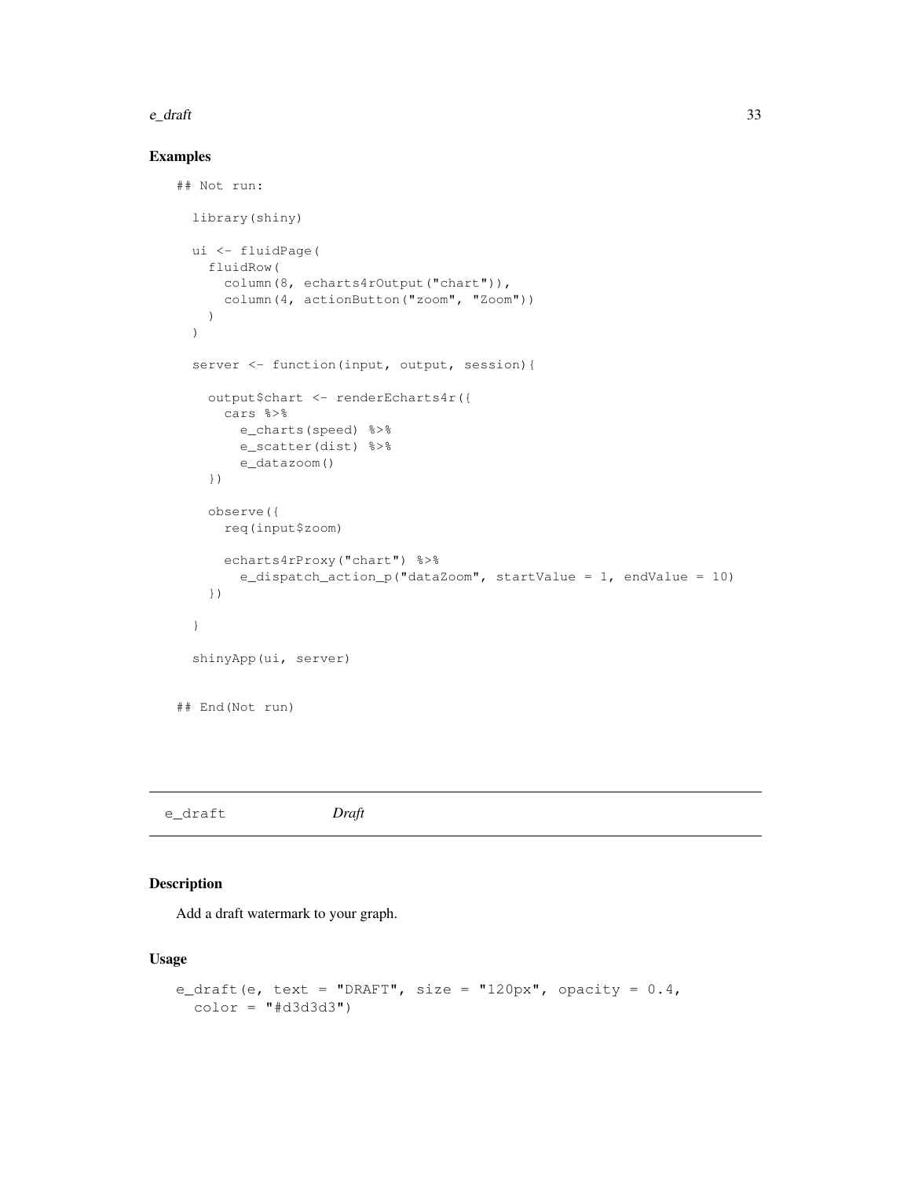## Examples

```
## Not run:

  library(shiny)

  ui <- fluidPage(
    fluidRow(
      column(8, echarts4rOutput("chart")),
      column(4, actionButton("zoom", "Zoom"))
    )
  )

  server <- function(input, output, session){

    output$chart <- renderEcharts4r({
      cars %>%
        e_charts(speed) %>%
        e_scatter(dist) %>%
        e_datazoom()
    })

    observe({
      req(input$zoom)

      echarts4rProxy("chart") %>%
        e_dispatch_action_p("dataZoom", startValue = 1, endValue = 10)
    })

  }

  shinyApp(ui, server)

## End(Not run)
```

---

`e_draft` *Draft*

---

## Description

Add a draft watermark to your graph.

## Usage

```
e_draft(e, text = "DRAFT", size = "120px", opacity = 0.4,
  color = "#d3d3d3")
```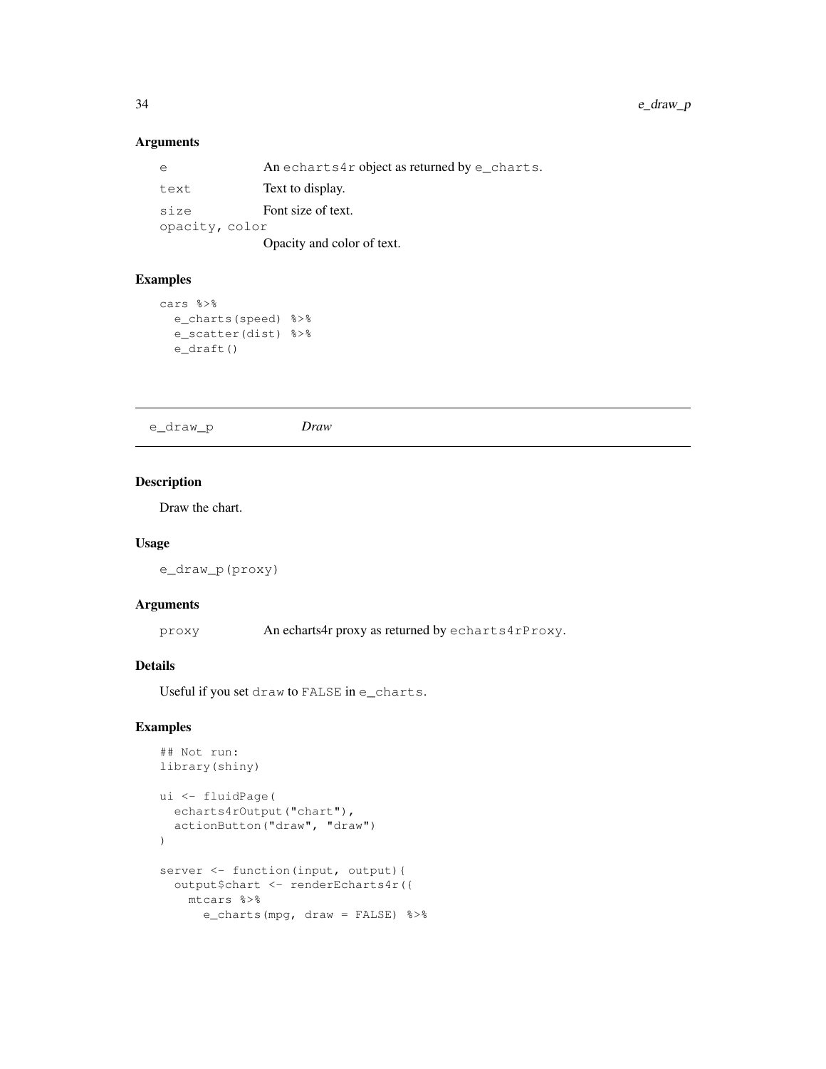## Arguments

| | |
|---|---|
| e | An echarts4r object as returned by e_charts. |
| text | Text to display. |
| size | Font size of text. |
| opacity, color | Opacity and color of text. |

## Examples

```
cars %>%
  e_charts(speed) %>%
  e_scatter(dist) %>%
  e_draft()
```

---

# e_draw_p    *Draw*

## Description

Draw the chart.

## Usage

```
e_draw_p(proxy)
```

## Arguments

| | |
|---|---|
| proxy | An echarts4r proxy as returned by echarts4rProxy. |

## Details

Useful if you set draw to FALSE in e_charts.

## Examples

```
## Not run:
library(shiny)

ui <- fluidPage(
  echarts4rOutput("chart"),
  actionButton("draw", "draw")
)

server <- function(input, output){
  output$chart <- renderEcharts4r({
    mtcars %>%
      e_charts(mpg, draw = FALSE) %>%
```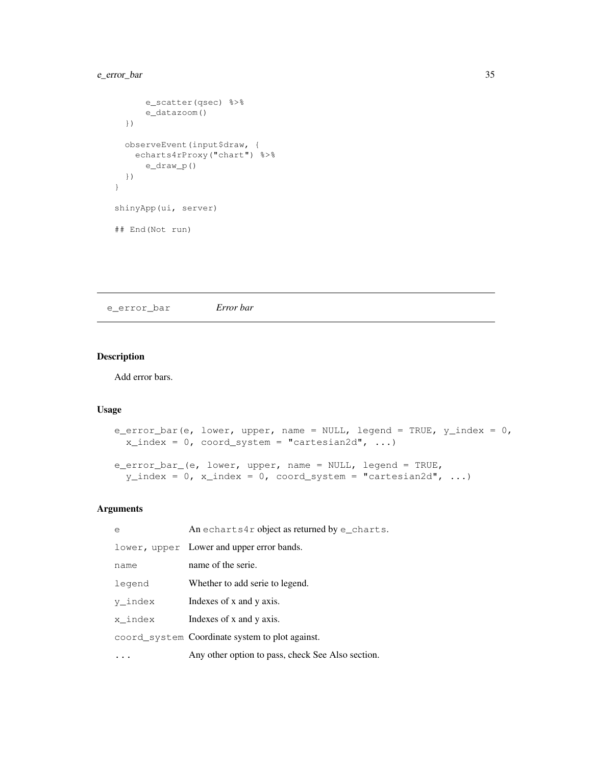```
      e_scatter(qsec) %>%
      e_datazoom()
  })

  observeEvent(input$draw, {
    echarts4rProxy("chart") %>%
      e_draw_p()
  })
}

shinyApp(ui, server)

## End(Not run)
```

## e_error_bar *Error bar*

### Description

Add error bars.

### Usage

```
e_error_bar(e, lower, upper, name = NULL, legend = TRUE, y_index = 0,
  x_index = 0, coord_system = "cartesian2d", ...)

e_error_bar_(e, lower, upper, name = NULL, legend = TRUE,
  y_index = 0, x_index = 0, coord_system = "cartesian2d", ...)
```

### Arguments

| | |
|---|---|
| `e` | An `echarts4r` object as returned by `e_charts`. |
| `lower, upper` | Lower and upper error bands. |
| `name` | name of the serie. |
| `legend` | Whether to add serie to legend. |
| `y_index` | Indexes of x and y axis. |
| `x_index` | Indexes of x and y axis. |
| `coord_system` | Coordinate system to plot against. |
| `...` | Any other option to pass, check See Also section. |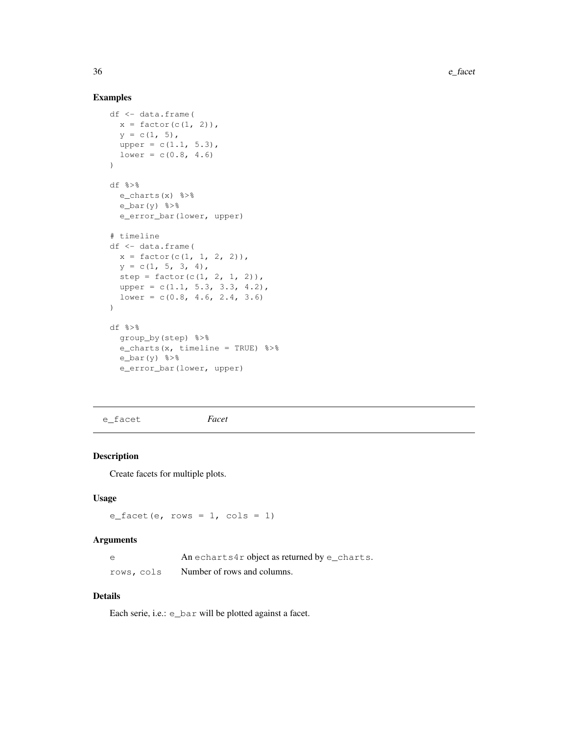### Examples

```
df <- data.frame(
  x = factor(c(1, 2)),
  y = c(1, 5),
  upper = c(1.1, 5.3),
  lower = c(0.8, 4.6)
)

df %>%
  e_charts(x) %>%
  e_bar(y) %>%
  e_error_bar(lower, upper)

# timeline
df <- data.frame(
  x = factor(c(1, 1, 2, 2)),
  y = c(1, 5, 3, 4),
  step = factor(c(1, 2, 1, 2)),
  upper = c(1.1, 5.3, 3.3, 4.2),
  lower = c(0.8, 4.6, 2.4, 3.6)
)

df %>%
  group_by(step) %>%
  e_charts(x, timeline = TRUE) %>%
  e_bar(y) %>%
  e_error_bar(lower, upper)
```

---

## e_facet — *Facet*

---

### Description

Create facets for multiple plots.

### Usage

```
e_facet(e, rows = 1, cols = 1)
```

### Arguments

| | |
|---|---|
| `e` | An `echarts4r` object as returned by `e_charts`. |
| `rows, cols` | Number of rows and columns. |

### Details

Each serie, i.e.: `e_bar` will be plotted against a facet.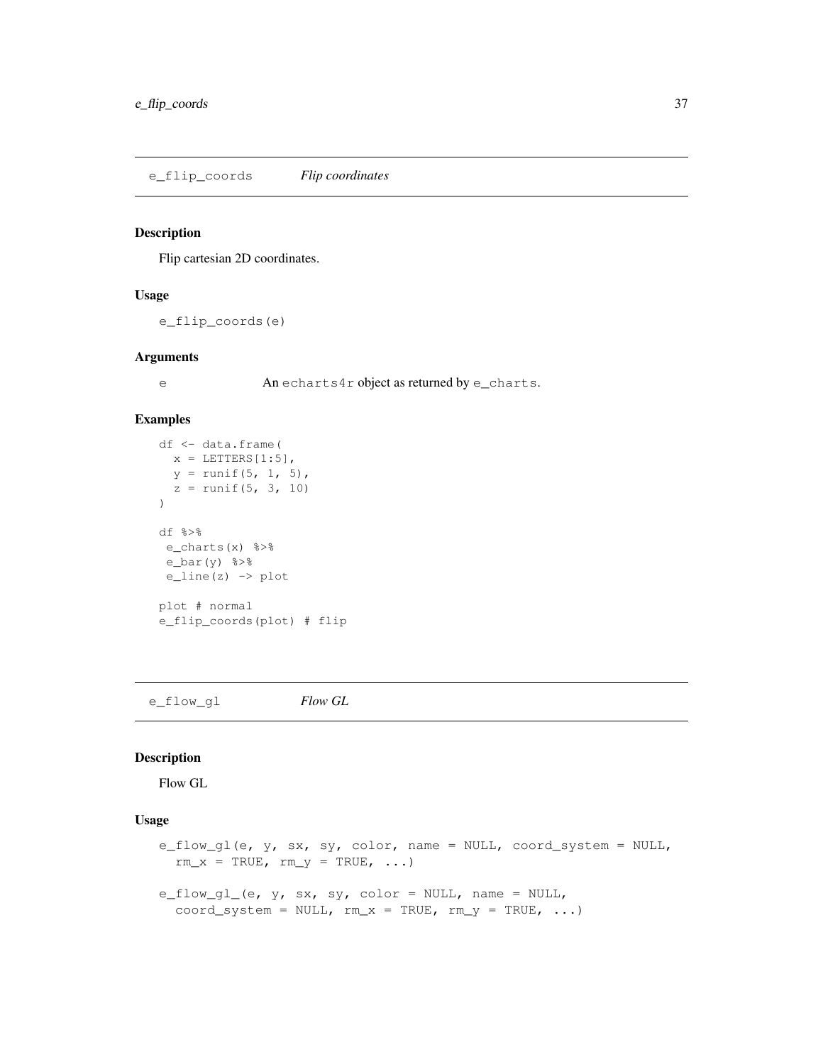## e_flip_coords *Flip coordinates*

### Description

Flip cartesian 2D coordinates.

### Usage

```
e_flip_coords(e)
```

### Arguments

e An echarts4r object as returned by e_charts.

### Examples

```
df <- data.frame(
  x = LETTERS[1:5],
  y = runif(5, 1, 5),
  z = runif(5, 3, 10)
)

df %>%
 e_charts(x) %>%
 e_bar(y) %>%
 e_line(z) -> plot

plot # normal
e_flip_coords(plot) # flip
```

## e_flow_gl *Flow GL*

### Description

Flow GL

### Usage

```
e_flow_gl(e, y, sx, sy, color, name = NULL, coord_system = NULL,
  rm_x = TRUE, rm_y = TRUE, ...)

e_flow_gl_(e, y, sx, sy, color = NULL, name = NULL,
  coord_system = NULL, rm_x = TRUE, rm_y = TRUE, ...)
```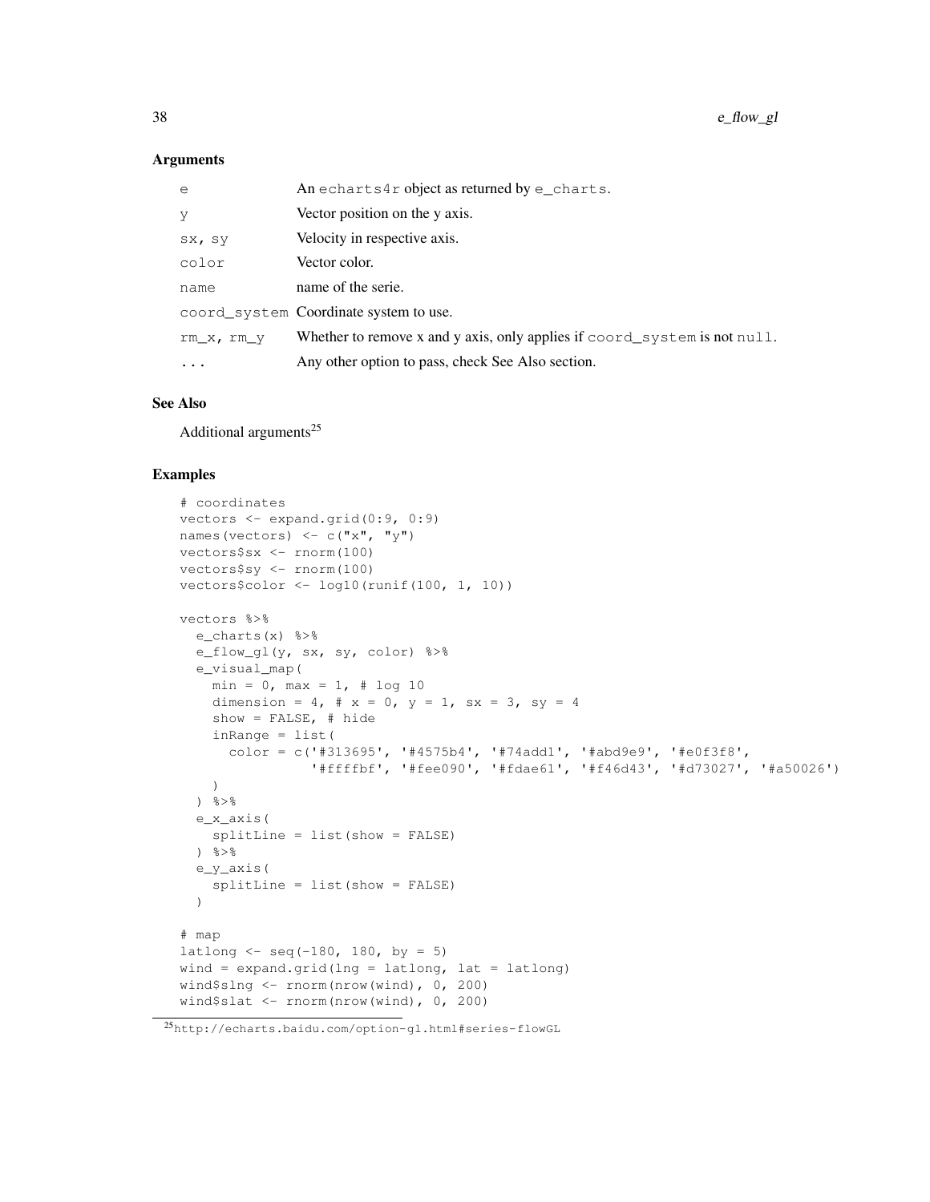## Arguments

| | |
|---|---|
| e | An `echarts4r` object as returned by `e_charts`. |
| y | Vector position on the y axis. |
| sx, sy | Velocity in respective axis. |
| color | Vector color. |
| name | name of the serie. |
| coord_system | Coordinate system to use. |
| rm_x, rm_y | Whether to remove x and y axis, only applies if `coord_system` is not `null`. |
| ... | Any other option to pass, check See Also section. |

## See Also

Additional arguments[25]

## Examples

```
# coordinates
vectors <- expand.grid(0:9, 0:9)
names(vectors) <- c("x", "y")
vectors$sx <- rnorm(100)
vectors$sy <- rnorm(100)
vectors$color <- log10(runif(100, 1, 10))

vectors %>%
  e_charts(x) %>%
  e_flow_gl(y, sx, sy, color) %>%
  e_visual_map(
    min = 0, max = 1, # log 10
    dimension = 4, # x = 0, y = 1, sx = 3, sy = 4
    show = FALSE, # hide
    inRange = list(
      color = c('#313695', '#4575b4', '#74add1', '#abd9e9', '#e0f3f8',
                '#ffffbf', '#fee090', '#fdae61', '#f46d43', '#d73027', '#a50026')
    )
  ) %>%
  e_x_axis(
    splitLine = list(show = FALSE)
  ) %>%
  e_y_axis(
    splitLine = list(show = FALSE)
  )

# map
latlong <- seq(-180, 180, by = 5)
wind = expand.grid(lng = latlong, lat = latlong)
wind$slng <- rnorm(nrow(wind), 0, 200)
wind$slat <- rnorm(nrow(wind), 0, 200)
```

[25] http://echarts.baidu.com/option-gl.html#series-flowGL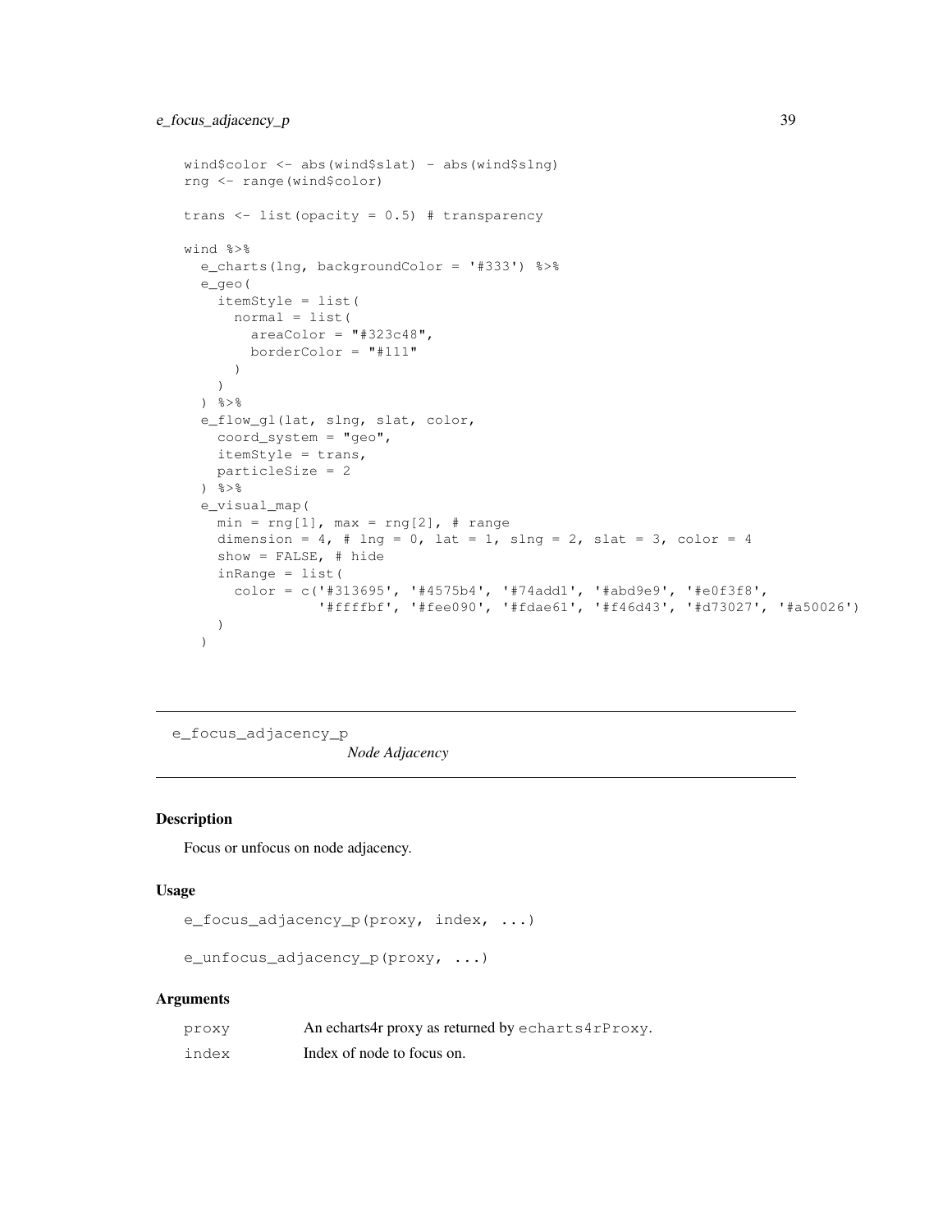```
wind$color <- abs(wind$slat) - abs(wind$slng)
rng <- range(wind$color)

trans <- list(opacity = 0.5) # transparency

wind %>%
  e_charts(lng, backgroundColor = '#333') %>%
  e_geo(
    itemStyle = list(
      normal = list(
        areaColor = "#323c48",
        borderColor = "#111"
      )
    )
  ) %>%
  e_flow_gl(lat, slng, slat, color,
    coord_system = "geo",
    itemStyle = trans,
    particleSize = 2
  ) %>%
  e_visual_map(
    min = rng[1], max = rng[2], # range
    dimension = 4, # lng = 0, lat = 1, slng = 2, slat = 3, color = 4
    show = FALSE, # hide
    inRange = list(
      color = c('#313695', '#4575b4', '#74add1', '#abd9e9', '#e0f3f8',
                '#ffffbf', '#fee090', '#fdae61', '#f46d43', '#d73027', '#a50026')
    )
  )
```

---

## e_focus_adjacency_p

*Node Adjacency*

---

### Description

Focus or unfocus on node adjacency.

### Usage

```
e_focus_adjacency_p(proxy, index, ...)

e_unfocus_adjacency_p(proxy, ...)
```

### Arguments

| | |
|---|---|
| proxy | An echarts4r proxy as returned by `echarts4rProxy`. |
| index | Index of node to focus on. |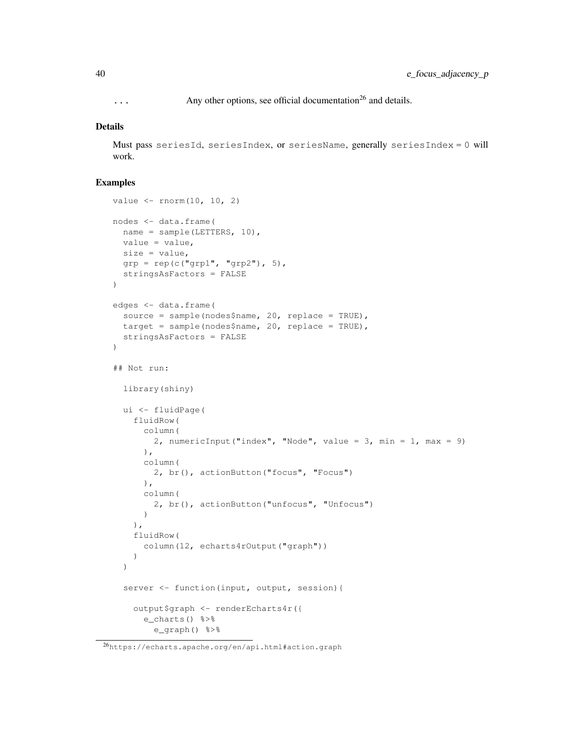... Any other options, see official documentation[26] and details.

### Details

Must pass seriesId, seriesIndex, or seriesName, generally seriesIndex = 0 will work.

### Examples

```
value <- rnorm(10, 10, 2)

nodes <- data.frame(
  name = sample(LETTERS, 10),
  value = value,
  size = value,
  grp = rep(c("grp1", "grp2"), 5),
  stringsAsFactors = FALSE
)

edges <- data.frame(
  source = sample(nodes$name, 20, replace = TRUE),
  target = sample(nodes$name, 20, replace = TRUE),
  stringsAsFactors = FALSE
)

## Not run:

  library(shiny)

  ui <- fluidPage(
    fluidRow(
      column(
        2, numericInput("index", "Node", value = 3, min = 1, max = 9)
      ),
      column(
        2, br(), actionButton("focus", "Focus")
      ),
      column(
        2, br(), actionButton("unfocus", "Unfocus")
      )
    ),
    fluidRow(
      column(12, echarts4rOutput("graph"))
    )
  )

  server <- function(input, output, session){

    output$graph <- renderEcharts4r({
      e_charts() %>%
        e_graph() %>%
```

[26] https://echarts.apache.org/en/api.html#action.graph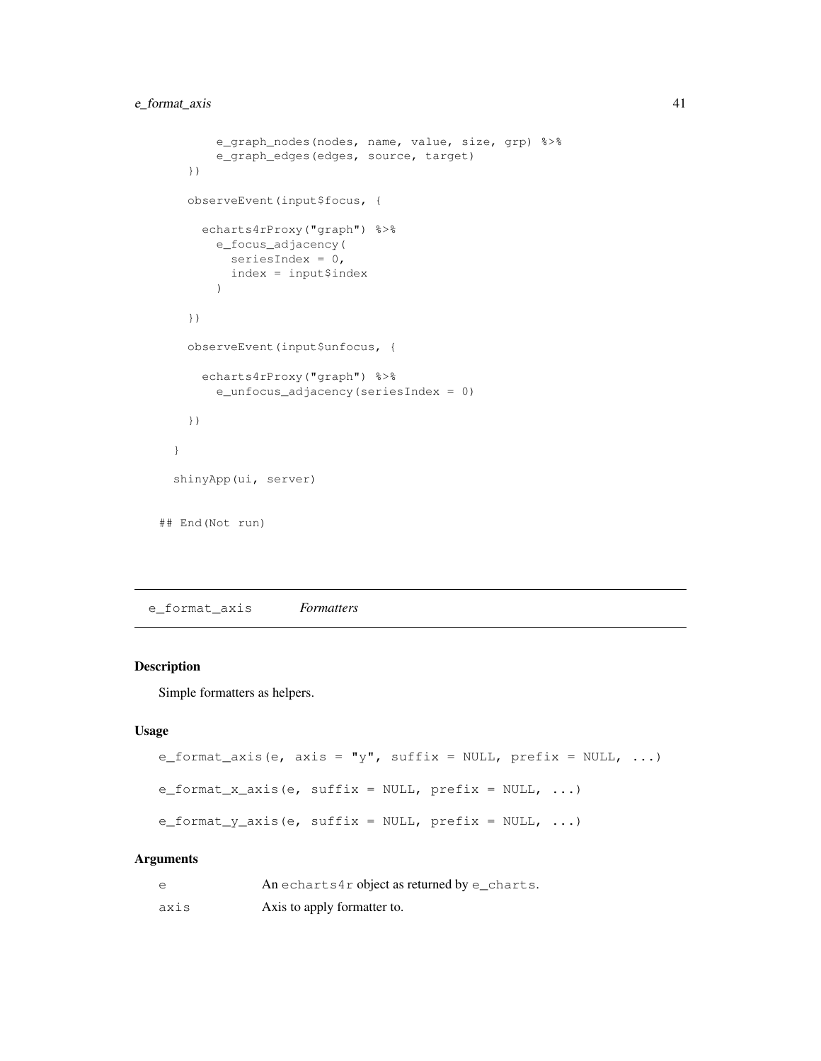```
      e_graph_nodes(nodes, name, value, size, grp) %>%
      e_graph_edges(edges, source, target)
  })

  observeEvent(input$focus, {

    echarts4rProxy("graph") %>%
      e_focus_adjacency(
        seriesIndex = 0,
        index = input$index
      )

  })

  observeEvent(input$unfocus, {

    echarts4rProxy("graph") %>%
      e_unfocus_adjacency(seriesIndex = 0)

  })

}

shinyApp(ui, server)

## End(Not run)
```

---

`e_format_axis` *Formatters*

---

### Description

Simple formatters as helpers.

### Usage

```
e_format_axis(e, axis = "y", suffix = NULL, prefix = NULL, ...)

e_format_x_axis(e, suffix = NULL, prefix = NULL, ...)

e_format_y_axis(e, suffix = NULL, prefix = NULL, ...)
```

### Arguments

| | |
|---|---|
| `e` | An `echarts4r` object as returned by `e_charts`. |
| `axis` | Axis to apply formatter to. |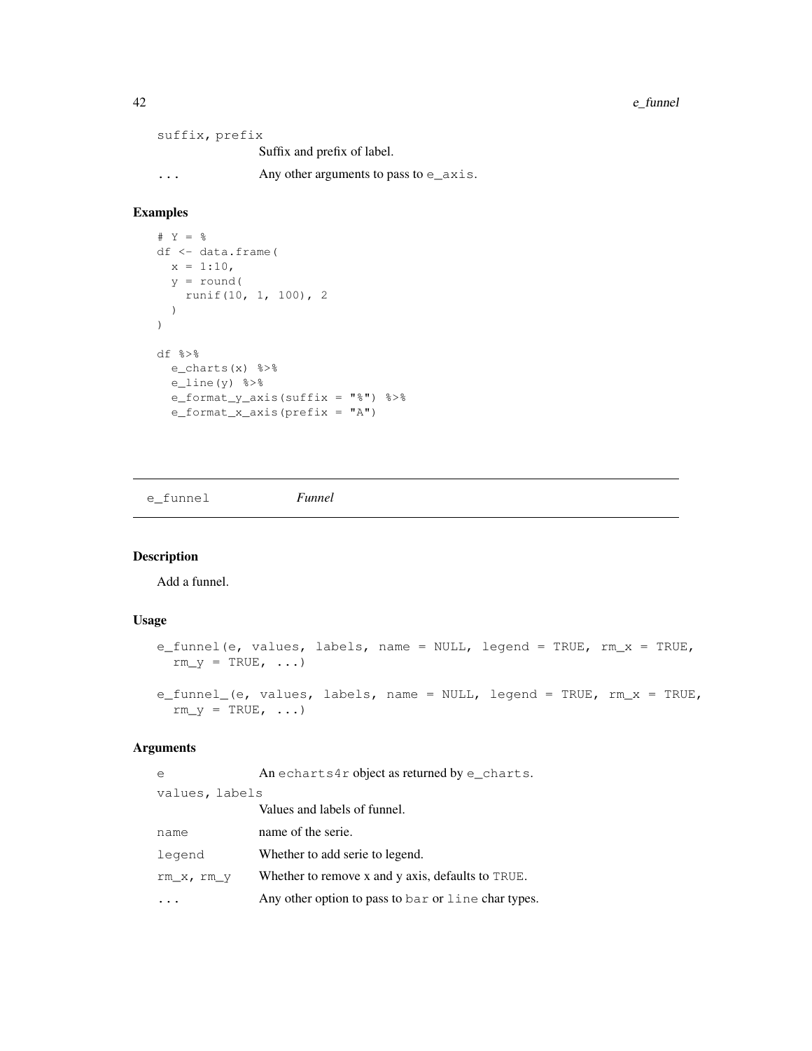suffix, prefix
: Suffix and prefix of label.

... 
: Any other arguments to pass to e_axis.

### Examples

```
# Y = %
df <- data.frame(
  x = 1:10,
  y = round(
    runif(10, 1, 100), 2
  )
)

df %>%
  e_charts(x) %>%
  e_line(y) %>%
  e_format_y_axis(suffix = "%") %>%
  e_format_x_axis(prefix = "A")
```

---

## e_funnel *Funnel*

---

### Description

Add a funnel.

### Usage

```
e_funnel(e, values, labels, name = NULL, legend = TRUE, rm_x = TRUE,
  rm_y = TRUE, ...)

e_funnel_(e, values, labels, name = NULL, legend = TRUE, rm_x = TRUE,
  rm_y = TRUE, ...)
```

### Arguments

| | |
|---|---|
| e | An echarts4r object as returned by e_charts. |
| values, labels | Values and labels of funnel. |
| name | name of the serie. |
| legend | Whether to add serie to legend. |
| rm_x, rm_y | Whether to remove x and y axis, defaults to TRUE. |
| ... | Any other option to pass to bar or line char types. |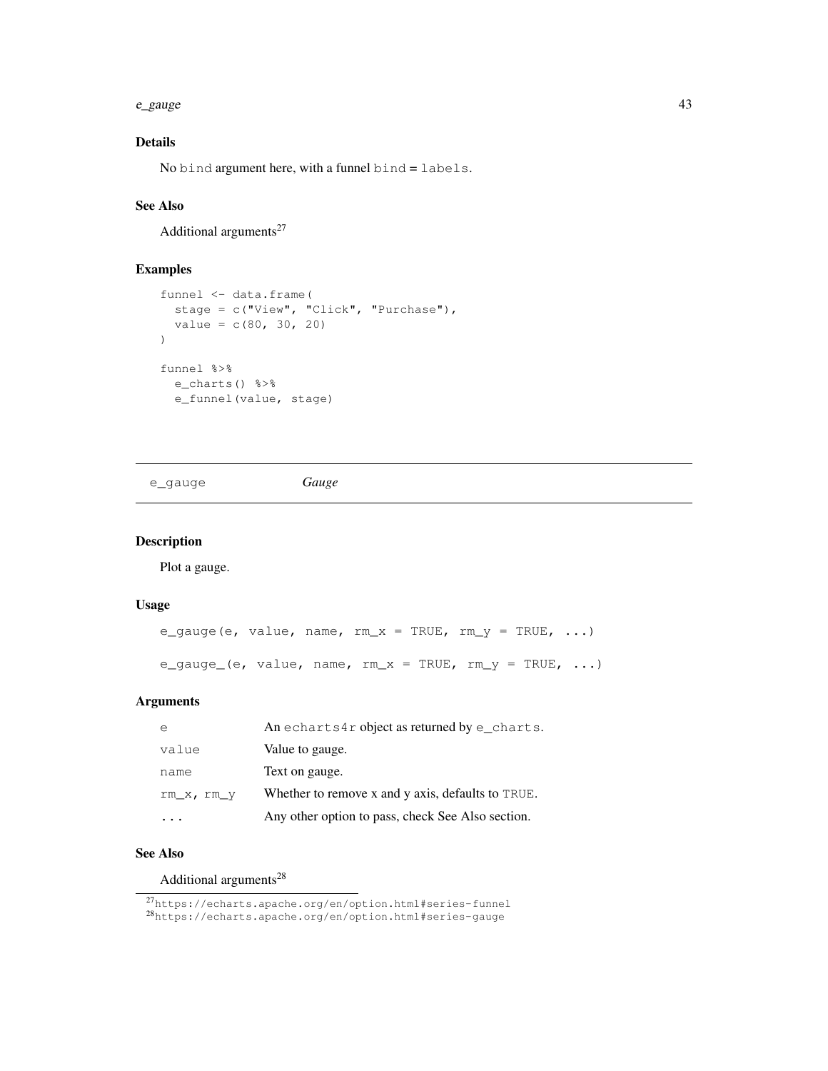### Details

No `bind` argument here, with a funnel `bind = labels`.

### See Also

Additional arguments[27]

### Examples

```
funnel <- data.frame(
  stage = c("View", "Click", "Purchase"),
  value = c(80, 30, 20)
)

funnel %>%
  e_charts() %>%
  e_funnel(value, stage)
```

---

## `e_gauge` *Gauge*

---

### Description

Plot a gauge.

### Usage

```
e_gauge(e, value, name, rm_x = TRUE, rm_y = TRUE, ...)

e_gauge_(e, value, name, rm_x = TRUE, rm_y = TRUE, ...)
```

### Arguments

| | |
|---|---|
| `e` | An `echarts4r` object as returned by `e_charts`. |
| `value` | Value to gauge. |
| `name` | Text on gauge. |
| `rm_x, rm_y` | Whether to remove x and y axis, defaults to `TRUE`. |
| `...` | Any other option to pass, check See Also section. |

### See Also

Additional arguments[28]

---

[27] https://echarts.apache.org/en/option.html#series-funnel
[28] https://echarts.apache.org/en/option.html#series-gauge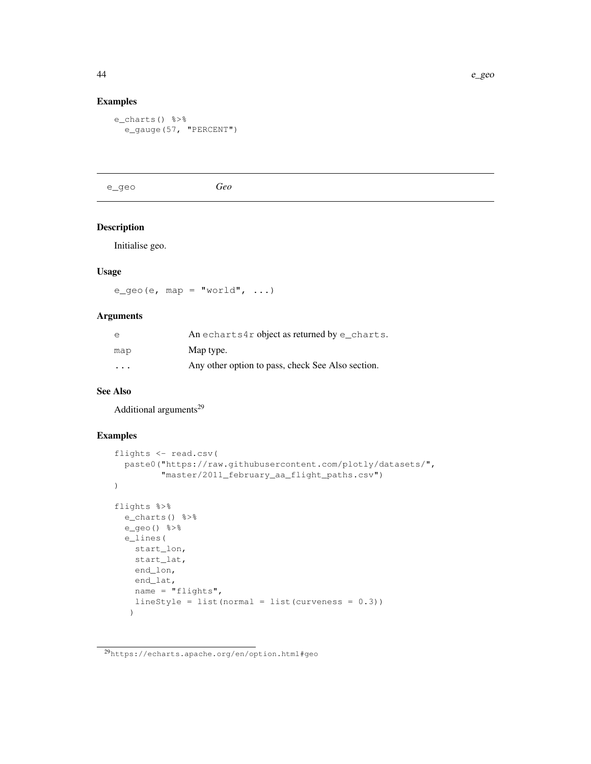### Examples

```
e_charts() %>%
  e_gauge(57, "PERCENT")
```

---

## e_geo *Geo*

---

### Description

Initialise geo.

### Usage

```
e_geo(e, map = "world", ...)
```

### Arguments

| | |
|---|---|
| `e` | An `echarts4r` object as returned by `e_charts`. |
| `map` | Map type. |
| `...` | Any other option to pass, check See Also section. |

### See Also

Additional arguments[29]

### Examples

```
flights <- read.csv(
  paste0("https://raw.githubusercontent.com/plotly/datasets/",
         "master/2011_february_aa_flight_paths.csv")
)

flights %>%
  e_charts() %>%
  e_geo() %>%
  e_lines(
    start_lon,
    start_lat,
    end_lon,
    end_lat,
    name = "flights",
    lineStyle = list(normal = list(curveness = 0.3))
   )
```

[29] `https://echarts.apache.org/en/option.html#geo`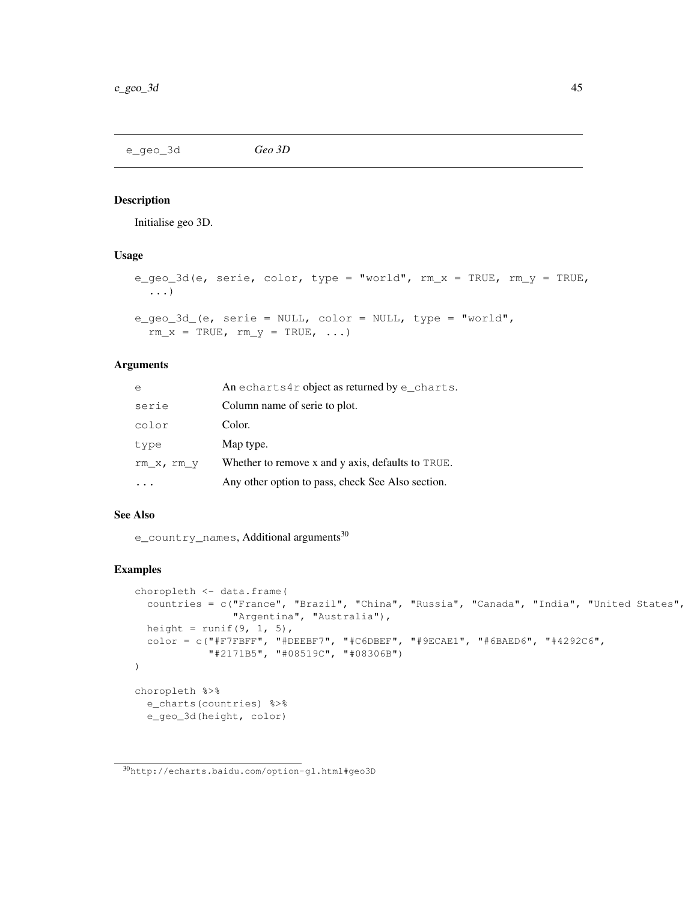## e_geo_3d *Geo 3D*

### Description

Initialise geo 3D.

### Usage

```
e_geo_3d(e, serie, color, type = "world", rm_x = TRUE, rm_y = TRUE,
  ...)

e_geo_3d_(e, serie = NULL, color = NULL, type = "world",
  rm_x = TRUE, rm_y = TRUE, ...)
```

### Arguments

| | |
|---|---|
| e | An echarts4r object as returned by e_charts. |
| serie | Column name of serie to plot. |
| color | Color. |
| type | Map type. |
| rm_x, rm_y | Whether to remove x and y axis, defaults to TRUE. |
| ... | Any other option to pass, check See Also section. |

### See Also

e_country_names, Additional arguments[30]

### Examples

```
choropleth <- data.frame(
  countries = c("France", "Brazil", "China", "Russia", "Canada", "India", "United States",
                "Argentina", "Australia"),
  height = runif(9, 1, 5),
  color = c("#F7FBFF", "#DEEBF7", "#C6DBEF", "#9ECAE1", "#6BAED6", "#4292C6",
            "#2171B5", "#08519C", "#08306B")
)

choropleth %>%
  e_charts(countries) %>%
  e_geo_3d(height, color)
```

[30]http://echarts.baidu.com/option-gl.html#geo3D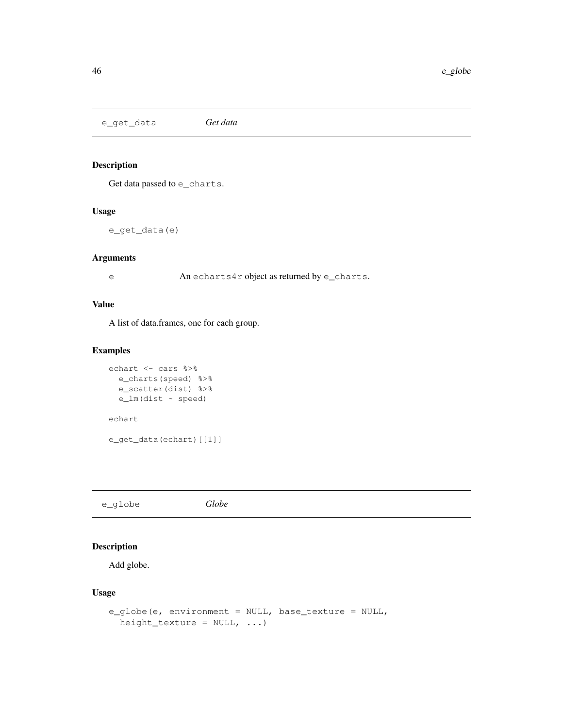## e_get_data *Get data*

### Description

Get data passed to `e_charts`.

### Usage

```
e_get_data(e)
```

### Arguments

| | |
|---|---|
| e | An `echarts4r` object as returned by `e_charts`. |

### Value

A list of data.frames, one for each group.

### Examples

```
echart <- cars %>%
  e_charts(speed) %>%
  e_scatter(dist) %>%
  e_lm(dist ~ speed)

echart

e_get_data(echart)[[1]]
```

## e_globe *Globe*

### Description

Add globe.

### Usage

```
e_globe(e, environment = NULL, base_texture = NULL,
  height_texture = NULL, ...)
```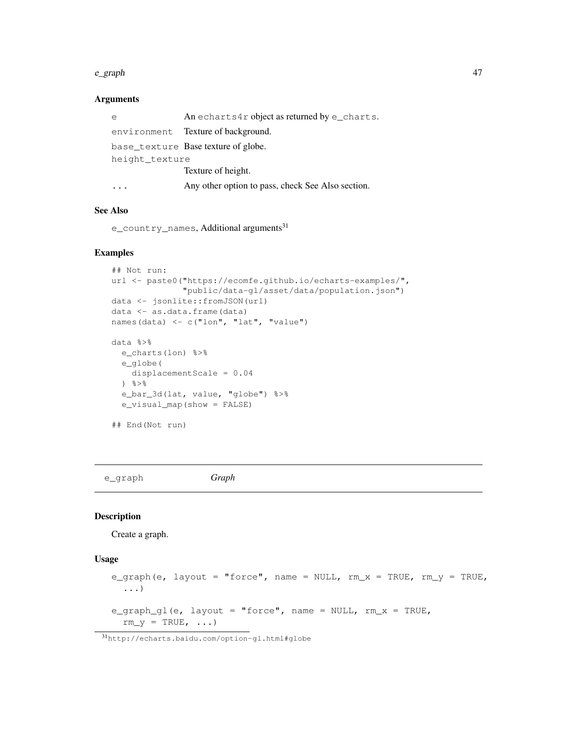### Arguments

| | |
|---|---|
| `e` | An `echarts4r` object as returned by `e_charts`. |
| `environment` | Texture of background. |
| `base_texture` | Base texture of globe. |
| `height_texture` | Texture of height. |
| `...` | Any other option to pass, check See Also section. |

### See Also

`e_country_names`, Additional arguments[31]

### Examples

```
## Not run:
url <- paste0("https://ecomfe.github.io/echarts-examples/",
              "public/data-gl/asset/data/population.json")
data <- jsonlite::fromJSON(url)
data <- as.data.frame(data)
names(data) <- c("lon", "lat", "value")

data %>%
  e_charts(lon) %>%
  e_globe(
    displacementScale = 0.04
  ) %>%
  e_bar_3d(lat, value, "globe") %>%
  e_visual_map(show = FALSE)

## End(Not run)
```

---

## `e_graph` *Graph*

---

### Description

Create a graph.

### Usage

```
e_graph(e, layout = "force", name = NULL, rm_x = TRUE, rm_y = TRUE,
  ...)

e_graph_gl(e, layout = "force", name = NULL, rm_x = TRUE,
  rm_y = TRUE, ...)
```

[31] http://echarts.baidu.com/option-gl.html#globe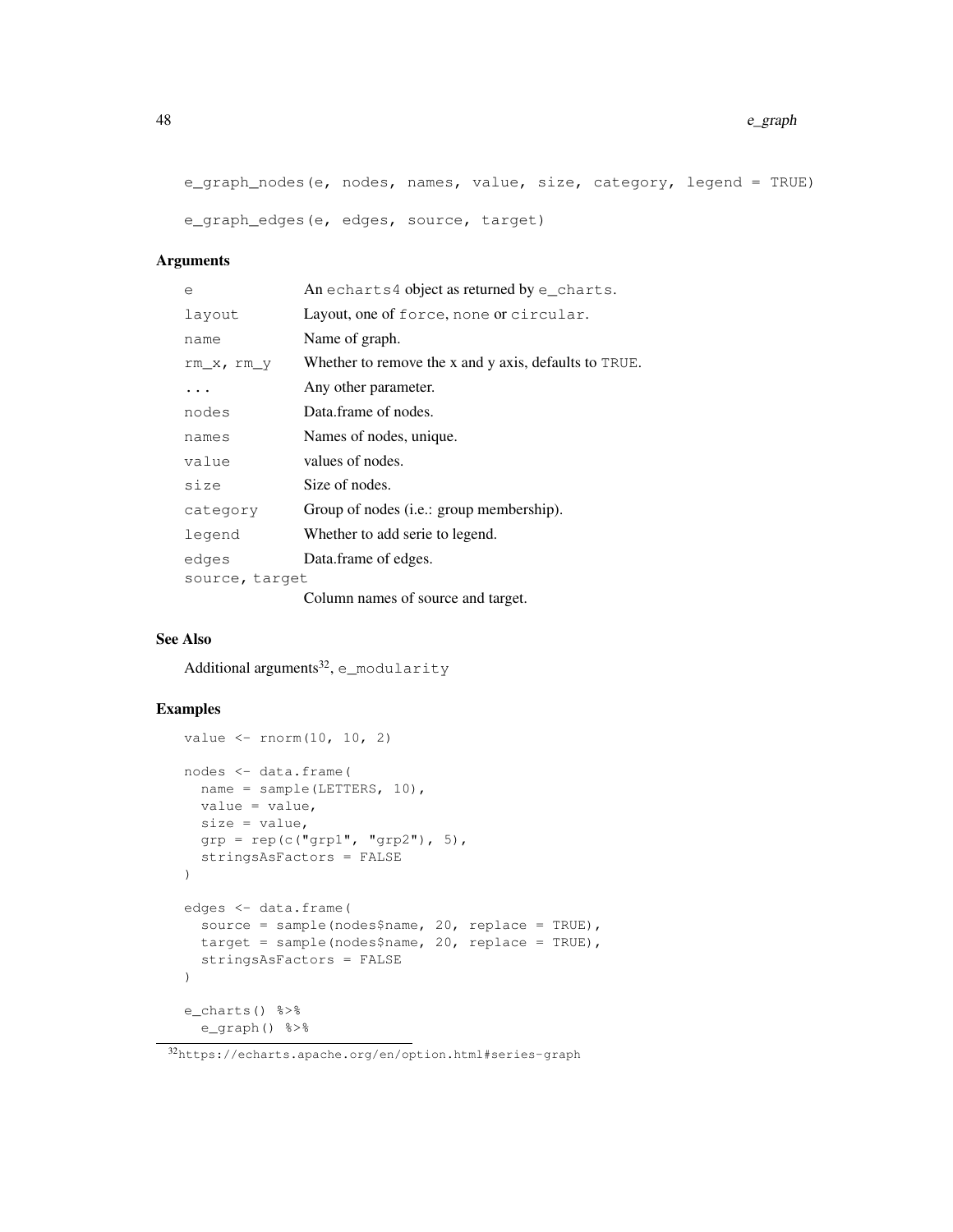```
e_graph_nodes(e, nodes, names, value, size, category, legend = TRUE)

e_graph_edges(e, edges, source, target)
```

### Arguments

| | |
|---|---|
| e | An echarts4 object as returned by e_charts. |
| layout | Layout, one of force, none or circular. |
| name | Name of graph. |
| rm_x, rm_y | Whether to remove the x and y axis, defaults to TRUE. |
| ... | Any other parameter. |
| nodes | Data.frame of nodes. |
| names | Names of nodes, unique. |
| value | values of nodes. |
| size | Size of nodes. |
| category | Group of nodes (i.e.: group membership). |
| legend | Whether to add serie to legend. |
| edges | Data.frame of edges. |
| source, target | Column names of source and target. |

### See Also

Additional arguments[32], e_modularity

### Examples

```
value <- rnorm(10, 10, 2)

nodes <- data.frame(
  name = sample(LETTERS, 10),
  value = value,
  size = value,
  grp = rep(c("grp1", "grp2"), 5),
  stringsAsFactors = FALSE
)

edges <- data.frame(
  source = sample(nodes$name, 20, replace = TRUE),
  target = sample(nodes$name, 20, replace = TRUE),
  stringsAsFactors = FALSE
)

e_charts() %>%
  e_graph() %>%
```

[32] https://echarts.apache.org/en/option.html#series-graph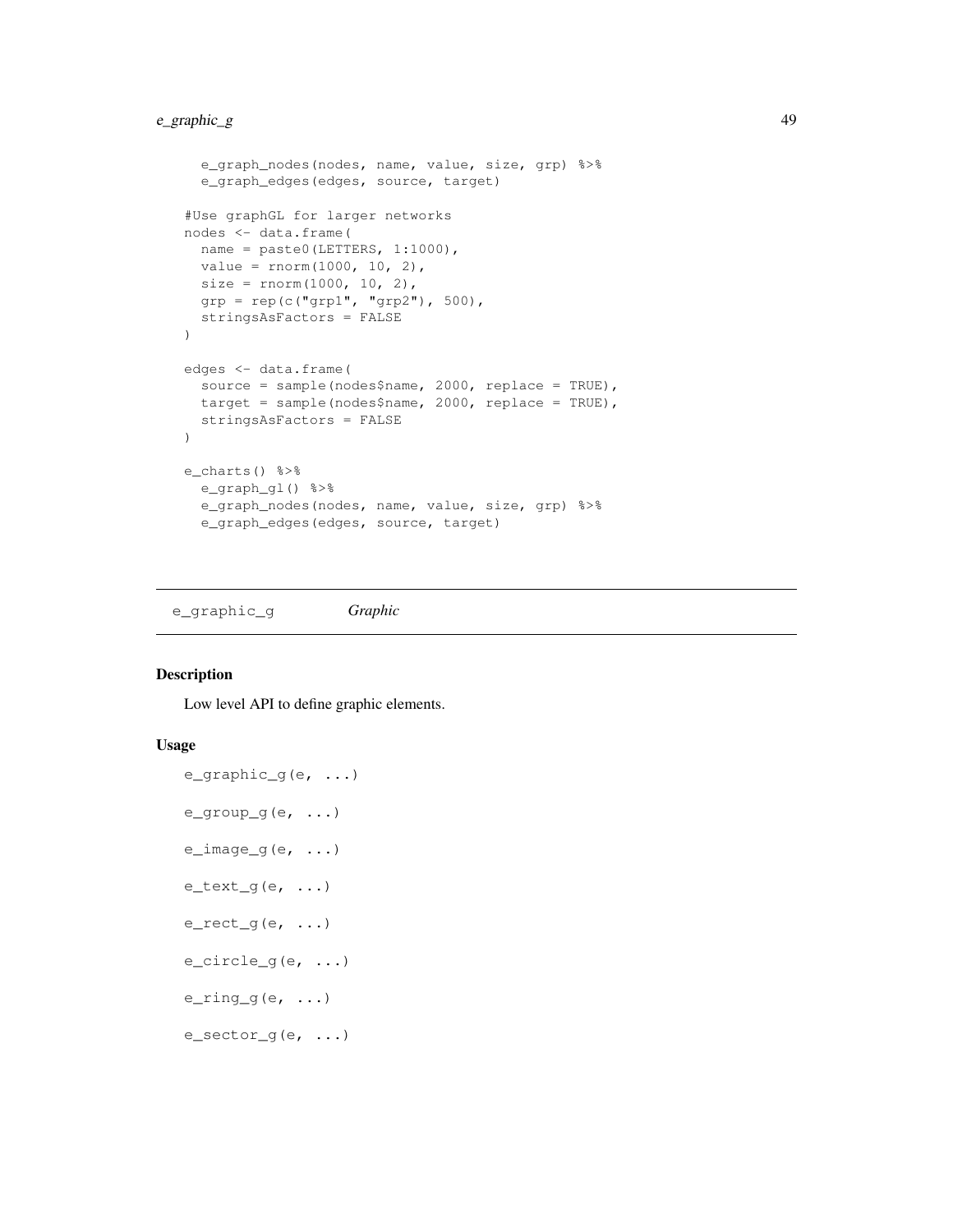```
  e_graph_nodes(nodes, name, value, size, grp) %>%
  e_graph_edges(edges, source, target)

#Use graphGL for larger networks
nodes <- data.frame(
  name = paste0(LETTERS, 1:1000),
  value = rnorm(1000, 10, 2),
  size = rnorm(1000, 10, 2),
  grp = rep(c("grp1", "grp2"), 500),
  stringsAsFactors = FALSE
)

edges <- data.frame(
  source = sample(nodes$name, 2000, replace = TRUE),
  target = sample(nodes$name, 2000, replace = TRUE),
  stringsAsFactors = FALSE
)

e_charts() %>%
  e_graph_gl() %>%
  e_graph_nodes(nodes, name, value, size, grp) %>%
  e_graph_edges(edges, source, target)
```

## e_graphic_g — *Graphic*

### Description

Low level API to define graphic elements.

### Usage

```
e_graphic_g(e, ...)

e_group_g(e, ...)

e_image_g(e, ...)

e_text_g(e, ...)

e_rect_g(e, ...)

e_circle_g(e, ...)

e_ring_g(e, ...)

e_sector_g(e, ...)
```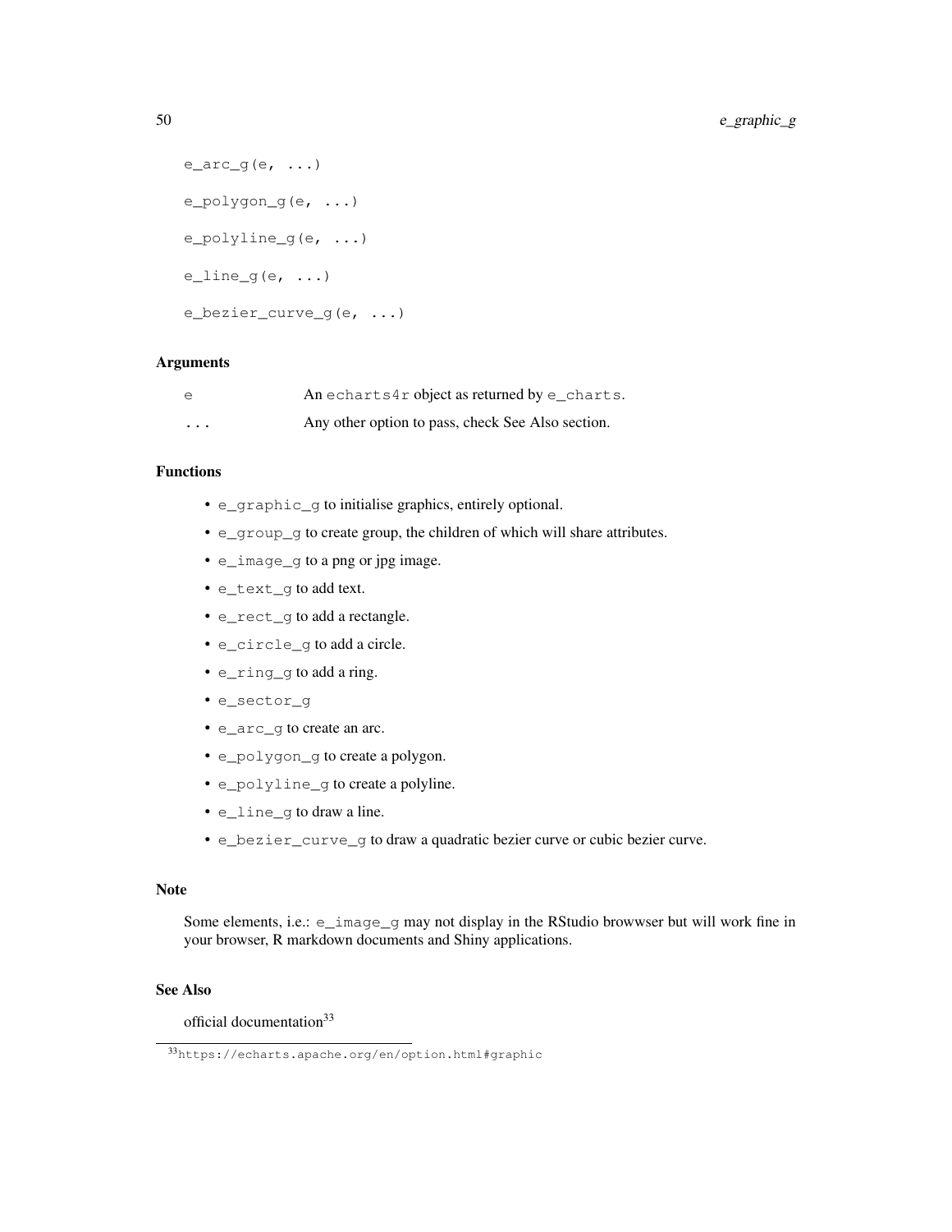```
e_arc_g(e, ...)

e_polygon_g(e, ...)

e_polyline_g(e, ...)

e_line_g(e, ...)

e_bezier_curve_g(e, ...)
```

### Arguments

| | |
|---|---|
| `e` | An `echarts4r` object as returned by `e_charts`. |
| `...` | Any other option to pass, check See Also section. |

### Functions

- `e_graphic_g` to initialise graphics, entirely optional.
- `e_group_g` to create group, the children of which will share attributes.
- `e_image_g` to a png or jpg image.
- `e_text_g` to add text.
- `e_rect_g` to add a rectangle.
- `e_circle_g` to add a circle.
- `e_ring_g` to add a ring.
- `e_sector_g`
- `e_arc_g` to create an arc.
- `e_polygon_g` to create a polygon.
- `e_polyline_g` to create a polyline.
- `e_line_g` to draw a line.
- `e_bezier_curve_g` to draw a quadratic bezier curve or cubic bezier curve.

### Note

Some elements, i.e.: `e_image_g` may not display in the RStudio browwser but will work fine in your browser, R markdown documents and Shiny applications.

### See Also

official documentation[33]

[33] https://echarts.apache.org/en/option.html#graphic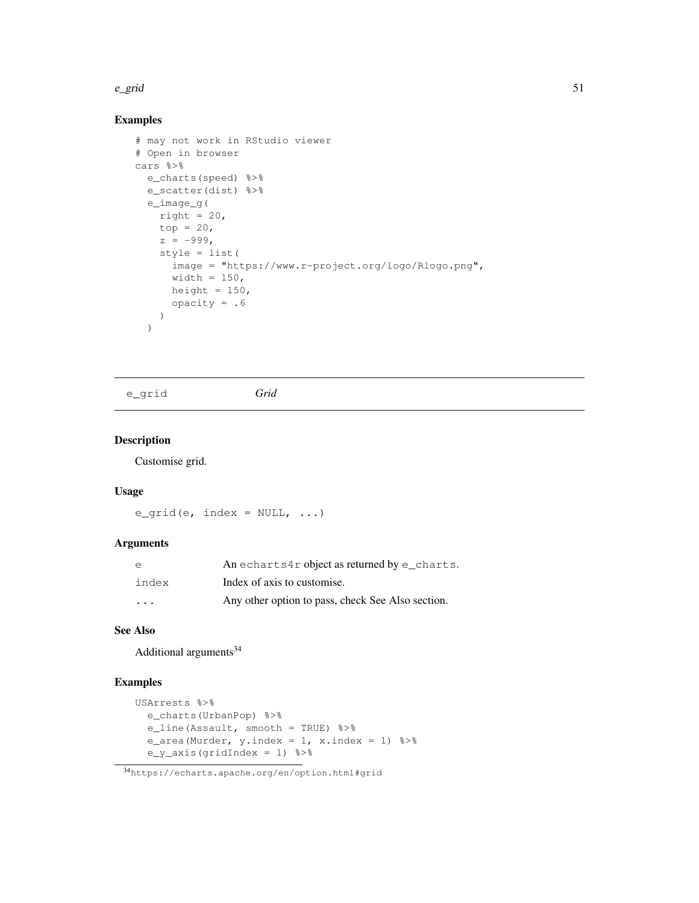### Examples

```
# may not work in RStudio viewer
# Open in browser
cars %>%
  e_charts(speed) %>%
  e_scatter(dist) %>%
  e_image_g(
    right = 20,
    top = 20,
    z = -999,
    style = list(
      image = "https://www.r-project.org/logo/Rlogo.png",
      width = 150,
      height = 150,
      opacity = .6
    )
  )
```

---

## e_grid *Grid*

---

### Description

Customise grid.

### Usage

```
e_grid(e, index = NULL, ...)
```

### Arguments

| | |
|---|---|
| e | An echarts4r object as returned by e_charts. |
| index | Index of axis to customise. |
| ... | Any other option to pass, check See Also section. |

### See Also

Additional arguments[34]

### Examples

```
USArrests %>%
  e_charts(UrbanPop) %>%
  e_line(Assault, smooth = TRUE) %>%
  e_area(Murder, y.index = 1, x.index = 1) %>%
  e_y_axis(gridIndex = 1) %>%
```

[34] https://echarts.apache.org/en/option.html#grid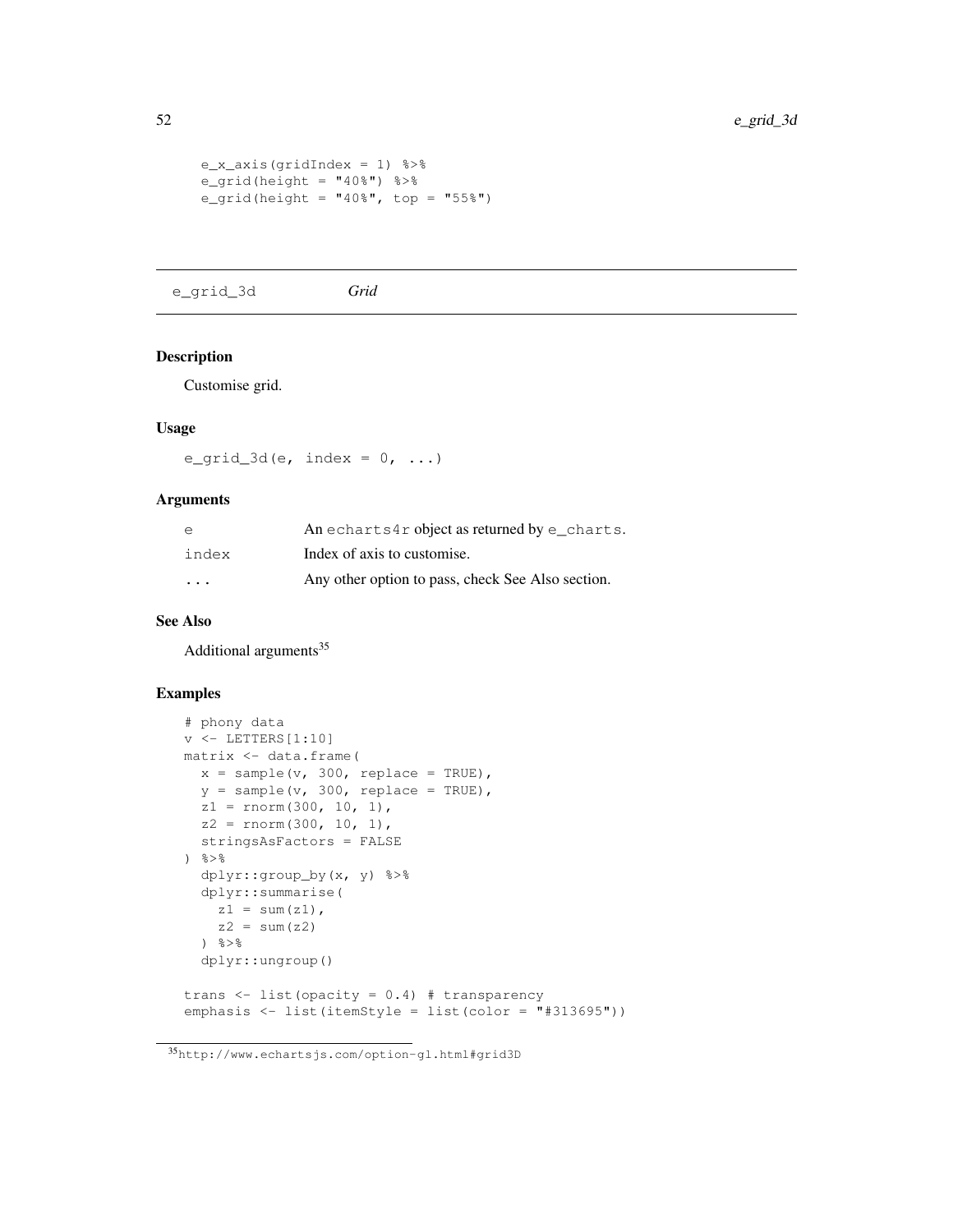```
  e_x_axis(gridIndex = 1) %>%
  e_grid(height = "40%") %>%
  e_grid(height = "40%", top = "55%")
```

---

## e_grid_3d    *Grid*

### Description

Customise grid.

### Usage

```
e_grid_3d(e, index = 0, ...)
```

### Arguments

| | |
|---|---|
| e | An echarts4r object as returned by e_charts. |
| index | Index of axis to customise. |
| ... | Any other option to pass, check See Also section. |

### See Also

Additional arguments[35]

### Examples

```
# phony data
v <- LETTERS[1:10]
matrix <- data.frame(
  x = sample(v, 300, replace = TRUE),
  y = sample(v, 300, replace = TRUE),
  z1 = rnorm(300, 10, 1),
  z2 = rnorm(300, 10, 1),
  stringsAsFactors = FALSE
) %>%
  dplyr::group_by(x, y) %>%
  dplyr::summarise(
    z1 = sum(z1),
    z2 = sum(z2)
  ) %>%
  dplyr::ungroup()

trans <- list(opacity = 0.4) # transparency
emphasis <- list(itemStyle = list(color = "#313695"))
```

[35] http://www.echartsjs.com/option-gl.html#grid3D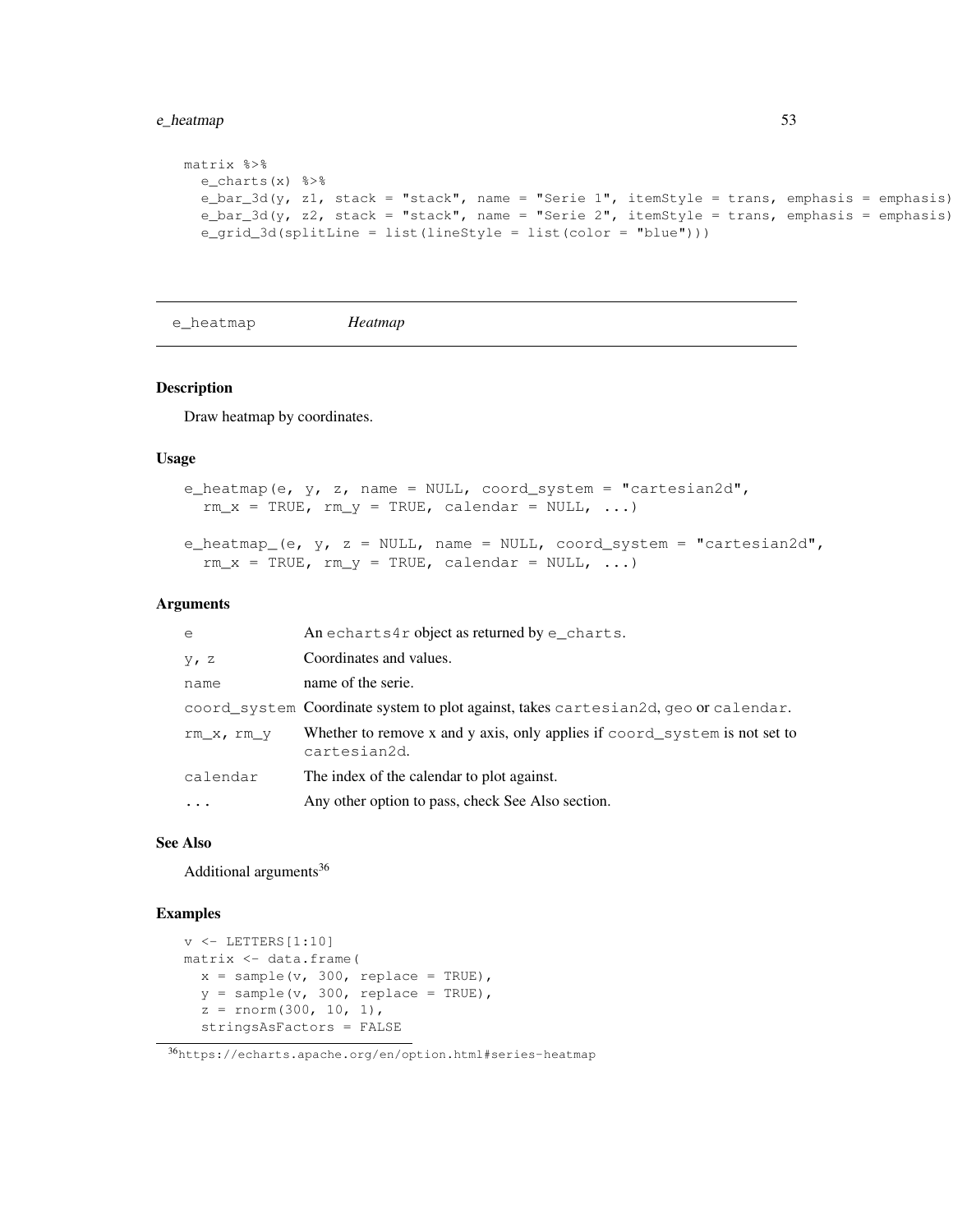```
matrix %>%
  e_charts(x) %>%
  e_bar_3d(y, z1, stack = "stack", name = "Serie 1", itemStyle = trans, emphasis = emphasis)
  e_bar_3d(y, z2, stack = "stack", name = "Serie 2", itemStyle = trans, emphasis = emphasis)
  e_grid_3d(splitLine = list(lineStyle = list(color = "blue")))
```

## e_heatmap *Heatmap*

### Description

Draw heatmap by coordinates.

### Usage

```
e_heatmap(e, y, z, name = NULL, coord_system = "cartesian2d",
  rm_x = TRUE, rm_y = TRUE, calendar = NULL, ...)

e_heatmap_(e, y, z = NULL, name = NULL, coord_system = "cartesian2d",
  rm_x = TRUE, rm_y = TRUE, calendar = NULL, ...)
```

### Arguments

| | |
|---|---|
| `e` | An `echarts4r` object as returned by `e_charts`. |
| `y, z` | Coordinates and values. |
| `name` | name of the serie. |
| `coord_system` | Coordinate system to plot against, takes `cartesian2d`, `geo` or `calendar`. |
| `rm_x, rm_y` | Whether to remove x and y axis, only applies if `coord_system` is not set to `cartesian2d`. |
| `calendar` | The index of the calendar to plot against. |
| `...` | Any other option to pass, check See Also section. |

### See Also

Additional arguments[36]

### Examples

```
v <- LETTERS[1:10]
matrix <- data.frame(
  x = sample(v, 300, replace = TRUE),
  y = sample(v, 300, replace = TRUE),
  z = rnorm(300, 10, 1),
  stringsAsFactors = FALSE
```

[36] https://echarts.apache.org/en/option.html#series-heatmap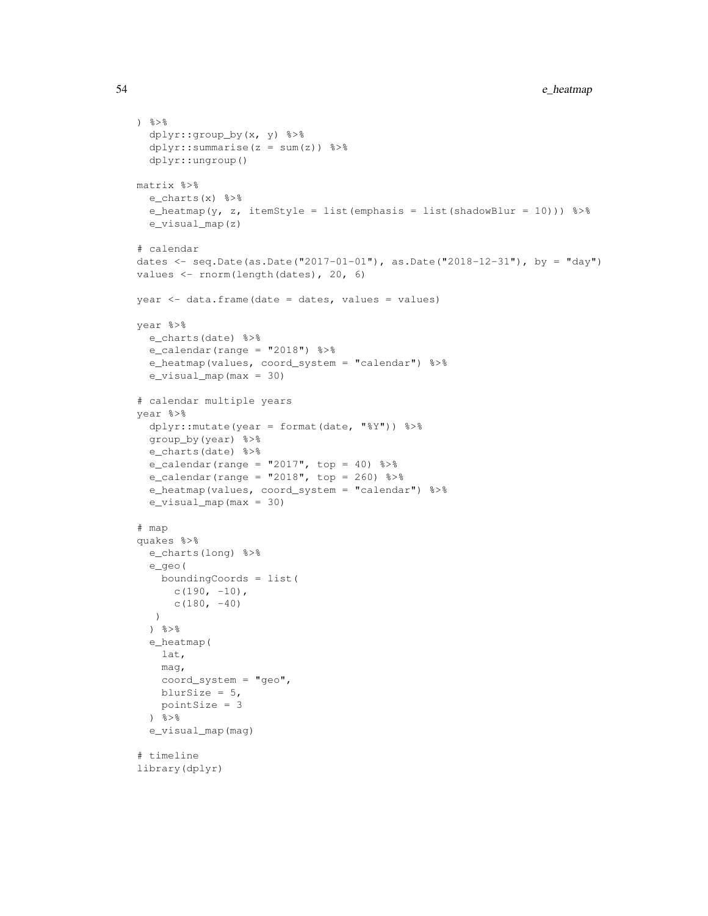```
) %>%
  dplyr::group_by(x, y) %>%
  dplyr::summarise(z = sum(z)) %>%
  dplyr::ungroup()

matrix %>%
  e_charts(x) %>%
  e_heatmap(y, z, itemStyle = list(emphasis = list(shadowBlur = 10))) %>%
  e_visual_map(z)

# calendar
dates <- seq.Date(as.Date("2017-01-01"), as.Date("2018-12-31"), by = "day")
values <- rnorm(length(dates), 20, 6)

year <- data.frame(date = dates, values = values)

year %>%
  e_charts(date) %>%
  e_calendar(range = "2018") %>%
  e_heatmap(values, coord_system = "calendar") %>%
  e_visual_map(max = 30)

# calendar multiple years
year %>%
  dplyr::mutate(year = format(date, "%Y")) %>%
  group_by(year) %>%
  e_charts(date) %>%
  e_calendar(range = "2017", top = 40) %>%
  e_calendar(range = "2018", top = 260) %>%
  e_heatmap(values, coord_system = "calendar") %>%
  e_visual_map(max = 30)

# map
quakes %>%
  e_charts(long) %>%
  e_geo(
    boundingCoords = list(
      c(190, -10),
      c(180, -40)
   )
  ) %>%
  e_heatmap(
    lat,
    mag,
    coord_system = "geo",
    blurSize = 5,
    pointSize = 3
  ) %>%
  e_visual_map(mag)

# timeline
library(dplyr)
```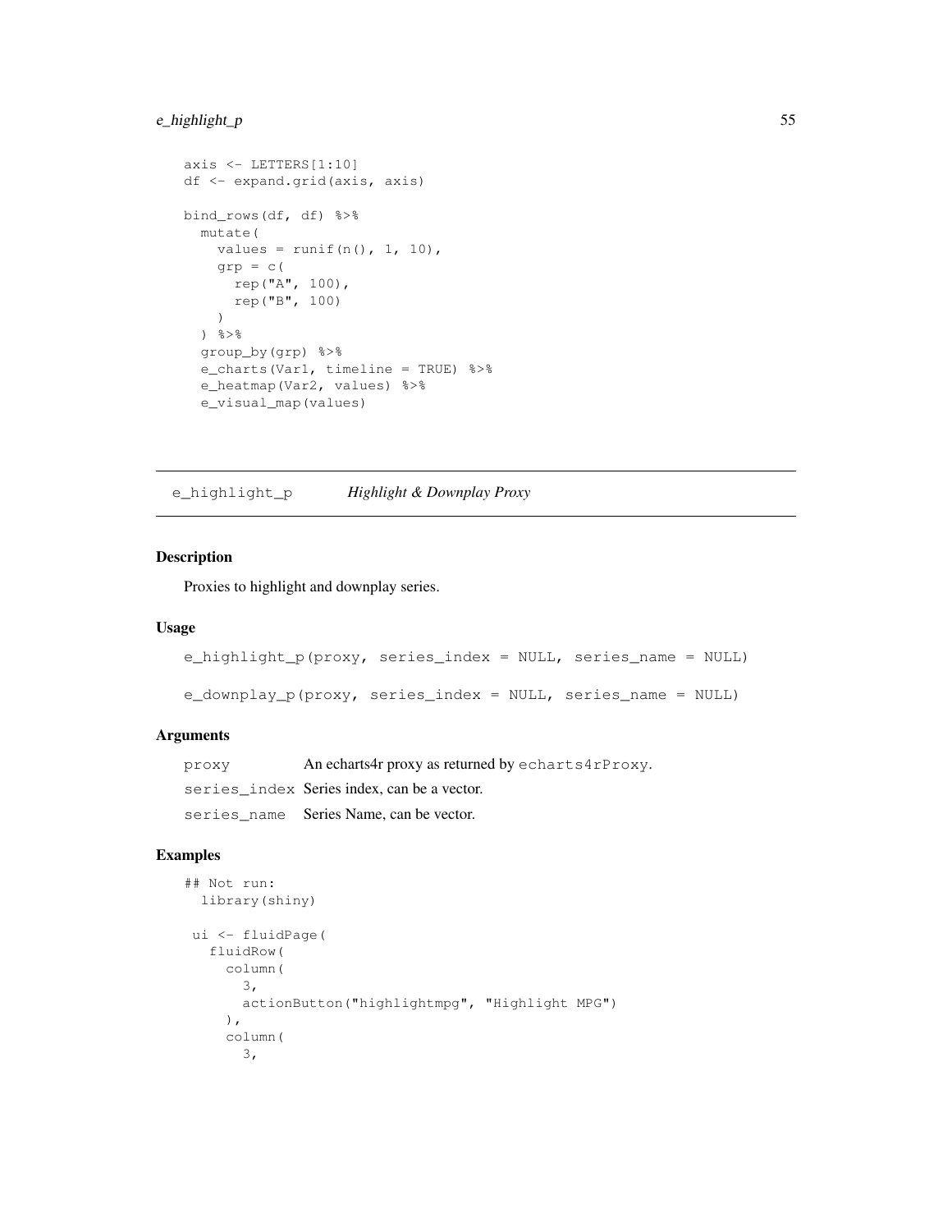```
axis <- LETTERS[1:10]
df <- expand.grid(axis, axis)

bind_rows(df, df) %>%
  mutate(
    values = runif(n(), 1, 10),
    grp = c(
      rep("A", 100),
      rep("B", 100)
    )
  ) %>%
  group_by(grp) %>%
  e_charts(Var1, timeline = TRUE) %>%
  e_heatmap(Var2, values) %>%
  e_visual_map(values)
```

## e_highlight_p *Highlight & Downplay Proxy*

### Description

Proxies to highlight and downplay series.

### Usage

```
e_highlight_p(proxy, series_index = NULL, series_name = NULL)

e_downplay_p(proxy, series_index = NULL, series_name = NULL)
```

### Arguments

| | |
|---|---|
| proxy | An echarts4r proxy as returned by `echarts4rProxy`. |
| series_index | Series index, can be a vector. |
| series_name | Series Name, can be vector. |

### Examples

```
## Not run:
  library(shiny)

 ui <- fluidPage(
   fluidRow(
     column(
       3,
       actionButton("highlightmpg", "Highlight MPG")
     ),
     column(
       3,
```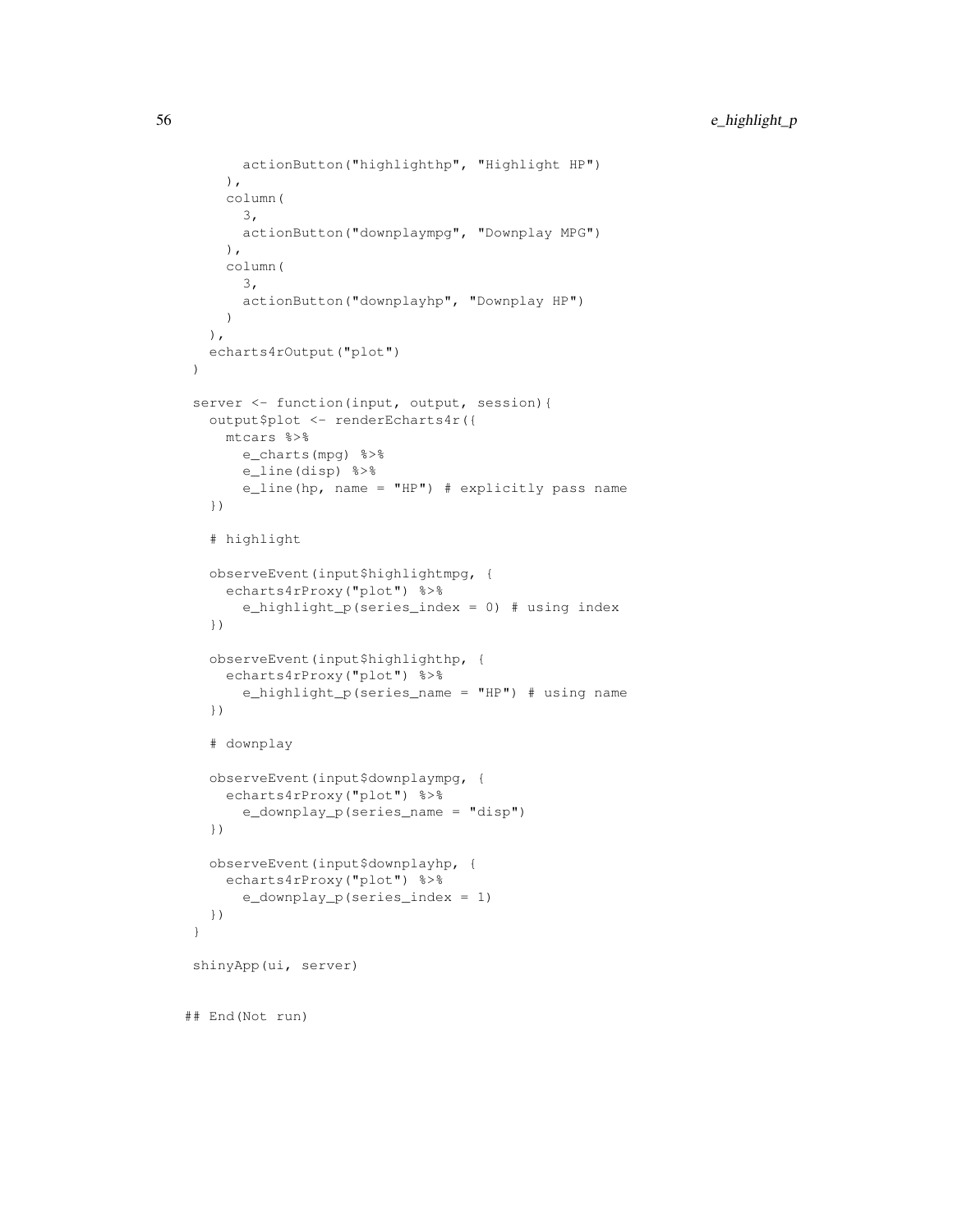```
      actionButton("highlighthp", "Highlight HP")
    ),
    column(
      3,
      actionButton("downplaympg", "Downplay MPG")
    ),
    column(
      3,
      actionButton("downplayhp", "Downplay HP")
    )
  ),
  echarts4rOutput("plot")
)

server <- function(input, output, session){
  output$plot <- renderEcharts4r({
    mtcars %>%
      e_charts(mpg) %>%
      e_line(disp) %>%
      e_line(hp, name = "HP") # explicitly pass name
  })

  # highlight

  observeEvent(input$highlightmpg, {
    echarts4rProxy("plot") %>%
      e_highlight_p(series_index = 0) # using index
  })

  observeEvent(input$highlighthp, {
    echarts4rProxy("plot") %>%
      e_highlight_p(series_name = "HP") # using name
  })

  # downplay

  observeEvent(input$downplaympg, {
    echarts4rProxy("plot") %>%
      e_downplay_p(series_name = "disp")
  })

  observeEvent(input$downplayhp, {
    echarts4rProxy("plot") %>%
      e_downplay_p(series_index = 1)
  })
}

shinyApp(ui, server)

## End(Not run)
```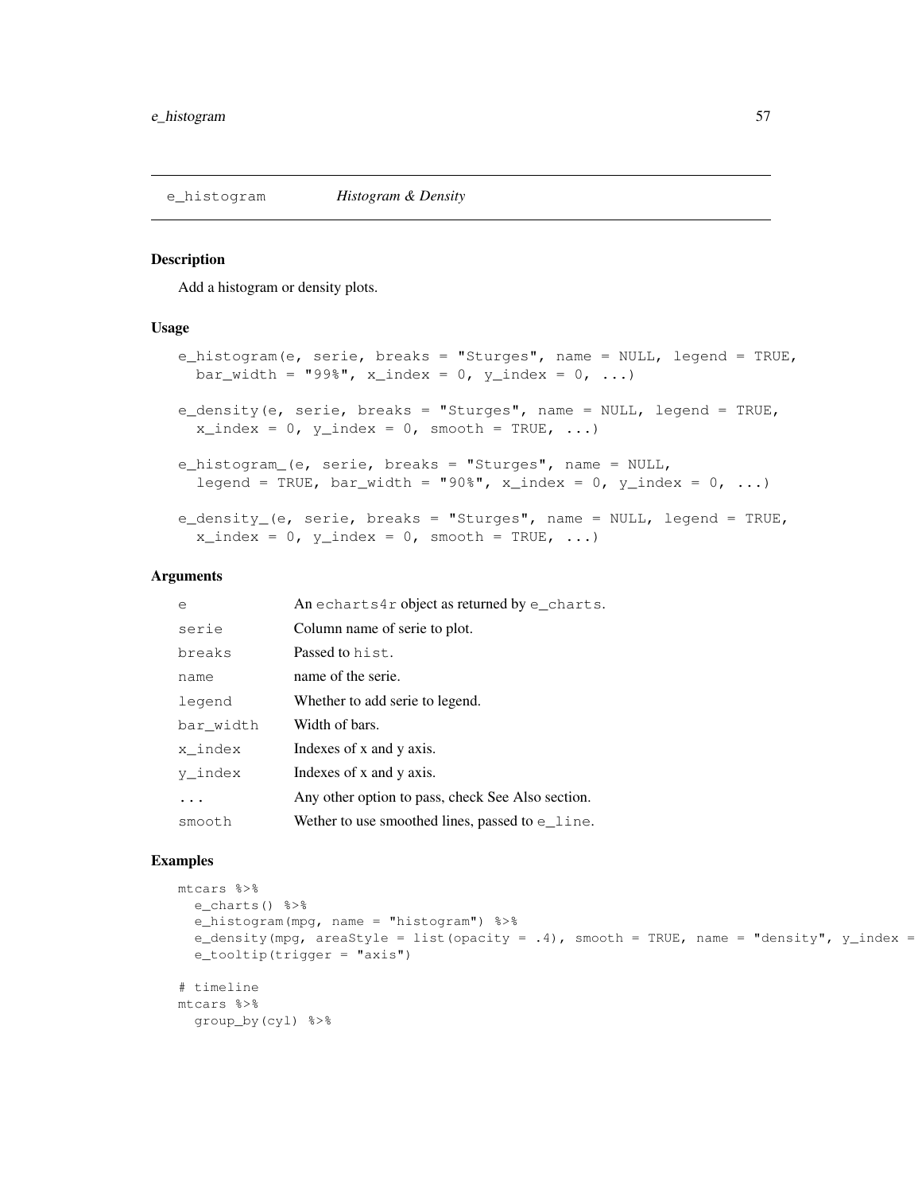## e_histogram — *Histogram & Density*

### Description

Add a histogram or density plots.

### Usage

```
e_histogram(e, serie, breaks = "Sturges", name = NULL, legend = TRUE,
  bar_width = "99%", x_index = 0, y_index = 0, ...)

e_density(e, serie, breaks = "Sturges", name = NULL, legend = TRUE,
  x_index = 0, y_index = 0, smooth = TRUE, ...)

e_histogram_(e, serie, breaks = "Sturges", name = NULL,
  legend = TRUE, bar_width = "90%", x_index = 0, y_index = 0, ...)

e_density_(e, serie, breaks = "Sturges", name = NULL, legend = TRUE,
  x_index = 0, y_index = 0, smooth = TRUE, ...)
```

### Arguments

| | |
|---|---|
| `e` | An `echarts4r` object as returned by `e_charts`. |
| `serie` | Column name of serie to plot. |
| `breaks` | Passed to `hist`. |
| `name` | name of the serie. |
| `legend` | Whether to add serie to legend. |
| `bar_width` | Width of bars. |
| `x_index` | Indexes of x and y axis. |
| `y_index` | Indexes of x and y axis. |
| `...` | Any other option to pass, check See Also section. |
| `smooth` | Wether to use smoothed lines, passed to `e_line`. |

### Examples

```
mtcars %>%
  e_charts() %>%
  e_histogram(mpg, name = "histogram") %>%
  e_density(mpg, areaStyle = list(opacity = .4), smooth = TRUE, name = "density", y_index =
  e_tooltip(trigger = "axis")

# timeline
mtcars %>%
  group_by(cyl) %>%
```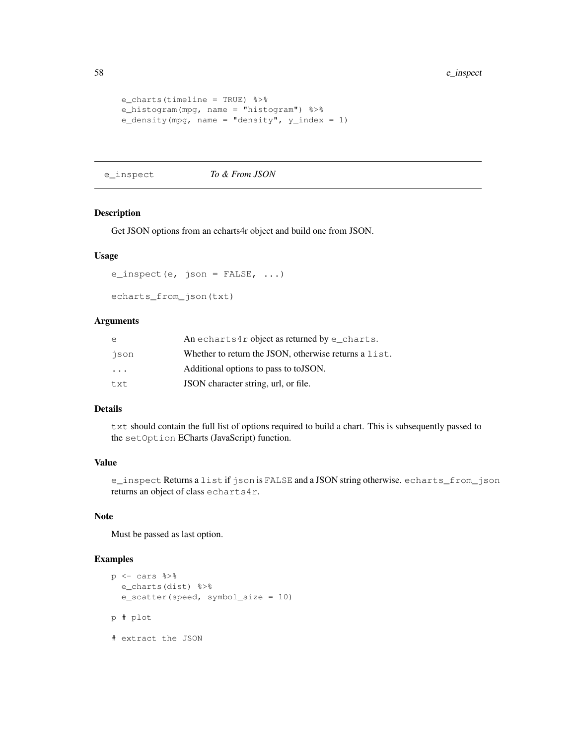```
  e_charts(timeline = TRUE) %>%
  e_histogram(mpg, name = "histogram") %>%
  e_density(mpg, name = "density", y_index = 1)
```

## e_inspect *To & From JSON*

### Description

Get JSON options from an echarts4r object and build one from JSON.

### Usage

```
e_inspect(e, json = FALSE, ...)

echarts_from_json(txt)
```

### Arguments

| | |
|---|---|
| e | An `echarts4r` object as returned by `e_charts`. |
| json | Whether to return the JSON, otherwise returns a `list`. |
| ... | Additional options to pass to toJSON. |
| txt | JSON character string, url, or file. |

### Details

`txt` should contain the full list of options required to build a chart. This is subsequently passed to the `setOption` ECharts (JavaScript) function.

### Value

`e_inspect` Returns a `list` if `json` is `FALSE` and a JSON string otherwise. `echarts_from_json` returns an object of class `echarts4r`.

### Note

Must be passed as last option.

### Examples

```
p <- cars %>%
  e_charts(dist) %>%
  e_scatter(speed, symbol_size = 10)

p # plot

# extract the JSON
```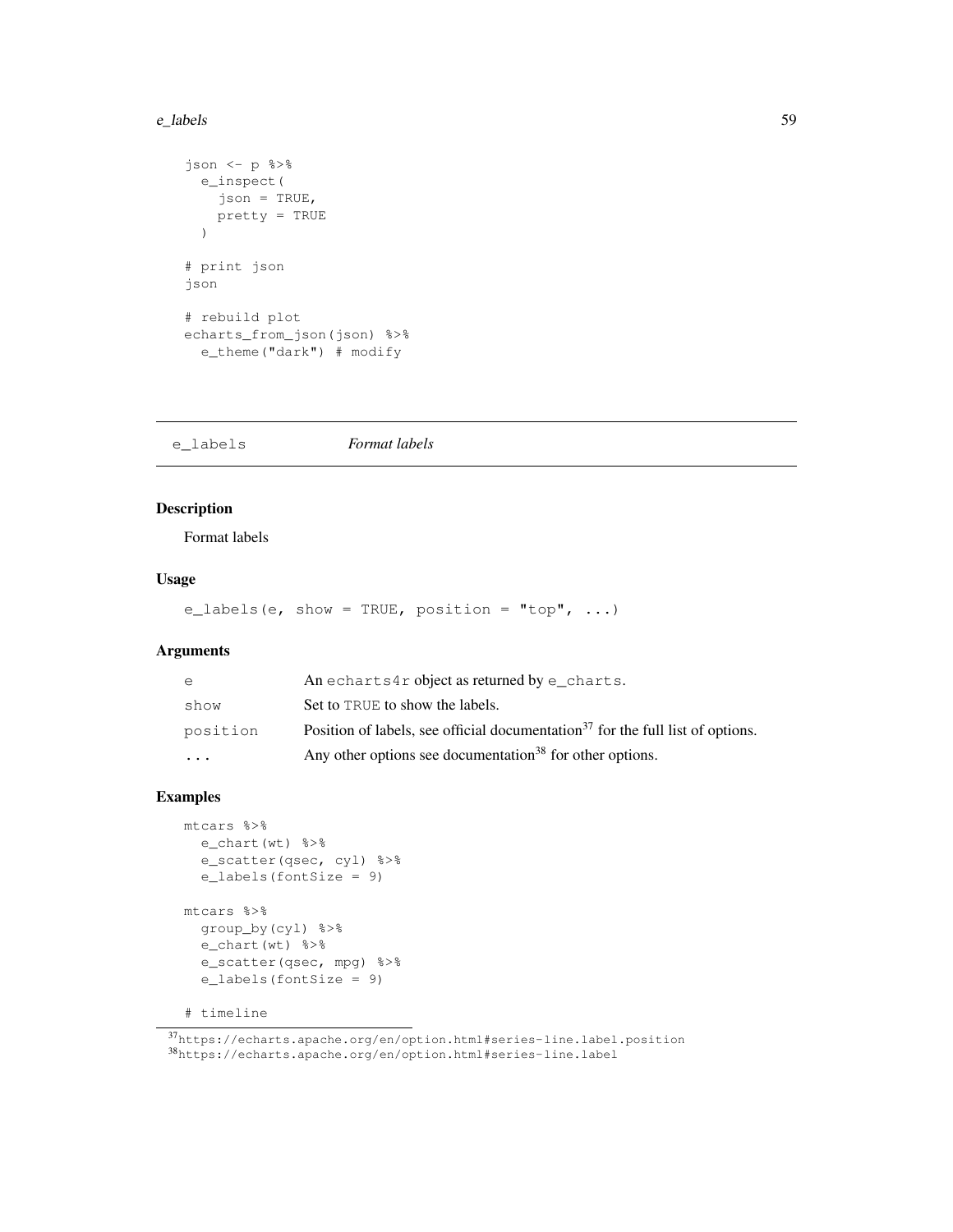```
json <- p %>%
  e_inspect(
    json = TRUE,
    pretty = TRUE
  )

# print json
json

# rebuild plot
echarts_from_json(json) %>%
  e_theme("dark") # modify
```

## e_labels *Format labels*

### Description

Format labels

### Usage

```
e_labels(e, show = TRUE, position = "top", ...)
```

### Arguments

| | |
|---|---|
| e | An echarts4r object as returned by e_charts. |
| show | Set to TRUE to show the labels. |
| position | Position of labels, see official documentation[37] for the full list of options. |
| ... | Any other options see documentation[38] for other options. |

### Examples

```
mtcars %>%
  e_chart(wt) %>%
  e_scatter(qsec, cyl) %>%
  e_labels(fontSize = 9)

mtcars %>%
  group_by(cyl) %>%
  e_chart(wt) %>%
  e_scatter(qsec, mpg) %>%
  e_labels(fontSize = 9)

# timeline
```

[37] https://echarts.apache.org/en/option.html#series-line.label.position

[38] https://echarts.apache.org/en/option.html#series-line.label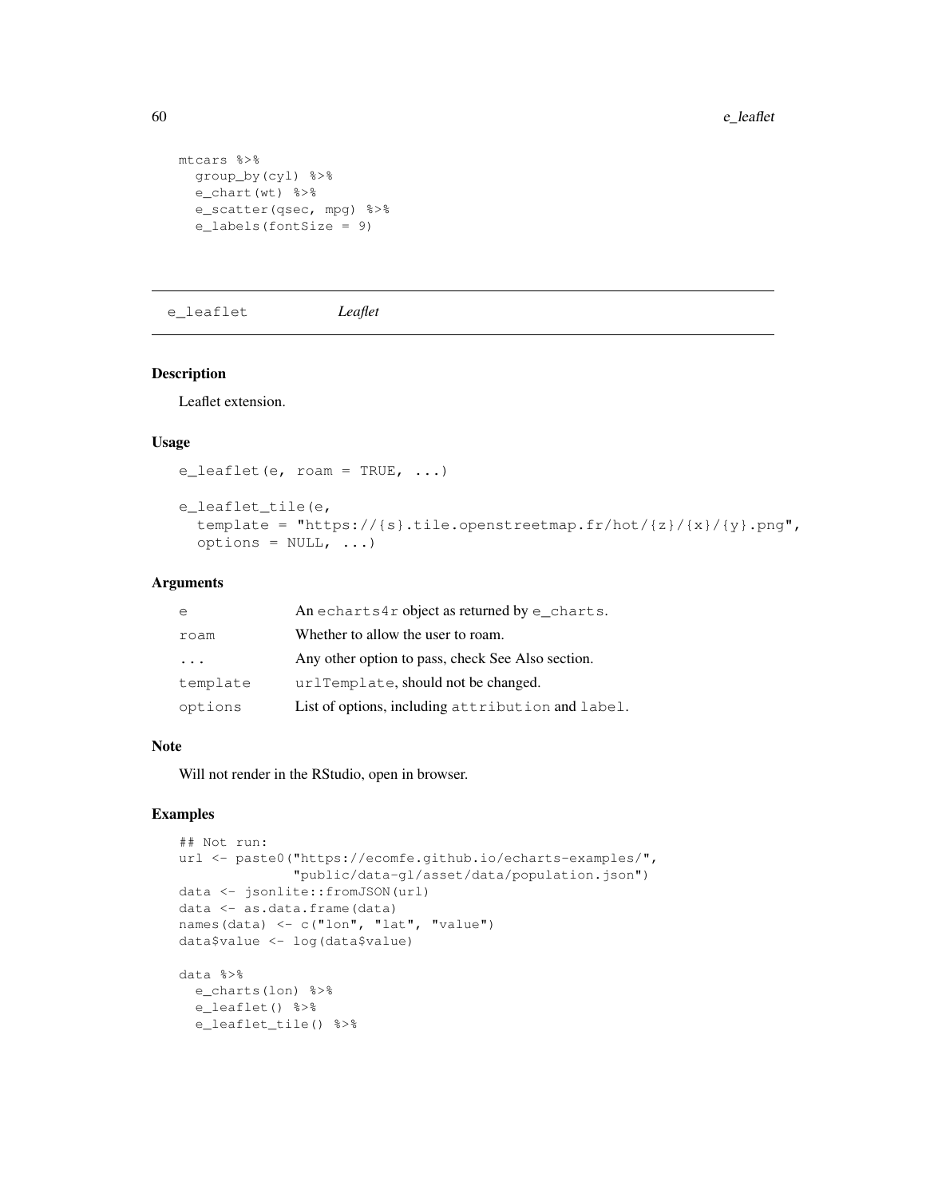```
mtcars %>%
  group_by(cyl) %>%
  e_chart(wt) %>%
  e_scatter(qsec, mpg) %>%
  e_labels(fontSize = 9)
```

## e_leaflet *Leaflet*

### Description

Leaflet extension.

### Usage

```
e_leaflet(e, roam = TRUE, ...)

e_leaflet_tile(e,
  template = "https://{s}.tile.openstreetmap.fr/hot/{z}/{x}/{y}.png",
  options = NULL, ...)
```

### Arguments

| | |
|---|---|
| `e` | An `echarts4r` object as returned by `e_charts`. |
| `roam` | Whether to allow the user to roam. |
| `...` | Any other option to pass, check See Also section. |
| `template` | `urlTemplate`, should not be changed. |
| `options` | List of options, including `attribution` and `label`. |

### Note

Will not render in the RStudio, open in browser.

### Examples

```
## Not run:
url <- paste0("https://ecomfe.github.io/echarts-examples/",
              "public/data-gl/asset/data/population.json")
data <- jsonlite::fromJSON(url)
data <- as.data.frame(data)
names(data) <- c("lon", "lat", "value")
data$value <- log(data$value)

data %>%
  e_charts(lon) %>%
  e_leaflet() %>%
  e_leaflet_tile() %>%
```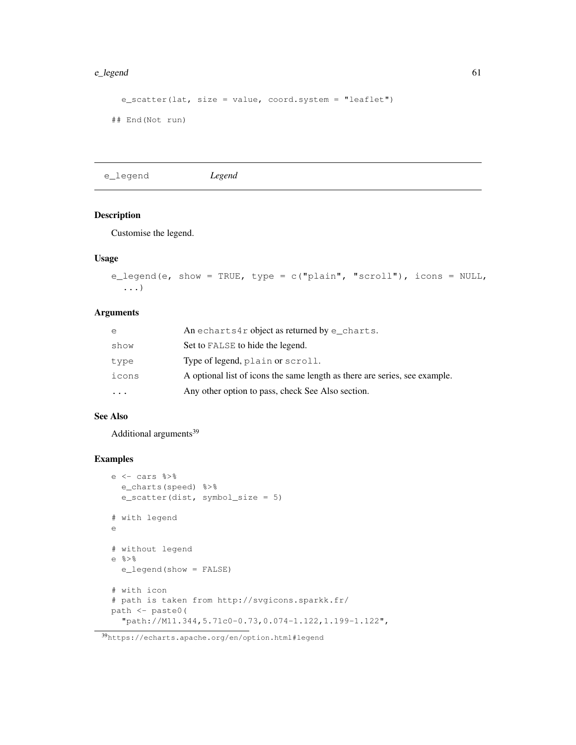```
  e_scatter(lat, size = value, coord.system = "leaflet")

## End(Not run)
```

---

## e_legend — *Legend*

### Description

Customise the legend.

### Usage

```
e_legend(e, show = TRUE, type = c("plain", "scroll"), icons = NULL,
  ...)
```

### Arguments

| | |
|---|---|
| e | An `echarts4r` object as returned by `e_charts`. |
| show | Set to `FALSE` to hide the legend. |
| type | Type of legend, `plain` or `scroll`. |
| icons | A optional list of icons the same length as there are series, see example. |
| ... | Any other option to pass, check See Also section. |

### See Also

Additional arguments[39]

### Examples

```
e <- cars %>%
  e_charts(speed) %>%
  e_scatter(dist, symbol_size = 5)

# with legend
e

# without legend
e %>%
  e_legend(show = FALSE)

# with icon
# path is taken from http://svgicons.sparkk.fr/
path <- paste0(
  "path://M11.344,5.71c0-0.73,0.074-1.122,1.199-1.122",
```

[39] https://echarts.apache.org/en/option.html#legend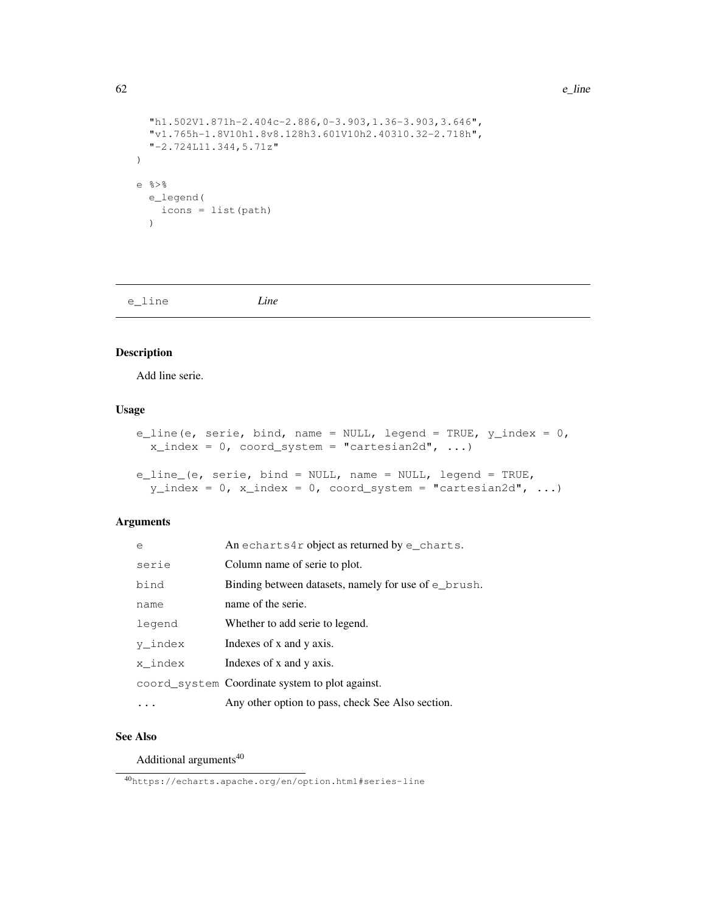```
  "h1.502V1.871h-2.404c-2.886,0-3.903,1.36-3.903,3.646",
  "v1.765h-1.8V10h1.8v8.128h3.601V10h2.403l0.32-2.718h",
  "-2.724L11.344,5.71z"
)

e %>%
  e_legend(
    icons = list(path)
  )
```

---

## e_line    *Line*

---

### Description

Add line serie.

### Usage

```
e_line(e, serie, bind, name = NULL, legend = TRUE, y_index = 0,
  x_index = 0, coord_system = "cartesian2d", ...)

e_line_(e, serie, bind = NULL, name = NULL, legend = TRUE,
  y_index = 0, x_index = 0, coord_system = "cartesian2d", ...)
```

### Arguments

| | |
|---|---|
| `e` | An `echarts4r` object as returned by `e_charts`. |
| `serie` | Column name of serie to plot. |
| `bind` | Binding between datasets, namely for use of `e_brush`. |
| `name` | name of the serie. |
| `legend` | Whether to add serie to legend. |
| `y_index` | Indexes of x and y axis. |
| `x_index` | Indexes of x and y axis. |
| `coord_system` | Coordinate system to plot against. |
| `...` | Any other option to pass, check See Also section. |

### See Also

Additional arguments[40]

[40] https://echarts.apache.org/en/option.html#series-line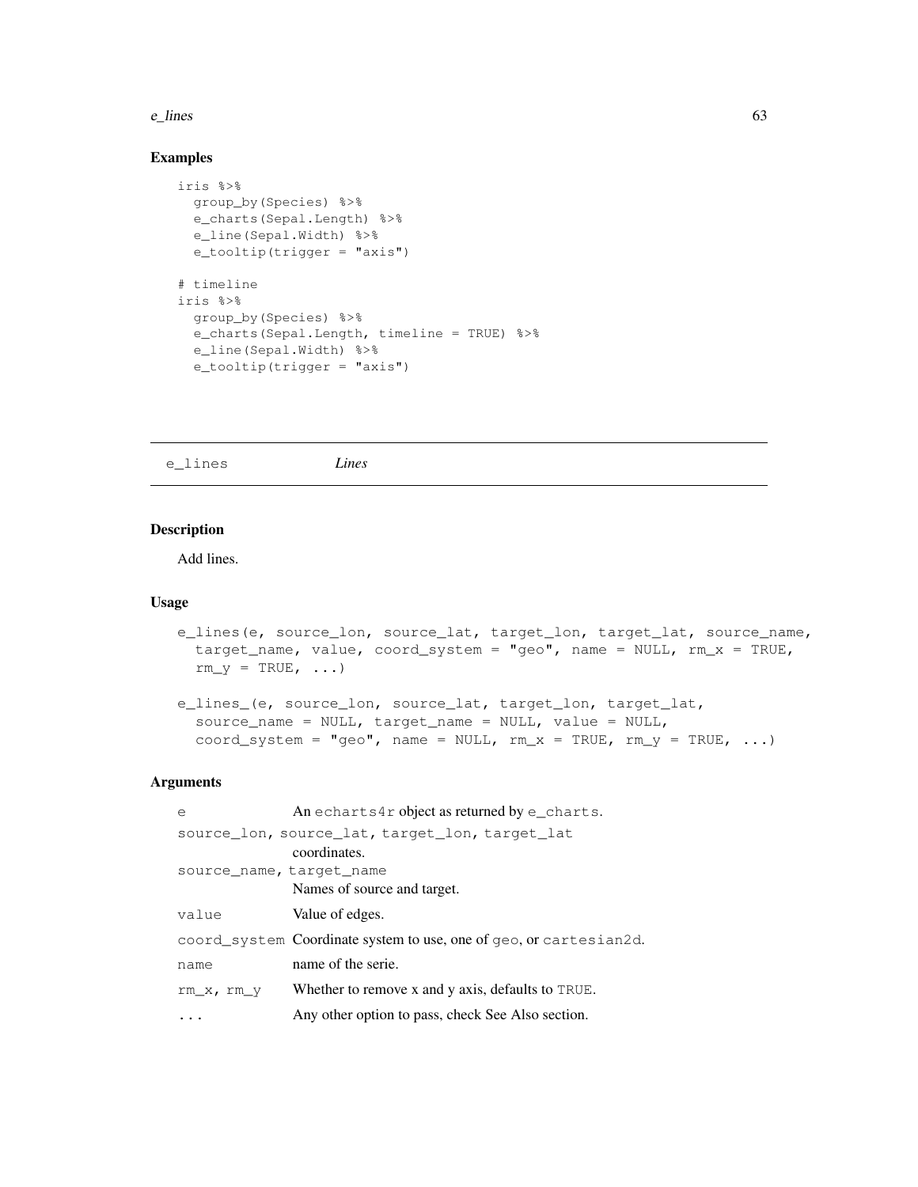## Examples

```
iris %>%
  group_by(Species) %>%
  e_charts(Sepal.Length) %>%
  e_line(Sepal.Width) %>%
  e_tooltip(trigger = "axis")

# timeline
iris %>%
  group_by(Species) %>%
  e_charts(Sepal.Length, timeline = TRUE) %>%
  e_line(Sepal.Width) %>%
  e_tooltip(trigger = "axis")
```

---

# e_lines *Lines*

---

## Description

Add lines.

## Usage

```
e_lines(e, source_lon, source_lat, target_lon, target_lat, source_name,
  target_name, value, coord_system = "geo", name = NULL, rm_x = TRUE,
  rm_y = TRUE, ...)

e_lines_(e, source_lon, source_lat, target_lon, target_lat,
  source_name = NULL, target_name = NULL, value = NULL,
  coord_system = "geo", name = NULL, rm_x = TRUE, rm_y = TRUE, ...)
```

## Arguments

| | |
|---|---|
| `e` | An `echarts4r` object as returned by `e_charts`. |
| `source_lon, source_lat, target_lon, target_lat` | coordinates. |
| `source_name, target_name` | Names of source and target. |
| `value` | Value of edges. |
| `coord_system` | Coordinate system to use, one of `geo`, or `cartesian2d`. |
| `name` | name of the serie. |
| `rm_x, rm_y` | Whether to remove x and y axis, defaults to `TRUE`. |
| `...` | Any other option to pass, check See Also section. |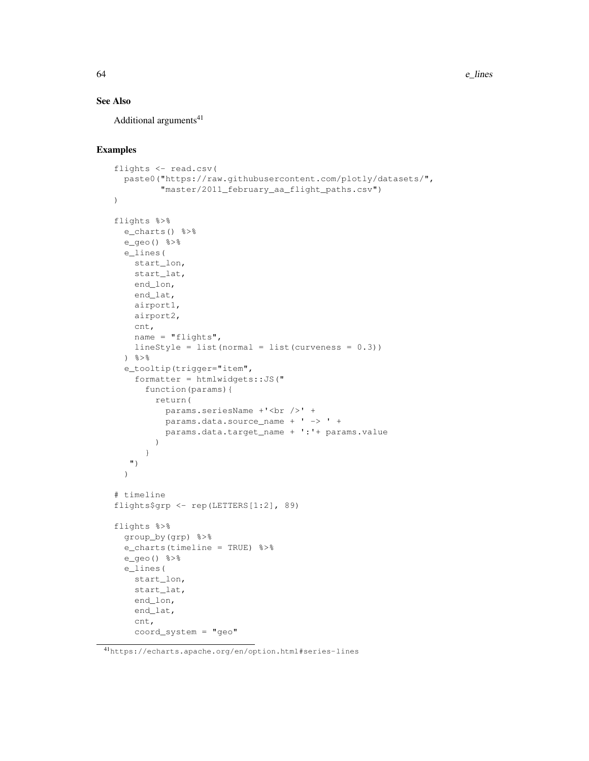## See Also

Additional arguments[41]

## Examples

```
flights <- read.csv(
  paste0("https://raw.githubusercontent.com/plotly/datasets/",
         "master/2011_february_aa_flight_paths.csv")
)

flights %>%
  e_charts() %>%
  e_geo() %>%
  e_lines(
    start_lon,
    start_lat,
    end_lon,
    end_lat,
    airport1,
    airport2,
    cnt,
    name = "flights",
    lineStyle = list(normal = list(curveness = 0.3))
  ) %>%
  e_tooltip(trigger="item",
    formatter = htmlwidgets::JS("
      function(params){
        return(
          params.seriesName +'<br />' +
          params.data.source_name + ' -> ' +
          params.data.target_name + ':'+ params.value
        )
      }
   ")
  )

# timeline
flights$grp <- rep(LETTERS[1:2], 89)

flights %>%
  group_by(grp) %>%
  e_charts(timeline = TRUE) %>%
  e_geo() %>%
  e_lines(
    start_lon,
    start_lat,
    end_lon,
    end_lat,
    cnt,
    coord_system = "geo"
```

[41] https://echarts.apache.org/en/option.html#series-lines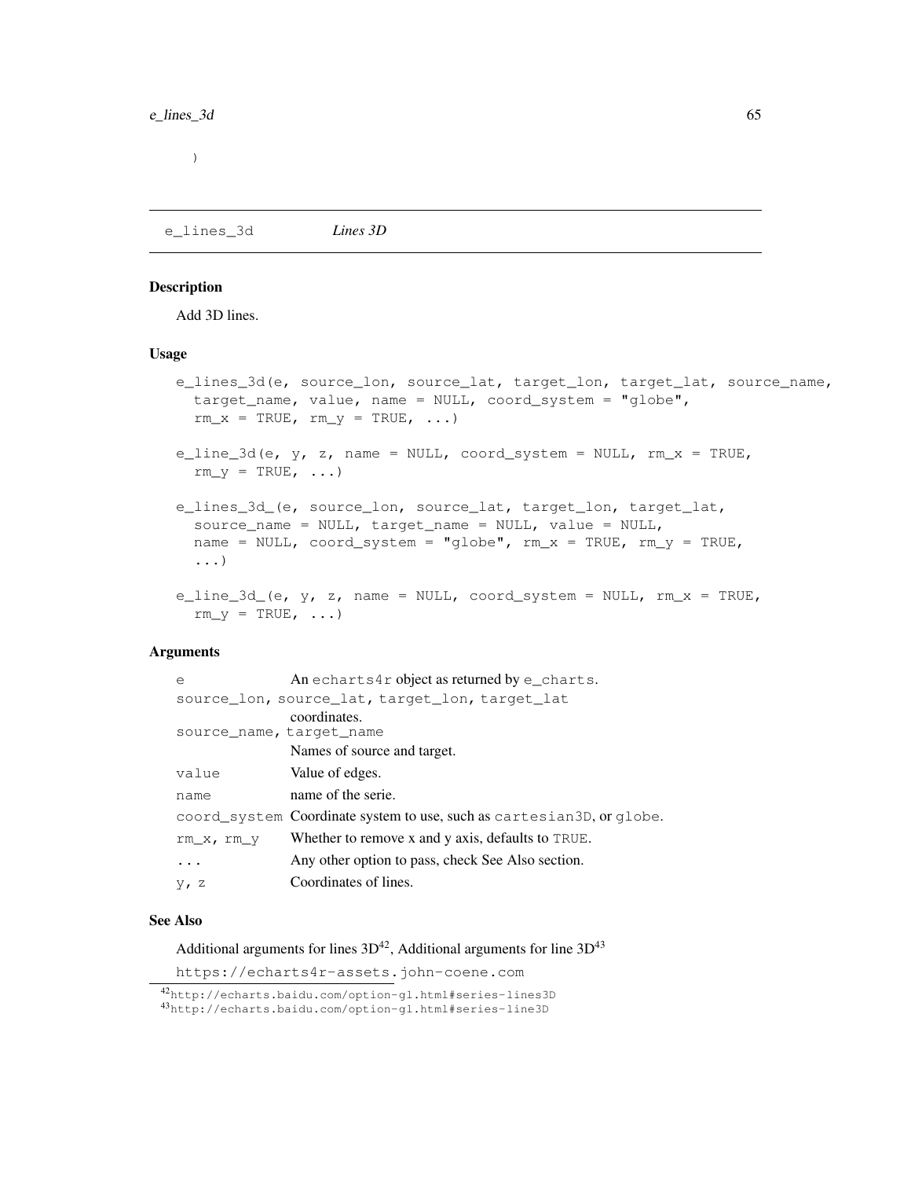)

## e_lines_3d *Lines 3D*

### Description

Add 3D lines.

### Usage

```
e_lines_3d(e, source_lon, source_lat, target_lon, target_lat, source_name,
  target_name, value, name = NULL, coord_system = "globe",
  rm_x = TRUE, rm_y = TRUE, ...)

e_line_3d(e, y, z, name = NULL, coord_system = NULL, rm_x = TRUE,
  rm_y = TRUE, ...)

e_lines_3d_(e, source_lon, source_lat, target_lon, target_lat,
  source_name = NULL, target_name = NULL, value = NULL,
  name = NULL, coord_system = "globe", rm_x = TRUE, rm_y = TRUE,
  ...)

e_line_3d_(e, y, z, name = NULL, coord_system = NULL, rm_x = TRUE,
  rm_y = TRUE, ...)
```

### Arguments

| | |
|---|---|
| `e` | An `echarts4r` object as returned by `e_charts`. |
| `source_lon, source_lat, target_lon, target_lat` | coordinates. |
| `source_name, target_name` | Names of source and target. |
| `value` | Value of edges. |
| `name` | name of the serie. |
| `coord_system` | Coordinate system to use, such as `cartesian3D`, or `globe`. |
| `rm_x, rm_y` | Whether to remove x and y axis, defaults to `TRUE`. |
| `...` | Any other option to pass, check See Also section. |
| `y, z` | Coordinates of lines. |

### See Also

Additional arguments for lines 3D[42], Additional arguments for line 3D[43]

https://echarts4r-assets.john-coene.com

[42] http://echarts.baidu.com/option-gl.html#series-lines3D
[43] http://echarts.baidu.com/option-gl.html#series-line3D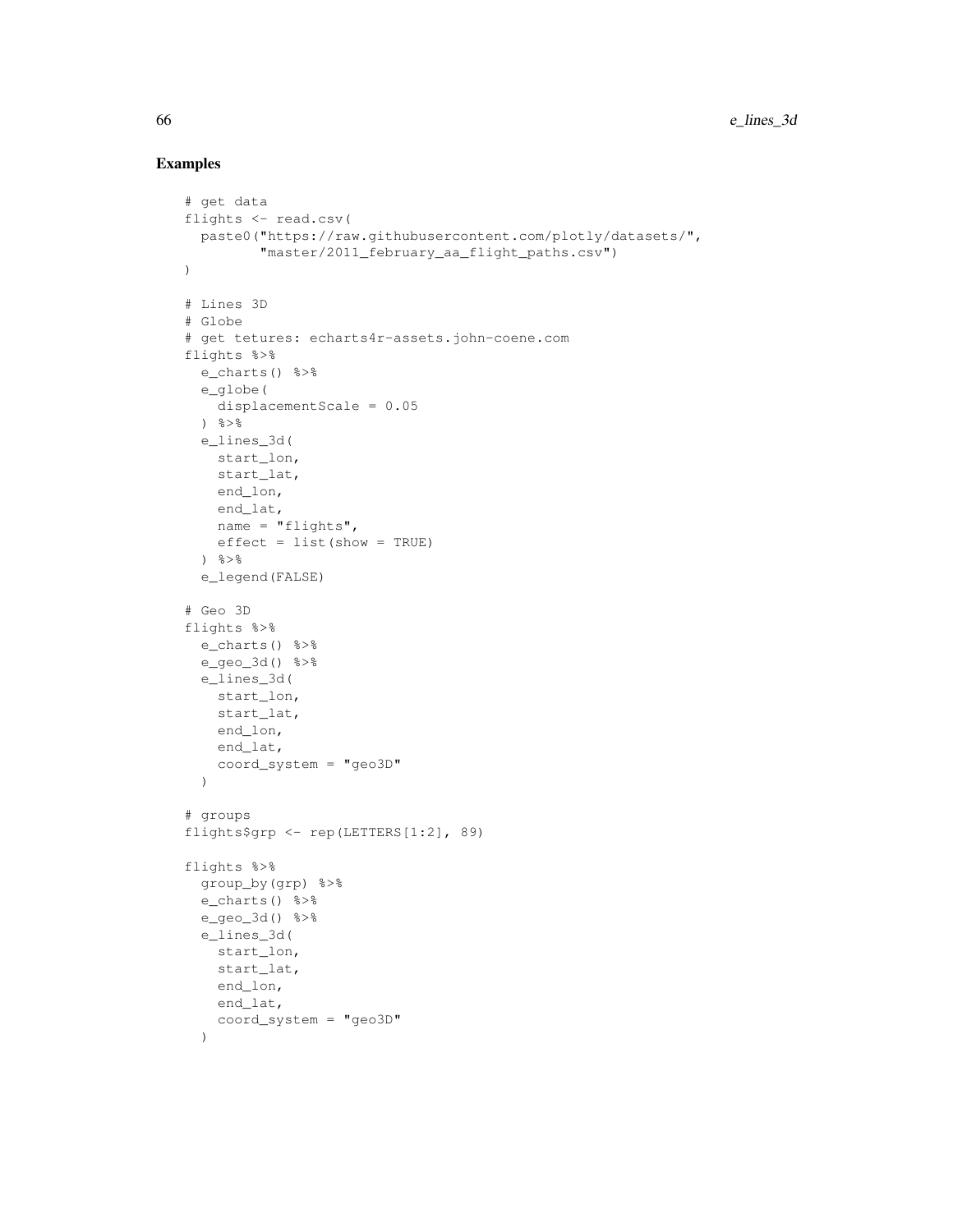## Examples

```
# get data
flights <- read.csv(
  paste0("https://raw.githubusercontent.com/plotly/datasets/",
         "master/2011_february_aa_flight_paths.csv")
)

# Lines 3D
# Globe
# get tetures: echarts4r-assets.john-coene.com
flights %>%
  e_charts() %>%
  e_globe(
    displacementScale = 0.05
  ) %>%
  e_lines_3d(
    start_lon,
    start_lat,
    end_lon,
    end_lat,
    name = "flights",
    effect = list(show = TRUE)
  ) %>%
  e_legend(FALSE)

# Geo 3D
flights %>%
  e_charts() %>%
  e_geo_3d() %>%
  e_lines_3d(
    start_lon,
    start_lat,
    end_lon,
    end_lat,
    coord_system = "geo3D"
  )

# groups
flights$grp <- rep(LETTERS[1:2], 89)

flights %>%
  group_by(grp) %>%
  e_charts() %>%
  e_geo_3d() %>%
  e_lines_3d(
    start_lon,
    start_lat,
    end_lon,
    end_lat,
    coord_system = "geo3D"
  )
```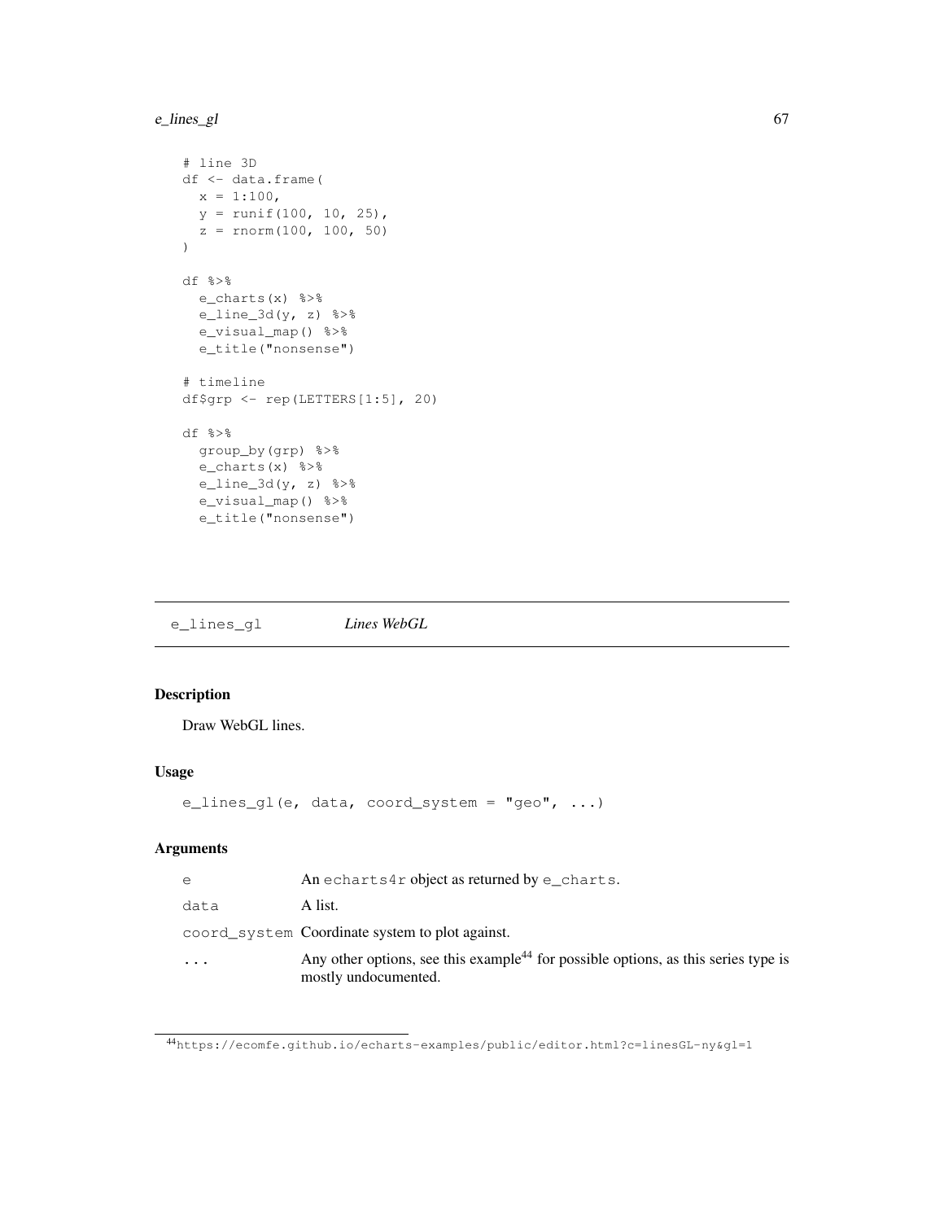```
# line 3D
df <- data.frame(
  x = 1:100,
  y = runif(100, 10, 25),
  z = rnorm(100, 100, 50)
)

df %>%
  e_charts(x) %>%
  e_line_3d(y, z) %>%
  e_visual_map() %>%
  e_title("nonsense")

# timeline
df$grp <- rep(LETTERS[1:5], 20)

df %>%
  group_by(grp) %>%
  e_charts(x) %>%
  e_line_3d(y, z) %>%
  e_visual_map() %>%
  e_title("nonsense")
```

## e_lines_gl *Lines WebGL*

### Description

Draw WebGL lines.

### Usage

```
e_lines_gl(e, data, coord_system = "geo", ...)
```

### Arguments

| | |
|---|---|
| e | An echarts4r object as returned by e_charts. |
| data | A list. |
| coord_system | Coordinate system to plot against. |
| ... | Any other options, see this example[44] for possible options, as this series type is mostly undocumented. |

[44] https://ecomfe.github.io/echarts-examples/public/editor.html?c=linesGL-ny&gl=1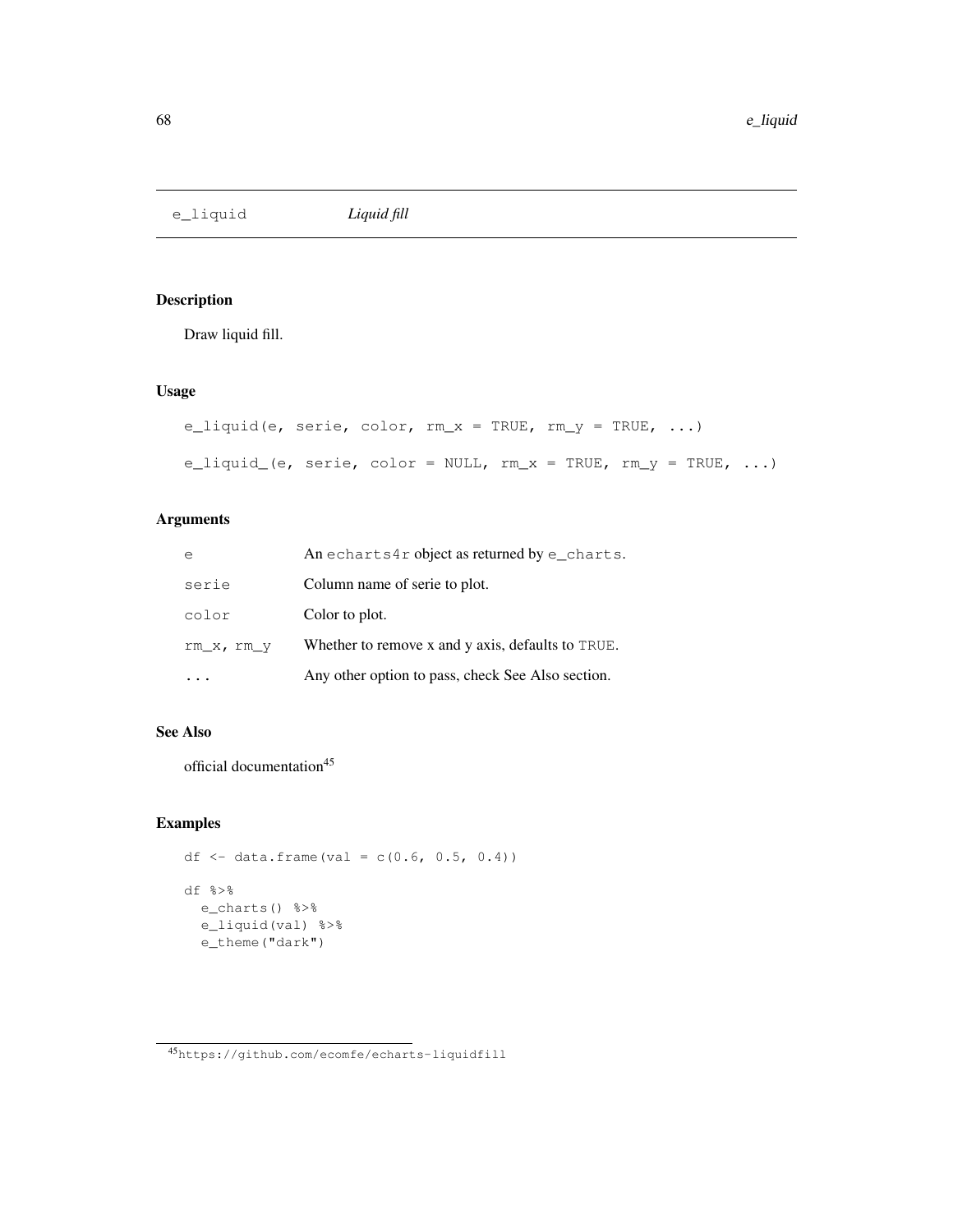## e_liquid — *Liquid fill*

### Description

Draw liquid fill.

### Usage

```
e_liquid(e, serie, color, rm_x = TRUE, rm_y = TRUE, ...)

e_liquid_(e, serie, color = NULL, rm_x = TRUE, rm_y = TRUE, ...)
```

### Arguments

| | |
|---|---|
| `e` | An `echarts4r` object as returned by `e_charts`. |
| `serie` | Column name of serie to plot. |
| `color` | Color to plot. |
| `rm_x, rm_y` | Whether to remove x and y axis, defaults to `TRUE`. |
| `...` | Any other option to pass, check See Also section. |

### See Also

official documentation[45]

### Examples

```
df <- data.frame(val = c(0.6, 0.5, 0.4))

df %>%
  e_charts() %>%
  e_liquid(val) %>%
  e_theme("dark")
```

[45] https://github.com/ecomfe/echarts-liquidfill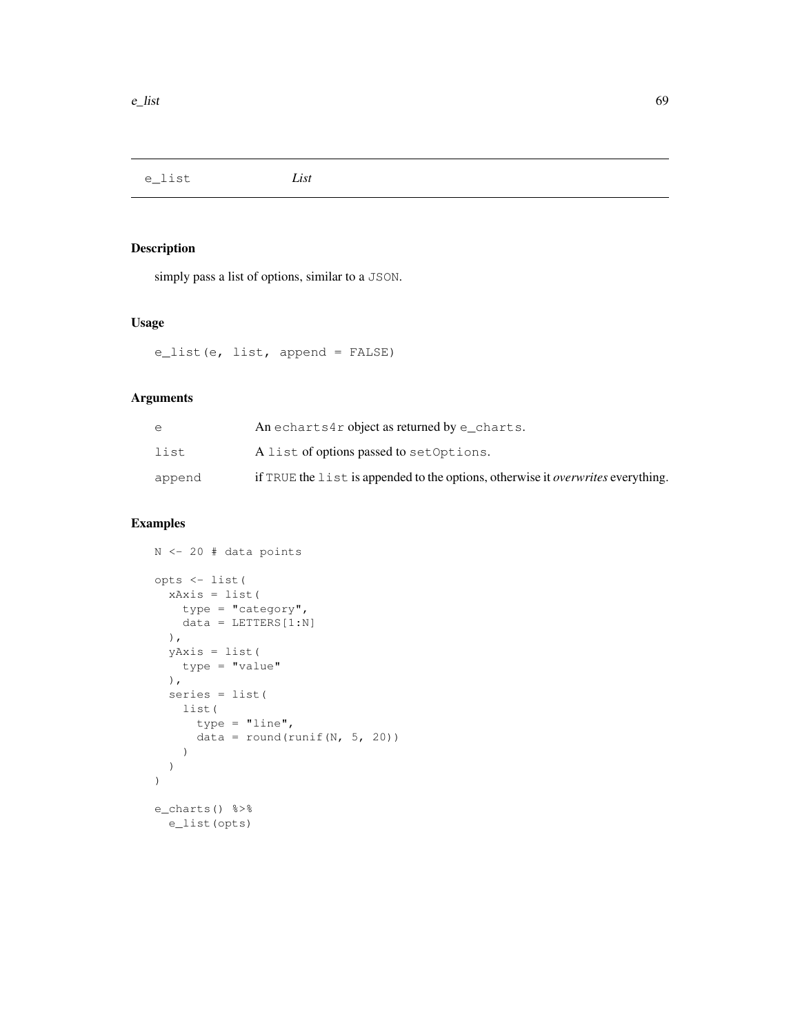## e_list — *List*

### Description

simply pass a list of options, similar to a JSON.

### Usage

```
e_list(e, list, append = FALSE)
```

### Arguments

| | |
|---|---|
| e | An echarts4r object as returned by e_charts. |
| list | A list of options passed to setOptions. |
| append | if TRUE the list is appended to the options, otherwise it *overwrites* everything. |

### Examples

```
N <- 20 # data points

opts <- list(
  xAxis = list(
    type = "category",
    data = LETTERS[1:N]
  ),
  yAxis = list(
    type = "value"
  ),
  series = list(
    list(
      type = "line",
      data = round(runif(N, 5, 20))
    )
  )
)

e_charts() %>%
  e_list(opts)
```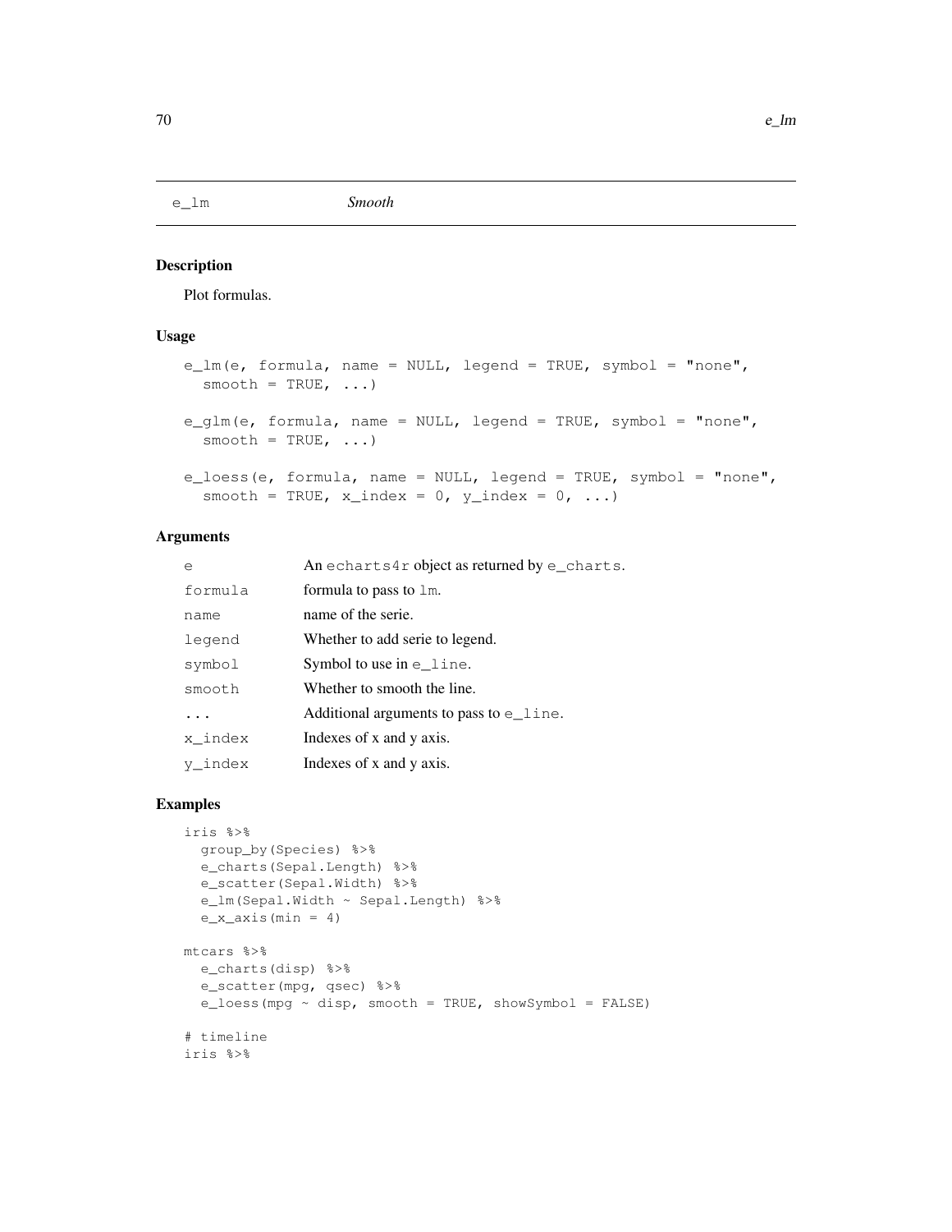e_lm *Smooth*

## Description

Plot formulas.

## Usage

```
e_lm(e, formula, name = NULL, legend = TRUE, symbol = "none",
  smooth = TRUE, ...)

e_glm(e, formula, name = NULL, legend = TRUE, symbol = "none",
  smooth = TRUE, ...)

e_loess(e, formula, name = NULL, legend = TRUE, symbol = "none",
  smooth = TRUE, x_index = 0, y_index = 0, ...)
```

## Arguments

| | |
|---|---|
| `e` | An `echarts4r` object as returned by `e_charts`. |
| `formula` | formula to pass to `lm`. |
| `name` | name of the serie. |
| `legend` | Whether to add serie to legend. |
| `symbol` | Symbol to use in `e_line`. |
| `smooth` | Whether to smooth the line. |
| `...` | Additional arguments to pass to `e_line`. |
| `x_index` | Indexes of x and y axis. |
| `y_index` | Indexes of x and y axis. |

## Examples

```
iris %>%
  group_by(Species) %>%
  e_charts(Sepal.Length) %>%
  e_scatter(Sepal.Width) %>%
  e_lm(Sepal.Width ~ Sepal.Length) %>%
  e_x_axis(min = 4)

mtcars %>%
  e_charts(disp) %>%
  e_scatter(mpg, qsec) %>%
  e_loess(mpg ~ disp, smooth = TRUE, showSymbol = FALSE)

# timeline
iris %>%
```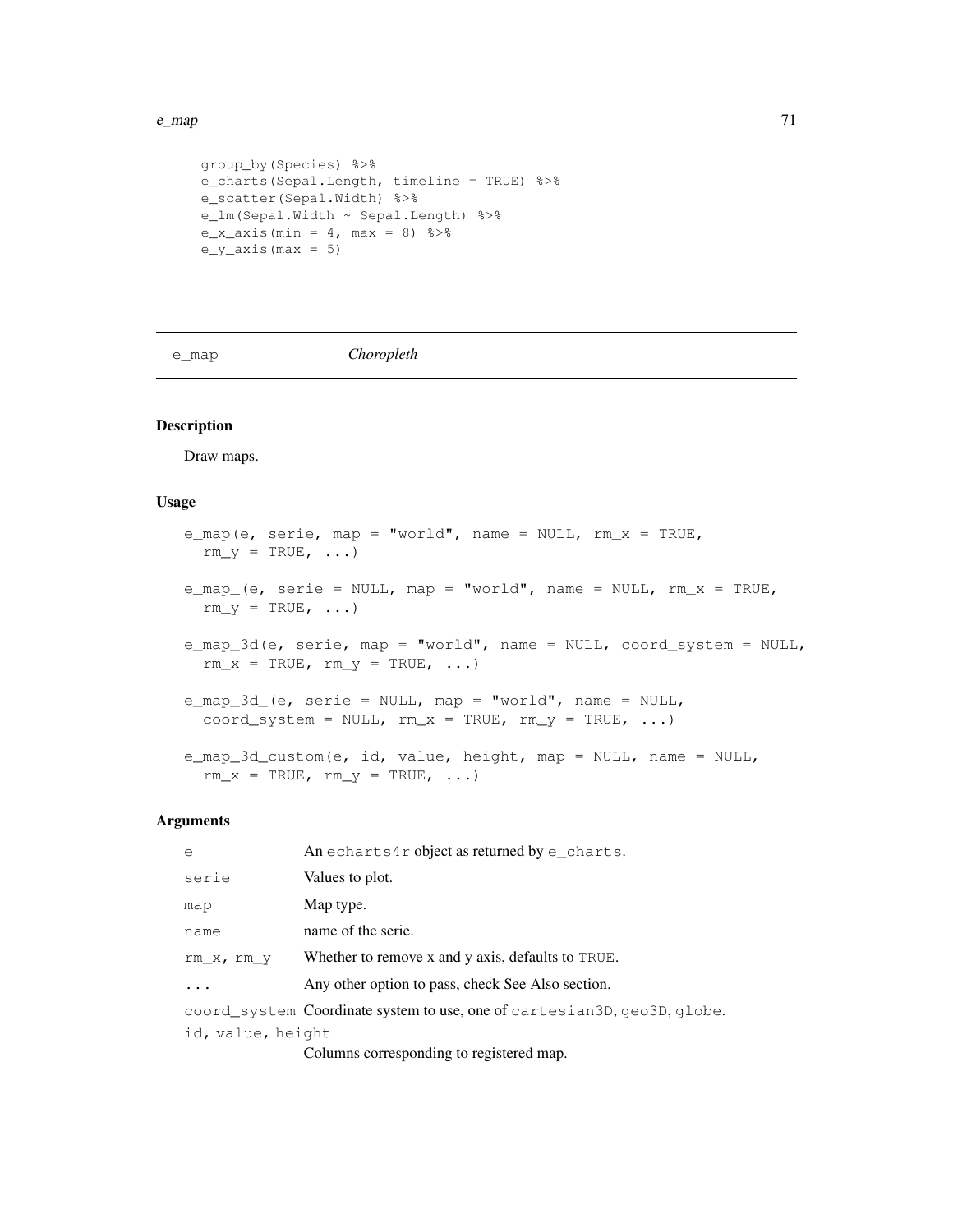```
group_by(Species) %>%
e_charts(Sepal.Length, timeline = TRUE) %>%
e_scatter(Sepal.Width) %>%
e_lm(Sepal.Width ~ Sepal.Length) %>%
e_x_axis(min = 4, max = 8) %>%
e_y_axis(max = 5)
```

## e_map — *Choropleth*

### Description

Draw maps.

### Usage

```
e_map(e, serie, map = "world", name = NULL, rm_x = TRUE,
  rm_y = TRUE, ...)

e_map_(e, serie = NULL, map = "world", name = NULL, rm_x = TRUE,
  rm_y = TRUE, ...)

e_map_3d(e, serie, map = "world", name = NULL, coord_system = NULL,
  rm_x = TRUE, rm_y = TRUE, ...)

e_map_3d_(e, serie = NULL, map = "world", name = NULL,
  coord_system = NULL, rm_x = TRUE, rm_y = TRUE, ...)

e_map_3d_custom(e, id, value, height, map = NULL, name = NULL,
  rm_x = TRUE, rm_y = TRUE, ...)
```

### Arguments

| | |
|---|---|
| `e` | An `echarts4r` object as returned by `e_charts`. |
| `serie` | Values to plot. |
| `map` | Map type. |
| `name` | name of the serie. |
| `rm_x, rm_y` | Whether to remove x and y axis, defaults to `TRUE`. |
| `...` | Any other option to pass, check See Also section. |
| `coord_system` | Coordinate system to use, one of `cartesian3D`, `geo3D`, `globe`. |
| `id, value, height` | Columns corresponding to registered map. |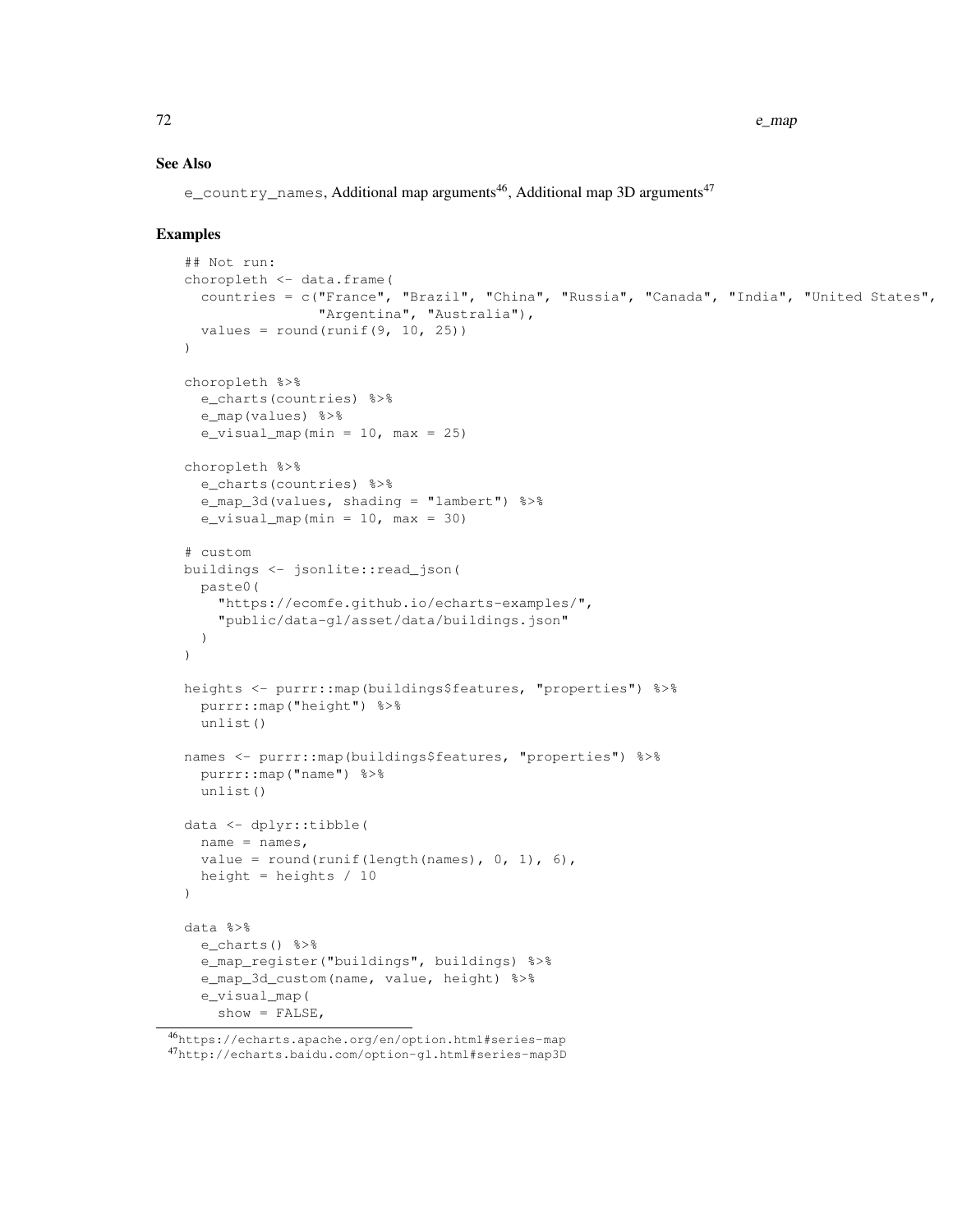## See Also

`e_country_names`, Additional map arguments[46], Additional map 3D arguments[47]

## Examples

```
## Not run:
choropleth <- data.frame(
  countries = c("France", "Brazil", "China", "Russia", "Canada", "India", "United States",
                "Argentina", "Australia"),
  values = round(runif(9, 10, 25))
)

choropleth %>%
  e_charts(countries) %>%
  e_map(values) %>%
  e_visual_map(min = 10, max = 25)

choropleth %>%
  e_charts(countries) %>%
  e_map_3d(values, shading = "lambert") %>%
  e_visual_map(min = 10, max = 30)

# custom
buildings <- jsonlite::read_json(
  paste0(
    "https://ecomfe.github.io/echarts-examples/",
    "public/data-gl/asset/data/buildings.json"
  )
)

heights <- purrr::map(buildings$features, "properties") %>%
  purrr::map("height") %>%
  unlist()

names <- purrr::map(buildings$features, "properties") %>%
  purrr::map("name") %>%
  unlist()

data <- dplyr::tibble(
  name = names,
  value = round(runif(length(names), 0, 1), 6),
  height = heights / 10
)

data %>%
  e_charts() %>%
  e_map_register("buildings", buildings) %>%
  e_map_3d_custom(name, value, height) %>%
  e_visual_map(
    show = FALSE,
```

[46] https://echarts.apache.org/en/option.html#series-map

[47] http://echarts.baidu.com/option-gl.html#series-map3D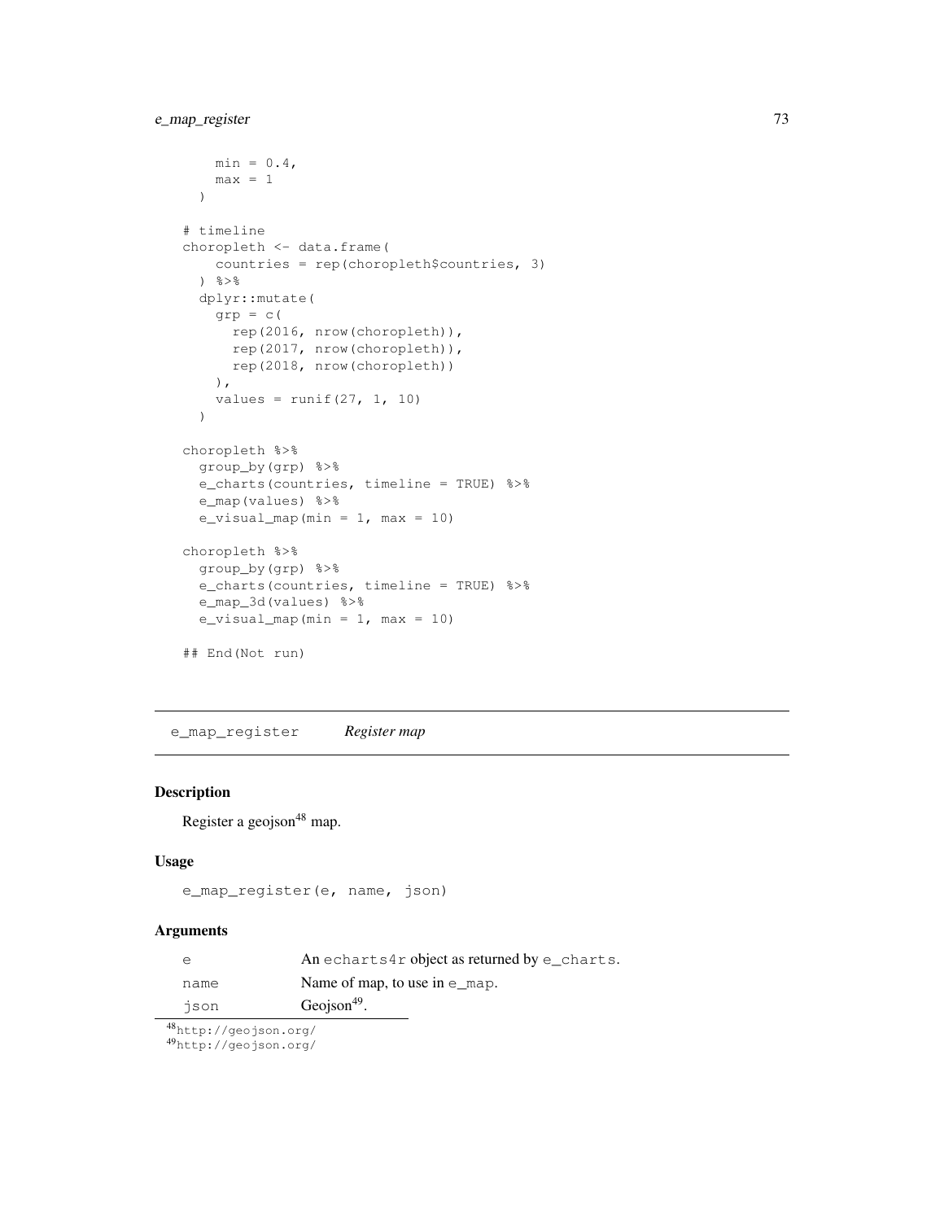```
    min = 0.4,
    max = 1
  )

# timeline
choropleth <- data.frame(
    countries = rep(choropleth$countries, 3)
  ) %>%
  dplyr::mutate(
    grp = c(
      rep(2016, nrow(choropleth)),
      rep(2017, nrow(choropleth)),
      rep(2018, nrow(choropleth))
    ),
    values = runif(27, 1, 10)
  )

choropleth %>%
  group_by(grp) %>%
  e_charts(countries, timeline = TRUE) %>%
  e_map(values) %>%
  e_visual_map(min = 1, max = 10)

choropleth %>%
  group_by(grp) %>%
  e_charts(countries, timeline = TRUE) %>%
  e_map_3d(values) %>%
  e_visual_map(min = 1, max = 10)

## End(Not run)
```

## e_map_register *Register map*

### Description

Register a geojson[48] map.

### Usage

```
e_map_register(e, name, json)
```

### Arguments

| | |
|---|---|
| e | An echarts4r object as returned by e_charts. |
| name | Name of map, to use in e_map. |
| json | Geojson[49]. |

[48] http://geojson.org/
[49] http://geojson.org/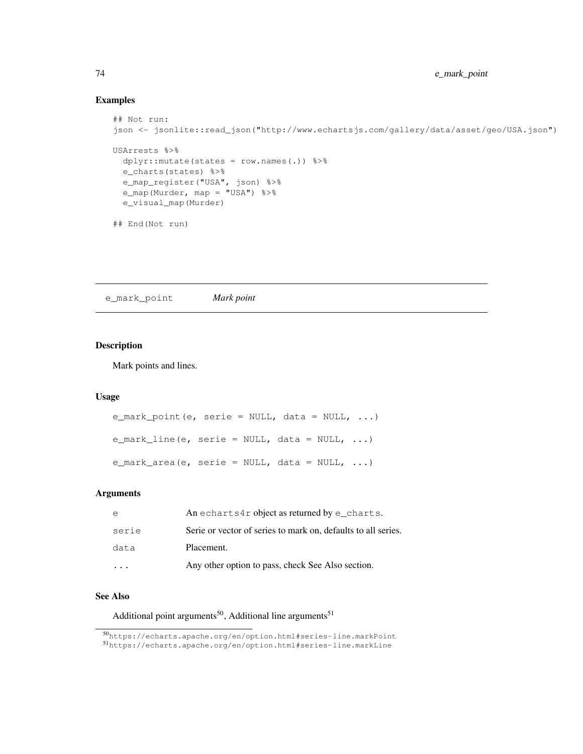## Examples

```
## Not run:
json <- jsonlite::read_json("http://www.echartsjs.com/gallery/data/asset/geo/USA.json")

USArrests %>%
  dplyr::mutate(states = row.names(.)) %>%
  e_charts(states) %>%
  e_map_register("USA", json) %>%
  e_map(Murder, map = "USA") %>%
  e_visual_map(Murder)

## End(Not run)
```

---

# e_mark_point *Mark point*

## Description

Mark points and lines.

## Usage

```
e_mark_point(e, serie = NULL, data = NULL, ...)

e_mark_line(e, serie = NULL, data = NULL, ...)

e_mark_area(e, serie = NULL, data = NULL, ...)
```

## Arguments

| | |
|---|---|
| `e` | An `echarts4r` object as returned by `e_charts`. |
| `serie` | Serie or vector of series to mark on, defaults to all series. |
| `data` | Placement. |
| `...` | Any other option to pass, check See Also section. |

## See Also

Additional point arguments[50], Additional line arguments[51]

[50] https://echarts.apache.org/en/option.html#series-line.markPoint

[51] https://echarts.apache.org/en/option.html#series-line.markLine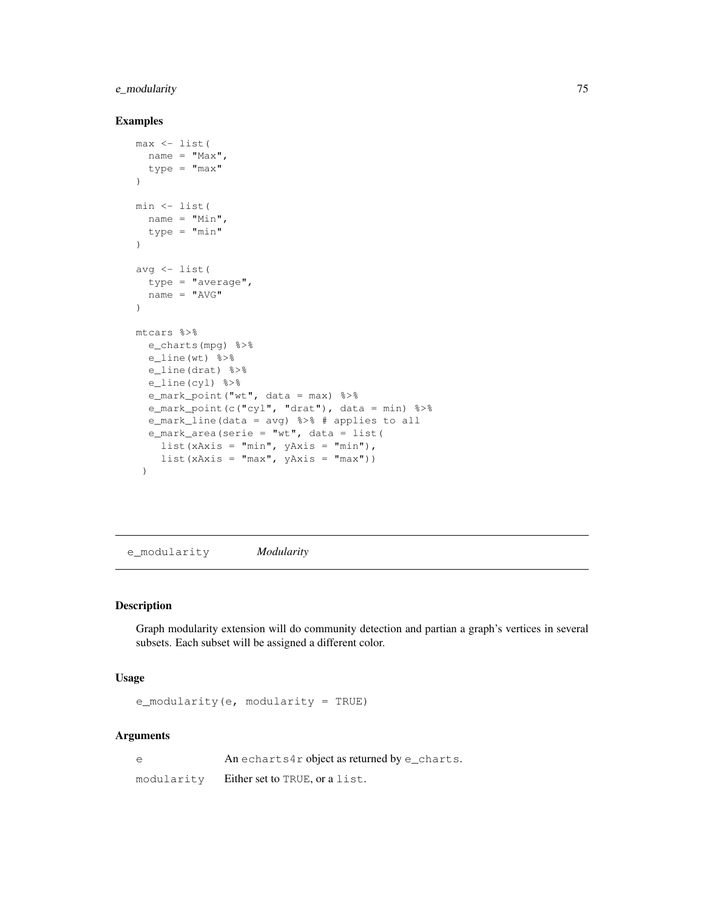### Examples

```
max <- list(
  name = "Max",
  type = "max"
)

min <- list(
  name = "Min",
  type = "min"
)

avg <- list(
  type = "average",
  name = "AVG"
)

mtcars %>%
  e_charts(mpg) %>%
  e_line(wt) %>%
  e_line(drat) %>%
  e_line(cyl) %>%
  e_mark_point("wt", data = max) %>%
  e_mark_point(c("cyl", "drat"), data = min) %>%
  e_mark_line(data = avg) %>% # applies to all
  e_mark_area(serie = "wt", data = list(
    list(xAxis = "min", yAxis = "min"),
    list(xAxis = "max", yAxis = "max"))
 )
```

## e_modularity *Modularity*

### Description

Graph modularity extension will do community detection and partian a graph's vertices in several subsets. Each subset will be assigned a different color.

### Usage

```
e_modularity(e, modularity = TRUE)
```

### Arguments

| | |
|---|---|
| `e` | An `echarts4r` object as returned by `e_charts`. |
| `modularity` | Either set to `TRUE`, or a `list`. |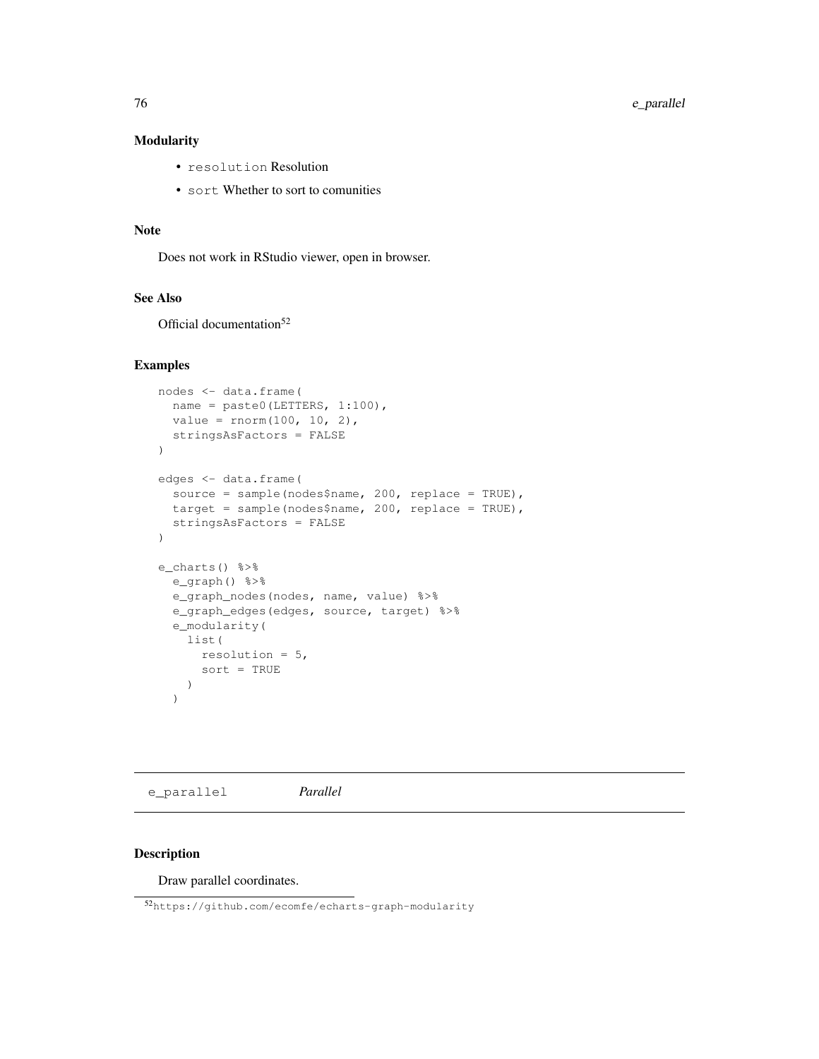### Modularity

- `resolution` Resolution
- `sort` Whether to sort to comunities

### Note

Does not work in RStudio viewer, open in browser.

### See Also

Official documentation[52]

### Examples

```
nodes <- data.frame(
  name = paste0(LETTERS, 1:100),
  value = rnorm(100, 10, 2),
  stringsAsFactors = FALSE
)

edges <- data.frame(
  source = sample(nodes$name, 200, replace = TRUE),
  target = sample(nodes$name, 200, replace = TRUE),
  stringsAsFactors = FALSE
)

e_charts() %>%
  e_graph() %>%
  e_graph_nodes(nodes, name, value) %>%
  e_graph_edges(edges, source, target) %>%
  e_modularity(
    list(
      resolution = 5,
      sort = TRUE
    )
  )
```

---

## `e_parallel` *Parallel*

---

### Description

Draw parallel coordinates.

[52] https://github.com/ecomfe/echarts-graph-modularity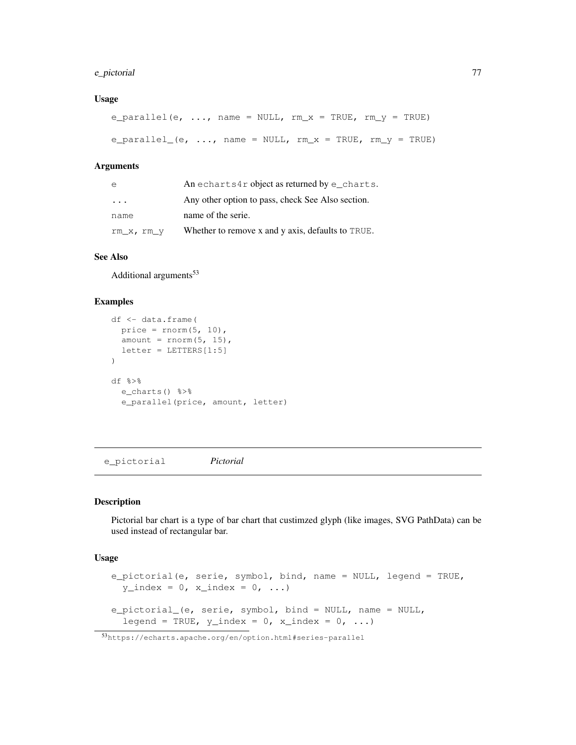### Usage

```
e_parallel(e, ..., name = NULL, rm_x = TRUE, rm_y = TRUE)

e_parallel_(e, ..., name = NULL, rm_x = TRUE, rm_y = TRUE)
```

### Arguments

| | |
|---|---|
| `e` | An `echarts4r` object as returned by `e_charts`. |
| `...` | Any other option to pass, check See Also section. |
| `name` | name of the serie. |
| `rm_x, rm_y` | Whether to remove x and y axis, defaults to `TRUE`. |

### See Also

Additional arguments[53]

### Examples

```
df <- data.frame(
  price = rnorm(5, 10),
  amount = rnorm(5, 15),
  letter = LETTERS[1:5]
)

df %>%
  e_charts() %>%
  e_parallel(price, amount, letter)
```

---

## e_pictorial *Pictorial*

---

### Description

Pictorial bar chart is a type of bar chart that custimzed glyph (like images, SVG PathData) can be used instead of rectangular bar.

### Usage

```
e_pictorial(e, serie, symbol, bind, name = NULL, legend = TRUE,
  y_index = 0, x_index = 0, ...)

e_pictorial_(e, serie, symbol, bind = NULL, name = NULL,
  legend = TRUE, y_index = 0, x_index = 0, ...)
```

[53]https://echarts.apache.org/en/option.html#series-parallel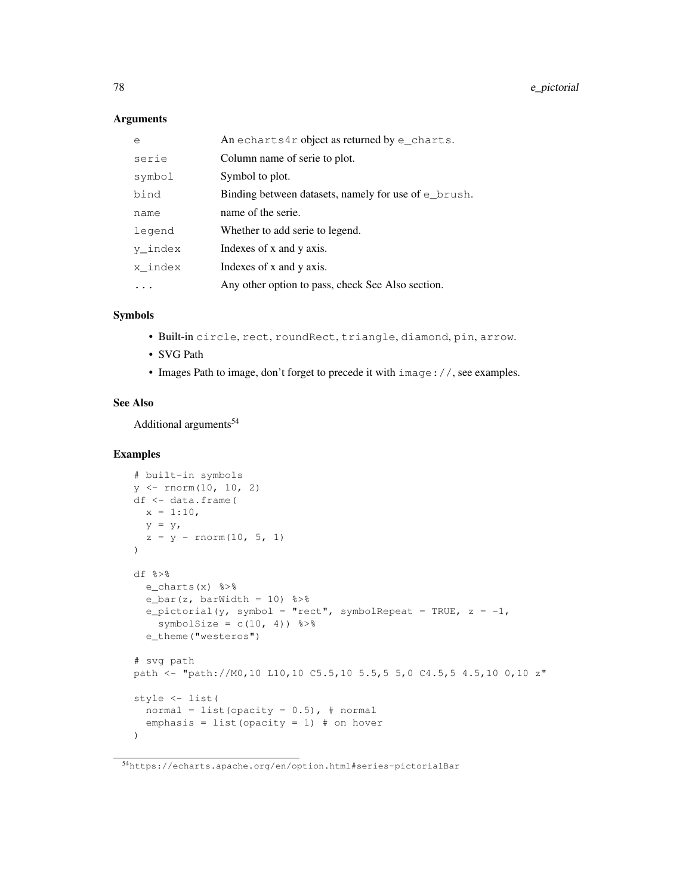## Arguments

| | |
|---|---|
| `e` | An `echarts4r` object as returned by `e_charts`. |
| `serie` | Column name of serie to plot. |
| `symbol` | Symbol to plot. |
| `bind` | Binding between datasets, namely for use of `e_brush`. |
| `name` | name of the serie. |
| `legend` | Whether to add serie to legend. |
| `y_index` | Indexes of x and y axis. |
| `x_index` | Indexes of x and y axis. |
| `...` | Any other option to pass, check See Also section. |

## Symbols

- Built-in `circle`, `rect`, `roundRect`, `triangle`, `diamond`, `pin`, `arrow`.
- SVG Path
- Images Path to image, don't forget to precede it with `image://`, see examples.

## See Also

Additional arguments[54]

## Examples

```
# built-in symbols
y <- rnorm(10, 10, 2)
df <- data.frame(
  x = 1:10,
  y = y,
  z = y - rnorm(10, 5, 1)
)

df %>%
  e_charts(x) %>%
  e_bar(z, barWidth = 10) %>%
  e_pictorial(y, symbol = "rect", symbolRepeat = TRUE, z = -1,
    symbolSize = c(10, 4)) %>%
  e_theme("westeros")

# svg path
path <- "path://M0,10 L10,10 C5.5,10 5.5,5 5,0 C4.5,5 4.5,10 0,10 z"

style <- list(
  normal = list(opacity = 0.5), # normal
  emphasis = list(opacity = 1) # on hover
)
```

[54] https://echarts.apache.org/en/option.html#series-pictorialBar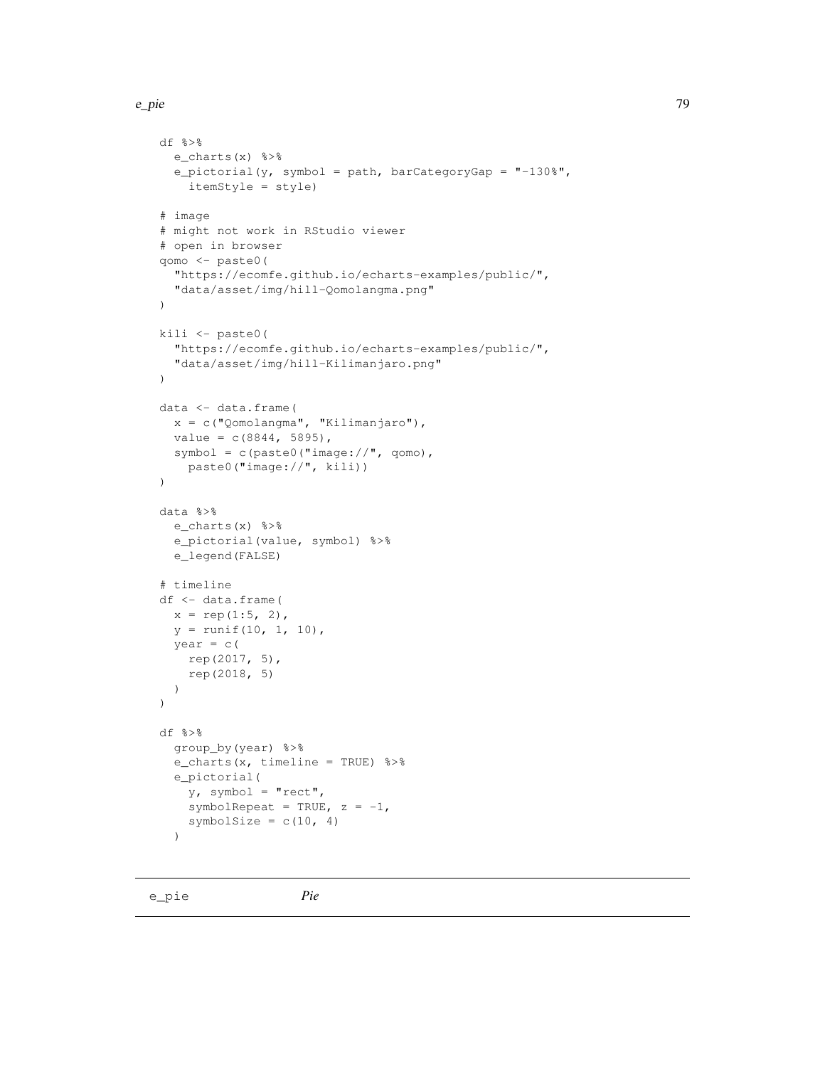```
df %>%
  e_charts(x) %>%
  e_pictorial(y, symbol = path, barCategoryGap = "-130%",
    itemStyle = style)

# image
# might not work in RStudio viewer
# open in browser
qomo <- paste0(
  "https://ecomfe.github.io/echarts-examples/public/",
  "data/asset/img/hill-Qomolangma.png"
)

kili <- paste0(
  "https://ecomfe.github.io/echarts-examples/public/",
  "data/asset/img/hill-Kilimanjaro.png"
)

data <- data.frame(
  x = c("Qomolangma", "Kilimanjaro"),
  value = c(8844, 5895),
  symbol = c(paste0("image://", qomo),
    paste0("image://", kili))
)

data %>%
  e_charts(x) %>%
  e_pictorial(value, symbol) %>%
  e_legend(FALSE)

# timeline
df <- data.frame(
  x = rep(1:5, 2),
  y = runif(10, 1, 10),
  year = c(
    rep(2017, 5),
    rep(2018, 5)
  )
)

df %>%
  group_by(year) %>%
  e_charts(x, timeline = TRUE) %>%
  e_pictorial(
    y, symbol = "rect",
    symbolRepeat = TRUE, z = -1,
    symbolSize = c(10, 4)
  )
```

---

## e_pie *Pie*

---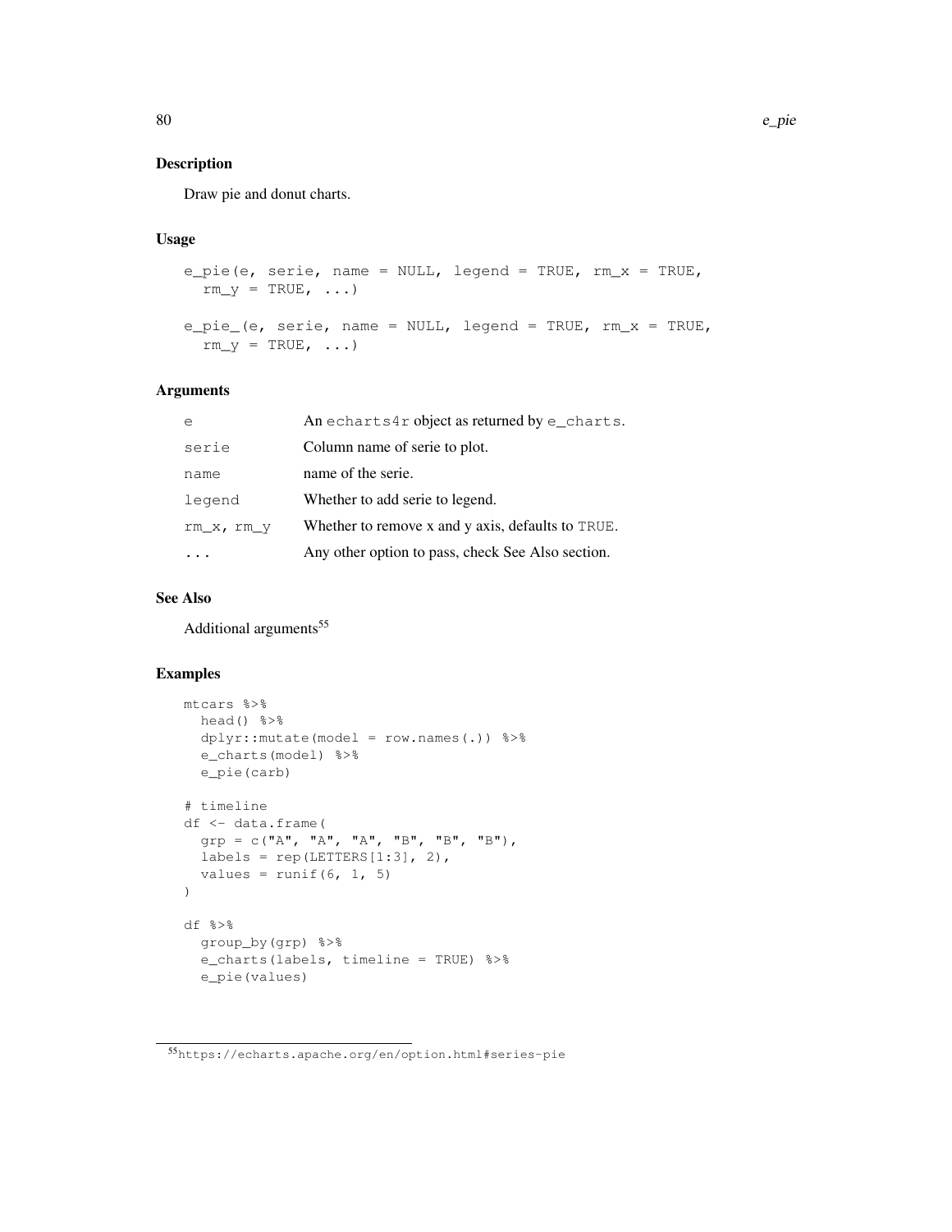## Description

Draw pie and donut charts.

## Usage

```
e_pie(e, serie, name = NULL, legend = TRUE, rm_x = TRUE,
  rm_y = TRUE, ...)

e_pie_(e, serie, name = NULL, legend = TRUE, rm_x = TRUE,
  rm_y = TRUE, ...)
```

## Arguments

| | |
|---|---|
| `e` | An `echarts4r` object as returned by `e_charts`. |
| `serie` | Column name of serie to plot. |
| `name` | name of the serie. |
| `legend` | Whether to add serie to legend. |
| `rm_x, rm_y` | Whether to remove x and y axis, defaults to `TRUE`. |
| `...` | Any other option to pass, check See Also section. |

## See Also

Additional arguments[55]

## Examples

```
mtcars %>%
  head() %>%
  dplyr::mutate(model = row.names(.)) %>%
  e_charts(model) %>%
  e_pie(carb)

# timeline
df <- data.frame(
  grp = c("A", "A", "A", "B", "B", "B"),
  labels = rep(LETTERS[1:3], 2),
  values = runif(6, 1, 5)
)

df %>%
  group_by(grp) %>%
  e_charts(labels, timeline = TRUE) %>%
  e_pie(values)
```

[55] https://echarts.apache.org/en/option.html#series-pie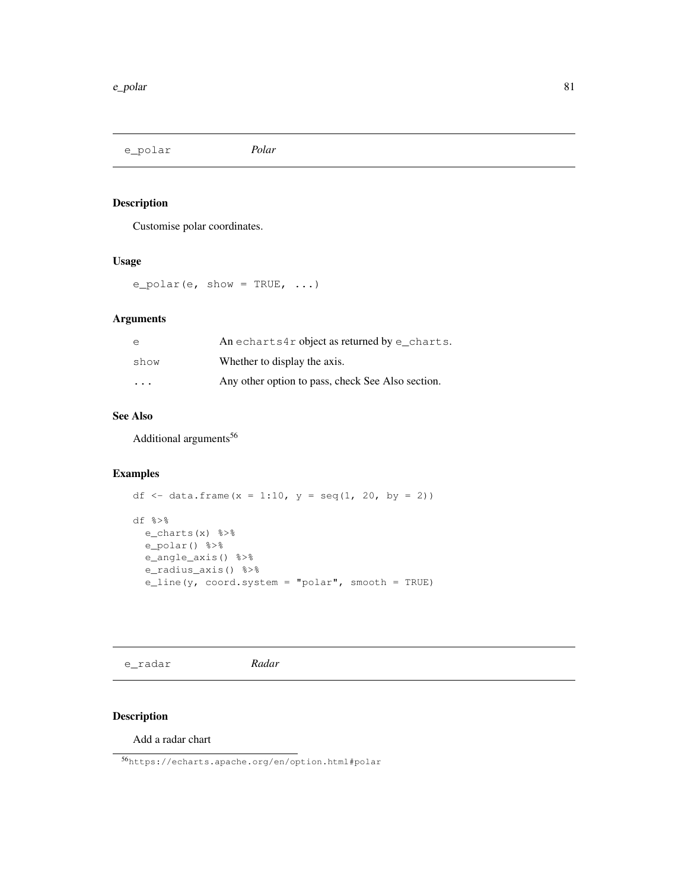## e_polar *Polar*

### Description

Customise polar coordinates.

### Usage

```
e_polar(e, show = TRUE, ...)
```

### Arguments

| | |
|---|---|
| e | An echarts4r object as returned by e_charts. |
| show | Whether to display the axis. |
| ... | Any other option to pass, check See Also section. |

### See Also

Additional arguments[56]

### Examples

```
df <- data.frame(x = 1:10, y = seq(1, 20, by = 2))

df %>%
  e_charts(x) %>%
  e_polar() %>%
  e_angle_axis() %>%
  e_radius_axis() %>%
  e_line(y, coord.system = "polar", smooth = TRUE)
```

## e_radar *Radar*

### Description

Add a radar chart

[56] https://echarts.apache.org/en/option.html#polar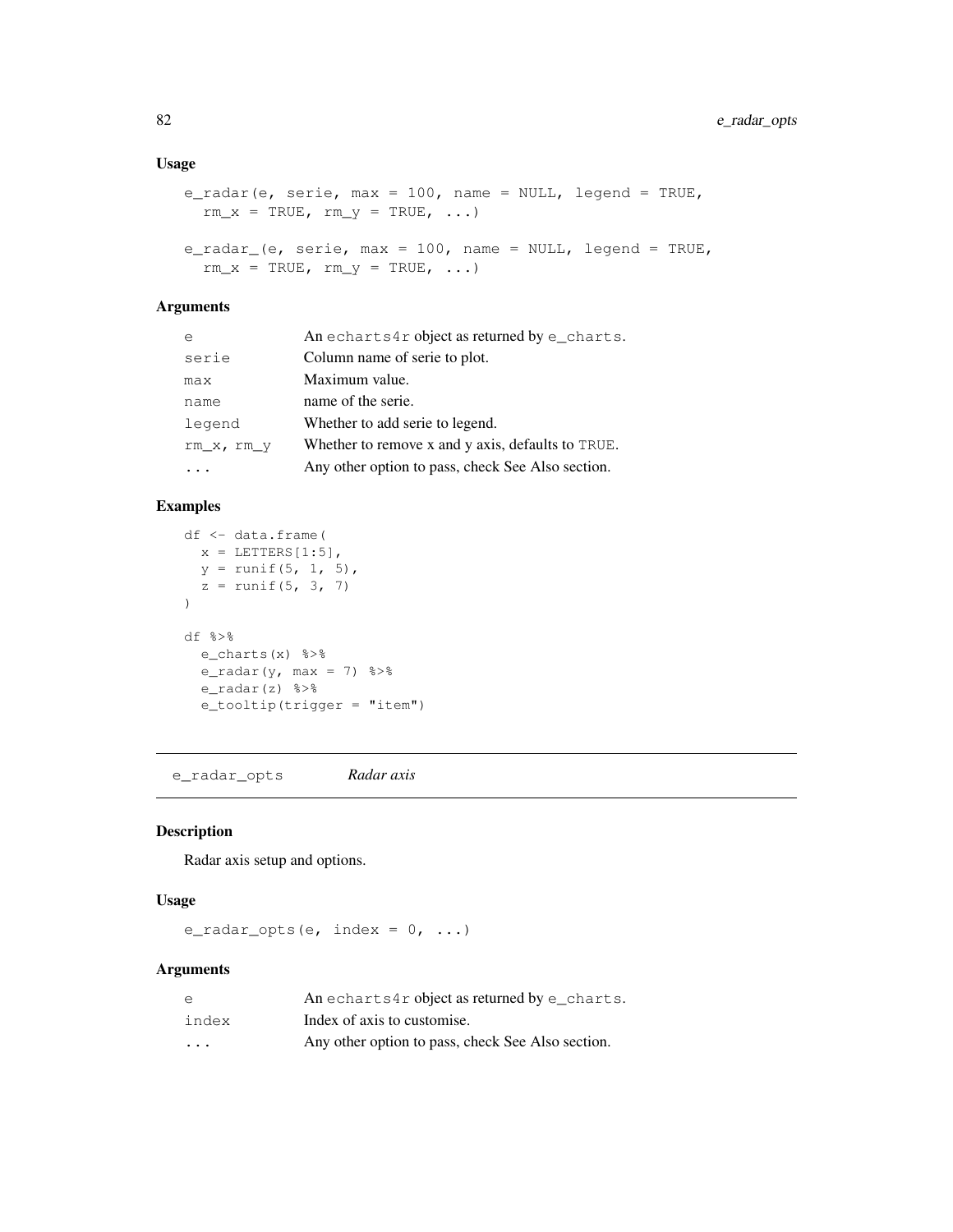### Usage

```
e_radar(e, serie, max = 100, name = NULL, legend = TRUE,
  rm_x = TRUE, rm_y = TRUE, ...)

e_radar_(e, serie, max = 100, name = NULL, legend = TRUE,
  rm_x = TRUE, rm_y = TRUE, ...)
```

### Arguments

| | |
|---|---|
| e | An echarts4r object as returned by e_charts. |
| serie | Column name of serie to plot. |
| max | Maximum value. |
| name | name of the serie. |
| legend | Whether to add serie to legend. |
| rm_x, rm_y | Whether to remove x and y axis, defaults to TRUE. |
| ... | Any other option to pass, check See Also section. |

### Examples

```
df <- data.frame(
  x = LETTERS[1:5],
  y = runif(5, 1, 5),
  z = runif(5, 3, 7)
)

df %>%
  e_charts(x) %>%
  e_radar(y, max = 7) %>%
  e_radar(z) %>%
  e_tooltip(trigger = "item")
```

## e_radar_opts *Radar axis*

### Description

Radar axis setup and options.

### Usage

```
e_radar_opts(e, index = 0, ...)
```

### Arguments

| | |
|---|---|
| e | An echarts4r object as returned by e_charts. |
| index | Index of axis to customise. |
| ... | Any other option to pass, check See Also section. |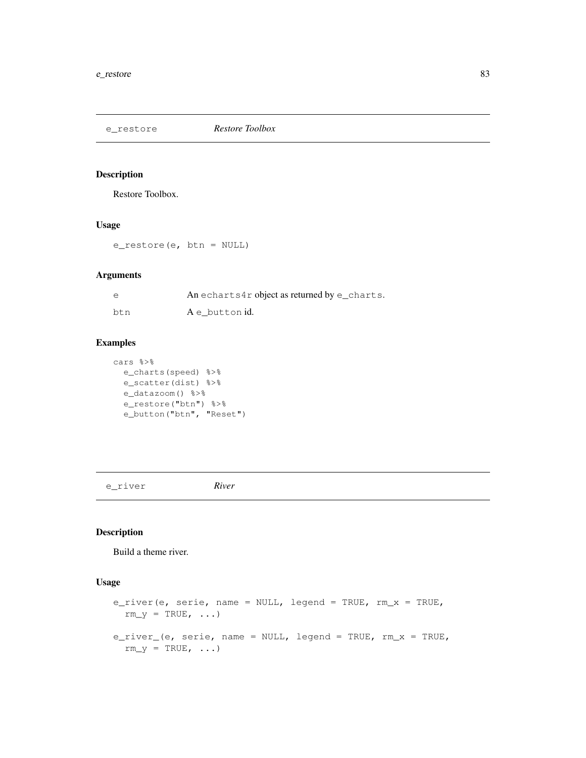## e_restore *Restore Toolbox*

### Description

Restore Toolbox.

### Usage

```
e_restore(e, btn = NULL)
```

### Arguments

| | |
|---|---|
| e | An `echarts4r` object as returned by `e_charts`. |
| btn | A `e_button` id. |

### Examples

```
cars %>%
  e_charts(speed) %>%
  e_scatter(dist) %>%
  e_datazoom() %>%
  e_restore("btn") %>%
  e_button("btn", "Reset")
```

## e_river *River*

### Description

Build a theme river.

### Usage

```
e_river(e, serie, name = NULL, legend = TRUE, rm_x = TRUE,
  rm_y = TRUE, ...)

e_river_(e, serie, name = NULL, legend = TRUE, rm_x = TRUE,
  rm_y = TRUE, ...)
```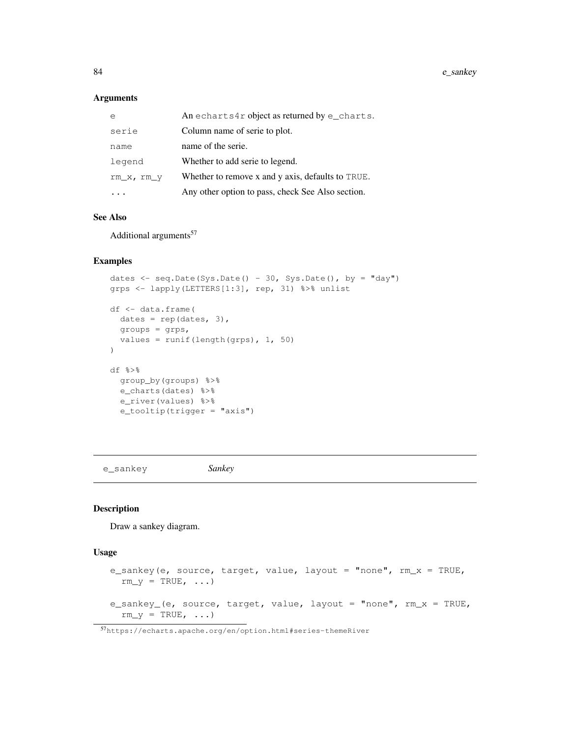### Arguments

| | |
|---|---|
| e | An `echarts4r` object as returned by `e_charts`. |
| serie | Column name of serie to plot. |
| name | name of the serie. |
| legend | Whether to add serie to legend. |
| rm_x, rm_y | Whether to remove x and y axis, defaults to `TRUE`. |
| ... | Any other option to pass, check See Also section. |

### See Also

Additional arguments[57]

### Examples

```
dates <- seq.Date(Sys.Date() - 30, Sys.Date(), by = "day")
grps <- lapply(LETTERS[1:3], rep, 31) %>% unlist

df <- data.frame(
  dates = rep(dates, 3),
  groups = grps,
  values = runif(length(grps), 1, 50)
)

df %>%
  group_by(groups) %>%
  e_charts(dates) %>%
  e_river(values) %>%
  e_tooltip(trigger = "axis")
```

---

## e_sankey *Sankey*

### Description

Draw a sankey diagram.

### Usage

```
e_sankey(e, source, target, value, layout = "none", rm_x = TRUE,
  rm_y = TRUE, ...)

e_sankey_(e, source, target, value, layout = "none", rm_x = TRUE,
  rm_y = TRUE, ...)
```

[57] https://echarts.apache.org/en/option.html#series-themeRiver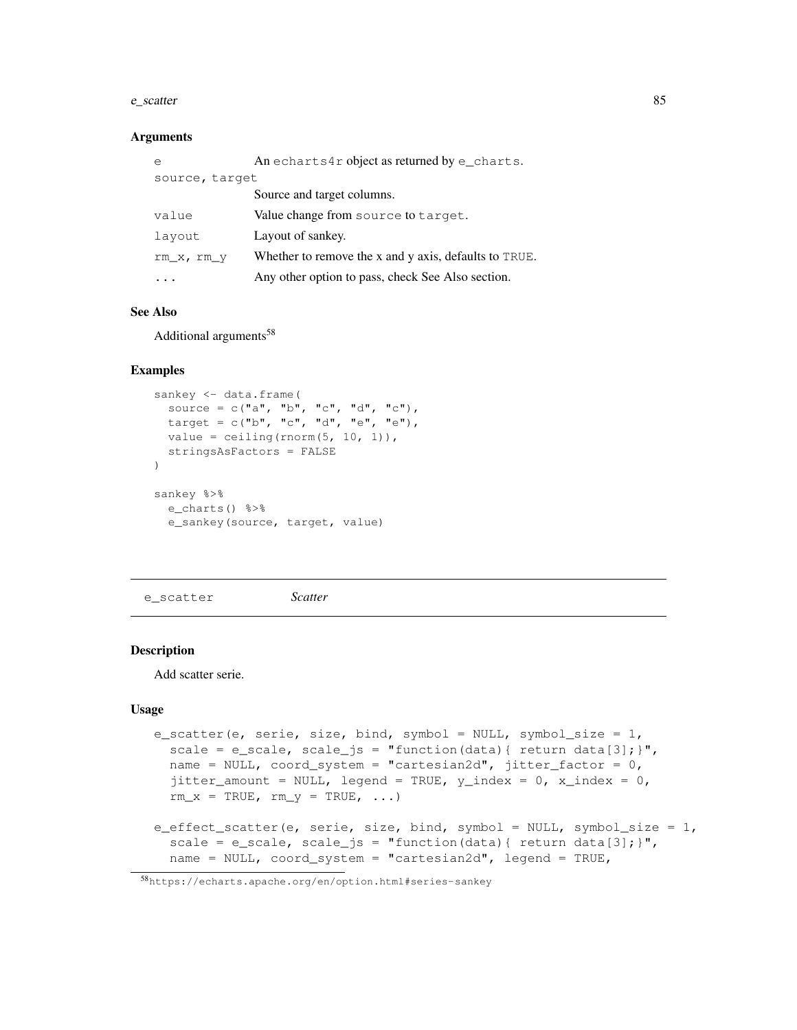### Arguments

| | |
|---|---|
| e | An echarts4r object as returned by e_charts. |
| source, target | Source and target columns. |
| value | Value change from source to target. |
| layout | Layout of sankey. |
| rm_x, rm_y | Whether to remove the x and y axis, defaults to TRUE. |
| ... | Any other option to pass, check See Also section. |

### See Also

Additional arguments[58]

### Examples

```
sankey <- data.frame(
  source = c("a", "b", "c", "d", "c"),
  target = c("b", "c", "d", "e", "e"),
  value = ceiling(rnorm(5, 10, 1)),
  stringsAsFactors = FALSE
)

sankey %>%
  e_charts() %>%
  e_sankey(source, target, value)
```

---

## e_scatter *Scatter*

---

### Description

Add scatter serie.

### Usage

```
e_scatter(e, serie, size, bind, symbol = NULL, symbol_size = 1,
  scale = e_scale, scale_js = "function(data){ return data[3];}",
  name = NULL, coord_system = "cartesian2d", jitter_factor = 0,
  jitter_amount = NULL, legend = TRUE, y_index = 0, x_index = 0,
  rm_x = TRUE, rm_y = TRUE, ...)

e_effect_scatter(e, serie, size, bind, symbol = NULL, symbol_size = 1,
  scale = e_scale, scale_js = "function(data){ return data[3];}",
  name = NULL, coord_system = "cartesian2d", legend = TRUE,
```

[58] https://echarts.apache.org/en/option.html#series-sankey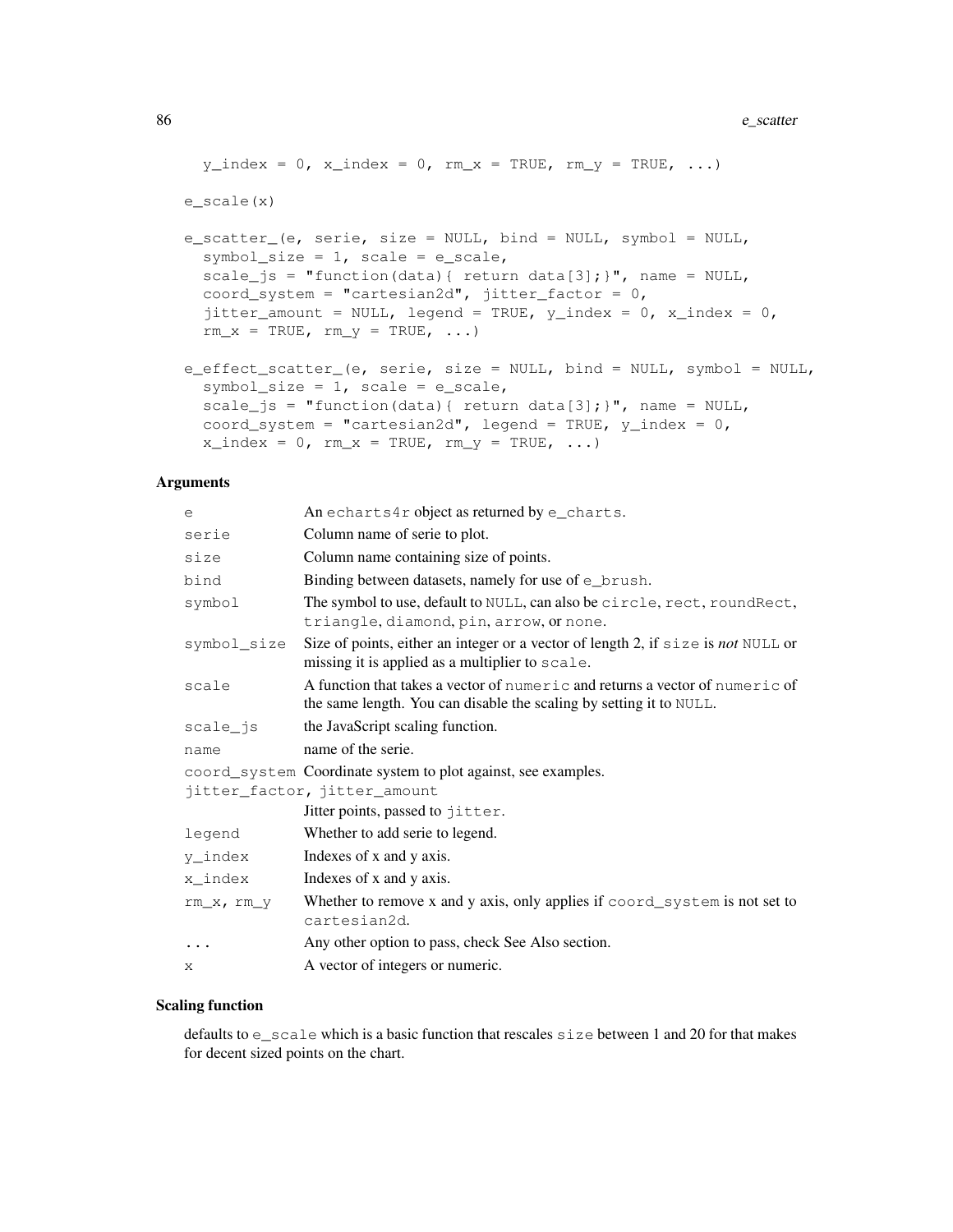```
  y_index = 0, x_index = 0, rm_x = TRUE, rm_y = TRUE, ...)

e_scale(x)

e_scatter_(e, serie, size = NULL, bind = NULL, symbol = NULL,
  symbol_size = 1, scale = e_scale,
  scale_js = "function(data){ return data[3];}", name = NULL,
  coord_system = "cartesian2d", jitter_factor = 0,
  jitter_amount = NULL, legend = TRUE, y_index = 0, x_index = 0,
  rm_x = TRUE, rm_y = TRUE, ...)

e_effect_scatter_(e, serie, size = NULL, bind = NULL, symbol = NULL,
  symbol_size = 1, scale = e_scale,
  scale_js = "function(data){ return data[3];}", name = NULL,
  coord_system = "cartesian2d", legend = TRUE, y_index = 0,
  x_index = 0, rm_x = TRUE, rm_y = TRUE, ...)
```

### Arguments

| | |
|---|---|
| `e` | An `echarts4r` object as returned by `e_charts`. |
| `serie` | Column name of serie to plot. |
| `size` | Column name containing size of points. |
| `bind` | Binding between datasets, namely for use of `e_brush`. |
| `symbol` | The symbol to use, default to `NULL`, can also be `circle`, `rect`, `roundRect`, `triangle`, `diamond`, `pin`, `arrow`, or `none`. |
| `symbol_size` | Size of points, either an integer or a vector of length 2, if `size` is *not* `NULL` or missing it is applied as a multiplier to `scale`. |
| `scale` | A function that takes a vector of `numeric` and returns a vector of `numeric` of the same length. You can disable the scaling by setting it to `NULL`. |
| `scale_js` | the JavaScript scaling function. |
| `name` | name of the serie. |
| `coord_system` | Coordinate system to plot against, see examples. |
| `jitter_factor, jitter_amount` | Jitter points, passed to `jitter`. |
| `legend` | Whether to add serie to legend. |
| `y_index` | Indexes of x and y axis. |
| `x_index` | Indexes of x and y axis. |
| `rm_x, rm_y` | Whether to remove x and y axis, only applies if `coord_system` is not set to `cartesian2d`. |
| `...` | Any other option to pass, check See Also section. |
| `x` | A vector of integers or numeric. |

### Scaling function

defaults to `e_scale` which is a basic function that rescales `size` between 1 and 20 for that makes for decent sized points on the chart.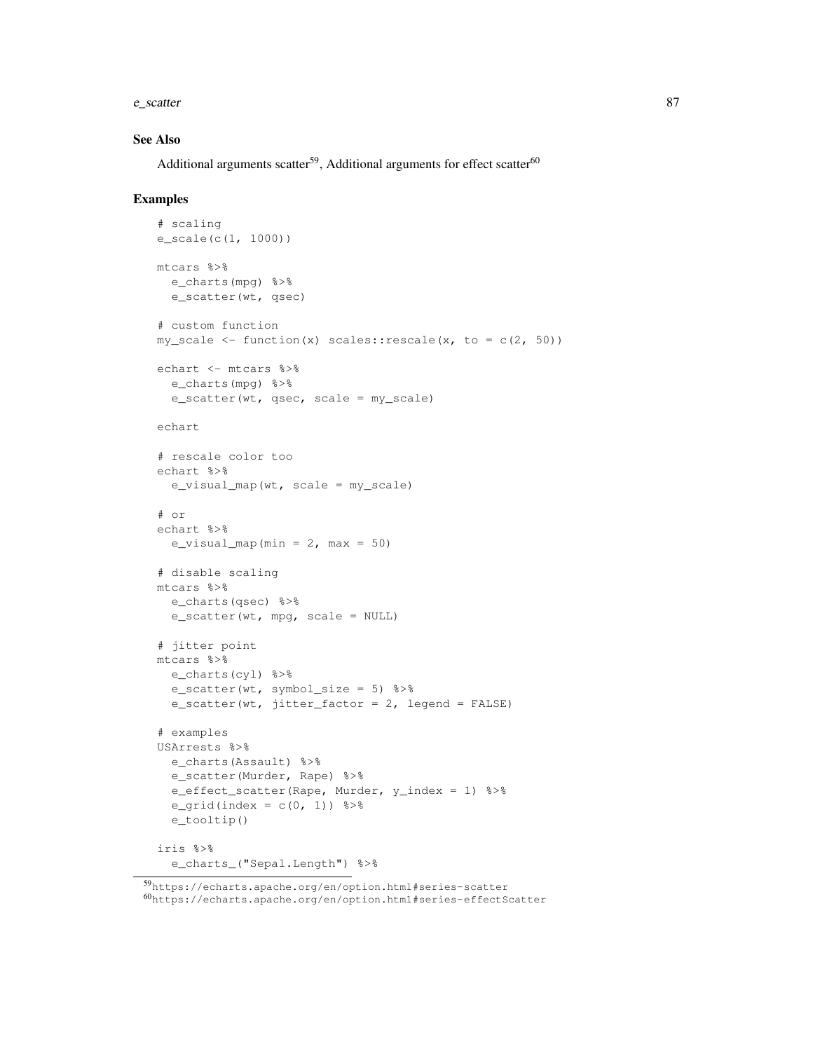### See Also

Additional arguments scatter[59], Additional arguments for effect scatter[60]

### Examples

```
# scaling
e_scale(c(1, 1000))

mtcars %>%
  e_charts(mpg) %>%
  e_scatter(wt, qsec)

# custom function
my_scale <- function(x) scales::rescale(x, to = c(2, 50))

echart <- mtcars %>%
  e_charts(mpg) %>%
  e_scatter(wt, qsec, scale = my_scale)

echart

# rescale color too
echart %>%
  e_visual_map(wt, scale = my_scale)

# or
echart %>%
  e_visual_map(min = 2, max = 50)

# disable scaling
mtcars %>%
  e_charts(qsec) %>%
  e_scatter(wt, mpg, scale = NULL)

# jitter point
mtcars %>%
  e_charts(cyl) %>%
  e_scatter(wt, symbol_size = 5) %>%
  e_scatter(wt, jitter_factor = 2, legend = FALSE)

# examples
USArrests %>%
  e_charts(Assault) %>%
  e_scatter(Murder, Rape) %>%
  e_effect_scatter(Rape, Murder, y_index = 1) %>%
  e_grid(index = c(0, 1)) %>%
  e_tooltip()

iris %>%
  e_charts_("Sepal.Length") %>%
```

[59] https://echarts.apache.org/en/option.html#series-scatter
[60] https://echarts.apache.org/en/option.html#series-effectScatter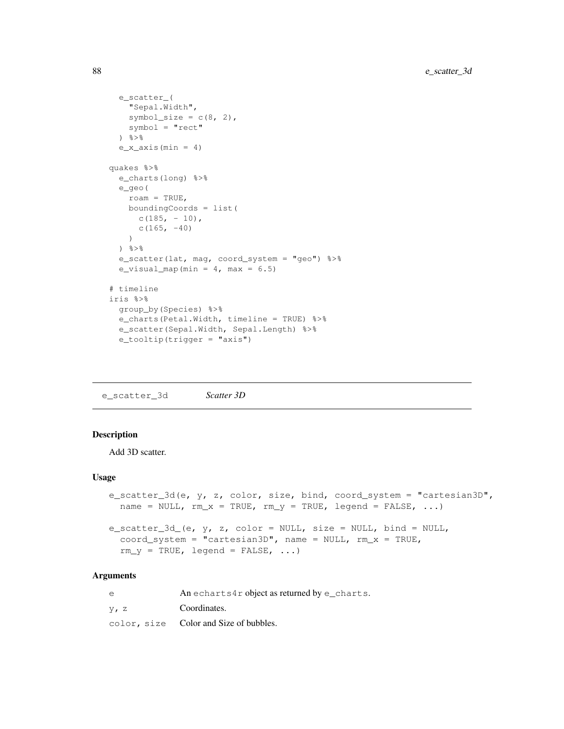```
  e_scatter_(
    "Sepal.Width",
    symbol_size = c(8, 2),
    symbol = "rect"
  ) %>%
  e_x_axis(min = 4)

quakes %>%
  e_charts(long) %>%
  e_geo(
    roam = TRUE,
    boundingCoords = list(
      c(185, - 10),
      c(165, -40)
    )
  ) %>%
  e_scatter(lat, mag, coord_system = "geo") %>%
  e_visual_map(min = 4, max = 6.5)

# timeline
iris %>%
  group_by(Species) %>%
  e_charts(Petal.Width, timeline = TRUE) %>%
  e_scatter(Sepal.Width, Sepal.Length) %>%
  e_tooltip(trigger = "axis")
```

---

## e_scatter_3d    *Scatter 3D*

---

### Description

Add 3D scatter.

### Usage

```
e_scatter_3d(e, y, z, color, size, bind, coord_system = "cartesian3D",
  name = NULL, rm_x = TRUE, rm_y = TRUE, legend = FALSE, ...)

e_scatter_3d_(e, y, z, color = NULL, size = NULL, bind = NULL,
  coord_system = "cartesian3D", name = NULL, rm_x = TRUE,
  rm_y = TRUE, legend = FALSE, ...)
```

### Arguments

| | |
|---|---|
| `e` | An `echarts4r` object as returned by `e_charts`. |
| `y, z` | Coordinates. |
| `color, size` | Color and Size of bubbles. |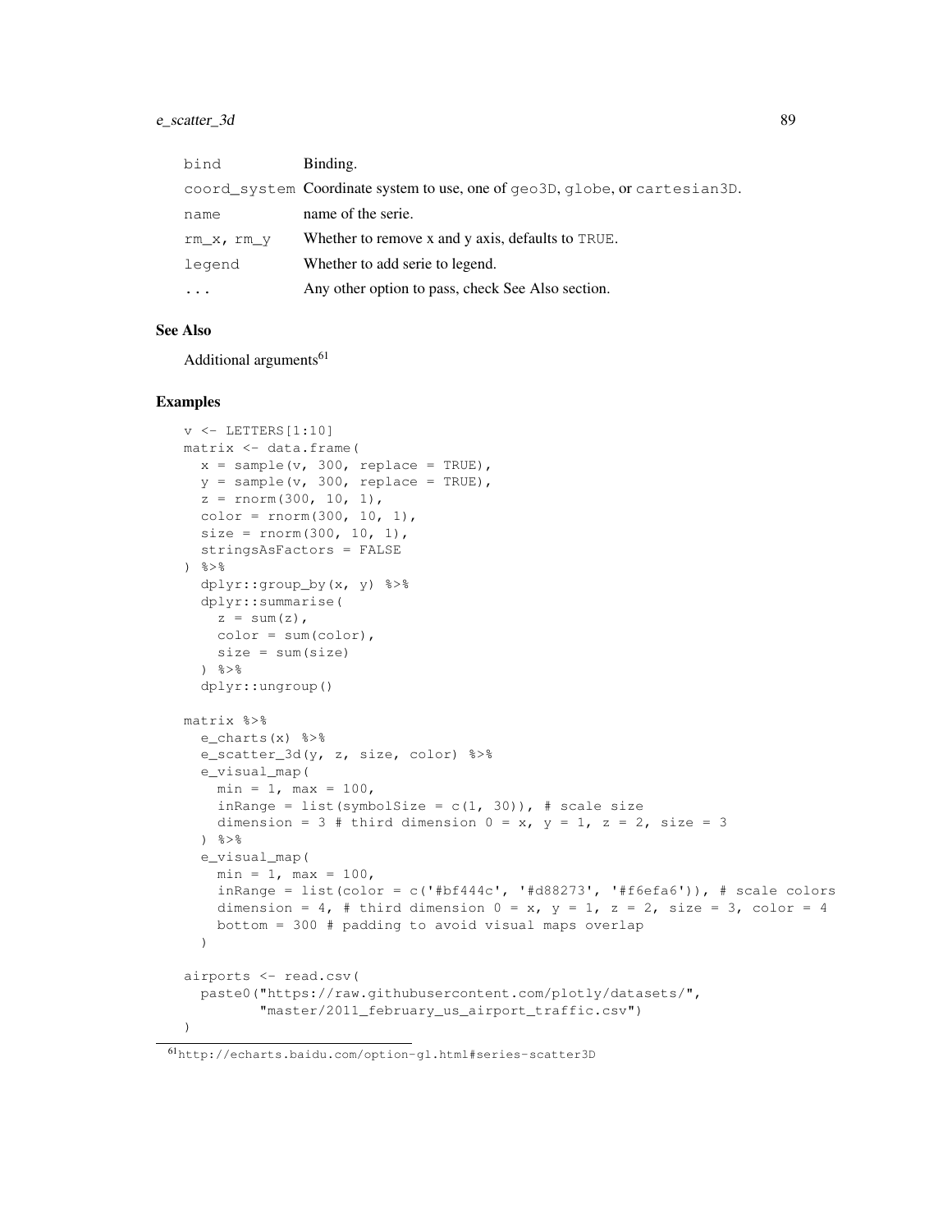| | |
|---|---|
| bind | Binding. |
| coord_system | Coordinate system to use, one of geo3D, globe, or cartesian3D. |
| name | name of the serie. |
| rm_x, rm_y | Whether to remove x and y axis, defaults to TRUE. |
| legend | Whether to add serie to legend. |
| ... | Any other option to pass, check See Also section. |

## See Also

Additional arguments[61]

## Examples

```
v <- LETTERS[1:10]
matrix <- data.frame(
  x = sample(v, 300, replace = TRUE),
  y = sample(v, 300, replace = TRUE),
  z = rnorm(300, 10, 1),
  color = rnorm(300, 10, 1),
  size = rnorm(300, 10, 1),
  stringsAsFactors = FALSE
) %>%
  dplyr::group_by(x, y) %>%
  dplyr::summarise(
    z = sum(z),
    color = sum(color),
    size = sum(size)
  ) %>%
  dplyr::ungroup()

matrix %>%
  e_charts(x) %>%
  e_scatter_3d(y, z, size, color) %>%
  e_visual_map(
    min = 1, max = 100,
    inRange = list(symbolSize = c(1, 30)), # scale size
    dimension = 3 # third dimension 0 = x, y = 1, z = 2, size = 3
  ) %>%
  e_visual_map(
    min = 1, max = 100,
    inRange = list(color = c('#bf444c', '#d88273', '#f6efa6')), # scale colors
    dimension = 4, # third dimension 0 = x, y = 1, z = 2, size = 3, color = 4
    bottom = 300 # padding to avoid visual maps overlap
  )

airports <- read.csv(
  paste0("https://raw.githubusercontent.com/plotly/datasets/",
         "master/2011_february_us_airport_traffic.csv")
)
```

[61] http://echarts.baidu.com/option-gl.html#series-scatter3D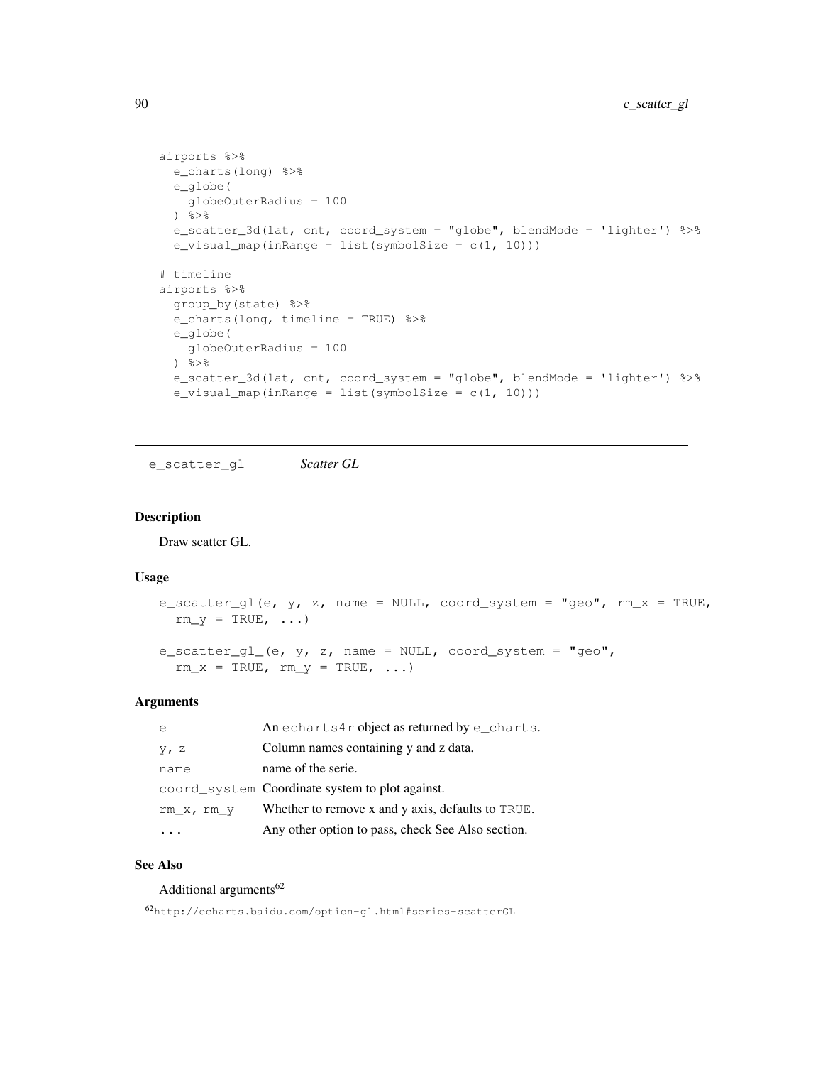```
airports %>%
  e_charts(long) %>%
  e_globe(
    globeOuterRadius = 100
  ) %>%
  e_scatter_3d(lat, cnt, coord_system = "globe", blendMode = 'lighter') %>%
  e_visual_map(inRange = list(symbolSize = c(1, 10)))

# timeline
airports %>%
  group_by(state) %>%
  e_charts(long, timeline = TRUE) %>%
  e_globe(
    globeOuterRadius = 100
  ) %>%
  e_scatter_3d(lat, cnt, coord_system = "globe", blendMode = 'lighter') %>%
  e_visual_map(inRange = list(symbolSize = c(1, 10)))
```

## e_scatter_gl *Scatter GL*

### Description

Draw scatter GL.

### Usage

```
e_scatter_gl(e, y, z, name = NULL, coord_system = "geo", rm_x = TRUE,
  rm_y = TRUE, ...)

e_scatter_gl_(e, y, z, name = NULL, coord_system = "geo",
  rm_x = TRUE, rm_y = TRUE, ...)
```

### Arguments

| | |
|---|---|
| `e` | An `echarts4r` object as returned by `e_charts`. |
| `y, z` | Column names containing y and z data. |
| `name` | name of the serie. |
| `coord_system` | Coordinate system to plot against. |
| `rm_x, rm_y` | Whether to remove x and y axis, defaults to `TRUE`. |
| `...` | Any other option to pass, check See Also section. |

### See Also

Additional arguments[62]

[62] http://echarts.baidu.com/option-gl.html#series-scatterGL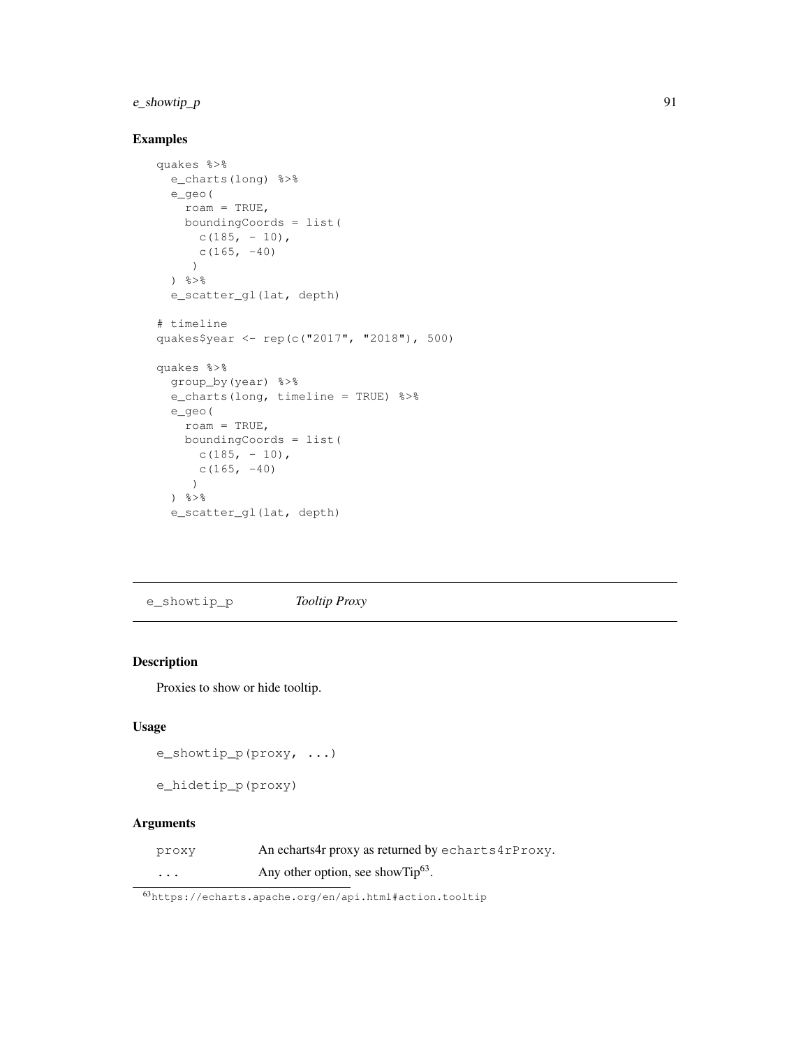### Examples

```
quakes %>%
  e_charts(long) %>%
  e_geo(
    roam = TRUE,
    boundingCoords = list(
      c(185, - 10),
      c(165, -40)
     )
  ) %>%
  e_scatter_gl(lat, depth)

# timeline
quakes$year <- rep(c("2017", "2018"), 500)

quakes %>%
  group_by(year) %>%
  e_charts(long, timeline = TRUE) %>%
  e_geo(
    roam = TRUE,
    boundingCoords = list(
      c(185, - 10),
      c(165, -40)
     )
  ) %>%
  e_scatter_gl(lat, depth)
```

---

## e_showtip_p *Tooltip Proxy*

### Description

Proxies to show or hide tooltip.

### Usage

```
e_showtip_p(proxy, ...)

e_hidetip_p(proxy)
```

### Arguments

| | |
|---|---|
| `proxy` | An echarts4r proxy as returned by `echarts4rProxy`. |
| `...` | Any other option, see showTip[63]. |

[63]https://echarts.apache.org/en/api.html#action.tooltip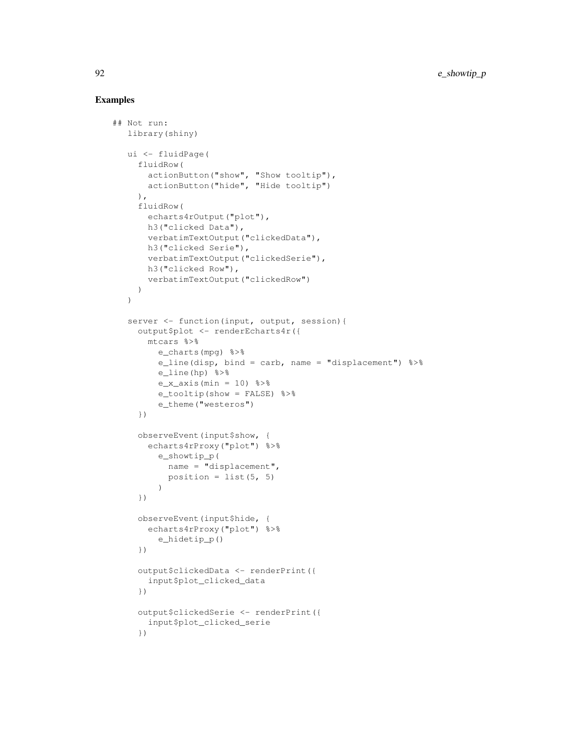## Examples

```
## Not run:
  library(shiny)

  ui <- fluidPage(
    fluidRow(
      actionButton("show", "Show tooltip"),
      actionButton("hide", "Hide tooltip")
    ),
    fluidRow(
      echarts4rOutput("plot"),
      h3("clicked Data"),
      verbatimTextOutput("clickedData"),
      h3("clicked Serie"),
      verbatimTextOutput("clickedSerie"),
      h3("clicked Row"),
      verbatimTextOutput("clickedRow")
    )
  )

  server <- function(input, output, session){
    output$plot <- renderEcharts4r({
      mtcars %>%
        e_charts(mpg) %>%
        e_line(disp, bind = carb, name = "displacement") %>%
        e_line(hp) %>%
        e_x_axis(min = 10) %>%
        e_tooltip(show = FALSE) %>%
        e_theme("westeros")
    })

    observeEvent(input$show, {
      echarts4rProxy("plot") %>%
        e_showtip_p(
          name = "displacement",
          position = list(5, 5)
        )
    })

    observeEvent(input$hide, {
      echarts4rProxy("plot") %>%
        e_hidetip_p()
    })

    output$clickedData <- renderPrint({
      input$plot_clicked_data
    })

    output$clickedSerie <- renderPrint({
      input$plot_clicked_serie
    })
```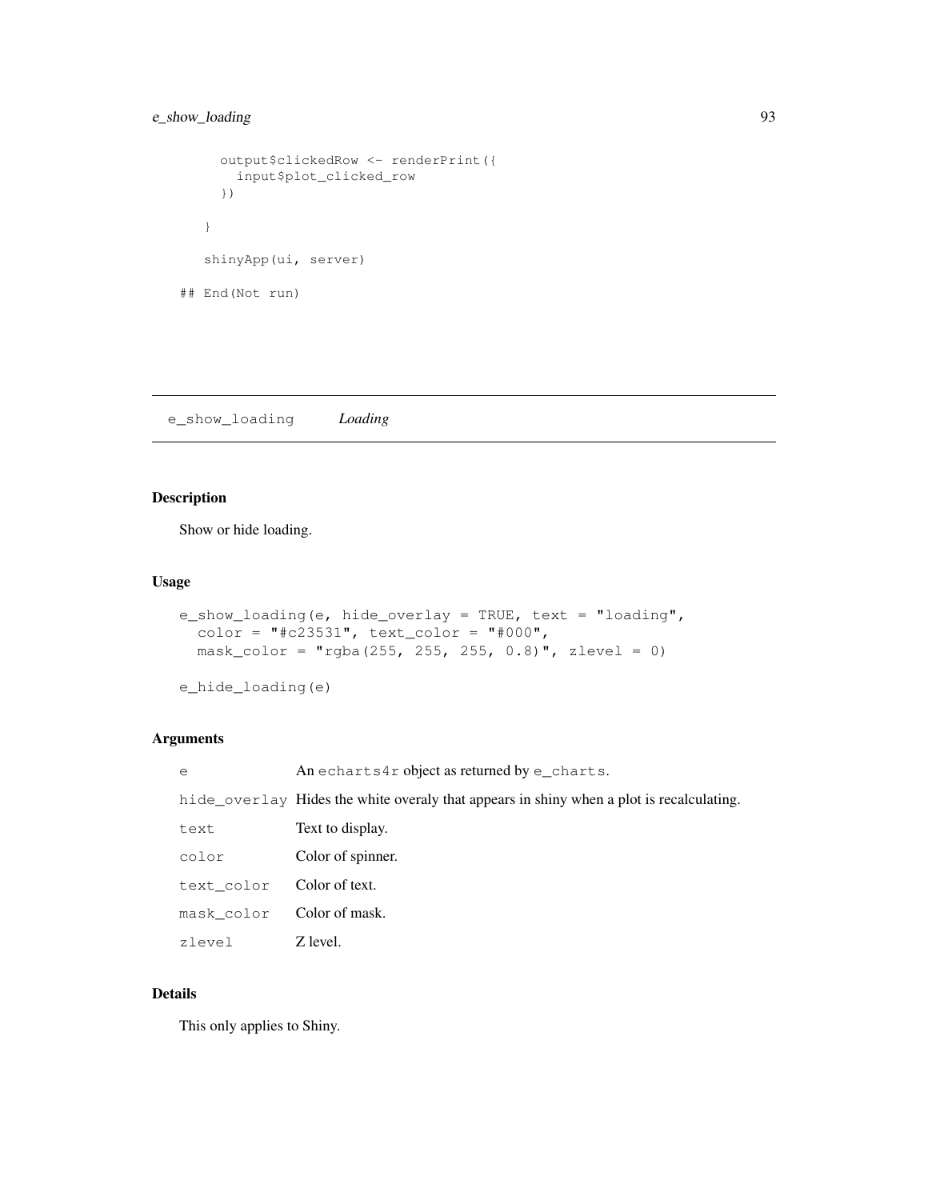```
    output$clickedRow <- renderPrint({
      input$plot_clicked_row
    })

  }

  shinyApp(ui, server)

## End(Not run)
```

## e_show_loading *Loading*

### Description

Show or hide loading.

### Usage

```
e_show_loading(e, hide_overlay = TRUE, text = "loading",
  color = "#c23531", text_color = "#000",
  mask_color = "rgba(255, 255, 255, 0.8)", zlevel = 0)

e_hide_loading(e)
```

### Arguments

| | |
|---|---|
| `e` | An `echarts4r` object as returned by `e_charts`. |
| `hide_overlay` | Hides the white overaly that appears in shiny when a plot is recalculating. |
| `text` | Text to display. |
| `color` | Color of spinner. |
| `text_color` | Color of text. |
| `mask_color` | Color of mask. |
| `zlevel` | Z level. |

### Details

This only applies to Shiny.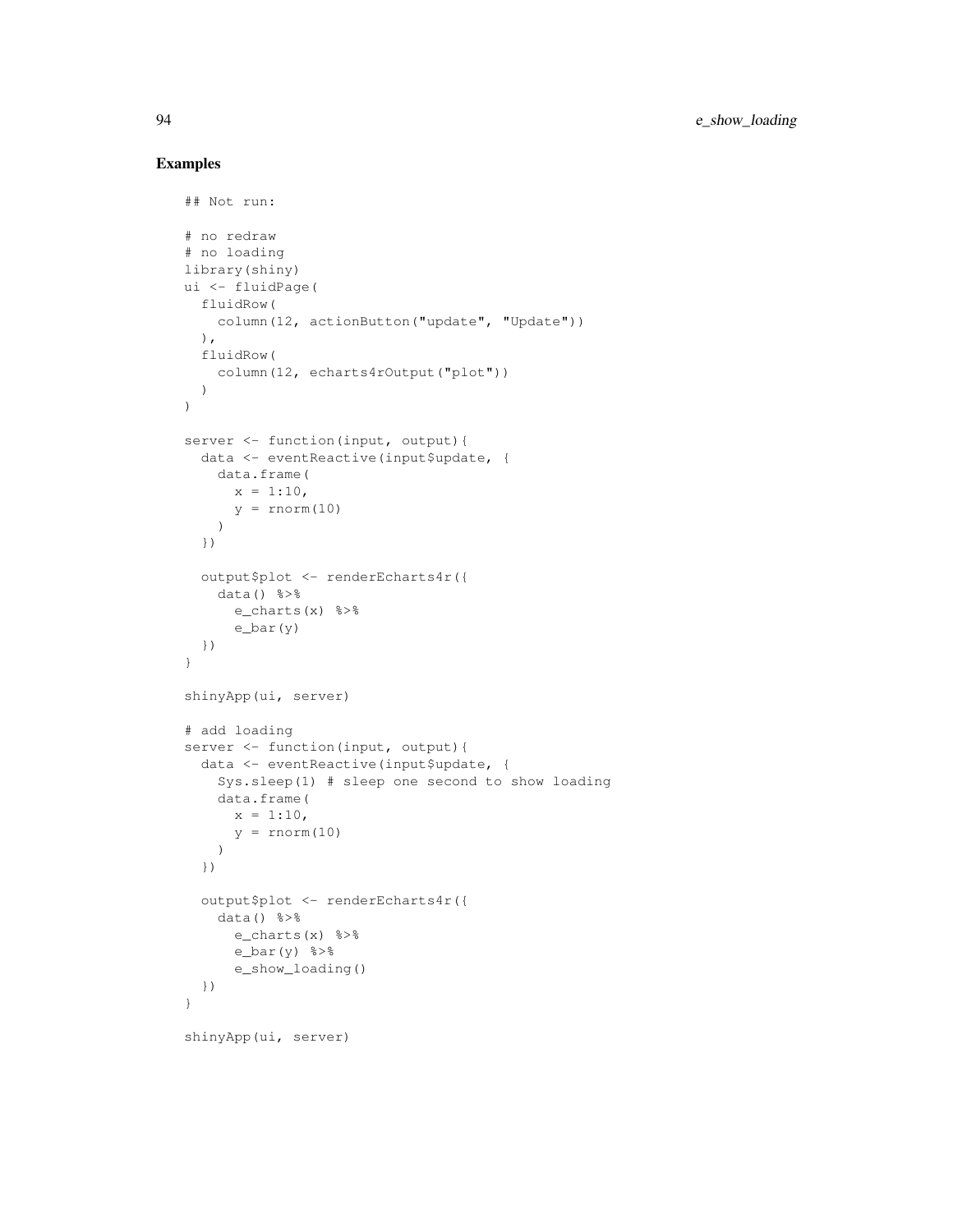## Examples

```
## Not run:

# no redraw
# no loading
library(shiny)
ui <- fluidPage(
  fluidRow(
    column(12, actionButton("update", "Update"))
  ),
  fluidRow(
    column(12, echarts4rOutput("plot"))
  )
)

server <- function(input, output){
  data <- eventReactive(input$update, {
    data.frame(
      x = 1:10,
      y = rnorm(10)
    )
  })

  output$plot <- renderEcharts4r({
    data() %>%
      e_charts(x) %>%
      e_bar(y)
  })
}

shinyApp(ui, server)

# add loading
server <- function(input, output){
  data <- eventReactive(input$update, {
    Sys.sleep(1) # sleep one second to show loading
    data.frame(
      x = 1:10,
      y = rnorm(10)
    )
  })

  output$plot <- renderEcharts4r({
    data() %>%
      e_charts(x) %>%
      e_bar(y) %>%
      e_show_loading()
  })
}

shinyApp(ui, server)
```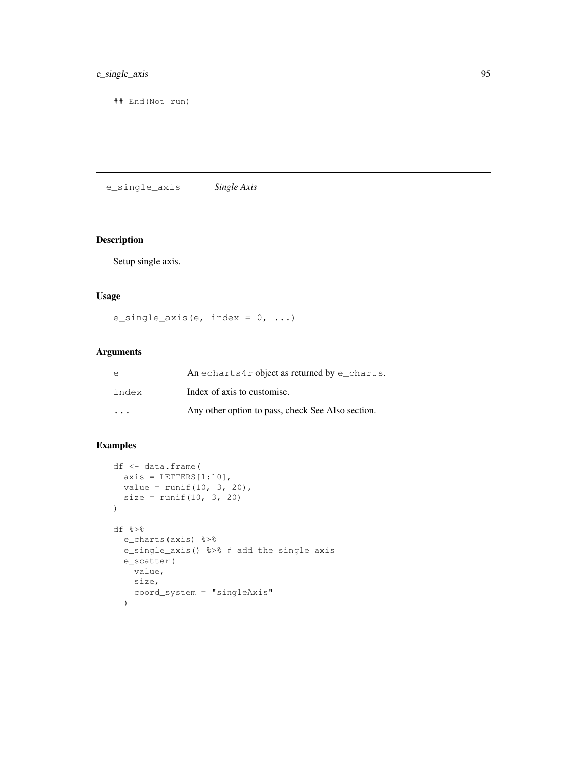```
## End(Not run)
```

## e_single_axis *Single Axis*

### Description

Setup single axis.

### Usage

```
e_single_axis(e, index = 0, ...)
```

### Arguments

| | |
|---|---|
| e | An echarts4r object as returned by e_charts. |
| index | Index of axis to customise. |
| ... | Any other option to pass, check See Also section. |

### Examples

```
df <- data.frame(
  axis = LETTERS[1:10],
  value = runif(10, 3, 20),
  size = runif(10, 3, 20)
)

df %>%
  e_charts(axis) %>%
  e_single_axis() %>% # add the single axis
  e_scatter(
    value,
    size,
    coord_system = "singleAxis"
  )
```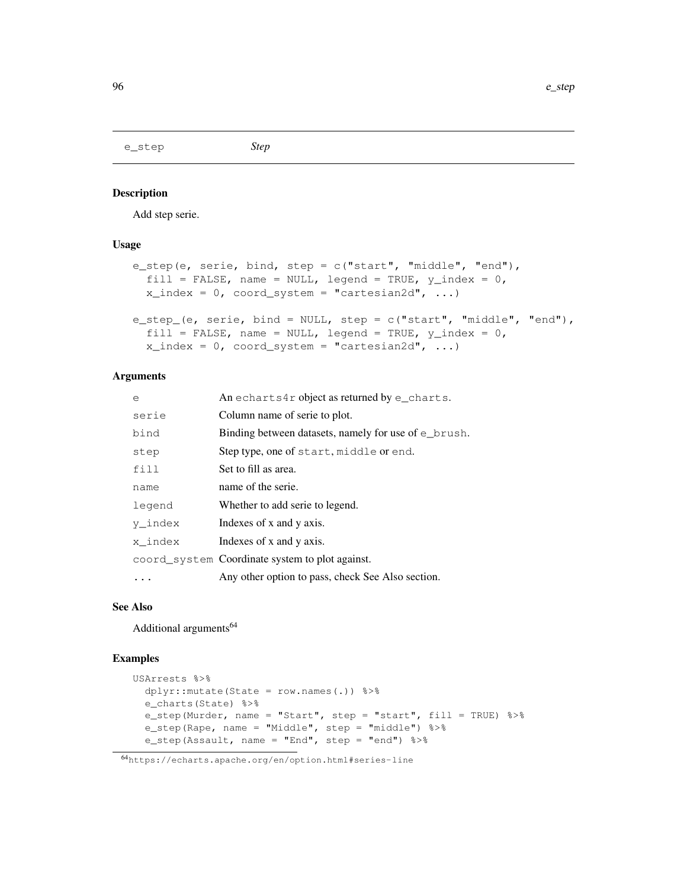## e_step — *Step*

### Description

Add step serie.

### Usage

```
e_step(e, serie, bind, step = c("start", "middle", "end"),
  fill = FALSE, name = NULL, legend = TRUE, y_index = 0,
  x_index = 0, coord_system = "cartesian2d", ...)

e_step_(e, serie, bind = NULL, step = c("start", "middle", "end"),
  fill = FALSE, name = NULL, legend = TRUE, y_index = 0,
  x_index = 0, coord_system = "cartesian2d", ...)
```

### Arguments

| | |
|---|---|
| `e` | An `echarts4r` object as returned by `e_charts`. |
| `serie` | Column name of serie to plot. |
| `bind` | Binding between datasets, namely for use of `e_brush`. |
| `step` | Step type, one of `start`, `middle` or `end`. |
| `fill` | Set to fill as area. |
| `name` | name of the serie. |
| `legend` | Whether to add serie to legend. |
| `y_index` | Indexes of x and y axis. |
| `x_index` | Indexes of x and y axis. |
| `coord_system` | Coordinate system to plot against. |
| `...` | Any other option to pass, check See Also section. |

### See Also

Additional arguments[64]

### Examples

```
USArrests %>%
  dplyr::mutate(State = row.names(.)) %>%
  e_charts(State) %>%
  e_step(Murder, name = "Start", step = "start", fill = TRUE) %>%
  e_step(Rape, name = "Middle", step = "middle") %>%
  e_step(Assault, name = "End", step = "end") %>%
```

[64] https://echarts.apache.org/en/option.html#series-line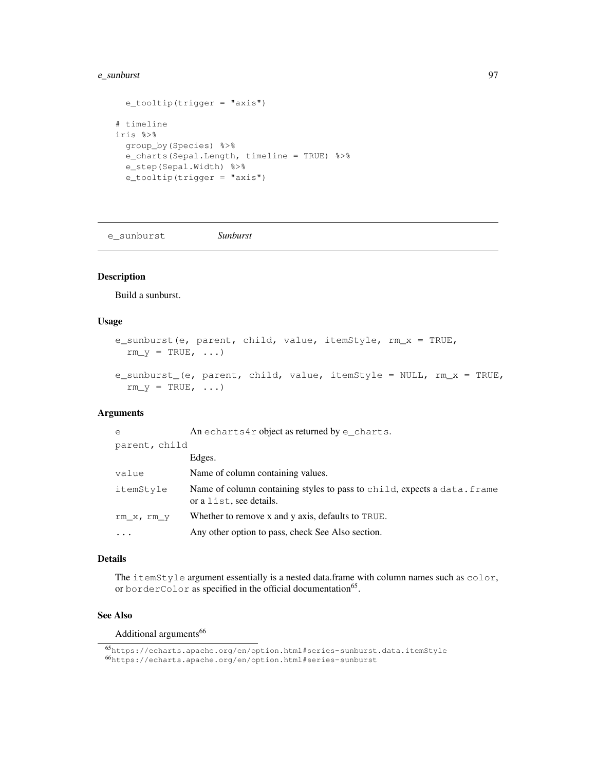```
  e_tooltip(trigger = "axis")

# timeline
iris %>%
  group_by(Species) %>%
  e_charts(Sepal.Length, timeline = TRUE) %>%
  e_step(Sepal.Width) %>%
  e_tooltip(trigger = "axis")
```

## e_sunburst *Sunburst*

### Description

Build a sunburst.

### Usage

```
e_sunburst(e, parent, child, value, itemStyle, rm_x = TRUE,
  rm_y = TRUE, ...)

e_sunburst_(e, parent, child, value, itemStyle = NULL, rm_x = TRUE,
  rm_y = TRUE, ...)
```

### Arguments

| | |
|---|---|
| `e` | An `echarts4r` object as returned by `e_charts`. |
| `parent, child` | Edges. |
| `value` | Name of column containing values. |
| `itemStyle` | Name of column containing styles to pass to `child`, expects a `data.frame` or a `list`, see details. |
| `rm_x, rm_y` | Whether to remove x and y axis, defaults to `TRUE`. |
| `...` | Any other option to pass, check See Also section. |

### Details

The `itemStyle` argument essentially is a nested data.frame with column names such as `color`, or `borderColor` as specified in the official documentation[65].

### See Also

Additional arguments[66]

[65] https://echarts.apache.org/en/option.html#series-sunburst.data.itemStyle
[66] https://echarts.apache.org/en/option.html#series-sunburst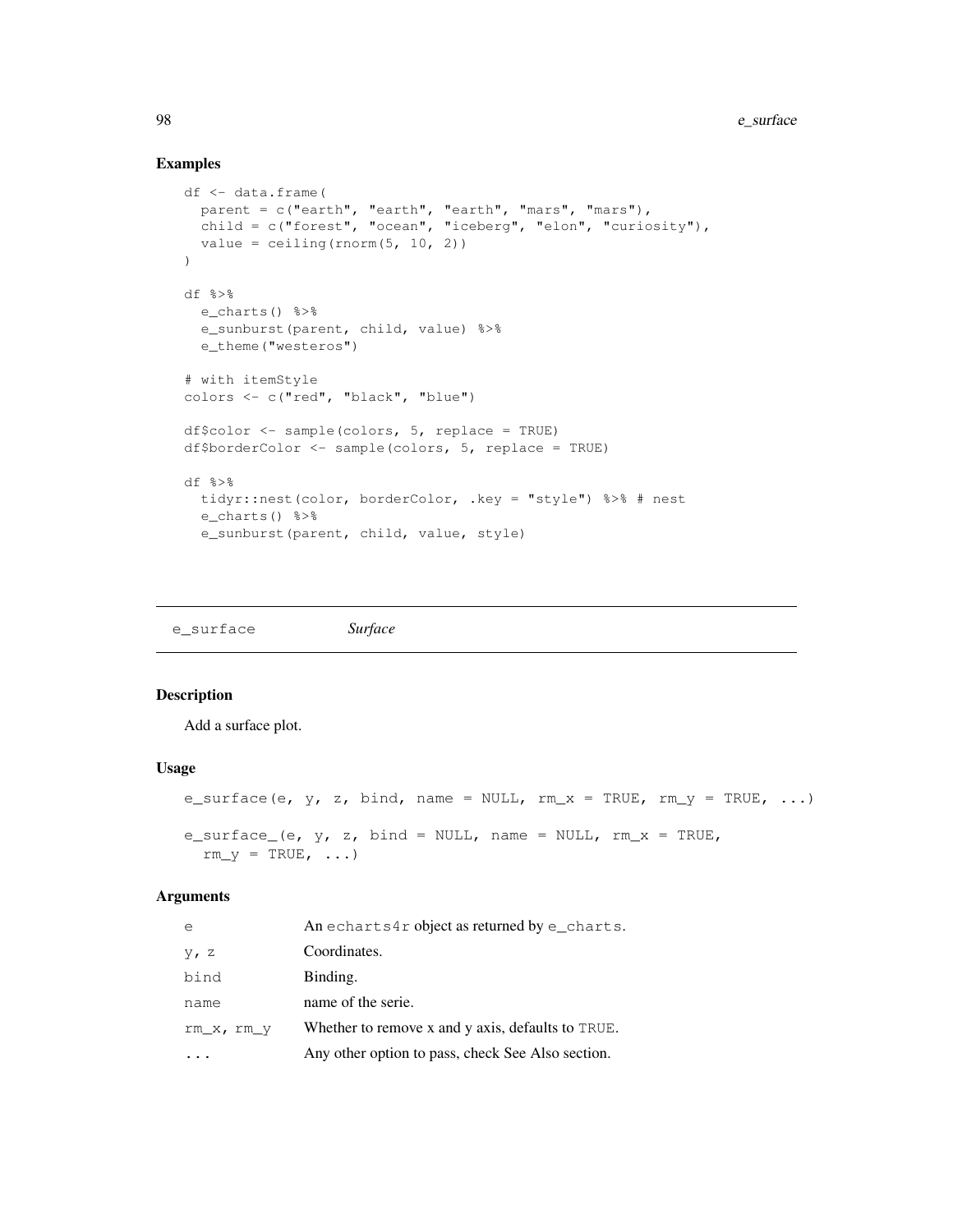## Examples

```
df <- data.frame(
  parent = c("earth", "earth", "earth", "mars", "mars"),
  child = c("forest", "ocean", "iceberg", "elon", "curiosity"),
  value = ceiling(rnorm(5, 10, 2))
)

df %>%
  e_charts() %>%
  e_sunburst(parent, child, value) %>%
  e_theme("westeros")

# with itemStyle
colors <- c("red", "black", "blue")

df$color <- sample(colors, 5, replace = TRUE)
df$borderColor <- sample(colors, 5, replace = TRUE)

df %>%
  tidyr::nest(color, borderColor, .key = "style") %>% # nest
  e_charts() %>%
  e_sunburst(parent, child, value, style)
```

---

`e_surface` *Surface*

---

## Description

Add a surface plot.

## Usage

```
e_surface(e, y, z, bind, name = NULL, rm_x = TRUE, rm_y = TRUE, ...)

e_surface_(e, y, z, bind = NULL, name = NULL, rm_x = TRUE,
  rm_y = TRUE, ...)
```

## Arguments

| | |
|---|---|
| `e` | An `echarts4r` object as returned by `e_charts`. |
| `y, z` | Coordinates. |
| `bind` | Binding. |
| `name` | name of the serie. |
| `rm_x, rm_y` | Whether to remove x and y axis, defaults to `TRUE`. |
| `...` | Any other option to pass, check See Also section. |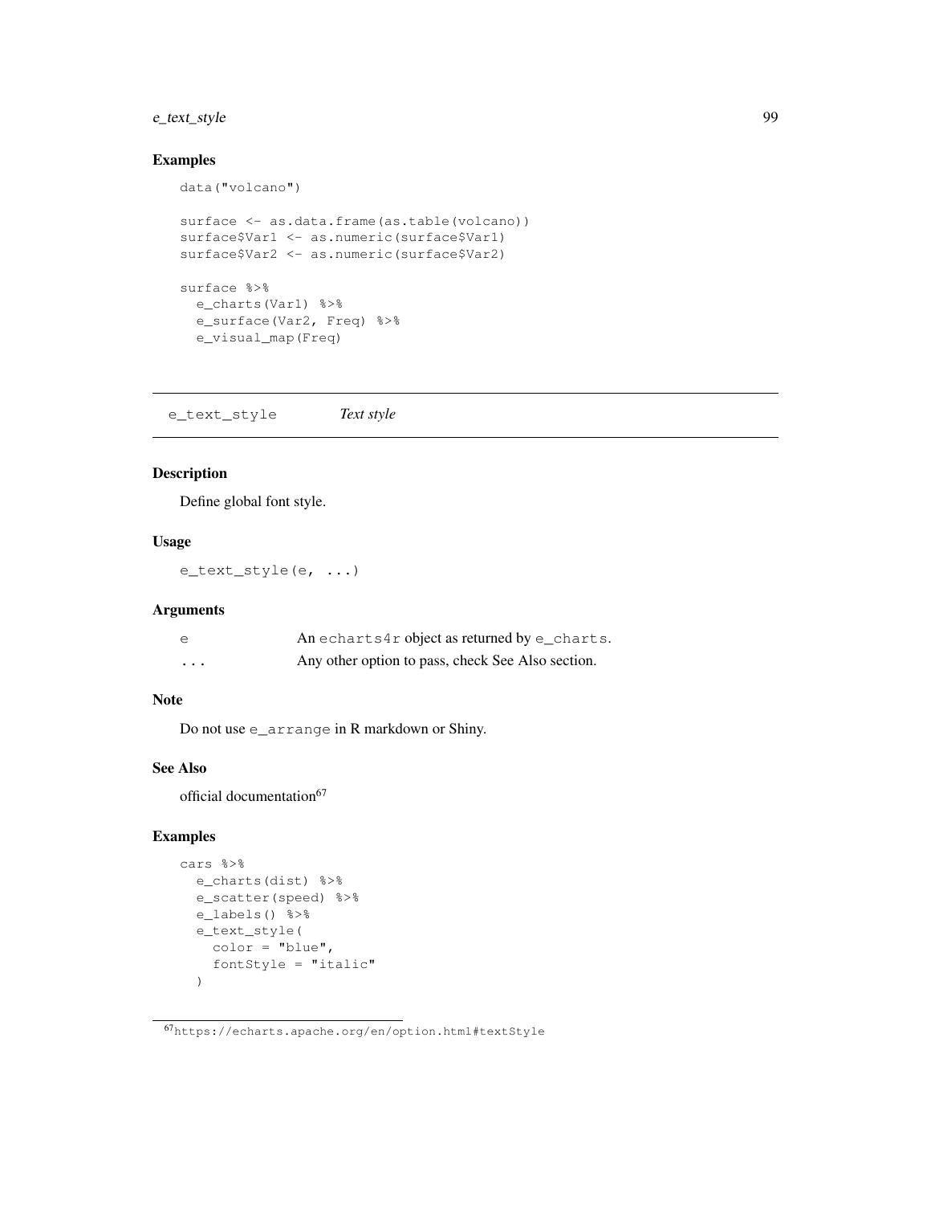## Examples

```
data("volcano")

surface <- as.data.frame(as.table(volcano))
surface$Var1 <- as.numeric(surface$Var1)
surface$Var2 <- as.numeric(surface$Var2)

surface %>%
  e_charts(Var1) %>%
  e_surface(Var2, Freq) %>%
  e_visual_map(Freq)
```

---

# e_text_style — *Text style*

---

## Description

Define global font style.

## Usage

```
e_text_style(e, ...)
```

## Arguments

| | |
|---|---|
| `e` | An `echarts4r` object as returned by `e_charts`. |
| `...` | Any other option to pass, check See Also section. |

## Note

Do not use `e_arrange` in R markdown or Shiny.

## See Also

official documentation[67]

## Examples

```
cars %>%
  e_charts(dist) %>%
  e_scatter(speed) %>%
  e_labels() %>%
  e_text_style(
    color = "blue",
    fontStyle = "italic"
  )
```

---

[67] https://echarts.apache.org/en/option.html#textStyle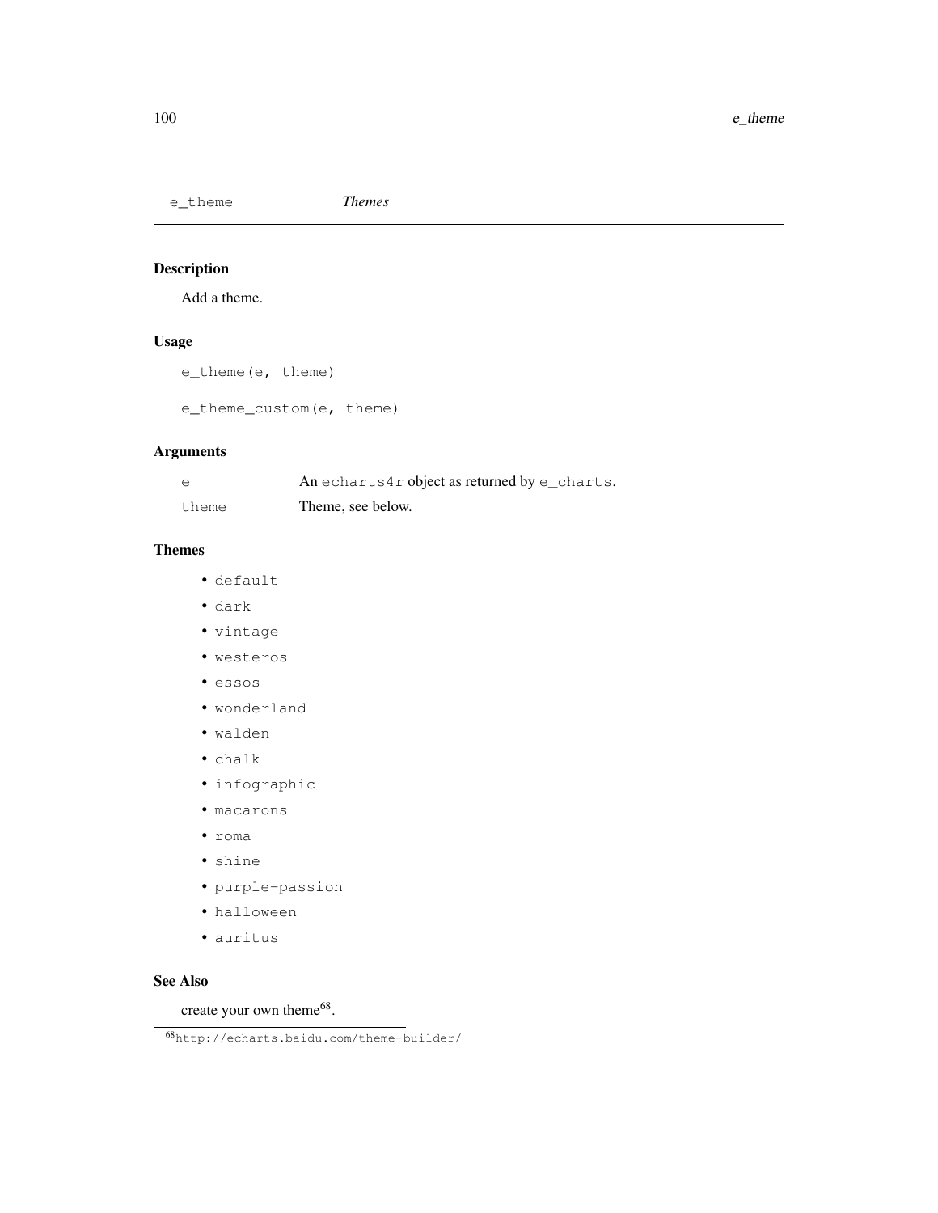## e_theme *Themes*

### Description

Add a theme.

### Usage

```
e_theme(e, theme)

e_theme_custom(e, theme)
```

### Arguments

| | |
|---|---|
| e | An `echarts4r` object as returned by `e_charts`. |
| theme | Theme, see below. |

### Themes

- `default`
- `dark`
- `vintage`
- `westeros`
- `essos`
- `wonderland`
- `walden`
- `chalk`
- `infographic`
- `macarons`
- `roma`
- `shine`
- `purple-passion`
- `halloween`
- `auritus`

### See Also

create your own theme[68].

[68] http://echarts.baidu.com/theme-builder/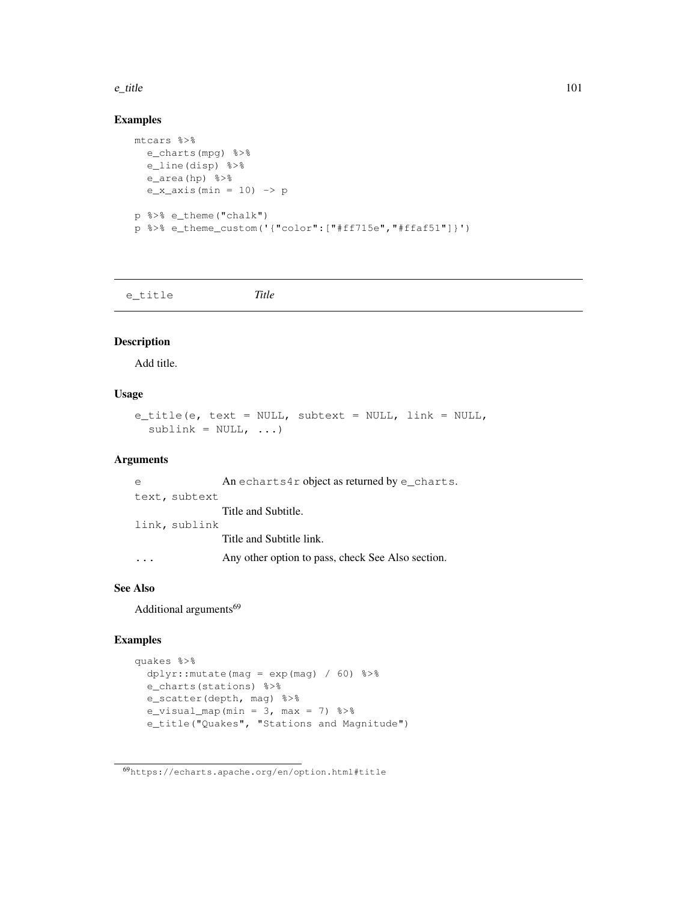## Examples

```
mtcars %>%
  e_charts(mpg) %>%
  e_line(disp) %>%
  e_area(hp) %>%
  e_x_axis(min = 10) -> p

p %>% e_theme("chalk")
p %>% e_theme_custom('{"color":["#ff715e","#ffaf51"]}')
```

---

# e_title *Title*

---

## Description

Add title.

## Usage

```
e_title(e, text = NULL, subtext = NULL, link = NULL,
  sublink = NULL, ...)
```

## Arguments

| | |
|---|---|
| `e` | An `echarts4r` object as returned by `e_charts`. |
| `text, subtext` | Title and Subtitle. |
| `link, sublink` | Title and Subtitle link. |
| `...` | Any other option to pass, check See Also section. |

## See Also

Additional arguments[69]

## Examples

```
quakes %>%
  dplyr::mutate(mag = exp(mag) / 60) %>%
  e_charts(stations) %>%
  e_scatter(depth, mag) %>%
  e_visual_map(min = 3, max = 7) %>%
  e_title("Quakes", "Stations and Magnitude")
```

---

[69] https://echarts.apache.org/en/option.html#title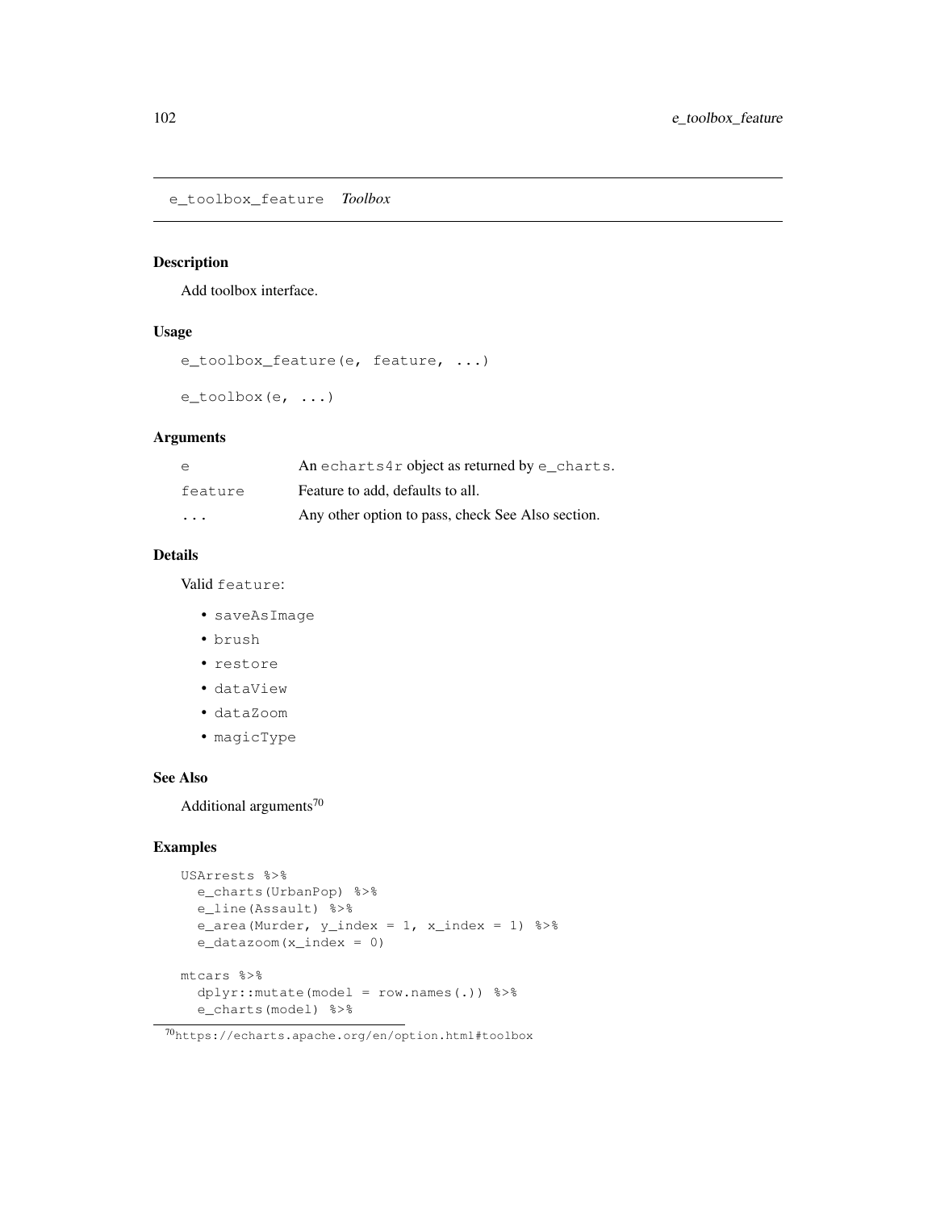## e_toolbox_feature *Toolbox*

### Description

Add toolbox interface.

### Usage

```
e_toolbox_feature(e, feature, ...)

e_toolbox(e, ...)
```

### Arguments

| | |
|---|---|
| `e` | An `echarts4r` object as returned by `e_charts`. |
| `feature` | Feature to add, defaults to all. |
| `...` | Any other option to pass, check See Also section. |

### Details

Valid `feature`:

- `saveAsImage`
- `brush`
- `restore`
- `dataView`
- `dataZoom`
- `magicType`

### See Also

Additional arguments[70]

### Examples

```
USArrests %>%
  e_charts(UrbanPop) %>%
  e_line(Assault) %>%
  e_area(Murder, y_index = 1, x_index = 1) %>%
  e_datazoom(x_index = 0)

mtcars %>%
  dplyr::mutate(model = row.names(.)) %>%
  e_charts(model) %>%
```

[70] https://echarts.apache.org/en/option.html#toolbox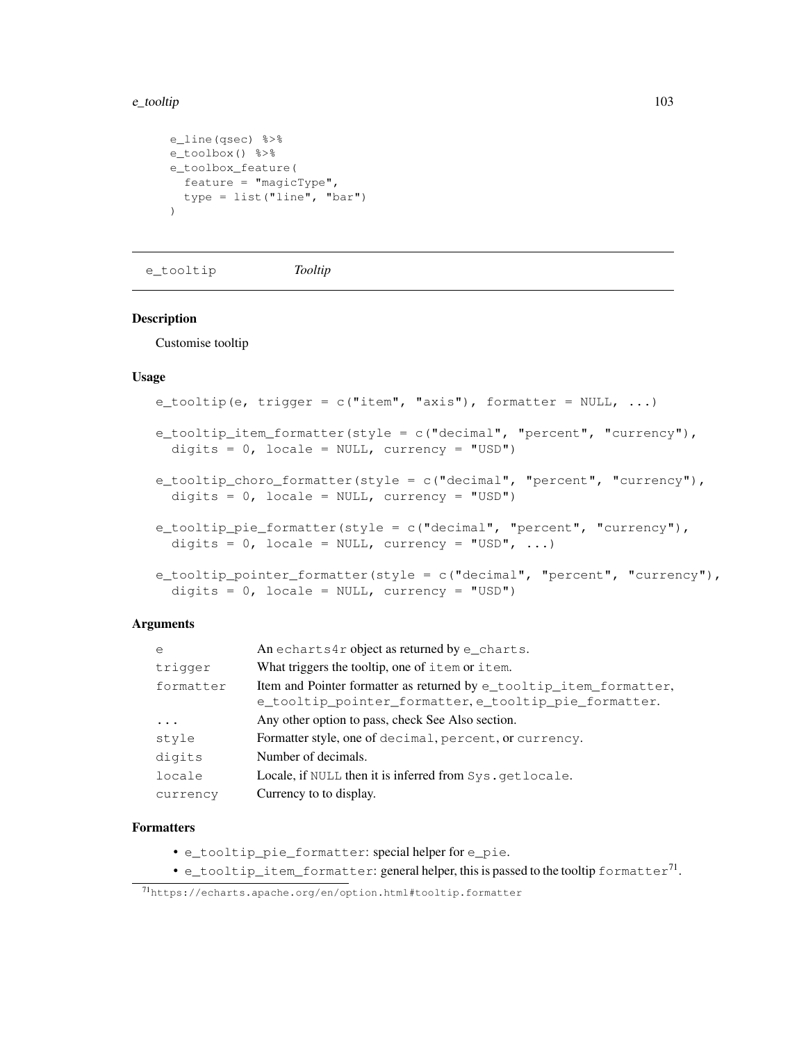```
e_line(qsec) %>%
e_toolbox() %>%
e_toolbox_feature(
  feature = "magicType",
  type = list("line", "bar")
)
```

---

## e_tooltip *Tooltip*

---

### Description

Customise tooltip

### Usage

```
e_tooltip(e, trigger = c("item", "axis"), formatter = NULL, ...)

e_tooltip_item_formatter(style = c("decimal", "percent", "currency"),
  digits = 0, locale = NULL, currency = "USD")

e_tooltip_choro_formatter(style = c("decimal", "percent", "currency"),
  digits = 0, locale = NULL, currency = "USD")

e_tooltip_pie_formatter(style = c("decimal", "percent", "currency"),
  digits = 0, locale = NULL, currency = "USD", ...)

e_tooltip_pointer_formatter(style = c("decimal", "percent", "currency"),
  digits = 0, locale = NULL, currency = "USD")
```

### Arguments

| | |
|---|---|
| `e` | An `echarts4r` object as returned by `e_charts`. |
| `trigger` | What triggers the tooltip, one of `item` or `item`. |
| `formatter` | Item and Pointer formatter as returned by `e_tooltip_item_formatter`, `e_tooltip_pointer_formatter`, `e_tooltip_pie_formatter`. |
| `...` | Any other option to pass, check See Also section. |
| `style` | Formatter style, one of `decimal`, `percent`, or `currency`. |
| `digits` | Number of decimals. |
| `locale` | Locale, if `NULL` then it is inferred from `Sys.getlocale`. |
| `currency` | Currency to to display. |

### Formatters

- `e_tooltip_pie_formatter`: special helper for `e_pie`.
- `e_tooltip_item_formatter`: general helper, this is passed to the tooltip `formatter`[71].

[71] https://echarts.apache.org/en/option.html#tooltip.formatter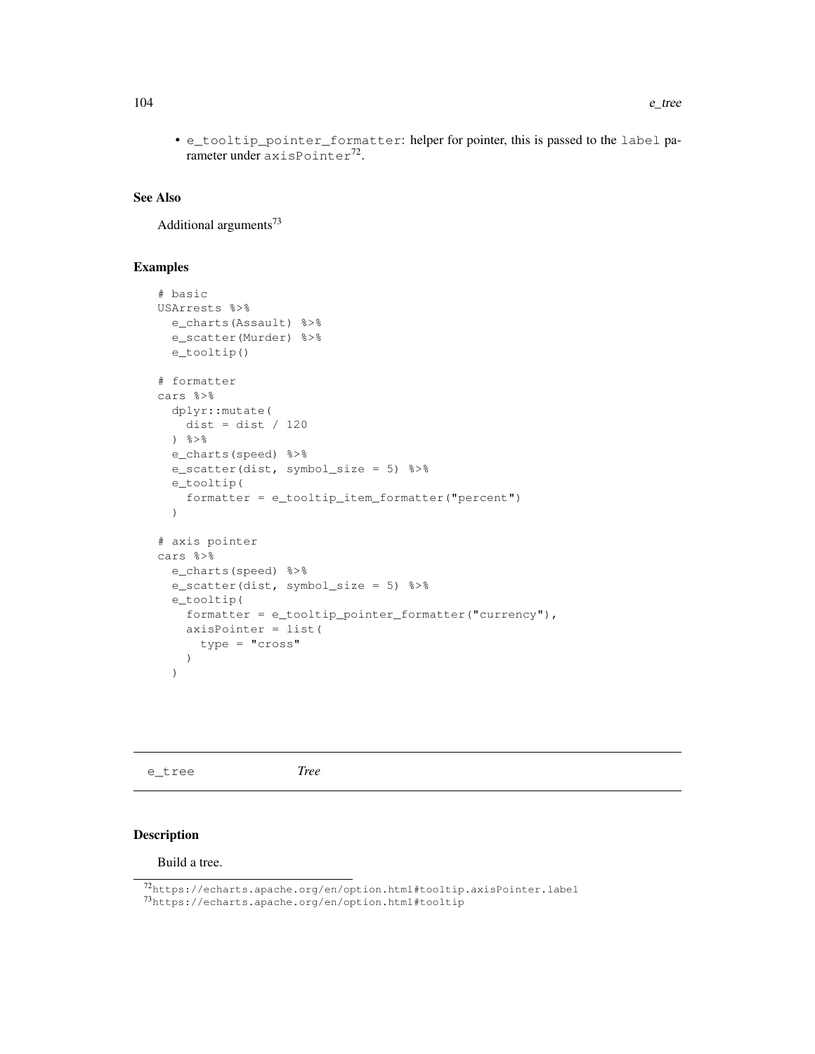- `e_tooltip_pointer_formatter`: helper for pointer, this is passed to the `label` parameter under `axisPointer`[72].

### See Also

Additional arguments[73]

### Examples

```
# basic
USArrests %>%
  e_charts(Assault) %>%
  e_scatter(Murder) %>%
  e_tooltip()

# formatter
cars %>%
  dplyr::mutate(
    dist = dist / 120
  ) %>%
  e_charts(speed) %>%
  e_scatter(dist, symbol_size = 5) %>%
  e_tooltip(
    formatter = e_tooltip_item_formatter("percent")
  )

# axis pointer
cars %>%
  e_charts(speed) %>%
  e_scatter(dist, symbol_size = 5) %>%
  e_tooltip(
    formatter = e_tooltip_pointer_formatter("currency"),
    axisPointer = list(
      type = "cross"
    )
  )
```

---

## e_tree *Tree*

---

### Description

Build a tree.

[72] https://echarts.apache.org/en/option.html#tooltip.axisPointer.label
[73] https://echarts.apache.org/en/option.html#tooltip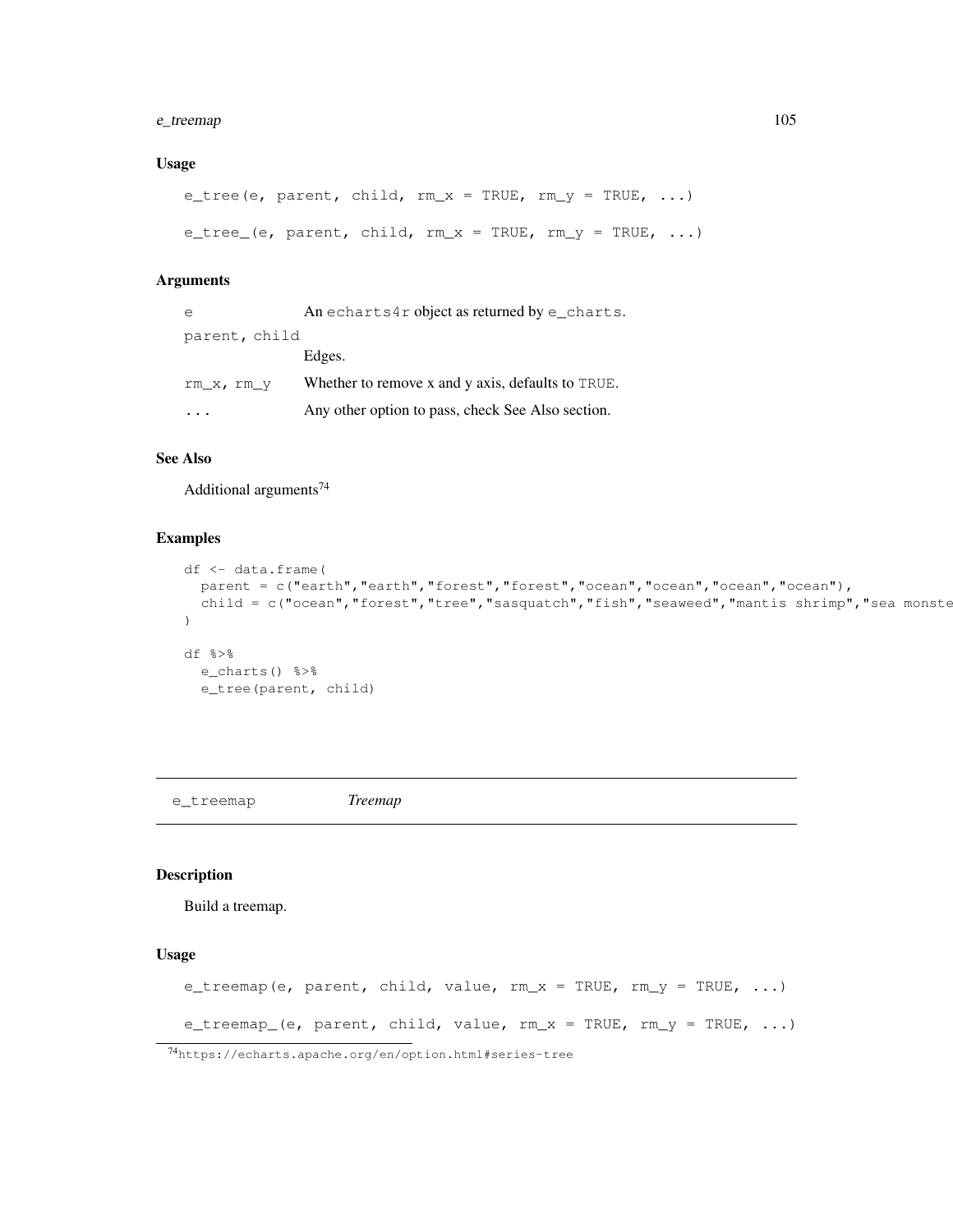## Usage

```
e_tree(e, parent, child, rm_x = TRUE, rm_y = TRUE, ...)

e_tree_(e, parent, child, rm_x = TRUE, rm_y = TRUE, ...)
```

## Arguments

| | |
|---|---|
| `e` | An `echarts4r` object as returned by `e_charts`. |
| `parent, child` | Edges. |
| `rm_x, rm_y` | Whether to remove x and y axis, defaults to `TRUE`. |
| `...` | Any other option to pass, check See Also section. |

## See Also

Additional arguments[74]

## Examples

```
df <- data.frame(
  parent = c("earth","earth","forest","forest","ocean","ocean","ocean","ocean"),
  child = c("ocean","forest","tree","sasquatch","fish","seaweed","mantis shrimp","sea monste
)

df %>%
  e_charts() %>%
  e_tree(parent, child)
```

---

# e_treemap *Treemap*

---

## Description

Build a treemap.

## Usage

```
e_treemap(e, parent, child, value, rm_x = TRUE, rm_y = TRUE, ...)

e_treemap_(e, parent, child, value, rm_x = TRUE, rm_y = TRUE, ...)
```

[74] https://echarts.apache.org/en/option.html#series-tree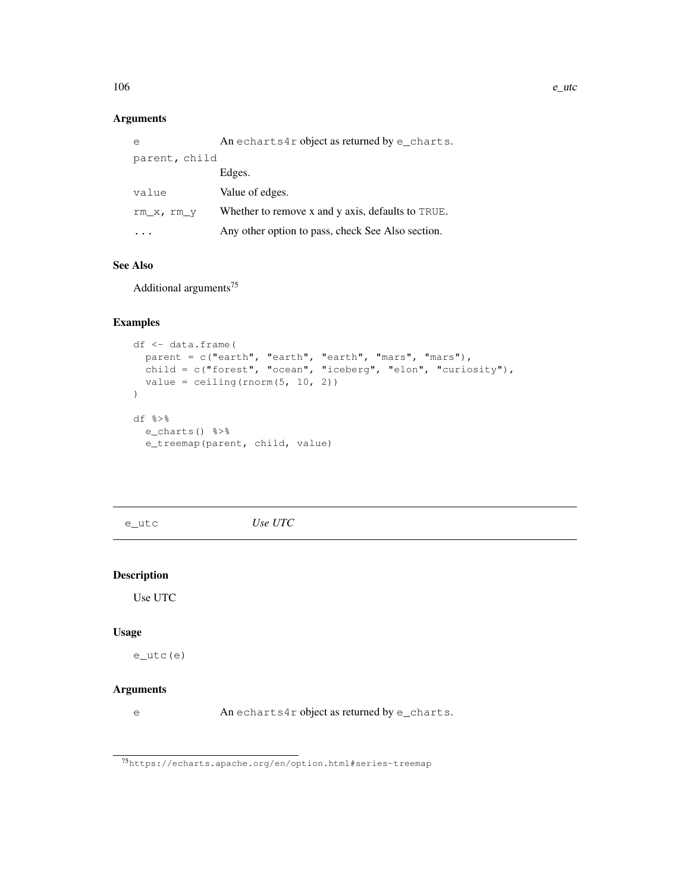## Arguments

| | |
|---|---|
| `e` | An `echarts4r` object as returned by `e_charts`. |
| `parent, child` | Edges. |
| `value` | Value of edges. |
| `rm_x, rm_y` | Whether to remove x and y axis, defaults to `TRUE`. |
| `...` | Any other option to pass, check See Also section. |

## See Also

Additional arguments[75]

## Examples

```
df <- data.frame(
  parent = c("earth", "earth", "earth", "mars", "mars"),
  child = c("forest", "ocean", "iceberg", "elon", "curiosity"),
  value = ceiling(rnorm(5, 10, 2))
)

df %>%
  e_charts() %>%
  e_treemap(parent, child, value)
```

---

# e_utc — *Use UTC*

## Description

Use UTC

## Usage

```
e_utc(e)
```

## Arguments

| | |
|---|---|
| `e` | An `echarts4r` object as returned by `e_charts`. |

---

[75] https://echarts.apache.org/en/option.html#series-treemap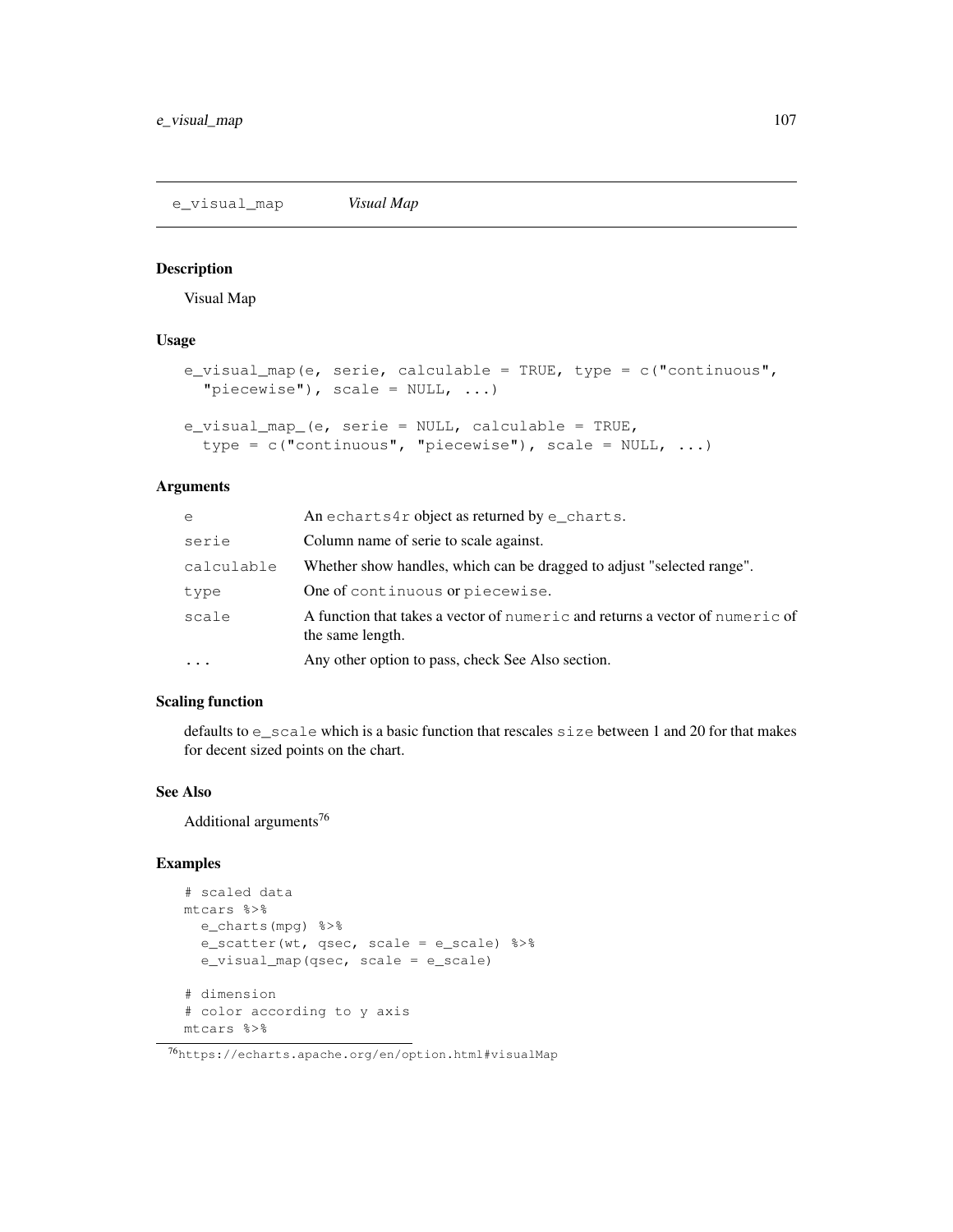## e_visual_map *Visual Map*

### Description

Visual Map

### Usage

```
e_visual_map(e, serie, calculable = TRUE, type = c("continuous",
  "piecewise"), scale = NULL, ...)

e_visual_map_(e, serie = NULL, calculable = TRUE,
  type = c("continuous", "piecewise"), scale = NULL, ...)
```

### Arguments

| | |
|---|---|
| `e` | An `echarts4r` object as returned by `e_charts`. |
| `serie` | Column name of serie to scale against. |
| `calculable` | Whether show handles, which can be dragged to adjust "selected range". |
| `type` | One of `continuous` or `piecewise`. |
| `scale` | A function that takes a vector of `numeric` and returns a vector of `numeric` of the same length. |
| `...` | Any other option to pass, check See Also section. |

### Scaling function

defaults to `e_scale` which is a basic function that rescales `size` between 1 and 20 for that makes for decent sized points on the chart.

### See Also

Additional arguments[76]

### Examples

```
# scaled data
mtcars %>%
  e_charts(mpg) %>%
  e_scatter(wt, qsec, scale = e_scale) %>%
  e_visual_map(qsec, scale = e_scale)

# dimension
# color according to y axis
mtcars %>%
```

[76] https://echarts.apache.org/en/option.html#visualMap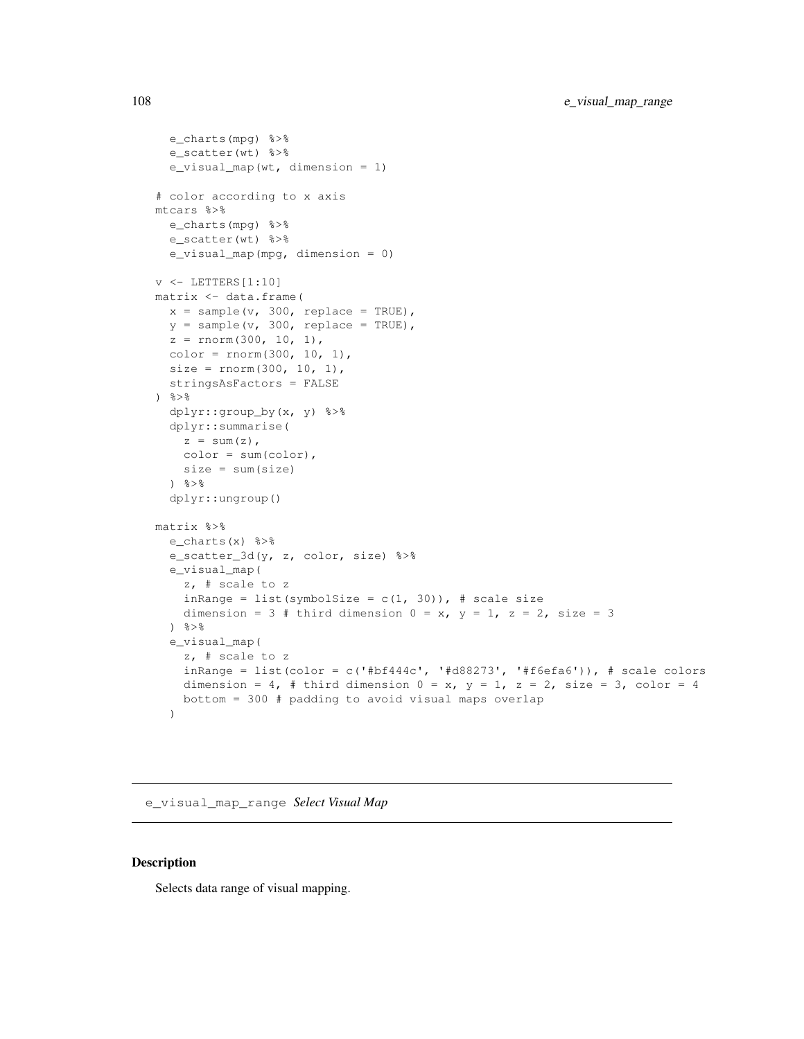```
  e_charts(mpg) %>%
  e_scatter(wt) %>%
  e_visual_map(wt, dimension = 1)

# color according to x axis
mtcars %>%
  e_charts(mpg) %>%
  e_scatter(wt) %>%
  e_visual_map(mpg, dimension = 0)

v <- LETTERS[1:10]
matrix <- data.frame(
  x = sample(v, 300, replace = TRUE),
  y = sample(v, 300, replace = TRUE),
  z = rnorm(300, 10, 1),
  color = rnorm(300, 10, 1),
  size = rnorm(300, 10, 1),
  stringsAsFactors = FALSE
) %>%
  dplyr::group_by(x, y) %>%
  dplyr::summarise(
    z = sum(z),
    color = sum(color),
    size = sum(size)
  ) %>%
  dplyr::ungroup()

matrix %>%
  e_charts(x) %>%
  e_scatter_3d(y, z, color, size) %>%
  e_visual_map(
    z, # scale to z
    inRange = list(symbolSize = c(1, 30)), # scale size
    dimension = 3 # third dimension 0 = x, y = 1, z = 2, size = 3
  ) %>%
  e_visual_map(
    z, # scale to z
    inRange = list(color = c('#bf444c', '#d88273', '#f6efa6')), # scale colors
    dimension = 4, # third dimension 0 = x, y = 1, z = 2, size = 3, color = 4
    bottom = 300 # padding to avoid visual maps overlap
  )
```

## e_visual_map_range *Select Visual Map*

### Description

Selects data range of visual mapping.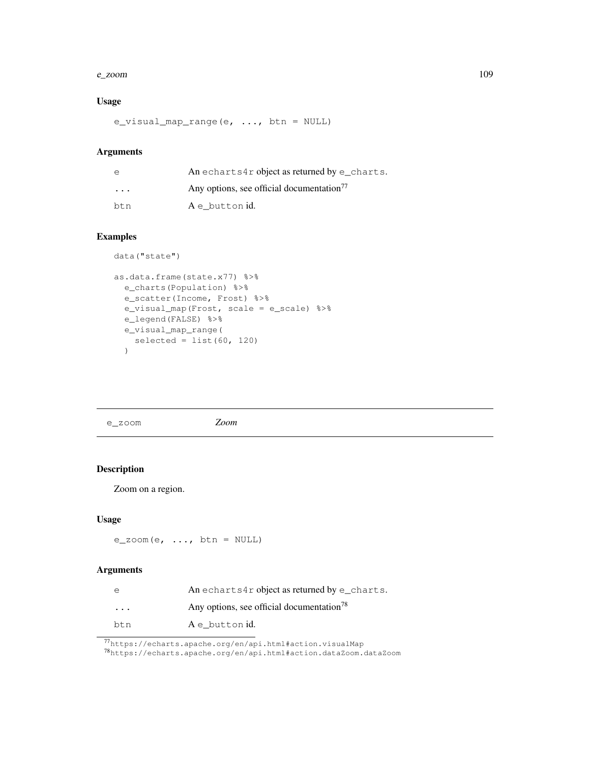### Usage

```
e_visual_map_range(e, ..., btn = NULL)
```

### Arguments

| | |
|---|---|
| e | An echarts4r object as returned by e_charts. |
| ... | Any options, see official documentation[77] |
| btn | A e_button id. |

### Examples

```
data("state")

as.data.frame(state.x77) %>%
  e_charts(Population) %>%
  e_scatter(Income, Frost) %>%
  e_visual_map(Frost, scale = e_scale) %>%
  e_legend(FALSE) %>%
  e_visual_map_range(
    selected = list(60, 120)
  )
```

---

## e_zoom *Zoom*

---

### Description

Zoom on a region.

### Usage

```
e_zoom(e, ..., btn = NULL)
```

### Arguments

| | |
|---|---|
| e | An echarts4r object as returned by e_charts. |
| ... | Any options, see official documentation[78] |
| btn | A e_button id. |

[77] https://echarts.apache.org/en/api.html#action.visualMap
[78] https://echarts.apache.org/en/api.html#action.dataZoom.dataZoom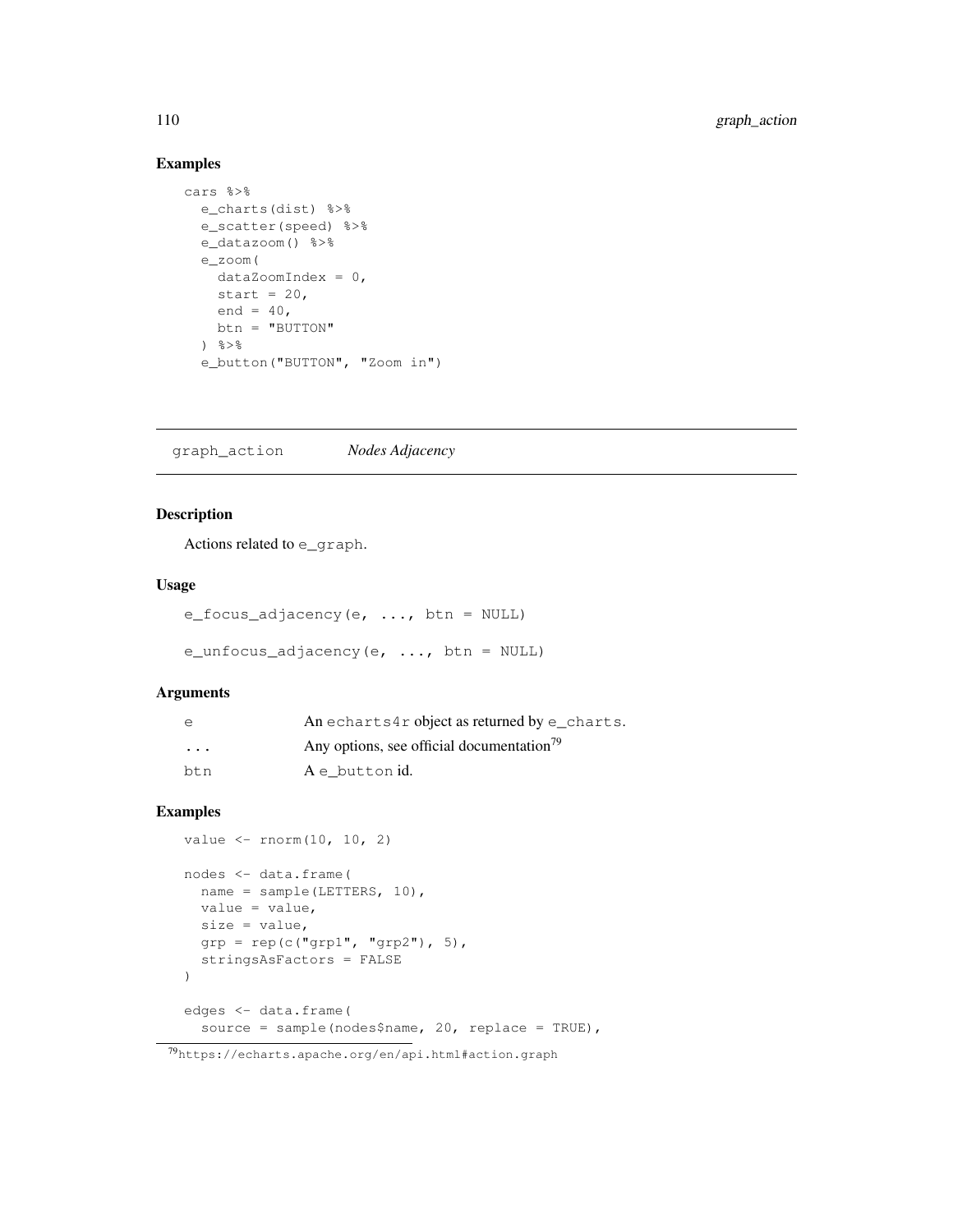## Examples

```
cars %>%
  e_charts(dist) %>%
  e_scatter(speed) %>%
  e_datazoom() %>%
  e_zoom(
    dataZoomIndex = 0,
    start = 20,
    end = 40,
    btn = "BUTTON"
  ) %>%
  e_button("BUTTON", "Zoom in")
```

---

# graph_action *Nodes Adjacency*

---

## Description

Actions related to `e_graph`.

## Usage

```
e_focus_adjacency(e, ..., btn = NULL)

e_unfocus_adjacency(e, ..., btn = NULL)
```

## Arguments

| | |
|---|---|
| `e` | An `echarts4r` object as returned by `e_charts`. |
| `...` | Any options, see official documentation[79] |
| `btn` | A `e_button` id. |

## Examples

```
value <- rnorm(10, 10, 2)

nodes <- data.frame(
  name = sample(LETTERS, 10),
  value = value,
  size = value,
  grp = rep(c("grp1", "grp2"), 5),
  stringsAsFactors = FALSE
)

edges <- data.frame(
  source = sample(nodes$name, 20, replace = TRUE),
```

[79] https://echarts.apache.org/en/api.html#action.graph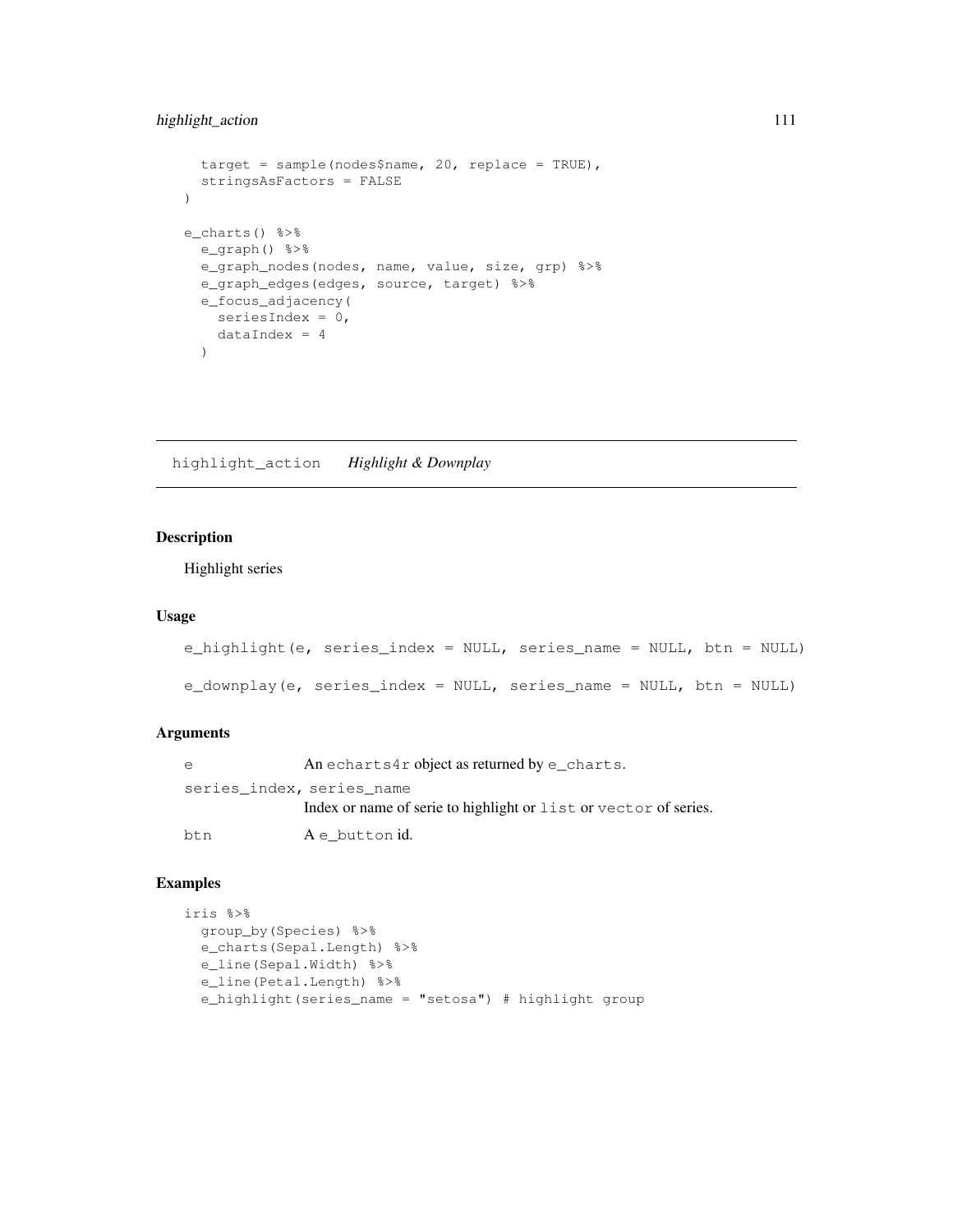```
    target = sample(nodes$name, 20, replace = TRUE),
    stringsAsFactors = FALSE
)

e_charts() %>%
  e_graph() %>%
  e_graph_nodes(nodes, name, value, size, grp) %>%
  e_graph_edges(edges, source, target) %>%
  e_focus_adjacency(
    seriesIndex = 0,
    dataIndex = 4
  )
```

## highlight_action *Highlight & Downplay*

### Description

Highlight series

### Usage

```
e_highlight(e, series_index = NULL, series_name = NULL, btn = NULL)

e_downplay(e, series_index = NULL, series_name = NULL, btn = NULL)
```

### Arguments

| | |
|---|---|
| `e` | An `echarts4r` object as returned by `e_charts`. |
| `series_index, series_name` | Index or name of serie to highlight or `list` or `vector` of series. |
| `btn` | A `e_button` id. |

### Examples

```
iris %>%
  group_by(Species) %>%
  e_charts(Sepal.Length) %>%
  e_line(Sepal.Width) %>%
  e_line(Petal.Length) %>%
  e_highlight(series_name = "setosa") # highlight group
```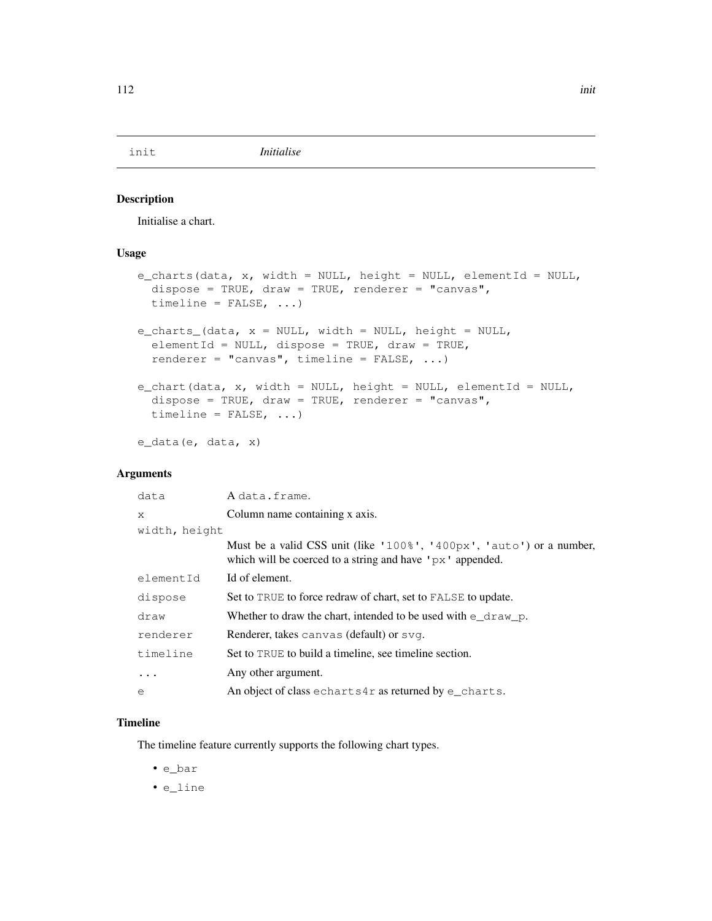## init *Initialise*

### Description

Initialise a chart.

### Usage

```
e_charts(data, x, width = NULL, height = NULL, elementId = NULL,
  dispose = TRUE, draw = TRUE, renderer = "canvas",
  timeline = FALSE, ...)

e_charts_(data, x = NULL, width = NULL, height = NULL,
  elementId = NULL, dispose = TRUE, draw = TRUE,
  renderer = "canvas", timeline = FALSE, ...)

e_chart(data, x, width = NULL, height = NULL, elementId = NULL,
  dispose = TRUE, draw = TRUE, renderer = "canvas",
  timeline = FALSE, ...)

e_data(e, data, x)
```

### Arguments

| | |
|---|---|
| `data` | A `data.frame`. |
| `x` | Column name containing x axis. |
| `width, height` | Must be a valid CSS unit (like `'100%'`, `'400px'`, `'auto'`) or a number, which will be coerced to a string and have `'px'` appended. |
| `elementId` | Id of element. |
| `dispose` | Set to `TRUE` to force redraw of chart, set to `FALSE` to update. |
| `draw` | Whether to draw the chart, intended to be used with `e_draw_p`. |
| `renderer` | Renderer, takes `canvas` (default) or `svg`. |
| `timeline` | Set to `TRUE` to build a timeline, see timeline section. |
| `...` | Any other argument. |
| `e` | An object of class `echarts4r` as returned by `e_charts`. |

### Timeline

The timeline feature currently supports the following chart types.

- `e_bar`
- `e_line`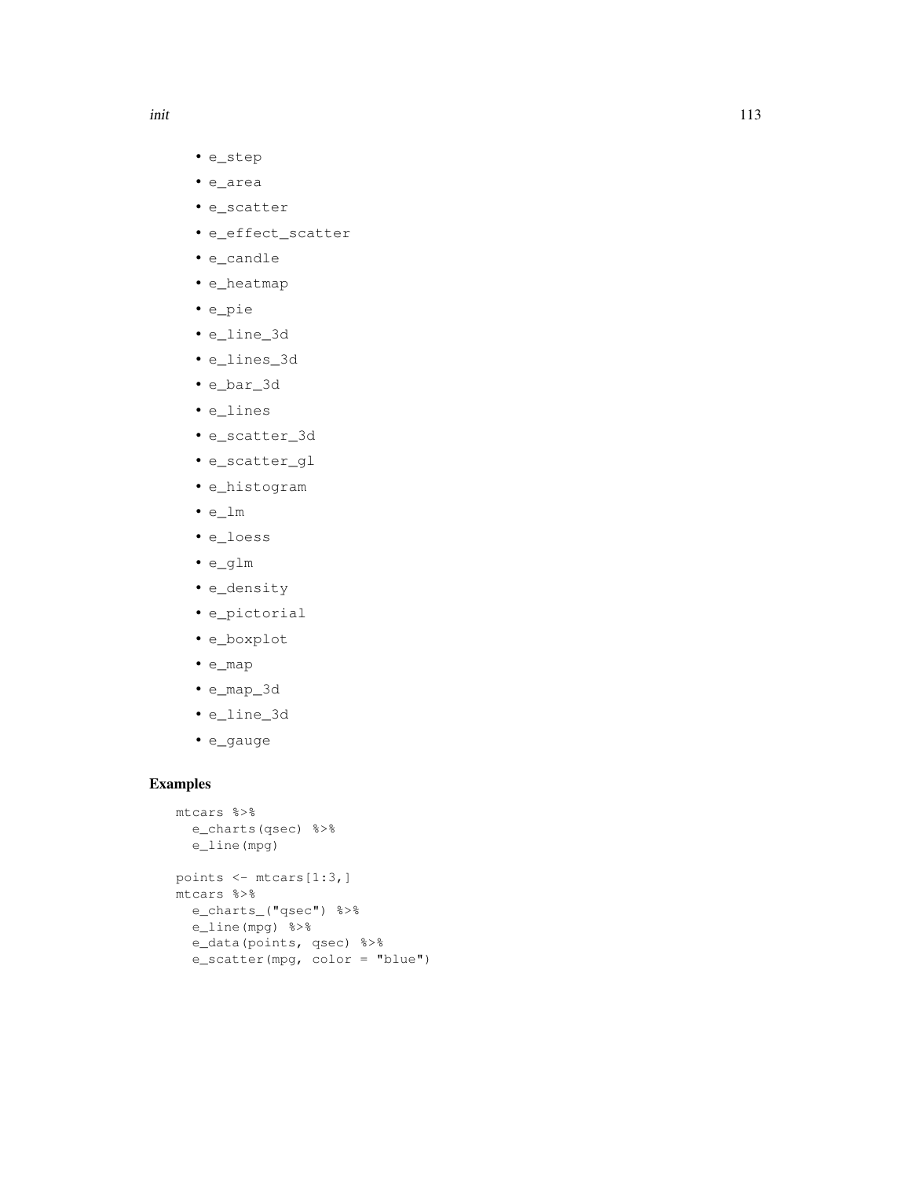- e_step
- e_area
- e_scatter
- e_effect_scatter
- e_candle
- e_heatmap
- e_pie
- e_line_3d
- e_lines_3d
- e_bar_3d
- e_lines
- e_scatter_3d
- e_scatter_gl
- e_histogram
- e_lm
- e_loess
- e_glm
- e_density
- e_pictorial
- e_boxplot
- e_map
- e_map_3d
- e_line_3d
- e_gauge

## Examples

```
mtcars %>%
  e_charts(qsec) %>%
  e_line(mpg)

points <- mtcars[1:3,]
mtcars %>%
  e_charts_("qsec") %>%
  e_line(mpg) %>%
  e_data(points, qsec) %>%
  e_scatter(mpg, color = "blue")
```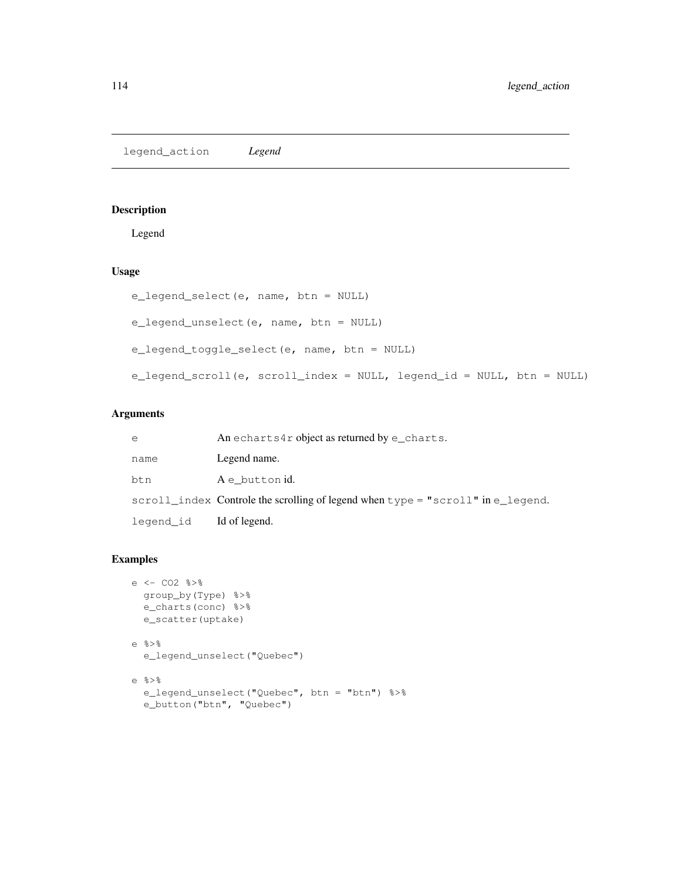# legend_action *Legend*

## Description

Legend

## Usage

```
e_legend_select(e, name, btn = NULL)

e_legend_unselect(e, name, btn = NULL)

e_legend_toggle_select(e, name, btn = NULL)

e_legend_scroll(e, scroll_index = NULL, legend_id = NULL, btn = NULL)
```

## Arguments

| | |
|---|---|
| `e` | An `echarts4r` object as returned by `e_charts`. |
| `name` | Legend name. |
| `btn` | A `e_button` id. |
| `scroll_index` | Controle the scrolling of legend when `type = "scroll"` in `e_legend`. |
| `legend_id` | Id of legend. |

## Examples

```
e <- CO2 %>%
  group_by(Type) %>%
  e_charts(conc) %>%
  e_scatter(uptake)

e %>%
  e_legend_unselect("Quebec")

e %>%
  e_legend_unselect("Quebec", btn = "btn") %>%
  e_button("btn", "Quebec")
```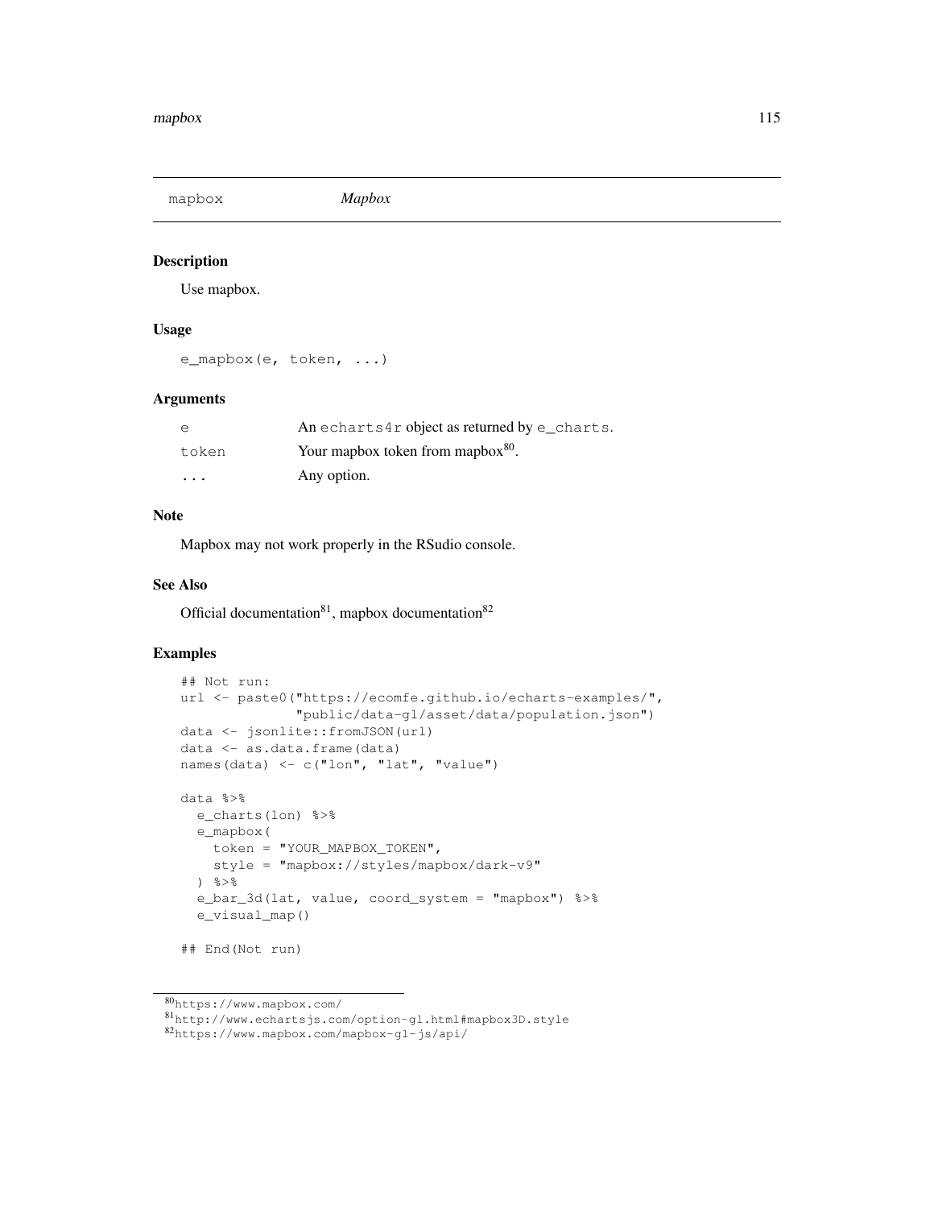## mapbox *Mapbox*

### Description

Use mapbox.

### Usage

```
e_mapbox(e, token, ...)
```

### Arguments

| | |
|---|---|
| e | An echarts4r object as returned by e_charts. |
| token | Your mapbox token from mapbox[80]. |
| ... | Any option. |

### Note

Mapbox may not work properly in the RSudio console.

### See Also

Official documentation[81], mapbox documentation[82]

### Examples

```
## Not run:
url <- paste0("https://ecomfe.github.io/echarts-examples/",
              "public/data-gl/asset/data/population.json")
data <- jsonlite::fromJSON(url)
data <- as.data.frame(data)
names(data) <- c("lon", "lat", "value")

data %>%
  e_charts(lon) %>%
  e_mapbox(
    token = "YOUR_MAPBOX_TOKEN",
    style = "mapbox://styles/mapbox/dark-v9"
  ) %>%
  e_bar_3d(lat, value, coord_system = "mapbox") %>%
  e_visual_map()

## End(Not run)
```

---

[80] https://www.mapbox.com/

[81] http://www.echartsjs.com/option-gl.html#mapbox3D.style

[82] https://www.mapbox.com/mapbox-gl-js/api/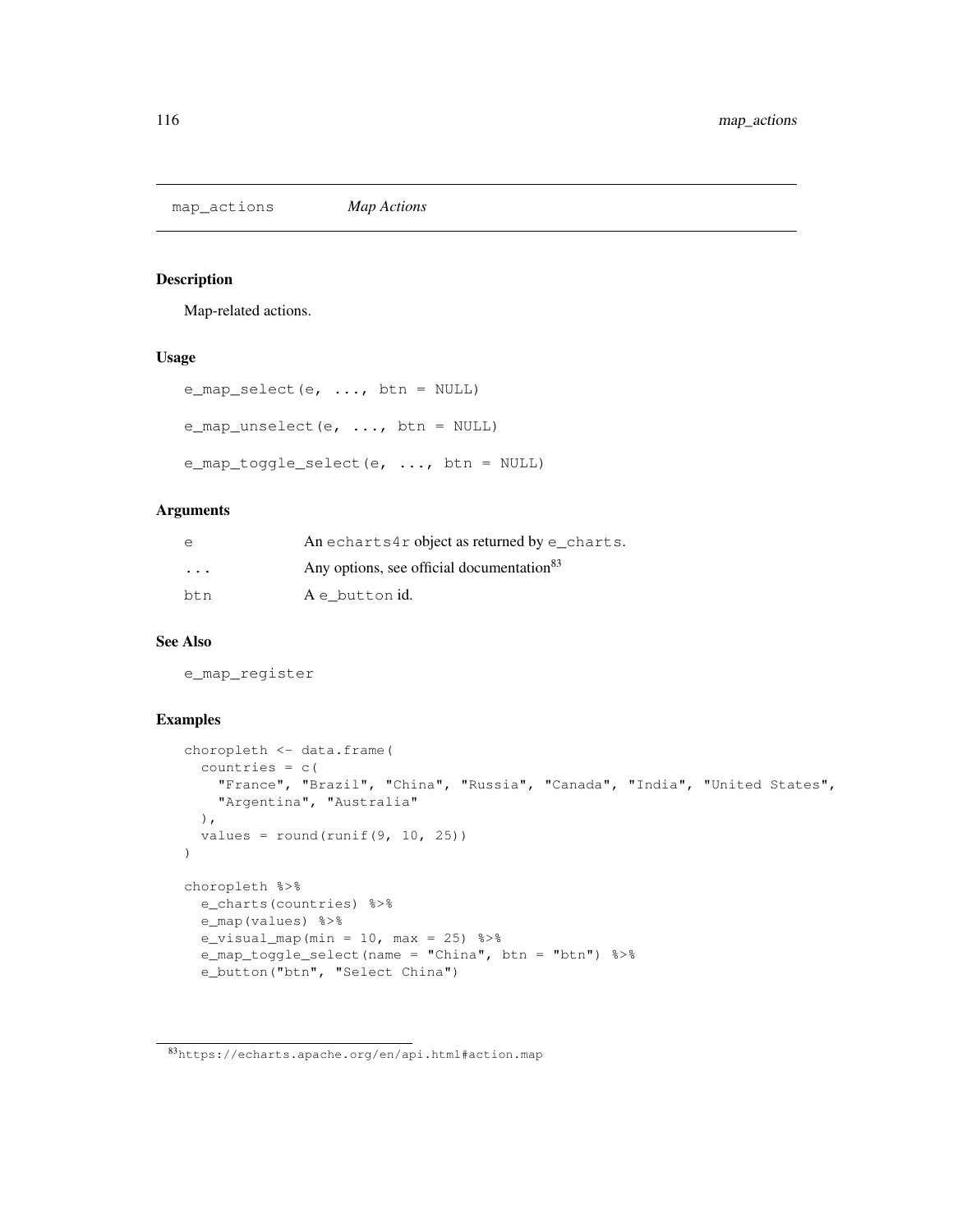## map_actions *Map Actions*

### Description

Map-related actions.

### Usage

```
e_map_select(e, ..., btn = NULL)

e_map_unselect(e, ..., btn = NULL)

e_map_toggle_select(e, ..., btn = NULL)
```

### Arguments

| | |
|---|---|
| e | An echarts4r object as returned by e_charts. |
| ... | Any options, see official documentation[83] |
| btn | A e_button id. |

### See Also

e_map_register

### Examples

```
choropleth <- data.frame(
  countries = c(
    "France", "Brazil", "China", "Russia", "Canada", "India", "United States",
    "Argentina", "Australia"
  ),
  values = round(runif(9, 10, 25))
)

choropleth %>%
  e_charts(countries) %>%
  e_map(values) %>%
  e_visual_map(min = 10, max = 25) %>%
  e_map_toggle_select(name = "China", btn = "btn") %>%
  e_button("btn", "Select China")
```

[83] https://echarts.apache.org/en/api.html#action.map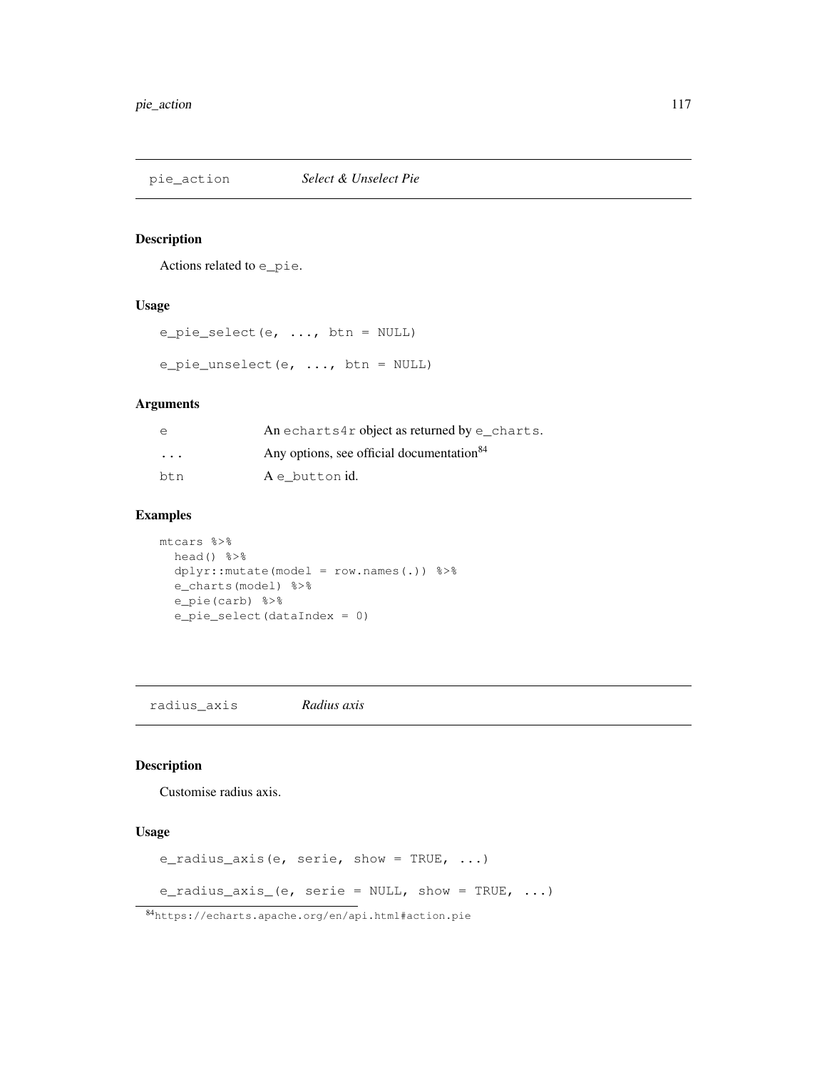## pie_action *Select & Unselect Pie*

### Description

Actions related to `e_pie`.

### Usage

```
e_pie_select(e, ..., btn = NULL)

e_pie_unselect(e, ..., btn = NULL)
```

### Arguments

| | |
|---|---|
| `e` | An `echarts4r` object as returned by `e_charts`. |
| `...` | Any options, see official documentation[84] |
| `btn` | A `e_button` id. |

### Examples

```
mtcars %>%
  head() %>%
  dplyr::mutate(model = row.names(.)) %>%
  e_charts(model) %>%
  e_pie(carb) %>%
  e_pie_select(dataIndex = 0)
```

## radius_axis *Radius axis*

### Description

Customise radius axis.

### Usage

```
e_radius_axis(e, serie, show = TRUE, ...)

e_radius_axis_(e, serie = NULL, show = TRUE, ...)
```

[84] https://echarts.apache.org/en/api.html#action.pie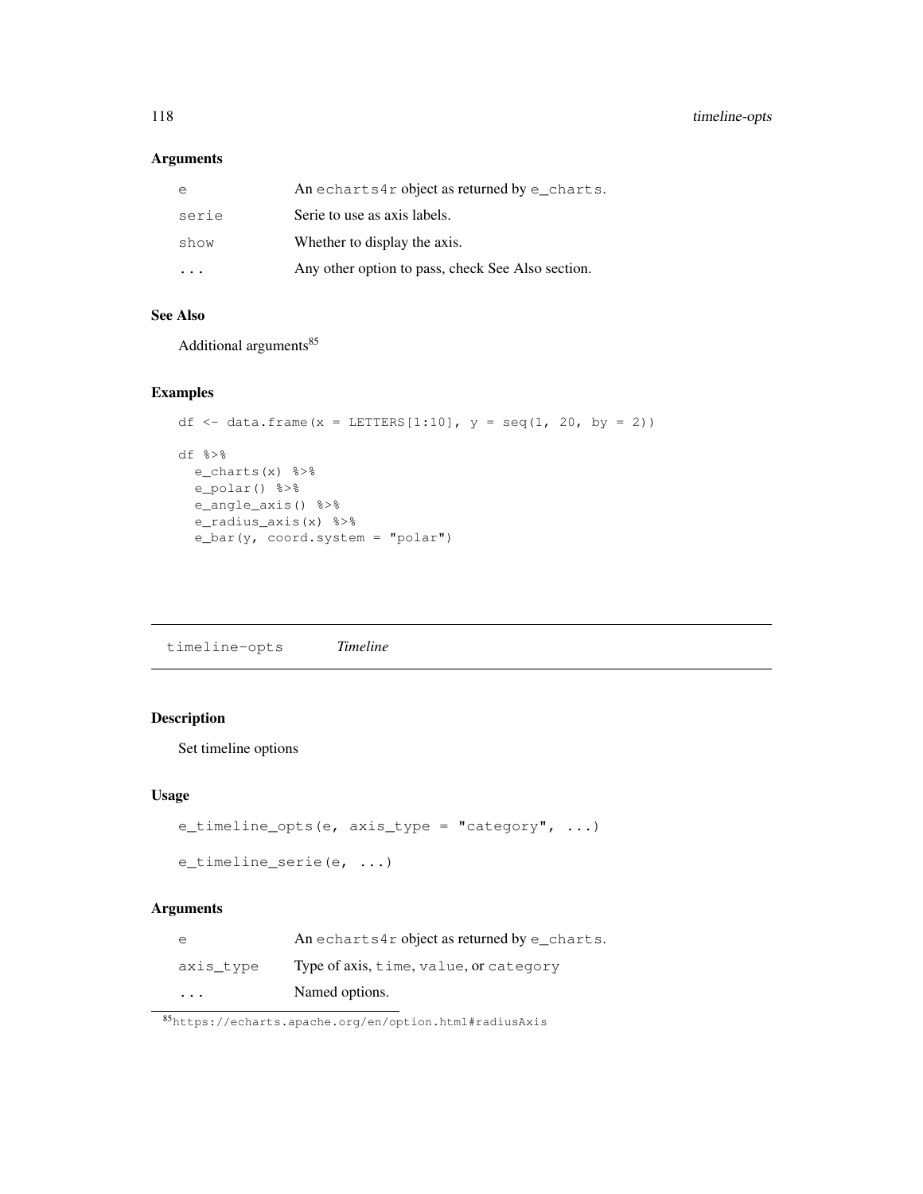### Arguments

| | |
|---|---|
| e | An echarts4r object as returned by e_charts. |
| serie | Serie to use as axis labels. |
| show | Whether to display the axis. |
| ... | Any other option to pass, check See Also section. |

### See Also

Additional arguments[85]

### Examples

```
df <- data.frame(x = LETTERS[1:10], y = seq(1, 20, by = 2))

df %>%
  e_charts(x) %>%
  e_polar() %>%
  e_angle_axis() %>%
  e_radius_axis(x) %>%
  e_bar(y, coord.system = "polar")
```

---

## timeline-opts *Timeline*

---

### Description

Set timeline options

### Usage

```
e_timeline_opts(e, axis_type = "category", ...)

e_timeline_serie(e, ...)
```

### Arguments

| | |
|---|---|
| e | An echarts4r object as returned by e_charts. |
| axis_type | Type of axis, time, value, or category |
| ... | Named options. |

[85]https://echarts.apache.org/en/option.html#radiusAxis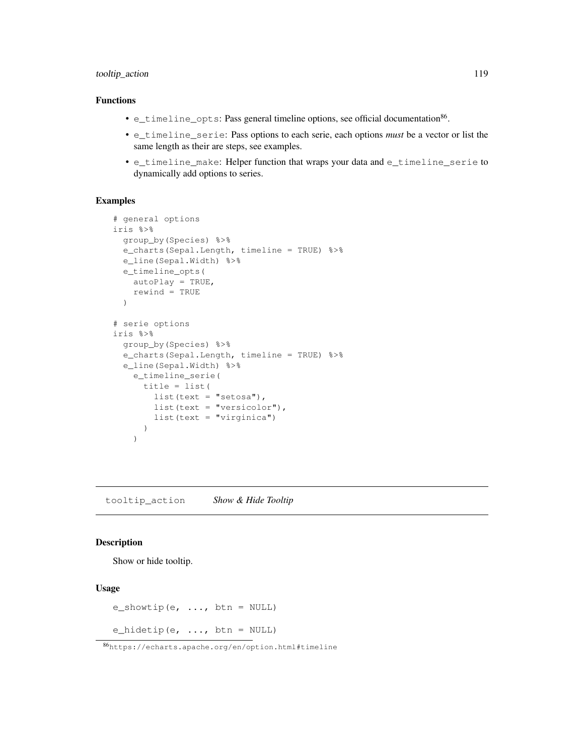### Functions

- `e_timeline_opts`: Pass general timeline options, see official documentation[86].
- `e_timeline_serie`: Pass options to each serie, each options *must* be a vector or list the same length as their are steps, see examples.
- `e_timeline_make`: Helper function that wraps your data and `e_timeline_serie` to dynamically add options to series.

### Examples

```
# general options
iris %>%
  group_by(Species) %>%
  e_charts(Sepal.Length, timeline = TRUE) %>%
  e_line(Sepal.Width) %>%
  e_timeline_opts(
    autoPlay = TRUE,
    rewind = TRUE
  )

# serie options
iris %>%
  group_by(Species) %>%
  e_charts(Sepal.Length, timeline = TRUE) %>%
  e_line(Sepal.Width) %>%
    e_timeline_serie(
      title = list(
        list(text = "setosa"),
        list(text = "versicolor"),
        list(text = "virginica")
      )
    )
```

## tooltip_action    *Show & Hide Tooltip*

### Description

Show or hide tooltip.

### Usage

```
e_showtip(e, ..., btn = NULL)

e_hidetip(e, ..., btn = NULL)
```

[86] https://echarts.apache.org/en/option.html#timeline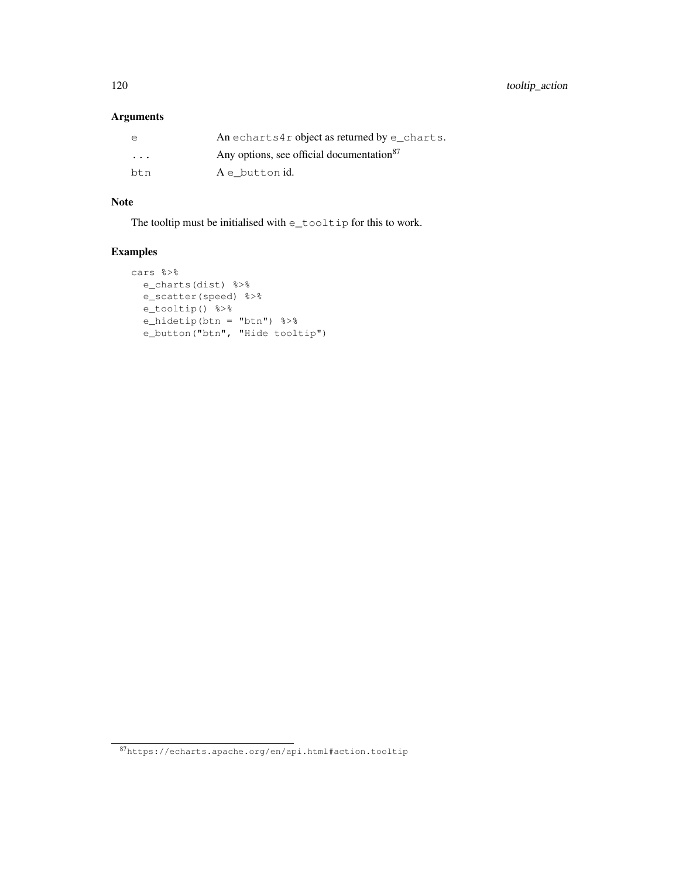## Arguments

| | |
|---|---|
| e | An echarts4r object as returned by e_charts. |
| ... | Any options, see official documentation[87] |
| btn | A e_button id. |

## Note

The tooltip must be initialised with e_tooltip for this to work.

## Examples

```
cars %>%
  e_charts(dist) %>%
  e_scatter(speed) %>%
  e_tooltip() %>%
  e_hidetip(btn = "btn") %>%
  e_button("btn", "Hide tooltip")
```

[87] https://echarts.apache.org/en/api.html#action.tooltip